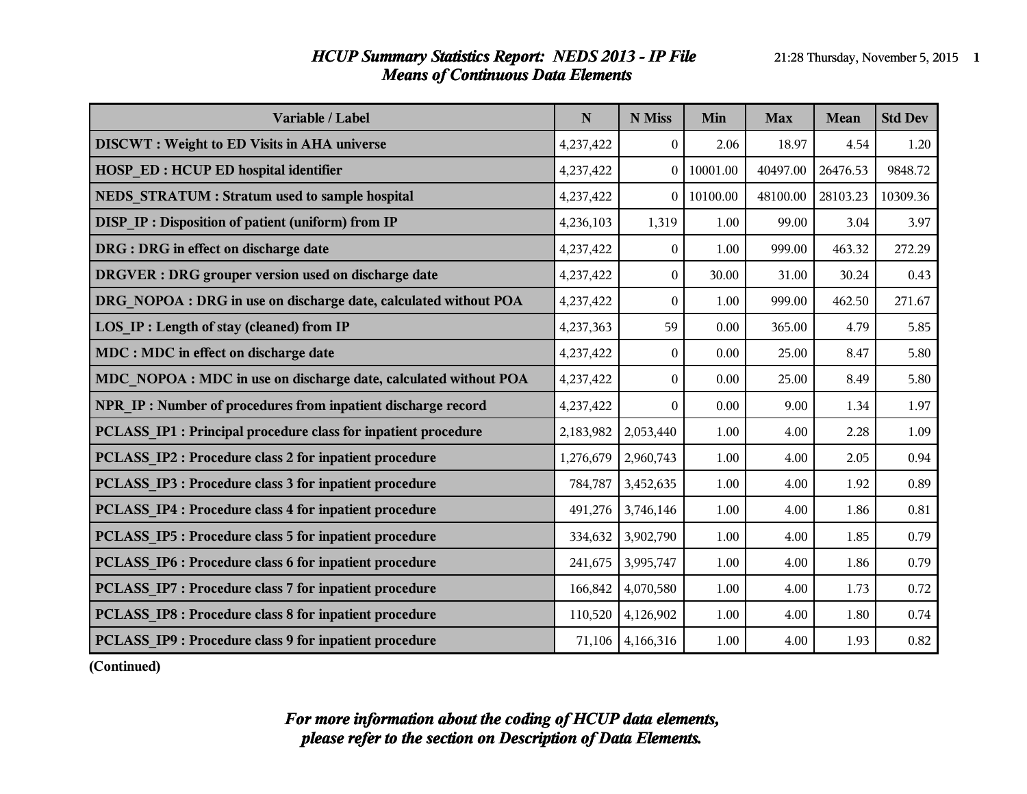# *HCUP Summary Statistics Report: NEDS 2013 - IP File*
## *Means of Continuous Data Elements*

| Variable / Label | N | N Miss | Min | Max | Mean | Std Dev |
|---|---|---|---|---|---|---|
| **DISCWT : Weight to ED Visits in AHA universe** | 4,237,422 | 0 | 2.06 | 18.97 | 4.54 | 1.20 |
| **HOSP_ED : HCUP ED hospital identifier** | 4,237,422 | 0 | 10001.00 | 40497.00 | 26476.53 | 9848.72 |
| **NEDS_STRATUM : Stratum used to sample hospital** | 4,237,422 | 0 | 10100.00 | 48100.00 | 28103.23 | 10309.36 |
| **DISP_IP : Disposition of patient (uniform) from IP** | 4,236,103 | 1,319 | 1.00 | 99.00 | 3.04 | 3.97 |
| **DRG : DRG in effect on discharge date** | 4,237,422 | 0 | 1.00 | 999.00 | 463.32 | 272.29 |
| **DRGVER : DRG grouper version used on discharge date** | 4,237,422 | 0 | 30.00 | 31.00 | 30.24 | 0.43 |
| **DRG_NOPOA : DRG in use on discharge date, calculated without POA** | 4,237,422 | 0 | 1.00 | 999.00 | 462.50 | 271.67 |
| **LOS_IP : Length of stay (cleaned) from IP** | 4,237,363 | 59 | 0.00 | 365.00 | 4.79 | 5.85 |
| **MDC : MDC in effect on discharge date** | 4,237,422 | 0 | 0.00 | 25.00 | 8.47 | 5.80 |
| **MDC_NOPOA : MDC in use on discharge date, calculated without POA** | 4,237,422 | 0 | 0.00 | 25.00 | 8.49 | 5.80 |
| **NPR_IP : Number of procedures from inpatient discharge record** | 4,237,422 | 0 | 0.00 | 9.00 | 1.34 | 1.97 |
| **PCLASS_IP1 : Principal procedure class for inpatient procedure** | 2,183,982 | 2,053,440 | 1.00 | 4.00 | 2.28 | 1.09 |
| **PCLASS_IP2 : Procedure class 2 for inpatient procedure** | 1,276,679 | 2,960,743 | 1.00 | 4.00 | 2.05 | 0.94 |
| **PCLASS_IP3 : Procedure class 3 for inpatient procedure** | 784,787 | 3,452,635 | 1.00 | 4.00 | 1.92 | 0.89 |
| **PCLASS_IP4 : Procedure class 4 for inpatient procedure** | 491,276 | 3,746,146 | 1.00 | 4.00 | 1.86 | 0.81 |
| **PCLASS_IP5 : Procedure class 5 for inpatient procedure** | 334,632 | 3,902,790 | 1.00 | 4.00 | 1.85 | 0.79 |
| **PCLASS_IP6 : Procedure class 6 for inpatient procedure** | 241,675 | 3,995,747 | 1.00 | 4.00 | 1.86 | 0.79 |
| **PCLASS_IP7 : Procedure class 7 for inpatient procedure** | 166,842 | 4,070,580 | 1.00 | 4.00 | 1.73 | 0.72 |
| **PCLASS_IP8 : Procedure class 8 for inpatient procedure** | 110,520 | 4,126,902 | 1.00 | 4.00 | 1.80 | 0.74 |
| **PCLASS_IP9 : Procedure class 9 for inpatient procedure** | 71,106 | 4,166,316 | 1.00 | 4.00 | 1.93 | 0.82 |

**(Continued)**

***For more information about the coding of HCUP data elements, please refer to the section on Description of Data Elements.***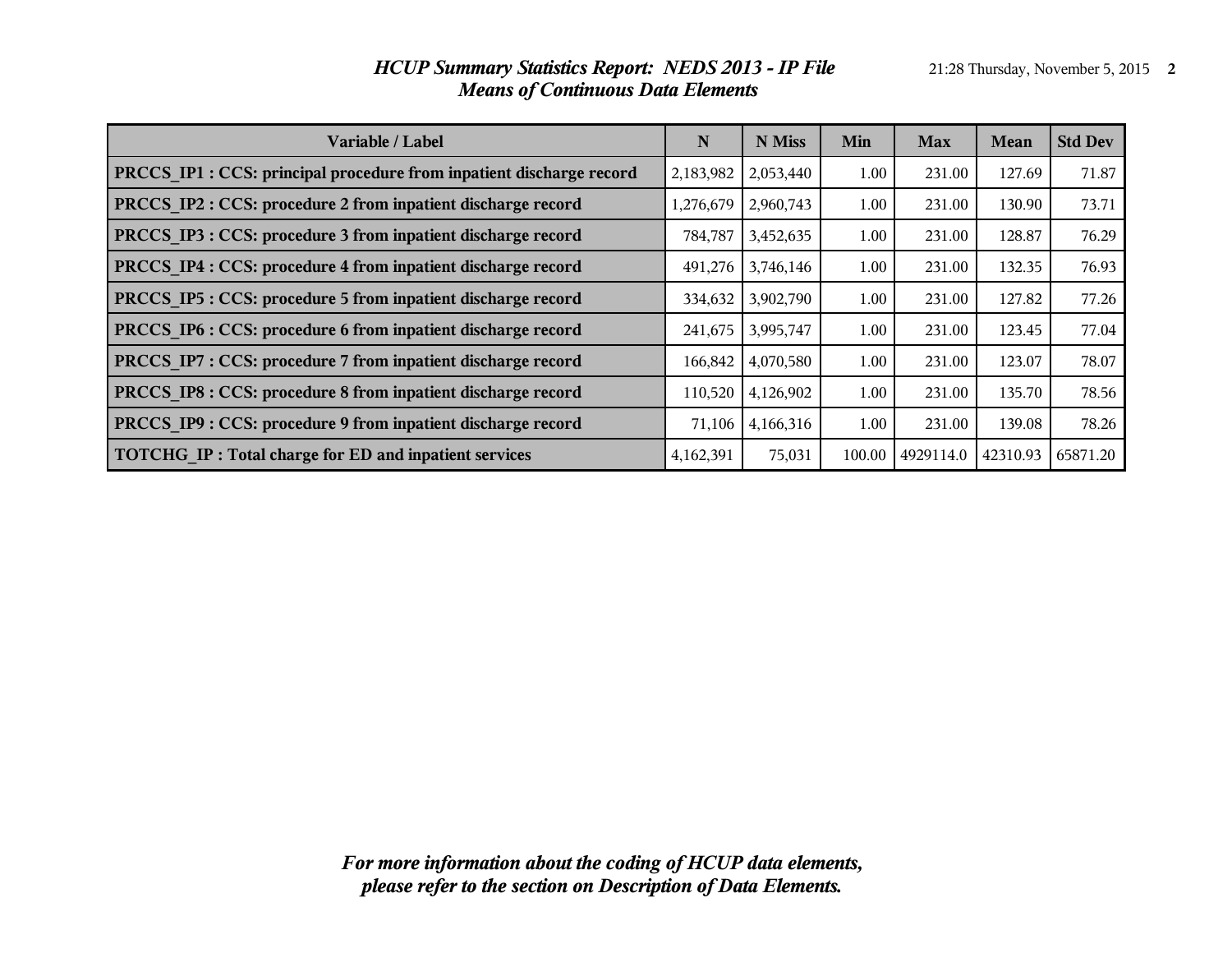# *HCUP Summary Statistics Report: NEDS 2013 - IP File*
## *Means of Continuous Data Elements*

| Variable / Label | N | N Miss | Min | Max | Mean | Std Dev |
|---|---|---|---|---|---|---|
| **PRCCS_IP1 : CCS: principal procedure from inpatient discharge record** | 2,183,982 | 2,053,440 | 1.00 | 231.00 | 127.69 | 71.87 |
| **PRCCS_IP2 : CCS: procedure 2 from inpatient discharge record** | 1,276,679 | 2,960,743 | 1.00 | 231.00 | 130.90 | 73.71 |
| **PRCCS_IP3 : CCS: procedure 3 from inpatient discharge record** | 784,787 | 3,452,635 | 1.00 | 231.00 | 128.87 | 76.29 |
| **PRCCS_IP4 : CCS: procedure 4 from inpatient discharge record** | 491,276 | 3,746,146 | 1.00 | 231.00 | 132.35 | 76.93 |
| **PRCCS_IP5 : CCS: procedure 5 from inpatient discharge record** | 334,632 | 3,902,790 | 1.00 | 231.00 | 127.82 | 77.26 |
| **PRCCS_IP6 : CCS: procedure 6 from inpatient discharge record** | 241,675 | 3,995,747 | 1.00 | 231.00 | 123.45 | 77.04 |
| **PRCCS_IP7 : CCS: procedure 7 from inpatient discharge record** | 166,842 | 4,070,580 | 1.00 | 231.00 | 123.07 | 78.07 |
| **PRCCS_IP8 : CCS: procedure 8 from inpatient discharge record** | 110,520 | 4,126,902 | 1.00 | 231.00 | 135.70 | 78.56 |
| **PRCCS_IP9 : CCS: procedure 9 from inpatient discharge record** | 71,106 | 4,166,316 | 1.00 | 231.00 | 139.08 | 78.26 |
| **TOTCHG_IP : Total charge for ED and inpatient services** | 4,162,391 | 75,031 | 100.00 | 4929114.0 | 42310.93 | 65871.20 |

***For more information about the coding of HCUP data elements, please refer to the section on Description of Data Elements.***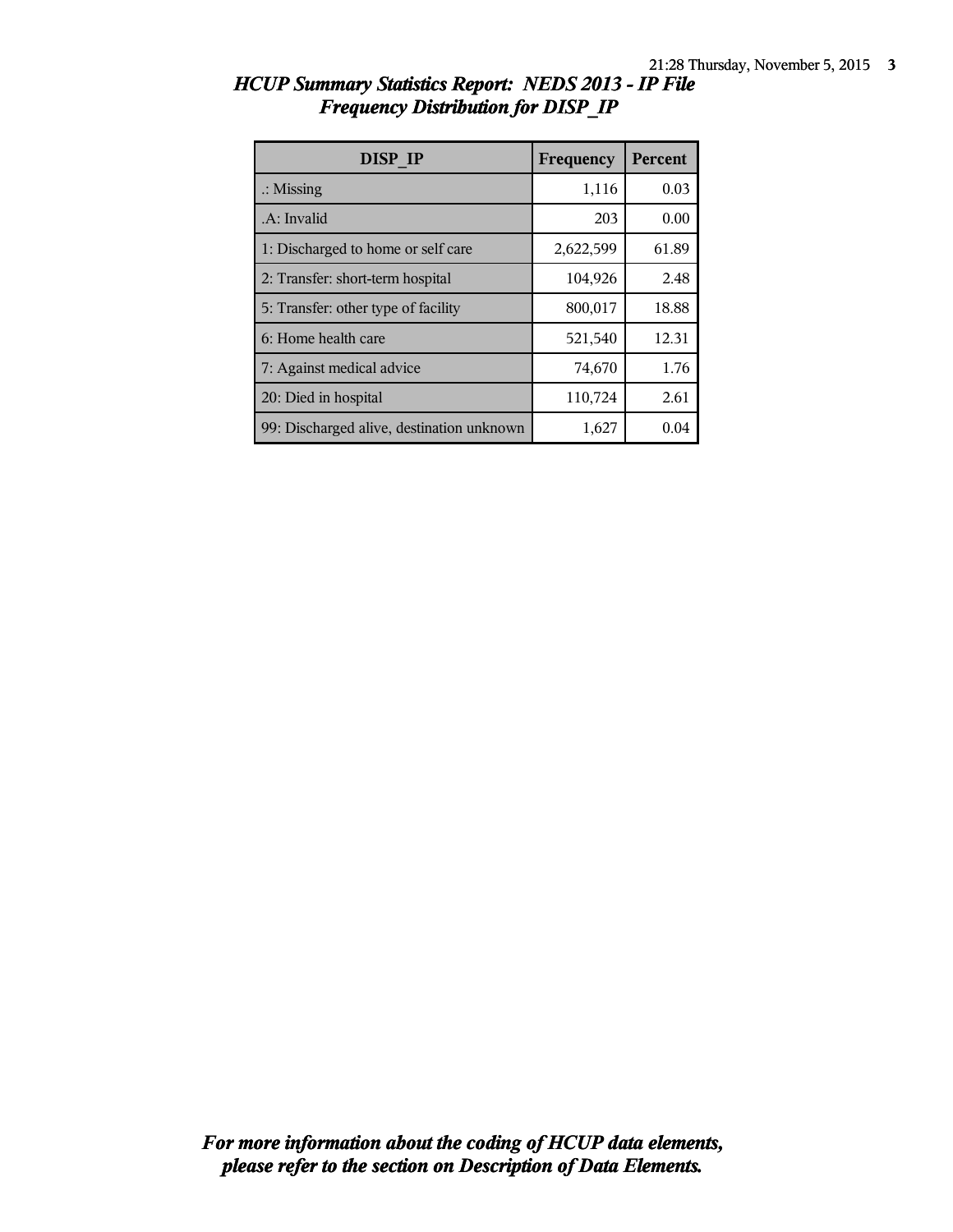## *HCUP Summary Statistics Report: NEDS 2013 - IP File*
## *Frequency Distribution for DISP_IP*

| DISP_IP | Frequency | Percent |
|---|---|---|
| .: Missing | 1,116 | 0.03 |
| .A: Invalid | 203 | 0.00 |
| 1: Discharged to home or self care | 2,622,599 | 61.89 |
| 2: Transfer: short-term hospital | 104,926 | 2.48 |
| 5: Transfer: other type of facility | 800,017 | 18.88 |
| 6: Home health care | 521,540 | 12.31 |
| 7: Against medical advice | 74,670 | 1.76 |
| 20: Died in hospital | 110,724 | 2.61 |
| 99: Discharged alive, destination unknown | 1,627 | 0.04 |

***For more information about the coding of HCUP data elements, please refer to the section on Description of Data Elements.***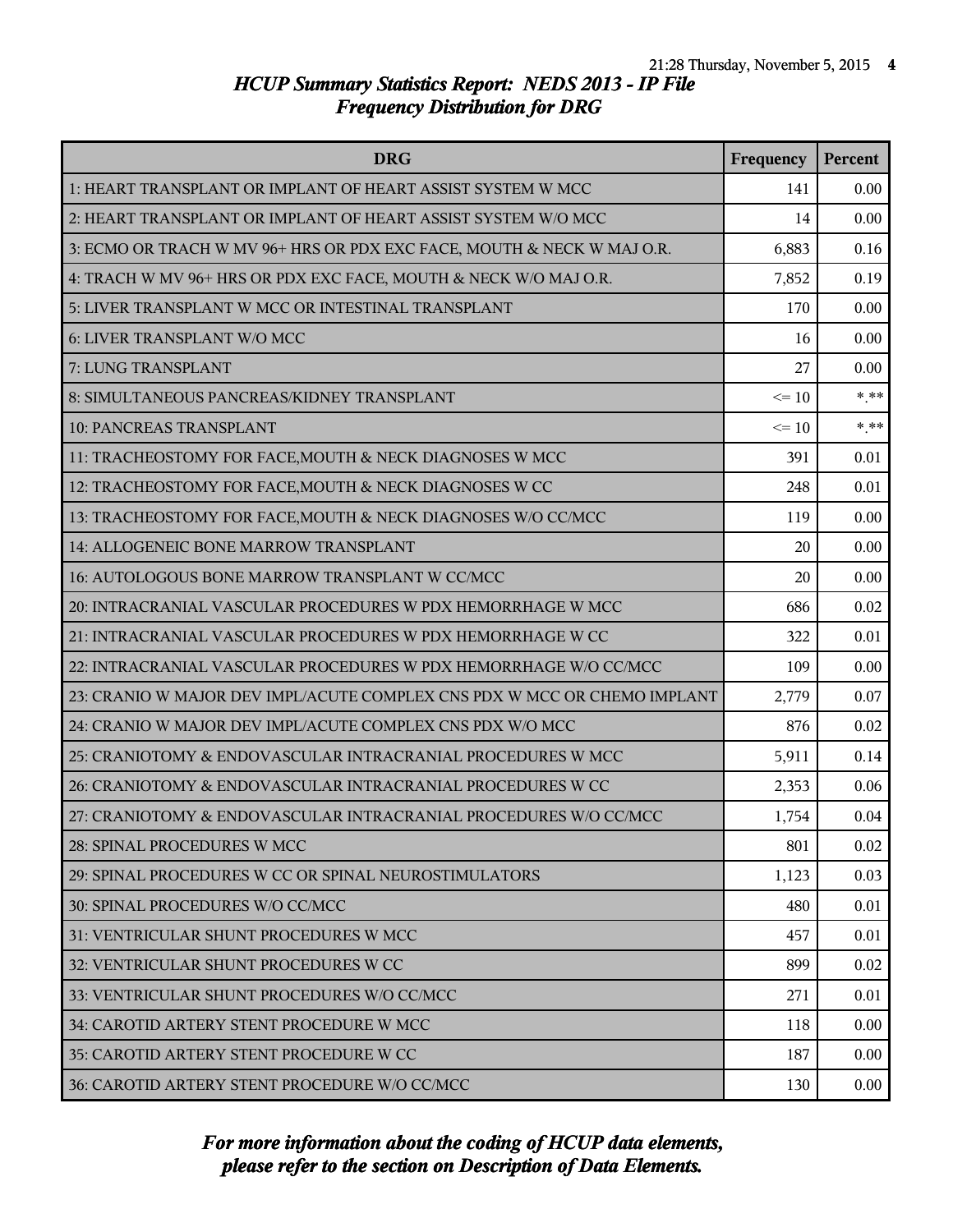# HCUP Summary Statistics Report: NEDS 2013 - IP File
## Frequency Distribution for DRG

| DRG | Frequency | Percent |
|---|---|---|
| 1: HEART TRANSPLANT OR IMPLANT OF HEART ASSIST SYSTEM W MCC | 141 | 0.00 |
| 2: HEART TRANSPLANT OR IMPLANT OF HEART ASSIST SYSTEM W/O MCC | 14 | 0.00 |
| 3: ECMO OR TRACH W MV 96+ HRS OR PDX EXC FACE, MOUTH & NECK W MAJ O.R. | 6,883 | 0.16 |
| 4: TRACH W MV 96+ HRS OR PDX EXC FACE, MOUTH & NECK W/O MAJ O.R. | 7,852 | 0.19 |
| 5: LIVER TRANSPLANT W MCC OR INTESTINAL TRANSPLANT | 170 | 0.00 |
| 6: LIVER TRANSPLANT W/O MCC | 16 | 0.00 |
| 7: LUNG TRANSPLANT | 27 | 0.00 |
| 8: SIMULTANEOUS PANCREAS/KIDNEY TRANSPLANT | <= 10 | *.** |
| 10: PANCREAS TRANSPLANT | <= 10 | *.** |
| 11: TRACHEOSTOMY FOR FACE,MOUTH & NECK DIAGNOSES W MCC | 391 | 0.01 |
| 12: TRACHEOSTOMY FOR FACE,MOUTH & NECK DIAGNOSES W CC | 248 | 0.01 |
| 13: TRACHEOSTOMY FOR FACE,MOUTH & NECK DIAGNOSES W/O CC/MCC | 119 | 0.00 |
| 14: ALLOGENEIC BONE MARROW TRANSPLANT | 20 | 0.00 |
| 16: AUTOLOGOUS BONE MARROW TRANSPLANT W CC/MCC | 20 | 0.00 |
| 20: INTRACRANIAL VASCULAR PROCEDURES W PDX HEMORRHAGE W MCC | 686 | 0.02 |
| 21: INTRACRANIAL VASCULAR PROCEDURES W PDX HEMORRHAGE W CC | 322 | 0.01 |
| 22: INTRACRANIAL VASCULAR PROCEDURES W PDX HEMORRHAGE W/O CC/MCC | 109 | 0.00 |
| 23: CRANIO W MAJOR DEV IMPL/ACUTE COMPLEX CNS PDX W MCC OR CHEMO IMPLANT | 2,779 | 0.07 |
| 24: CRANIO W MAJOR DEV IMPL/ACUTE COMPLEX CNS PDX W/O MCC | 876 | 0.02 |
| 25: CRANIOTOMY & ENDOVASCULAR INTRACRANIAL PROCEDURES W MCC | 5,911 | 0.14 |
| 26: CRANIOTOMY & ENDOVASCULAR INTRACRANIAL PROCEDURES W CC | 2,353 | 0.06 |
| 27: CRANIOTOMY & ENDOVASCULAR INTRACRANIAL PROCEDURES W/O CC/MCC | 1,754 | 0.04 |
| 28: SPINAL PROCEDURES W MCC | 801 | 0.02 |
| 29: SPINAL PROCEDURES W CC OR SPINAL NEUROSTIMULATORS | 1,123 | 0.03 |
| 30: SPINAL PROCEDURES W/O CC/MCC | 480 | 0.01 |
| 31: VENTRICULAR SHUNT PROCEDURES W MCC | 457 | 0.01 |
| 32: VENTRICULAR SHUNT PROCEDURES W CC | 899 | 0.02 |
| 33: VENTRICULAR SHUNT PROCEDURES W/O CC/MCC | 271 | 0.01 |
| 34: CAROTID ARTERY STENT PROCEDURE W MCC | 118 | 0.00 |
| 35: CAROTID ARTERY STENT PROCEDURE W CC | 187 | 0.00 |
| 36: CAROTID ARTERY STENT PROCEDURE W/O CC/MCC | 130 | 0.00 |

*For more information about the coding of HCUP data elements, please refer to the section on Description of Data Elements.*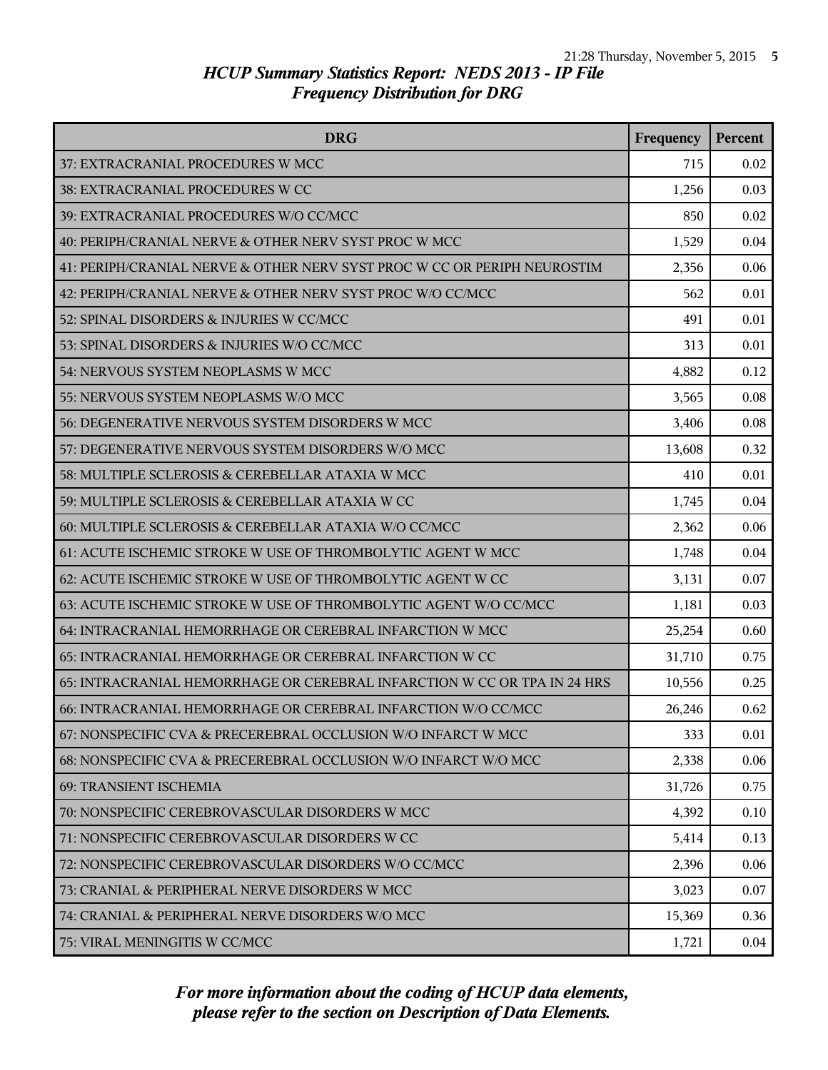## HCUP Summary Statistics Report: NEDS 2013 - IP File

### Frequency Distribution for DRG

| DRG | Frequency | Percent |
|---|---|---|
| 37: EXTRACRANIAL PROCEDURES W MCC | 715 | 0.02 |
| 38: EXTRACRANIAL PROCEDURES W CC | 1,256 | 0.03 |
| 39: EXTRACRANIAL PROCEDURES W/O CC/MCC | 850 | 0.02 |
| 40: PERIPH/CRANIAL NERVE & OTHER NERV SYST PROC W MCC | 1,529 | 0.04 |
| 41: PERIPH/CRANIAL NERVE & OTHER NERV SYST PROC W CC OR PERIPH NEUROSTIM | 2,356 | 0.06 |
| 42: PERIPH/CRANIAL NERVE & OTHER NERV SYST PROC W/O CC/MCC | 562 | 0.01 |
| 52: SPINAL DISORDERS & INJURIES W CC/MCC | 491 | 0.01 |
| 53: SPINAL DISORDERS & INJURIES W/O CC/MCC | 313 | 0.01 |
| 54: NERVOUS SYSTEM NEOPLASMS W MCC | 4,882 | 0.12 |
| 55: NERVOUS SYSTEM NEOPLASMS W/O MCC | 3,565 | 0.08 |
| 56: DEGENERATIVE NERVOUS SYSTEM DISORDERS W MCC | 3,406 | 0.08 |
| 57: DEGENERATIVE NERVOUS SYSTEM DISORDERS W/O MCC | 13,608 | 0.32 |
| 58: MULTIPLE SCLEROSIS & CEREBELLAR ATAXIA W MCC | 410 | 0.01 |
| 59: MULTIPLE SCLEROSIS & CEREBELLAR ATAXIA W CC | 1,745 | 0.04 |
| 60: MULTIPLE SCLEROSIS & CEREBELLAR ATAXIA W/O CC/MCC | 2,362 | 0.06 |
| 61: ACUTE ISCHEMIC STROKE W USE OF THROMBOLYTIC AGENT W MCC | 1,748 | 0.04 |
| 62: ACUTE ISCHEMIC STROKE W USE OF THROMBOLYTIC AGENT W CC | 3,131 | 0.07 |
| 63: ACUTE ISCHEMIC STROKE W USE OF THROMBOLYTIC AGENT W/O CC/MCC | 1,181 | 0.03 |
| 64: INTRACRANIAL HEMORRHAGE OR CEREBRAL INFARCTION W MCC | 25,254 | 0.60 |
| 65: INTRACRANIAL HEMORRHAGE OR CEREBRAL INFARCTION W CC | 31,710 | 0.75 |
| 65: INTRACRANIAL HEMORRHAGE OR CEREBRAL INFARCTION W CC OR TPA IN 24 HRS | 10,556 | 0.25 |
| 66: INTRACRANIAL HEMORRHAGE OR CEREBRAL INFARCTION W/O CC/MCC | 26,246 | 0.62 |
| 67: NONSPECIFIC CVA & PRECEREBRAL OCCLUSION W/O INFARCT W MCC | 333 | 0.01 |
| 68: NONSPECIFIC CVA & PRECEREBRAL OCCLUSION W/O INFARCT W/O MCC | 2,338 | 0.06 |
| 69: TRANSIENT ISCHEMIA | 31,726 | 0.75 |
| 70: NONSPECIFIC CEREBROVASCULAR DISORDERS W MCC | 4,392 | 0.10 |
| 71: NONSPECIFIC CEREBROVASCULAR DISORDERS W CC | 5,414 | 0.13 |
| 72: NONSPECIFIC CEREBROVASCULAR DISORDERS W/O CC/MCC | 2,396 | 0.06 |
| 73: CRANIAL & PERIPHERAL NERVE DISORDERS W MCC | 3,023 | 0.07 |
| 74: CRANIAL & PERIPHERAL NERVE DISORDERS W/O MCC | 15,369 | 0.36 |
| 75: VIRAL MENINGITIS W CC/MCC | 1,721 | 0.04 |

*For more information about the coding of HCUP data elements, please refer to the section on Description of Data Elements.*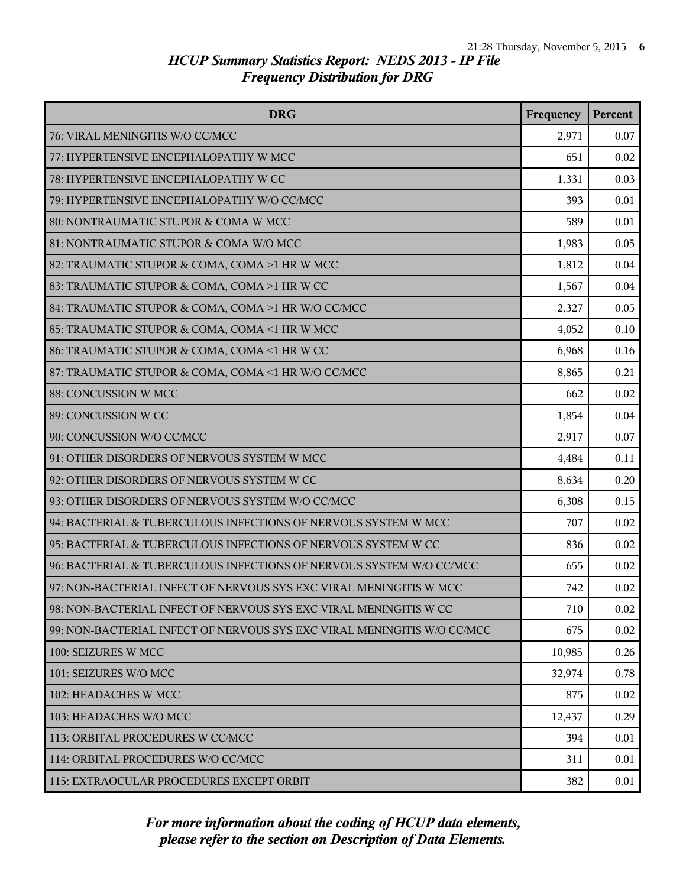# HCUP Summary Statistics Report: NEDS 2013 - IP File
## Frequency Distribution for DRG

| DRG | Frequency | Percent |
|---|---|---|
| 76: VIRAL MENINGITIS W/O CC/MCC | 2,971 | 0.07 |
| 77: HYPERTENSIVE ENCEPHALOPATHY W MCC | 651 | 0.02 |
| 78: HYPERTENSIVE ENCEPHALOPATHY W CC | 1,331 | 0.03 |
| 79: HYPERTENSIVE ENCEPHALOPATHY W/O CC/MCC | 393 | 0.01 |
| 80: NONTRAUMATIC STUPOR & COMA W MCC | 589 | 0.01 |
| 81: NONTRAUMATIC STUPOR & COMA W/O MCC | 1,983 | 0.05 |
| 82: TRAUMATIC STUPOR & COMA, COMA >1 HR W MCC | 1,812 | 0.04 |
| 83: TRAUMATIC STUPOR & COMA, COMA >1 HR W CC | 1,567 | 0.04 |
| 84: TRAUMATIC STUPOR & COMA, COMA >1 HR W/O CC/MCC | 2,327 | 0.05 |
| 85: TRAUMATIC STUPOR & COMA, COMA <1 HR W MCC | 4,052 | 0.10 |
| 86: TRAUMATIC STUPOR & COMA, COMA <1 HR W CC | 6,968 | 0.16 |
| 87: TRAUMATIC STUPOR & COMA, COMA <1 HR W/O CC/MCC | 8,865 | 0.21 |
| 88: CONCUSSION W MCC | 662 | 0.02 |
| 89: CONCUSSION W CC | 1,854 | 0.04 |
| 90: CONCUSSION W/O CC/MCC | 2,917 | 0.07 |
| 91: OTHER DISORDERS OF NERVOUS SYSTEM W MCC | 4,484 | 0.11 |
| 92: OTHER DISORDERS OF NERVOUS SYSTEM W CC | 8,634 | 0.20 |
| 93: OTHER DISORDERS OF NERVOUS SYSTEM W/O CC/MCC | 6,308 | 0.15 |
| 94: BACTERIAL & TUBERCULOUS INFECTIONS OF NERVOUS SYSTEM W MCC | 707 | 0.02 |
| 95: BACTERIAL & TUBERCULOUS INFECTIONS OF NERVOUS SYSTEM W CC | 836 | 0.02 |
| 96: BACTERIAL & TUBERCULOUS INFECTIONS OF NERVOUS SYSTEM W/O CC/MCC | 655 | 0.02 |
| 97: NON-BACTERIAL INFECT OF NERVOUS SYS EXC VIRAL MENINGITIS W MCC | 742 | 0.02 |
| 98: NON-BACTERIAL INFECT OF NERVOUS SYS EXC VIRAL MENINGITIS W CC | 710 | 0.02 |
| 99: NON-BACTERIAL INFECT OF NERVOUS SYS EXC VIRAL MENINGITIS W/O CC/MCC | 675 | 0.02 |
| 100: SEIZURES W MCC | 10,985 | 0.26 |
| 101: SEIZURES W/O MCC | 32,974 | 0.78 |
| 102: HEADACHES W MCC | 875 | 0.02 |
| 103: HEADACHES W/O MCC | 12,437 | 0.29 |
| 113: ORBITAL PROCEDURES W CC/MCC | 394 | 0.01 |
| 114: ORBITAL PROCEDURES W/O CC/MCC | 311 | 0.01 |
| 115: EXTRAOCULAR PROCEDURES EXCEPT ORBIT | 382 | 0.01 |

*For more information about the coding of HCUP data elements, please refer to the section on Description of Data Elements.*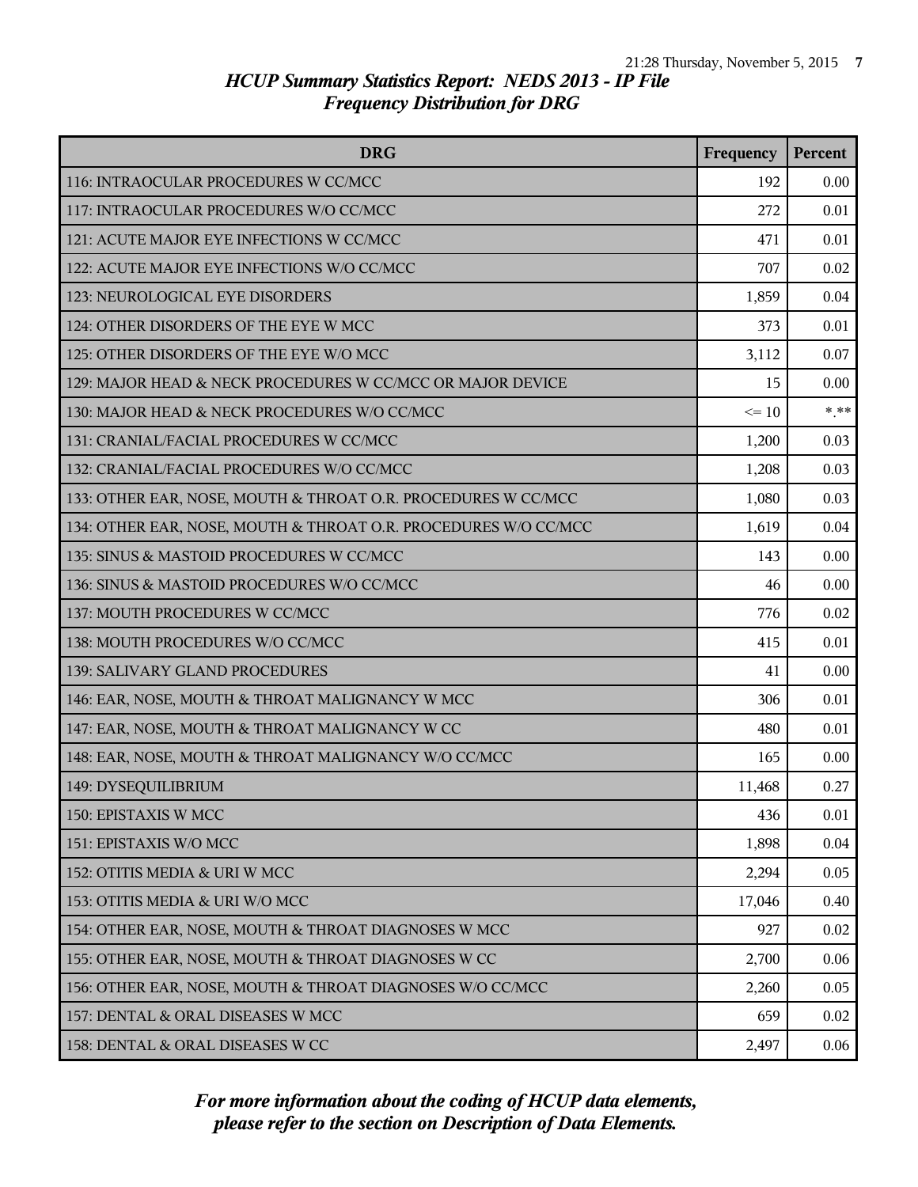*HCUP Summary Statistics Report: NEDS 2013 - IP File*
*Frequency Distribution for DRG*

| DRG | Frequency | Percent |
|---|---|---|
| 116: INTRAOCULAR PROCEDURES W CC/MCC | 192 | 0.00 |
| 117: INTRAOCULAR PROCEDURES W/O CC/MCC | 272 | 0.01 |
| 121: ACUTE MAJOR EYE INFECTIONS W CC/MCC | 471 | 0.01 |
| 122: ACUTE MAJOR EYE INFECTIONS W/O CC/MCC | 707 | 0.02 |
| 123: NEUROLOGICAL EYE DISORDERS | 1,859 | 0.04 |
| 124: OTHER DISORDERS OF THE EYE W MCC | 373 | 0.01 |
| 125: OTHER DISORDERS OF THE EYE W/O MCC | 3,112 | 0.07 |
| 129: MAJOR HEAD & NECK PROCEDURES W CC/MCC OR MAJOR DEVICE | 15 | 0.00 |
| 130: MAJOR HEAD & NECK PROCEDURES W/O CC/MCC | <= 10 | *.** |
| 131: CRANIAL/FACIAL PROCEDURES W CC/MCC | 1,200 | 0.03 |
| 132: CRANIAL/FACIAL PROCEDURES W/O CC/MCC | 1,208 | 0.03 |
| 133: OTHER EAR, NOSE, MOUTH & THROAT O.R. PROCEDURES W CC/MCC | 1,080 | 0.03 |
| 134: OTHER EAR, NOSE, MOUTH & THROAT O.R. PROCEDURES W/O CC/MCC | 1,619 | 0.04 |
| 135: SINUS & MASTOID PROCEDURES W CC/MCC | 143 | 0.00 |
| 136: SINUS & MASTOID PROCEDURES W/O CC/MCC | 46 | 0.00 |
| 137: MOUTH PROCEDURES W CC/MCC | 776 | 0.02 |
| 138: MOUTH PROCEDURES W/O CC/MCC | 415 | 0.01 |
| 139: SALIVARY GLAND PROCEDURES | 41 | 0.00 |
| 146: EAR, NOSE, MOUTH & THROAT MALIGNANCY W MCC | 306 | 0.01 |
| 147: EAR, NOSE, MOUTH & THROAT MALIGNANCY W CC | 480 | 0.01 |
| 148: EAR, NOSE, MOUTH & THROAT MALIGNANCY W/O CC/MCC | 165 | 0.00 |
| 149: DYSEQUILIBRIUM | 11,468 | 0.27 |
| 150: EPISTAXIS W MCC | 436 | 0.01 |
| 151: EPISTAXIS W/O MCC | 1,898 | 0.04 |
| 152: OTITIS MEDIA & URI W MCC | 2,294 | 0.05 |
| 153: OTITIS MEDIA & URI W/O MCC | 17,046 | 0.40 |
| 154: OTHER EAR, NOSE, MOUTH & THROAT DIAGNOSES W MCC | 927 | 0.02 |
| 155: OTHER EAR, NOSE, MOUTH & THROAT DIAGNOSES W CC | 2,700 | 0.06 |
| 156: OTHER EAR, NOSE, MOUTH & THROAT DIAGNOSES W/O CC/MCC | 2,260 | 0.05 |
| 157: DENTAL & ORAL DISEASES W MCC | 659 | 0.02 |
| 158: DENTAL & ORAL DISEASES W CC | 2,497 | 0.06 |

*For more information about the coding of HCUP data elements, please refer to the section on Description of Data Elements.*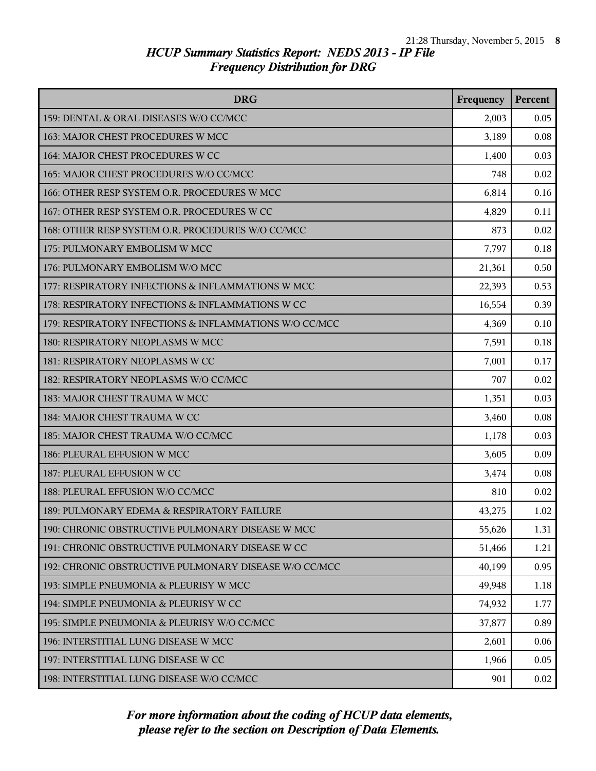## *HCUP Summary Statistics Report: NEDS 2013 - IP File*
## *Frequency Distribution for DRG*

| DRG | Frequency | Percent |
| --- | --- | --- |
| 159: DENTAL & ORAL DISEASES W/O CC/MCC | 2,003 | 0.05 |
| 163: MAJOR CHEST PROCEDURES W MCC | 3,189 | 0.08 |
| 164: MAJOR CHEST PROCEDURES W CC | 1,400 | 0.03 |
| 165: MAJOR CHEST PROCEDURES W/O CC/MCC | 748 | 0.02 |
| 166: OTHER RESP SYSTEM O.R. PROCEDURES W MCC | 6,814 | 0.16 |
| 167: OTHER RESP SYSTEM O.R. PROCEDURES W CC | 4,829 | 0.11 |
| 168: OTHER RESP SYSTEM O.R. PROCEDURES W/O CC/MCC | 873 | 0.02 |
| 175: PULMONARY EMBOLISM W MCC | 7,797 | 0.18 |
| 176: PULMONARY EMBOLISM W/O MCC | 21,361 | 0.50 |
| 177: RESPIRATORY INFECTIONS & INFLAMMATIONS W MCC | 22,393 | 0.53 |
| 178: RESPIRATORY INFECTIONS & INFLAMMATIONS W CC | 16,554 | 0.39 |
| 179: RESPIRATORY INFECTIONS & INFLAMMATIONS W/O CC/MCC | 4,369 | 0.10 |
| 180: RESPIRATORY NEOPLASMS W MCC | 7,591 | 0.18 |
| 181: RESPIRATORY NEOPLASMS W CC | 7,001 | 0.17 |
| 182: RESPIRATORY NEOPLASMS W/O CC/MCC | 707 | 0.02 |
| 183: MAJOR CHEST TRAUMA W MCC | 1,351 | 0.03 |
| 184: MAJOR CHEST TRAUMA W CC | 3,460 | 0.08 |
| 185: MAJOR CHEST TRAUMA W/O CC/MCC | 1,178 | 0.03 |
| 186: PLEURAL EFFUSION W MCC | 3,605 | 0.09 |
| 187: PLEURAL EFFUSION W CC | 3,474 | 0.08 |
| 188: PLEURAL EFFUSION W/O CC/MCC | 810 | 0.02 |
| 189: PULMONARY EDEMA & RESPIRATORY FAILURE | 43,275 | 1.02 |
| 190: CHRONIC OBSTRUCTIVE PULMONARY DISEASE W MCC | 55,626 | 1.31 |
| 191: CHRONIC OBSTRUCTIVE PULMONARY DISEASE W CC | 51,466 | 1.21 |
| 192: CHRONIC OBSTRUCTIVE PULMONARY DISEASE W/O CC/MCC | 40,199 | 0.95 |
| 193: SIMPLE PNEUMONIA & PLEURISY W MCC | 49,948 | 1.18 |
| 194: SIMPLE PNEUMONIA & PLEURISY W CC | 74,932 | 1.77 |
| 195: SIMPLE PNEUMONIA & PLEURISY W/O CC/MCC | 37,877 | 0.89 |
| 196: INTERSTITIAL LUNG DISEASE W MCC | 2,601 | 0.06 |
| 197: INTERSTITIAL LUNG DISEASE W CC | 1,966 | 0.05 |
| 198: INTERSTITIAL LUNG DISEASE W/O CC/MCC | 901 | 0.02 |

*For more information about the coding of HCUP data elements, please refer to the section on Description of Data Elements.*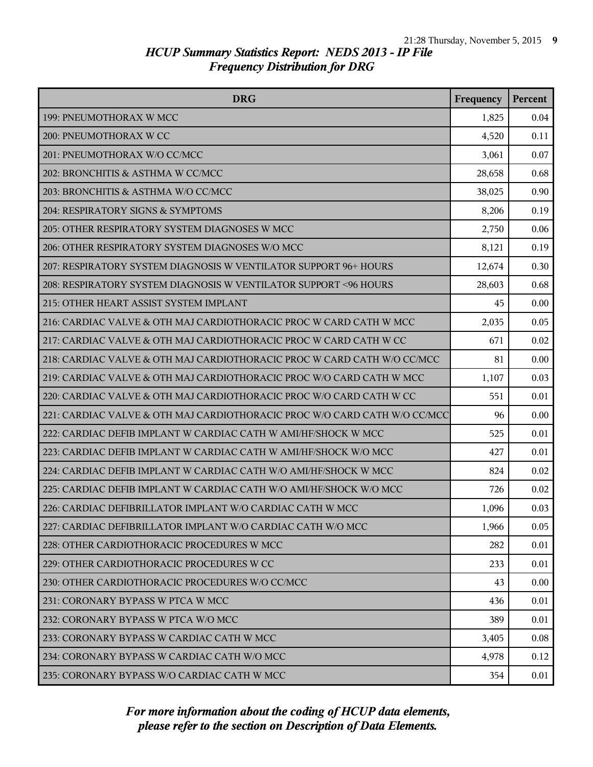*HCUP Summary Statistics Report: NEDS 2013 - IP File*
*Frequency Distribution for DRG*

| DRG | Frequency | Percent |
|---|---|---|
| 199: PNEUMOTHORAX W MCC | 1,825 | 0.04 |
| 200: PNEUMOTHORAX W CC | 4,520 | 0.11 |
| 201: PNEUMOTHORAX W/O CC/MCC | 3,061 | 0.07 |
| 202: BRONCHITIS & ASTHMA W CC/MCC | 28,658 | 0.68 |
| 203: BRONCHITIS & ASTHMA W/O CC/MCC | 38,025 | 0.90 |
| 204: RESPIRATORY SIGNS & SYMPTOMS | 8,206 | 0.19 |
| 205: OTHER RESPIRATORY SYSTEM DIAGNOSES W MCC | 2,750 | 0.06 |
| 206: OTHER RESPIRATORY SYSTEM DIAGNOSES W/O MCC | 8,121 | 0.19 |
| 207: RESPIRATORY SYSTEM DIAGNOSIS W VENTILATOR SUPPORT 96+ HOURS | 12,674 | 0.30 |
| 208: RESPIRATORY SYSTEM DIAGNOSIS W VENTILATOR SUPPORT <96 HOURS | 28,603 | 0.68 |
| 215: OTHER HEART ASSIST SYSTEM IMPLANT | 45 | 0.00 |
| 216: CARDIAC VALVE & OTH MAJ CARDIOTHORACIC PROC W CARD CATH W MCC | 2,035 | 0.05 |
| 217: CARDIAC VALVE & OTH MAJ CARDIOTHORACIC PROC W CARD CATH W CC | 671 | 0.02 |
| 218: CARDIAC VALVE & OTH MAJ CARDIOTHORACIC PROC W CARD CATH W/O CC/MCC | 81 | 0.00 |
| 219: CARDIAC VALVE & OTH MAJ CARDIOTHORACIC PROC W/O CARD CATH W MCC | 1,107 | 0.03 |
| 220: CARDIAC VALVE & OTH MAJ CARDIOTHORACIC PROC W/O CARD CATH W CC | 551 | 0.01 |
| 221: CARDIAC VALVE & OTH MAJ CARDIOTHORACIC PROC W/O CARD CATH W/O CC/MCC | 96 | 0.00 |
| 222: CARDIAC DEFIB IMPLANT W CARDIAC CATH W AMI/HF/SHOCK W MCC | 525 | 0.01 |
| 223: CARDIAC DEFIB IMPLANT W CARDIAC CATH W AMI/HF/SHOCK W/O MCC | 427 | 0.01 |
| 224: CARDIAC DEFIB IMPLANT W CARDIAC CATH W/O AMI/HF/SHOCK W MCC | 824 | 0.02 |
| 225: CARDIAC DEFIB IMPLANT W CARDIAC CATH W/O AMI/HF/SHOCK W/O MCC | 726 | 0.02 |
| 226: CARDIAC DEFIBRILLATOR IMPLANT W/O CARDIAC CATH W MCC | 1,096 | 0.03 |
| 227: CARDIAC DEFIBRILLATOR IMPLANT W/O CARDIAC CATH W/O MCC | 1,966 | 0.05 |
| 228: OTHER CARDIOTHORACIC PROCEDURES W MCC | 282 | 0.01 |
| 229: OTHER CARDIOTHORACIC PROCEDURES W CC | 233 | 0.01 |
| 230: OTHER CARDIOTHORACIC PROCEDURES W/O CC/MCC | 43 | 0.00 |
| 231: CORONARY BYPASS W PTCA W MCC | 436 | 0.01 |
| 232: CORONARY BYPASS W PTCA W/O MCC | 389 | 0.01 |
| 233: CORONARY BYPASS W CARDIAC CATH W MCC | 3,405 | 0.08 |
| 234: CORONARY BYPASS W CARDIAC CATH W/O MCC | 4,978 | 0.12 |
| 235: CORONARY BYPASS W/O CARDIAC CATH W MCC | 354 | 0.01 |

*For more information about the coding of HCUP data elements, please refer to the section on Description of Data Elements.*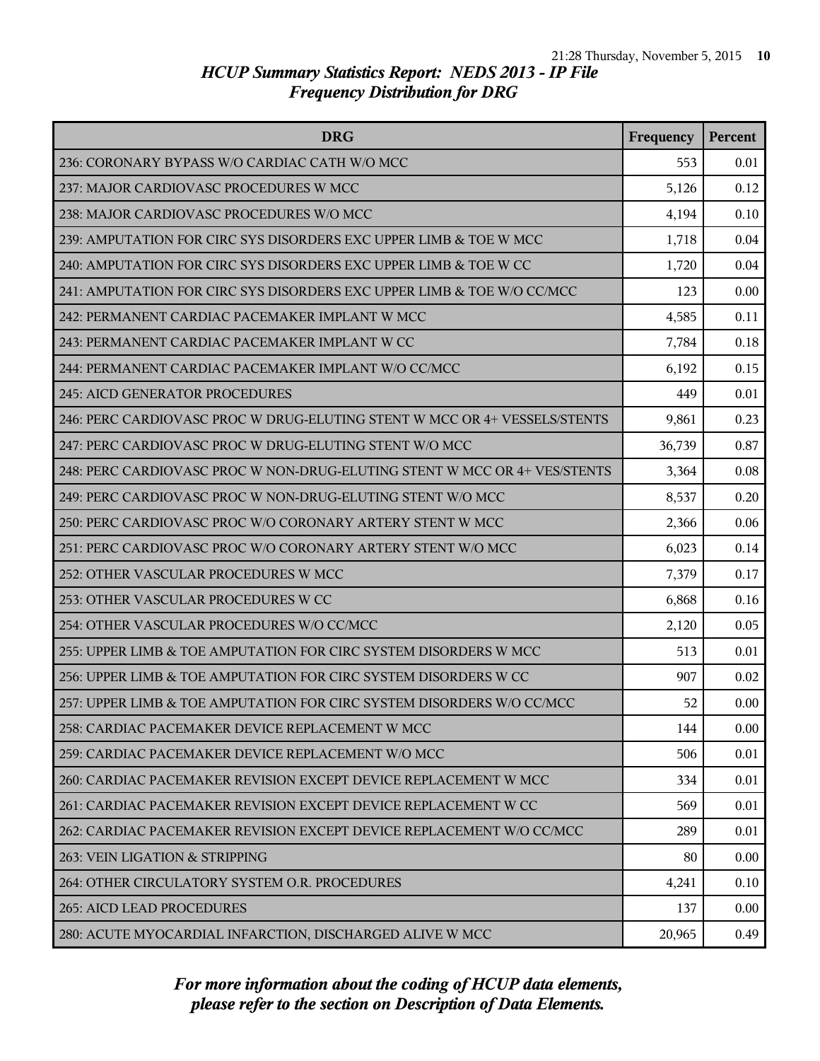# HCUP Summary Statistics Report: NEDS 2013 - IP File
## Frequency Distribution for DRG

| DRG | Frequency | Percent |
|---|---|---|
| 236: CORONARY BYPASS W/O CARDIAC CATH W/O MCC | 553 | 0.01 |
| 237: MAJOR CARDIOVASC PROCEDURES W MCC | 5,126 | 0.12 |
| 238: MAJOR CARDIOVASC PROCEDURES W/O MCC | 4,194 | 0.10 |
| 239: AMPUTATION FOR CIRC SYS DISORDERS EXC UPPER LIMB & TOE W MCC | 1,718 | 0.04 |
| 240: AMPUTATION FOR CIRC SYS DISORDERS EXC UPPER LIMB & TOE W CC | 1,720 | 0.04 |
| 241: AMPUTATION FOR CIRC SYS DISORDERS EXC UPPER LIMB & TOE W/O CC/MCC | 123 | 0.00 |
| 242: PERMANENT CARDIAC PACEMAKER IMPLANT W MCC | 4,585 | 0.11 |
| 243: PERMANENT CARDIAC PACEMAKER IMPLANT W CC | 7,784 | 0.18 |
| 244: PERMANENT CARDIAC PACEMAKER IMPLANT W/O CC/MCC | 6,192 | 0.15 |
| 245: AICD GENERATOR PROCEDURES | 449 | 0.01 |
| 246: PERC CARDIOVASC PROC W DRUG-ELUTING STENT W MCC OR 4+ VESSELS/STENTS | 9,861 | 0.23 |
| 247: PERC CARDIOVASC PROC W DRUG-ELUTING STENT W/O MCC | 36,739 | 0.87 |
| 248: PERC CARDIOVASC PROC W NON-DRUG-ELUTING STENT W MCC OR 4+ VES/STENTS | 3,364 | 0.08 |
| 249: PERC CARDIOVASC PROC W NON-DRUG-ELUTING STENT W/O MCC | 8,537 | 0.20 |
| 250: PERC CARDIOVASC PROC W/O CORONARY ARTERY STENT W MCC | 2,366 | 0.06 |
| 251: PERC CARDIOVASC PROC W/O CORONARY ARTERY STENT W/O MCC | 6,023 | 0.14 |
| 252: OTHER VASCULAR PROCEDURES W MCC | 7,379 | 0.17 |
| 253: OTHER VASCULAR PROCEDURES W CC | 6,868 | 0.16 |
| 254: OTHER VASCULAR PROCEDURES W/O CC/MCC | 2,120 | 0.05 |
| 255: UPPER LIMB & TOE AMPUTATION FOR CIRC SYSTEM DISORDERS W MCC | 513 | 0.01 |
| 256: UPPER LIMB & TOE AMPUTATION FOR CIRC SYSTEM DISORDERS W CC | 907 | 0.02 |
| 257: UPPER LIMB & TOE AMPUTATION FOR CIRC SYSTEM DISORDERS W/O CC/MCC | 52 | 0.00 |
| 258: CARDIAC PACEMAKER DEVICE REPLACEMENT W MCC | 144 | 0.00 |
| 259: CARDIAC PACEMAKER DEVICE REPLACEMENT W/O MCC | 506 | 0.01 |
| 260: CARDIAC PACEMAKER REVISION EXCEPT DEVICE REPLACEMENT W MCC | 334 | 0.01 |
| 261: CARDIAC PACEMAKER REVISION EXCEPT DEVICE REPLACEMENT W CC | 569 | 0.01 |
| 262: CARDIAC PACEMAKER REVISION EXCEPT DEVICE REPLACEMENT W/O CC/MCC | 289 | 0.01 |
| 263: VEIN LIGATION & STRIPPING | 80 | 0.00 |
| 264: OTHER CIRCULATORY SYSTEM O.R. PROCEDURES | 4,241 | 0.10 |
| 265: AICD LEAD PROCEDURES | 137 | 0.00 |
| 280: ACUTE MYOCARDIAL INFARCTION, DISCHARGED ALIVE W MCC | 20,965 | 0.49 |

*For more information about the coding of HCUP data elements, please refer to the section on Description of Data Elements.*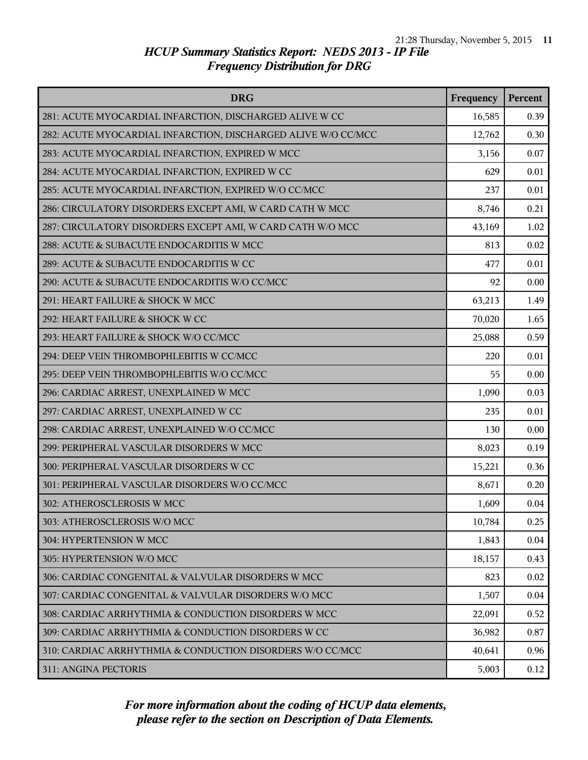*HCUP Summary Statistics Report: NEDS 2013 - IP File*
*Frequency Distribution for DRG*

| DRG | Frequency | Percent |
|---|---|---|
| 281: ACUTE MYOCARDIAL INFARCTION, DISCHARGED ALIVE W CC | 16,585 | 0.39 |
| 282: ACUTE MYOCARDIAL INFARCTION, DISCHARGED ALIVE W/O CC/MCC | 12,762 | 0.30 |
| 283: ACUTE MYOCARDIAL INFARCTION, EXPIRED W MCC | 3,156 | 0.07 |
| 284: ACUTE MYOCARDIAL INFARCTION, EXPIRED W CC | 629 | 0.01 |
| 285: ACUTE MYOCARDIAL INFARCTION, EXPIRED W/O CC/MCC | 237 | 0.01 |
| 286: CIRCULATORY DISORDERS EXCEPT AMI, W CARD CATH W MCC | 8,746 | 0.21 |
| 287: CIRCULATORY DISORDERS EXCEPT AMI, W CARD CATH W/O MCC | 43,169 | 1.02 |
| 288: ACUTE & SUBACUTE ENDOCARDITIS W MCC | 813 | 0.02 |
| 289: ACUTE & SUBACUTE ENDOCARDITIS W CC | 477 | 0.01 |
| 290: ACUTE & SUBACUTE ENDOCARDITIS W/O CC/MCC | 92 | 0.00 |
| 291: HEART FAILURE & SHOCK W MCC | 63,213 | 1.49 |
| 292: HEART FAILURE & SHOCK W CC | 70,020 | 1.65 |
| 293: HEART FAILURE & SHOCK W/O CC/MCC | 25,088 | 0.59 |
| 294: DEEP VEIN THROMBOPHLEBITIS W CC/MCC | 220 | 0.01 |
| 295: DEEP VEIN THROMBOPHLEBITIS W/O CC/MCC | 55 | 0.00 |
| 296: CARDIAC ARREST, UNEXPLAINED W MCC | 1,090 | 0.03 |
| 297: CARDIAC ARREST, UNEXPLAINED W CC | 235 | 0.01 |
| 298: CARDIAC ARREST, UNEXPLAINED W/O CC/MCC | 130 | 0.00 |
| 299: PERIPHERAL VASCULAR DISORDERS W MCC | 8,023 | 0.19 |
| 300: PERIPHERAL VASCULAR DISORDERS W CC | 15,221 | 0.36 |
| 301: PERIPHERAL VASCULAR DISORDERS W/O CC/MCC | 8,671 | 0.20 |
| 302: ATHEROSCLEROSIS W MCC | 1,609 | 0.04 |
| 303: ATHEROSCLEROSIS W/O MCC | 10,784 | 0.25 |
| 304: HYPERTENSION W MCC | 1,843 | 0.04 |
| 305: HYPERTENSION W/O MCC | 18,157 | 0.43 |
| 306: CARDIAC CONGENITAL & VALVULAR DISORDERS W MCC | 823 | 0.02 |
| 307: CARDIAC CONGENITAL & VALVULAR DISORDERS W/O MCC | 1,507 | 0.04 |
| 308: CARDIAC ARRHYTHMIA & CONDUCTION DISORDERS W MCC | 22,091 | 0.52 |
| 309: CARDIAC ARRHYTHMIA & CONDUCTION DISORDERS W CC | 36,982 | 0.87 |
| 310: CARDIAC ARRHYTHMIA & CONDUCTION DISORDERS W/O CC/MCC | 40,641 | 0.96 |
| 311: ANGINA PECTORIS | 5,003 | 0.12 |

*For more information about the coding of HCUP data elements, please refer to the section on Description of Data Elements.*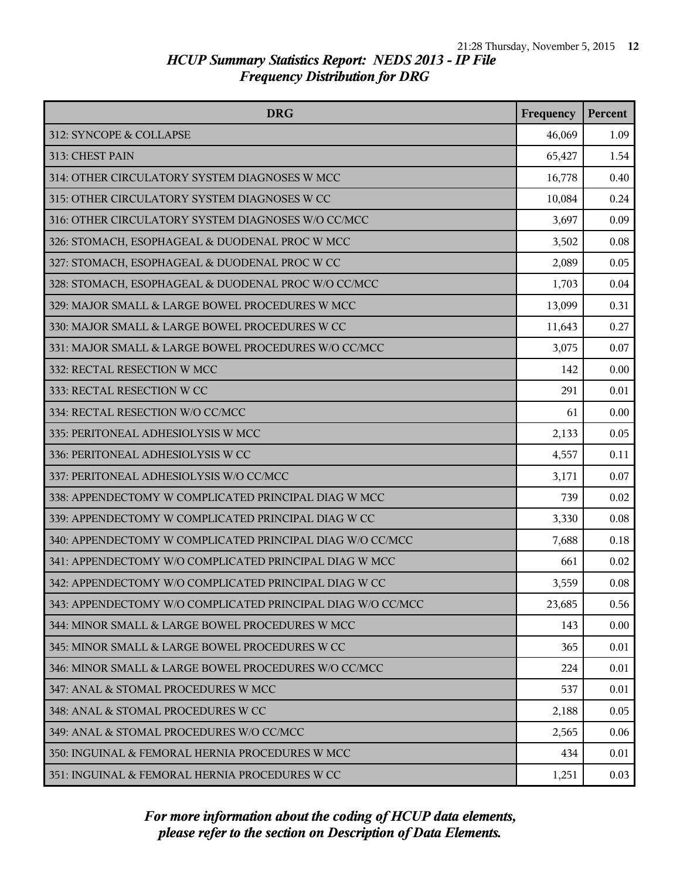*HCUP Summary Statistics Report: NEDS 2013 - IP File*
*Frequency Distribution for DRG*

| DRG | Frequency | Percent |
|---|---|---|
| 312: SYNCOPE & COLLAPSE | 46,069 | 1.09 |
| 313: CHEST PAIN | 65,427 | 1.54 |
| 314: OTHER CIRCULATORY SYSTEM DIAGNOSES W MCC | 16,778 | 0.40 |
| 315: OTHER CIRCULATORY SYSTEM DIAGNOSES W CC | 10,084 | 0.24 |
| 316: OTHER CIRCULATORY SYSTEM DIAGNOSES W/O CC/MCC | 3,697 | 0.09 |
| 326: STOMACH, ESOPHAGEAL & DUODENAL PROC W MCC | 3,502 | 0.08 |
| 327: STOMACH, ESOPHAGEAL & DUODENAL PROC W CC | 2,089 | 0.05 |
| 328: STOMACH, ESOPHAGEAL & DUODENAL PROC W/O CC/MCC | 1,703 | 0.04 |
| 329: MAJOR SMALL & LARGE BOWEL PROCEDURES W MCC | 13,099 | 0.31 |
| 330: MAJOR SMALL & LARGE BOWEL PROCEDURES W CC | 11,643 | 0.27 |
| 331: MAJOR SMALL & LARGE BOWEL PROCEDURES W/O CC/MCC | 3,075 | 0.07 |
| 332: RECTAL RESECTION W MCC | 142 | 0.00 |
| 333: RECTAL RESECTION W CC | 291 | 0.01 |
| 334: RECTAL RESECTION W/O CC/MCC | 61 | 0.00 |
| 335: PERITONEAL ADHESIOLYSIS W MCC | 2,133 | 0.05 |
| 336: PERITONEAL ADHESIOLYSIS W CC | 4,557 | 0.11 |
| 337: PERITONEAL ADHESIOLYSIS W/O CC/MCC | 3,171 | 0.07 |
| 338: APPENDECTOMY W COMPLICATED PRINCIPAL DIAG W MCC | 739 | 0.02 |
| 339: APPENDECTOMY W COMPLICATED PRINCIPAL DIAG W CC | 3,330 | 0.08 |
| 340: APPENDECTOMY W COMPLICATED PRINCIPAL DIAG W/O CC/MCC | 7,688 | 0.18 |
| 341: APPENDECTOMY W/O COMPLICATED PRINCIPAL DIAG W MCC | 661 | 0.02 |
| 342: APPENDECTOMY W/O COMPLICATED PRINCIPAL DIAG W CC | 3,559 | 0.08 |
| 343: APPENDECTOMY W/O COMPLICATED PRINCIPAL DIAG W/O CC/MCC | 23,685 | 0.56 |
| 344: MINOR SMALL & LARGE BOWEL PROCEDURES W MCC | 143 | 0.00 |
| 345: MINOR SMALL & LARGE BOWEL PROCEDURES W CC | 365 | 0.01 |
| 346: MINOR SMALL & LARGE BOWEL PROCEDURES W/O CC/MCC | 224 | 0.01 |
| 347: ANAL & STOMAL PROCEDURES W MCC | 537 | 0.01 |
| 348: ANAL & STOMAL PROCEDURES W CC | 2,188 | 0.05 |
| 349: ANAL & STOMAL PROCEDURES W/O CC/MCC | 2,565 | 0.06 |
| 350: INGUINAL & FEMORAL HERNIA PROCEDURES W MCC | 434 | 0.01 |
| 351: INGUINAL & FEMORAL HERNIA PROCEDURES W CC | 1,251 | 0.03 |

*For more information about the coding of HCUP data elements, please refer to the section on Description of Data Elements.*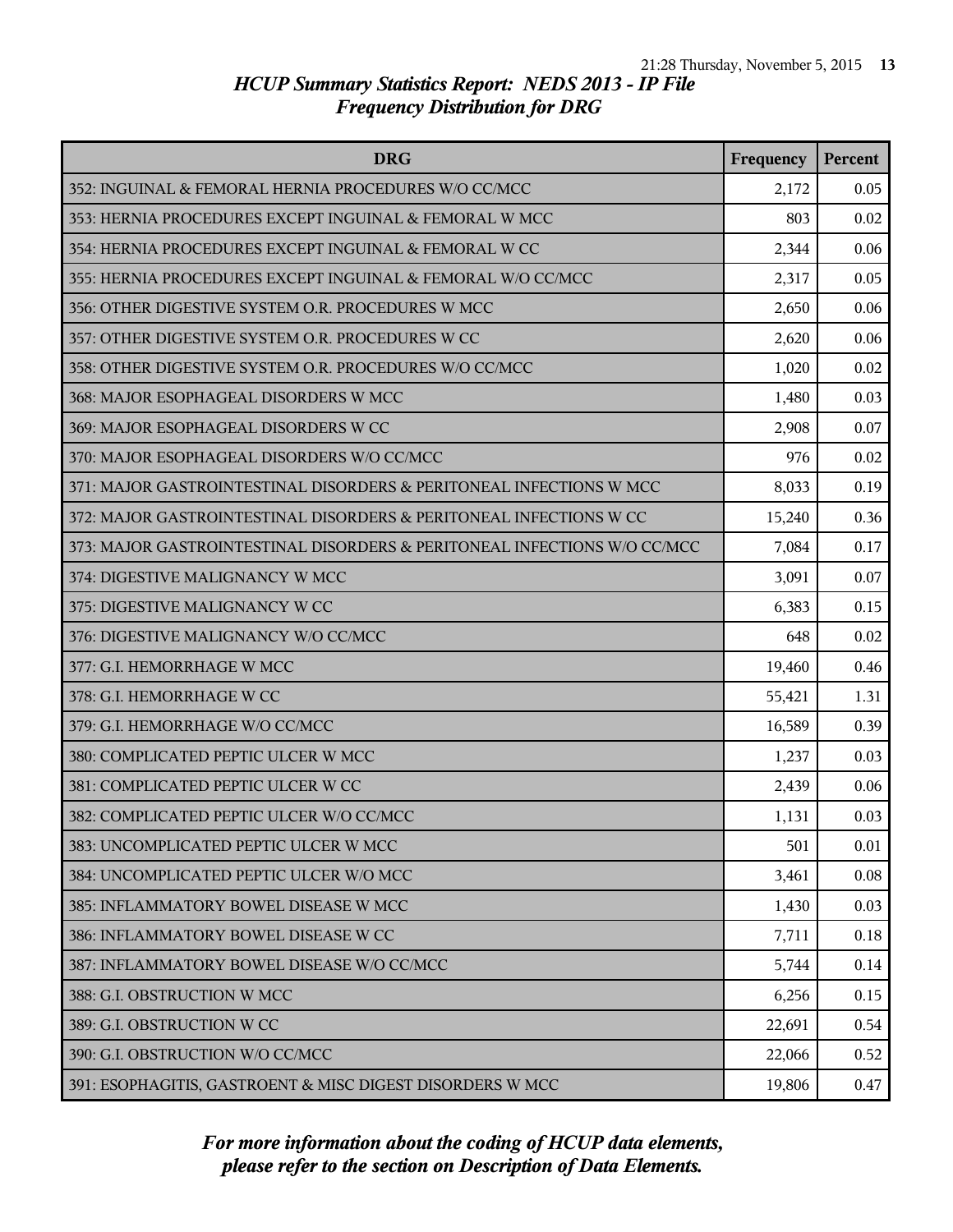# HCUP Summary Statistics Report: NEDS 2013 - IP File
## Frequency Distribution for DRG

| DRG | Frequency | Percent |
|---|---|---|
| 352: INGUINAL & FEMORAL HERNIA PROCEDURES W/O CC/MCC | 2,172 | 0.05 |
| 353: HERNIA PROCEDURES EXCEPT INGUINAL & FEMORAL W MCC | 803 | 0.02 |
| 354: HERNIA PROCEDURES EXCEPT INGUINAL & FEMORAL W CC | 2,344 | 0.06 |
| 355: HERNIA PROCEDURES EXCEPT INGUINAL & FEMORAL W/O CC/MCC | 2,317 | 0.05 |
| 356: OTHER DIGESTIVE SYSTEM O.R. PROCEDURES W MCC | 2,650 | 0.06 |
| 357: OTHER DIGESTIVE SYSTEM O.R. PROCEDURES W CC | 2,620 | 0.06 |
| 358: OTHER DIGESTIVE SYSTEM O.R. PROCEDURES W/O CC/MCC | 1,020 | 0.02 |
| 368: MAJOR ESOPHAGEAL DISORDERS W MCC | 1,480 | 0.03 |
| 369: MAJOR ESOPHAGEAL DISORDERS W CC | 2,908 | 0.07 |
| 370: MAJOR ESOPHAGEAL DISORDERS W/O CC/MCC | 976 | 0.02 |
| 371: MAJOR GASTROINTESTINAL DISORDERS & PERITONEAL INFECTIONS W MCC | 8,033 | 0.19 |
| 372: MAJOR GASTROINTESTINAL DISORDERS & PERITONEAL INFECTIONS W CC | 15,240 | 0.36 |
| 373: MAJOR GASTROINTESTINAL DISORDERS & PERITONEAL INFECTIONS W/O CC/MCC | 7,084 | 0.17 |
| 374: DIGESTIVE MALIGNANCY W MCC | 3,091 | 0.07 |
| 375: DIGESTIVE MALIGNANCY W CC | 6,383 | 0.15 |
| 376: DIGESTIVE MALIGNANCY W/O CC/MCC | 648 | 0.02 |
| 377: G.I. HEMORRHAGE W MCC | 19,460 | 0.46 |
| 378: G.I. HEMORRHAGE W CC | 55,421 | 1.31 |
| 379: G.I. HEMORRHAGE W/O CC/MCC | 16,589 | 0.39 |
| 380: COMPLICATED PEPTIC ULCER W MCC | 1,237 | 0.03 |
| 381: COMPLICATED PEPTIC ULCER W CC | 2,439 | 0.06 |
| 382: COMPLICATED PEPTIC ULCER W/O CC/MCC | 1,131 | 0.03 |
| 383: UNCOMPLICATED PEPTIC ULCER W MCC | 501 | 0.01 |
| 384: UNCOMPLICATED PEPTIC ULCER W/O MCC | 3,461 | 0.08 |
| 385: INFLAMMATORY BOWEL DISEASE W MCC | 1,430 | 0.03 |
| 386: INFLAMMATORY BOWEL DISEASE W CC | 7,711 | 0.18 |
| 387: INFLAMMATORY BOWEL DISEASE W/O CC/MCC | 5,744 | 0.14 |
| 388: G.I. OBSTRUCTION W MCC | 6,256 | 0.15 |
| 389: G.I. OBSTRUCTION W CC | 22,691 | 0.54 |
| 390: G.I. OBSTRUCTION W/O CC/MCC | 22,066 | 0.52 |
| 391: ESOPHAGITIS, GASTROENT & MISC DIGEST DISORDERS W MCC | 19,806 | 0.47 |

*For more information about the coding of HCUP data elements, please refer to the section on Description of Data Elements.*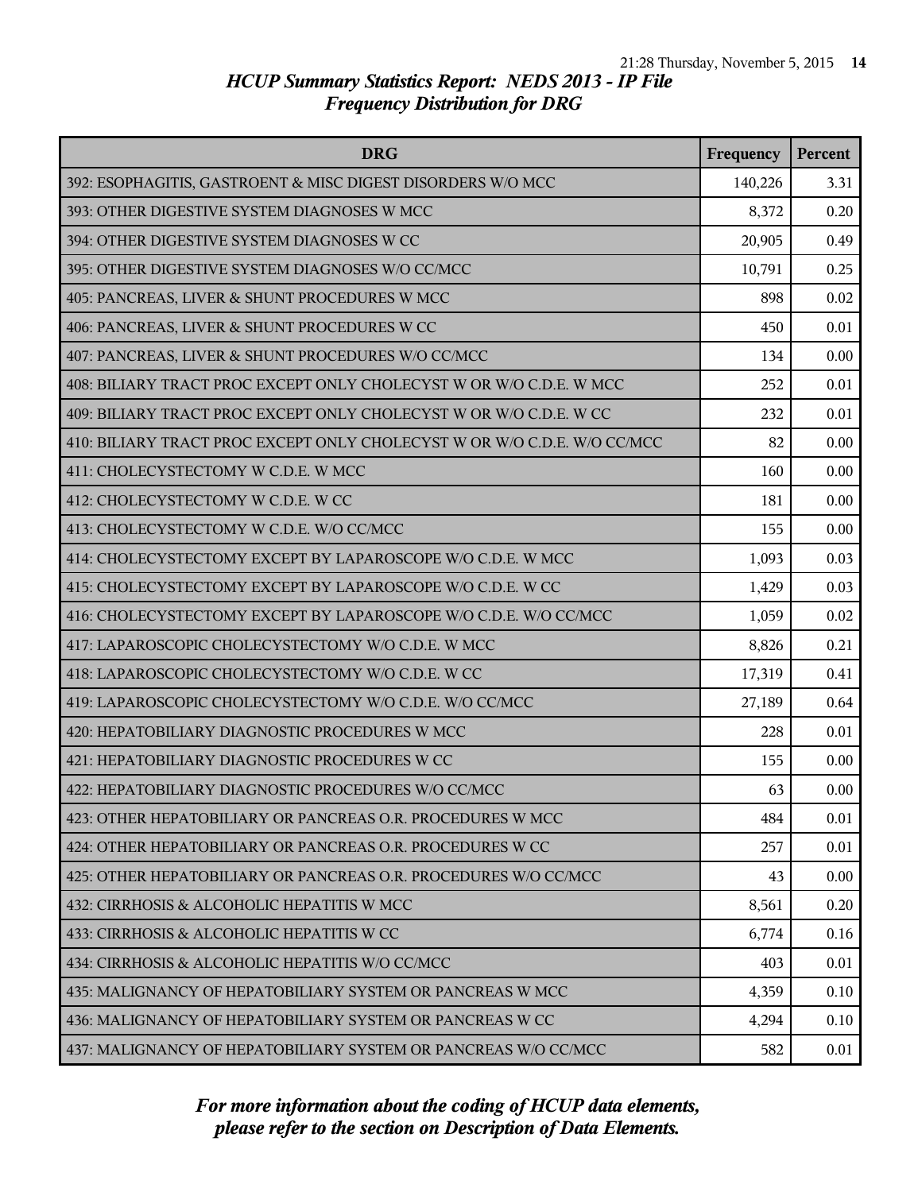# HCUP Summary Statistics Report: NEDS 2013 - IP File

## Frequency Distribution for DRG

| DRG | Frequency | Percent |
|---|---|---|
| 392: ESOPHAGITIS, GASTROENT & MISC DIGEST DISORDERS W/O MCC | 140,226 | 3.31 |
| 393: OTHER DIGESTIVE SYSTEM DIAGNOSES W MCC | 8,372 | 0.20 |
| 394: OTHER DIGESTIVE SYSTEM DIAGNOSES W CC | 20,905 | 0.49 |
| 395: OTHER DIGESTIVE SYSTEM DIAGNOSES W/O CC/MCC | 10,791 | 0.25 |
| 405: PANCREAS, LIVER & SHUNT PROCEDURES W MCC | 898 | 0.02 |
| 406: PANCREAS, LIVER & SHUNT PROCEDURES W CC | 450 | 0.01 |
| 407: PANCREAS, LIVER & SHUNT PROCEDURES W/O CC/MCC | 134 | 0.00 |
| 408: BILIARY TRACT PROC EXCEPT ONLY CHOLECYST W OR W/O C.D.E. W MCC | 252 | 0.01 |
| 409: BILIARY TRACT PROC EXCEPT ONLY CHOLECYST W OR W/O C.D.E. W CC | 232 | 0.01 |
| 410: BILIARY TRACT PROC EXCEPT ONLY CHOLECYST W OR W/O C.D.E. W/O CC/MCC | 82 | 0.00 |
| 411: CHOLECYSTECTOMY W C.D.E. W MCC | 160 | 0.00 |
| 412: CHOLECYSTECTOMY W C.D.E. W CC | 181 | 0.00 |
| 413: CHOLECYSTECTOMY W C.D.E. W/O CC/MCC | 155 | 0.00 |
| 414: CHOLECYSTECTOMY EXCEPT BY LAPAROSCOPE W/O C.D.E. W MCC | 1,093 | 0.03 |
| 415: CHOLECYSTECTOMY EXCEPT BY LAPAROSCOPE W/O C.D.E. W CC | 1,429 | 0.03 |
| 416: CHOLECYSTECTOMY EXCEPT BY LAPAROSCOPE W/O C.D.E. W/O CC/MCC | 1,059 | 0.02 |
| 417: LAPAROSCOPIC CHOLECYSTECTOMY W/O C.D.E. W MCC | 8,826 | 0.21 |
| 418: LAPAROSCOPIC CHOLECYSTECTOMY W/O C.D.E. W CC | 17,319 | 0.41 |
| 419: LAPAROSCOPIC CHOLECYSTECTOMY W/O C.D.E. W/O CC/MCC | 27,189 | 0.64 |
| 420: HEPATOBILIARY DIAGNOSTIC PROCEDURES W MCC | 228 | 0.01 |
| 421: HEPATOBILIARY DIAGNOSTIC PROCEDURES W CC | 155 | 0.00 |
| 422: HEPATOBILIARY DIAGNOSTIC PROCEDURES W/O CC/MCC | 63 | 0.00 |
| 423: OTHER HEPATOBILIARY OR PANCREAS O.R. PROCEDURES W MCC | 484 | 0.01 |
| 424: OTHER HEPATOBILIARY OR PANCREAS O.R. PROCEDURES W CC | 257 | 0.01 |
| 425: OTHER HEPATOBILIARY OR PANCREAS O.R. PROCEDURES W/O CC/MCC | 43 | 0.00 |
| 432: CIRRHOSIS & ALCOHOLIC HEPATITIS W MCC | 8,561 | 0.20 |
| 433: CIRRHOSIS & ALCOHOLIC HEPATITIS W CC | 6,774 | 0.16 |
| 434: CIRRHOSIS & ALCOHOLIC HEPATITIS W/O CC/MCC | 403 | 0.01 |
| 435: MALIGNANCY OF HEPATOBILIARY SYSTEM OR PANCREAS W MCC | 4,359 | 0.10 |
| 436: MALIGNANCY OF HEPATOBILIARY SYSTEM OR PANCREAS W CC | 4,294 | 0.10 |
| 437: MALIGNANCY OF HEPATOBILIARY SYSTEM OR PANCREAS W/O CC/MCC | 582 | 0.01 |

*For more information about the coding of HCUP data elements, please refer to the section on Description of Data Elements.*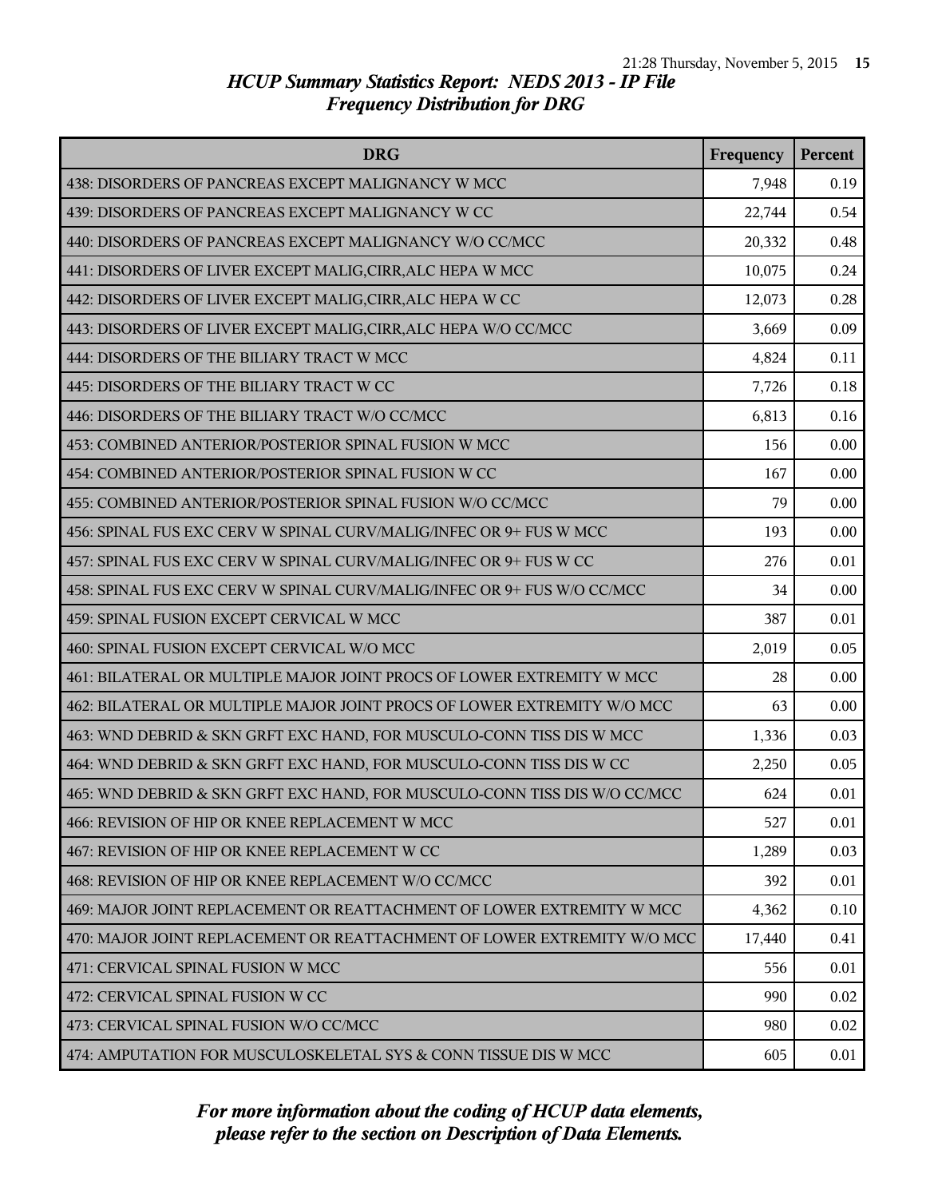*HCUP Summary Statistics Report: NEDS 2013 - IP File*
*Frequency Distribution for DRG*

| DRG | Frequency | Percent |
|---|---|---|
| 438: DISORDERS OF PANCREAS EXCEPT MALIGNANCY W MCC | 7,948 | 0.19 |
| 439: DISORDERS OF PANCREAS EXCEPT MALIGNANCY W CC | 22,744 | 0.54 |
| 440: DISORDERS OF PANCREAS EXCEPT MALIGNANCY W/O CC/MCC | 20,332 | 0.48 |
| 441: DISORDERS OF LIVER EXCEPT MALIG,CIRR,ALC HEPA W MCC | 10,075 | 0.24 |
| 442: DISORDERS OF LIVER EXCEPT MALIG,CIRR,ALC HEPA W CC | 12,073 | 0.28 |
| 443: DISORDERS OF LIVER EXCEPT MALIG,CIRR,ALC HEPA W/O CC/MCC | 3,669 | 0.09 |
| 444: DISORDERS OF THE BILIARY TRACT W MCC | 4,824 | 0.11 |
| 445: DISORDERS OF THE BILIARY TRACT W CC | 7,726 | 0.18 |
| 446: DISORDERS OF THE BILIARY TRACT W/O CC/MCC | 6,813 | 0.16 |
| 453: COMBINED ANTERIOR/POSTERIOR SPINAL FUSION W MCC | 156 | 0.00 |
| 454: COMBINED ANTERIOR/POSTERIOR SPINAL FUSION W CC | 167 | 0.00 |
| 455: COMBINED ANTERIOR/POSTERIOR SPINAL FUSION W/O CC/MCC | 79 | 0.00 |
| 456: SPINAL FUS EXC CERV W SPINAL CURV/MALIG/INFEC OR 9+ FUS W MCC | 193 | 0.00 |
| 457: SPINAL FUS EXC CERV W SPINAL CURV/MALIG/INFEC OR 9+ FUS W CC | 276 | 0.01 |
| 458: SPINAL FUS EXC CERV W SPINAL CURV/MALIG/INFEC OR 9+ FUS W/O CC/MCC | 34 | 0.00 |
| 459: SPINAL FUSION EXCEPT CERVICAL W MCC | 387 | 0.01 |
| 460: SPINAL FUSION EXCEPT CERVICAL W/O MCC | 2,019 | 0.05 |
| 461: BILATERAL OR MULTIPLE MAJOR JOINT PROCS OF LOWER EXTREMITY W MCC | 28 | 0.00 |
| 462: BILATERAL OR MULTIPLE MAJOR JOINT PROCS OF LOWER EXTREMITY W/O MCC | 63 | 0.00 |
| 463: WND DEBRID & SKN GRFT EXC HAND, FOR MUSCULO-CONN TISS DIS W MCC | 1,336 | 0.03 |
| 464: WND DEBRID & SKN GRFT EXC HAND, FOR MUSCULO-CONN TISS DIS W CC | 2,250 | 0.05 |
| 465: WND DEBRID & SKN GRFT EXC HAND, FOR MUSCULO-CONN TISS DIS W/O CC/MCC | 624 | 0.01 |
| 466: REVISION OF HIP OR KNEE REPLACEMENT W MCC | 527 | 0.01 |
| 467: REVISION OF HIP OR KNEE REPLACEMENT W CC | 1,289 | 0.03 |
| 468: REVISION OF HIP OR KNEE REPLACEMENT W/O CC/MCC | 392 | 0.01 |
| 469: MAJOR JOINT REPLACEMENT OR REATTACHMENT OF LOWER EXTREMITY W MCC | 4,362 | 0.10 |
| 470: MAJOR JOINT REPLACEMENT OR REATTACHMENT OF LOWER EXTREMITY W/O MCC | 17,440 | 0.41 |
| 471: CERVICAL SPINAL FUSION W MCC | 556 | 0.01 |
| 472: CERVICAL SPINAL FUSION W CC | 990 | 0.02 |
| 473: CERVICAL SPINAL FUSION W/O CC/MCC | 980 | 0.02 |
| 474: AMPUTATION FOR MUSCULOSKELETAL SYS & CONN TISSUE DIS W MCC | 605 | 0.01 |

*For more information about the coding of HCUP data elements, please refer to the section on Description of Data Elements.*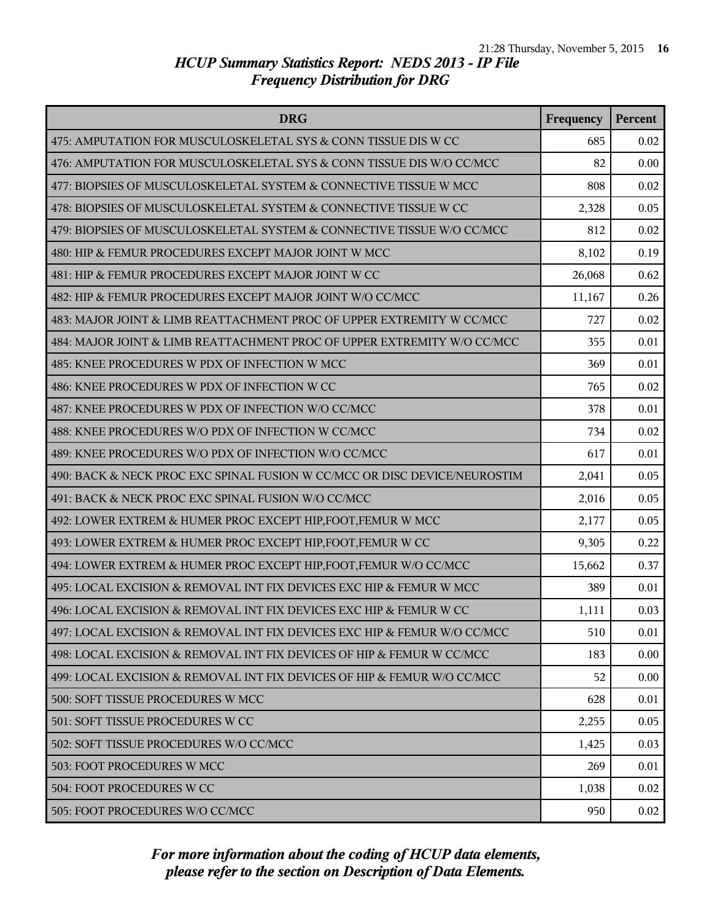## HCUP Summary Statistics Report: NEDS 2013 - IP File
### Frequency Distribution for DRG

| DRG | Frequency | Percent |
|---|---|---|
| 475: AMPUTATION FOR MUSCULOSKELETAL SYS & CONN TISSUE DIS W CC | 685 | 0.02 |
| 476: AMPUTATION FOR MUSCULOSKELETAL SYS & CONN TISSUE DIS W/O CC/MCC | 82 | 0.00 |
| 477: BIOPSIES OF MUSCULOSKELETAL SYSTEM & CONNECTIVE TISSUE W MCC | 808 | 0.02 |
| 478: BIOPSIES OF MUSCULOSKELETAL SYSTEM & CONNECTIVE TISSUE W CC | 2,328 | 0.05 |
| 479: BIOPSIES OF MUSCULOSKELETAL SYSTEM & CONNECTIVE TISSUE W/O CC/MCC | 812 | 0.02 |
| 480: HIP & FEMUR PROCEDURES EXCEPT MAJOR JOINT W MCC | 8,102 | 0.19 |
| 481: HIP & FEMUR PROCEDURES EXCEPT MAJOR JOINT W CC | 26,068 | 0.62 |
| 482: HIP & FEMUR PROCEDURES EXCEPT MAJOR JOINT W/O CC/MCC | 11,167 | 0.26 |
| 483: MAJOR JOINT & LIMB REATTACHMENT PROC OF UPPER EXTREMITY W CC/MCC | 727 | 0.02 |
| 484: MAJOR JOINT & LIMB REATTACHMENT PROC OF UPPER EXTREMITY W/O CC/MCC | 355 | 0.01 |
| 485: KNEE PROCEDURES W PDX OF INFECTION W MCC | 369 | 0.01 |
| 486: KNEE PROCEDURES W PDX OF INFECTION W CC | 765 | 0.02 |
| 487: KNEE PROCEDURES W PDX OF INFECTION W/O CC/MCC | 378 | 0.01 |
| 488: KNEE PROCEDURES W/O PDX OF INFECTION W CC/MCC | 734 | 0.02 |
| 489: KNEE PROCEDURES W/O PDX OF INFECTION W/O CC/MCC | 617 | 0.01 |
| 490: BACK & NECK PROC EXC SPINAL FUSION W CC/MCC OR DISC DEVICE/NEUROSTIM | 2,041 | 0.05 |
| 491: BACK & NECK PROC EXC SPINAL FUSION W/O CC/MCC | 2,016 | 0.05 |
| 492: LOWER EXTREM & HUMER PROC EXCEPT HIP,FOOT,FEMUR W MCC | 2,177 | 0.05 |
| 493: LOWER EXTREM & HUMER PROC EXCEPT HIP,FOOT,FEMUR W CC | 9,305 | 0.22 |
| 494: LOWER EXTREM & HUMER PROC EXCEPT HIP,FOOT,FEMUR W/O CC/MCC | 15,662 | 0.37 |
| 495: LOCAL EXCISION & REMOVAL INT FIX DEVICES EXC HIP & FEMUR W MCC | 389 | 0.01 |
| 496: LOCAL EXCISION & REMOVAL INT FIX DEVICES EXC HIP & FEMUR W CC | 1,111 | 0.03 |
| 497: LOCAL EXCISION & REMOVAL INT FIX DEVICES EXC HIP & FEMUR W/O CC/MCC | 510 | 0.01 |
| 498: LOCAL EXCISION & REMOVAL INT FIX DEVICES OF HIP & FEMUR W CC/MCC | 183 | 0.00 |
| 499: LOCAL EXCISION & REMOVAL INT FIX DEVICES OF HIP & FEMUR W/O CC/MCC | 52 | 0.00 |
| 500: SOFT TISSUE PROCEDURES W MCC | 628 | 0.01 |
| 501: SOFT TISSUE PROCEDURES W CC | 2,255 | 0.05 |
| 502: SOFT TISSUE PROCEDURES W/O CC/MCC | 1,425 | 0.03 |
| 503: FOOT PROCEDURES W MCC | 269 | 0.01 |
| 504: FOOT PROCEDURES W CC | 1,038 | 0.02 |
| 505: FOOT PROCEDURES W/O CC/MCC | 950 | 0.02 |

*For more information about the coding of HCUP data elements, please refer to the section on Description of Data Elements.*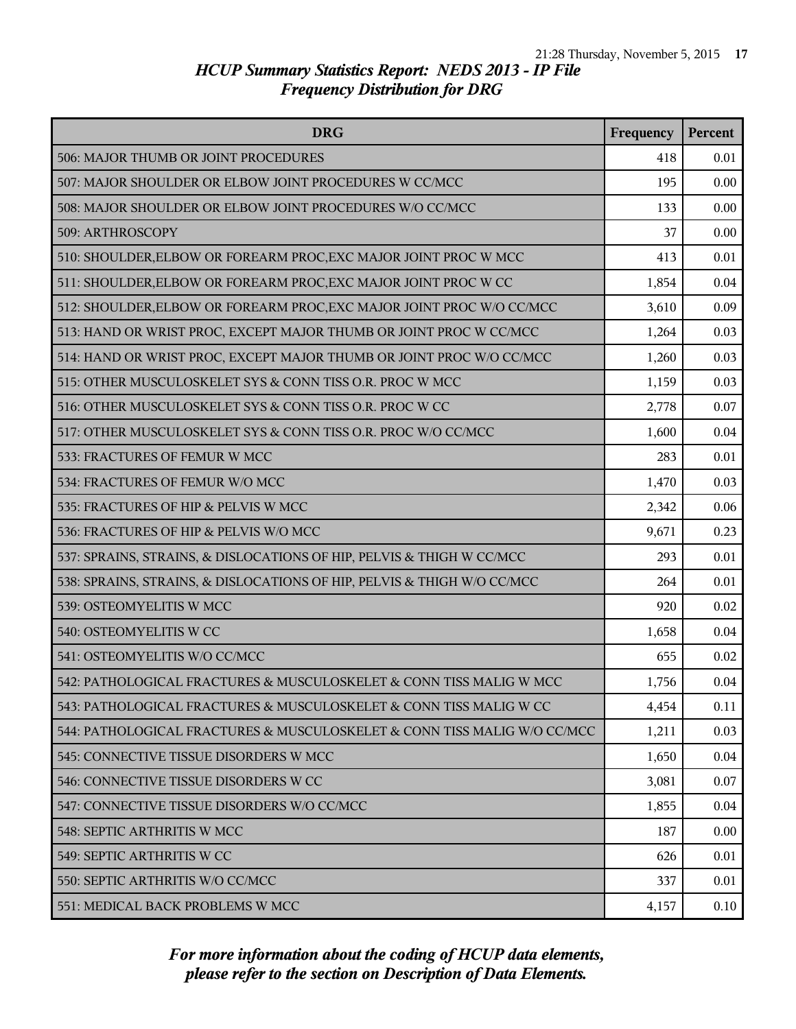*HCUP Summary Statistics Report: NEDS 2013 - IP File*
*Frequency Distribution for DRG*

| DRG | Frequency | Percent |
|---|---|---|
| 506: MAJOR THUMB OR JOINT PROCEDURES | 418 | 0.01 |
| 507: MAJOR SHOULDER OR ELBOW JOINT PROCEDURES W CC/MCC | 195 | 0.00 |
| 508: MAJOR SHOULDER OR ELBOW JOINT PROCEDURES W/O CC/MCC | 133 | 0.00 |
| 509: ARTHROSCOPY | 37 | 0.00 |
| 510: SHOULDER,ELBOW OR FOREARM PROC,EXC MAJOR JOINT PROC W MCC | 413 | 0.01 |
| 511: SHOULDER,ELBOW OR FOREARM PROC,EXC MAJOR JOINT PROC W CC | 1,854 | 0.04 |
| 512: SHOULDER,ELBOW OR FOREARM PROC,EXC MAJOR JOINT PROC W/O CC/MCC | 3,610 | 0.09 |
| 513: HAND OR WRIST PROC, EXCEPT MAJOR THUMB OR JOINT PROC W CC/MCC | 1,264 | 0.03 |
| 514: HAND OR WRIST PROC, EXCEPT MAJOR THUMB OR JOINT PROC W/O CC/MCC | 1,260 | 0.03 |
| 515: OTHER MUSCULOSKELET SYS & CONN TISS O.R. PROC W MCC | 1,159 | 0.03 |
| 516: OTHER MUSCULOSKELET SYS & CONN TISS O.R. PROC W CC | 2,778 | 0.07 |
| 517: OTHER MUSCULOSKELET SYS & CONN TISS O.R. PROC W/O CC/MCC | 1,600 | 0.04 |
| 533: FRACTURES OF FEMUR W MCC | 283 | 0.01 |
| 534: FRACTURES OF FEMUR W/O MCC | 1,470 | 0.03 |
| 535: FRACTURES OF HIP & PELVIS W MCC | 2,342 | 0.06 |
| 536: FRACTURES OF HIP & PELVIS W/O MCC | 9,671 | 0.23 |
| 537: SPRAINS, STRAINS, & DISLOCATIONS OF HIP, PELVIS & THIGH W CC/MCC | 293 | 0.01 |
| 538: SPRAINS, STRAINS, & DISLOCATIONS OF HIP, PELVIS & THIGH W/O CC/MCC | 264 | 0.01 |
| 539: OSTEOMYELITIS W MCC | 920 | 0.02 |
| 540: OSTEOMYELITIS W CC | 1,658 | 0.04 |
| 541: OSTEOMYELITIS W/O CC/MCC | 655 | 0.02 |
| 542: PATHOLOGICAL FRACTURES & MUSCULOSKELET & CONN TISS MALIG W MCC | 1,756 | 0.04 |
| 543: PATHOLOGICAL FRACTURES & MUSCULOSKELET & CONN TISS MALIG W CC | 4,454 | 0.11 |
| 544: PATHOLOGICAL FRACTURES & MUSCULOSKELET & CONN TISS MALIG W/O CC/MCC | 1,211 | 0.03 |
| 545: CONNECTIVE TISSUE DISORDERS W MCC | 1,650 | 0.04 |
| 546: CONNECTIVE TISSUE DISORDERS W CC | 3,081 | 0.07 |
| 547: CONNECTIVE TISSUE DISORDERS W/O CC/MCC | 1,855 | 0.04 |
| 548: SEPTIC ARTHRITIS W MCC | 187 | 0.00 |
| 549: SEPTIC ARTHRITIS W CC | 626 | 0.01 |
| 550: SEPTIC ARTHRITIS W/O CC/MCC | 337 | 0.01 |
| 551: MEDICAL BACK PROBLEMS W MCC | 4,157 | 0.10 |

*For more information about the coding of HCUP data elements, please refer to the section on Description of Data Elements.*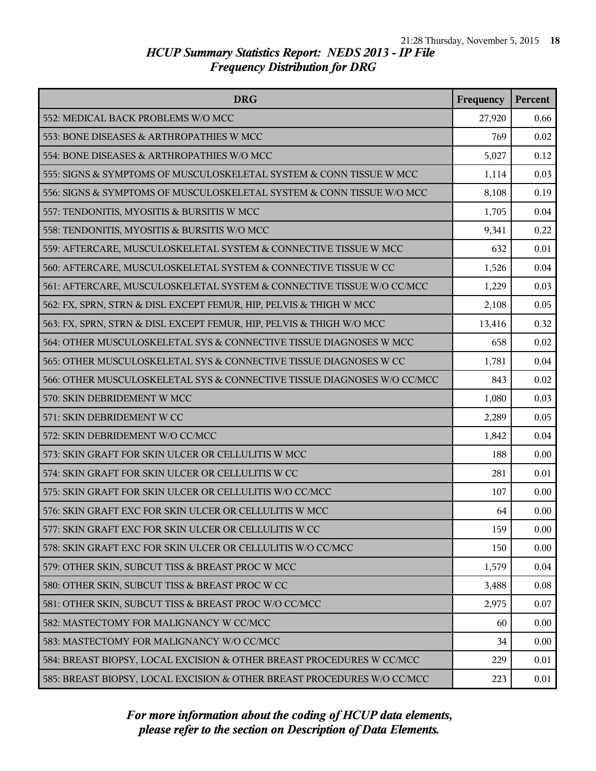# HCUP Summary Statistics Report: NEDS 2013 - IP File
## Frequency Distribution for DRG

| DRG | Frequency | Percent |
|---|---|---|
| 552: MEDICAL BACK PROBLEMS W/O MCC | 27,920 | 0.66 |
| 553: BONE DISEASES & ARTHROPATHIES W MCC | 769 | 0.02 |
| 554: BONE DISEASES & ARTHROPATHIES W/O MCC | 5,027 | 0.12 |
| 555: SIGNS & SYMPTOMS OF MUSCULOSKELETAL SYSTEM & CONN TISSUE W MCC | 1,114 | 0.03 |
| 556: SIGNS & SYMPTOMS OF MUSCULOSKELETAL SYSTEM & CONN TISSUE W/O MCC | 8,108 | 0.19 |
| 557: TENDONITIS, MYOSITIS & BURSITIS W MCC | 1,705 | 0.04 |
| 558: TENDONITIS, MYOSITIS & BURSITIS W/O MCC | 9,341 | 0.22 |
| 559: AFTERCARE, MUSCULOSKELETAL SYSTEM & CONNECTIVE TISSUE W MCC | 632 | 0.01 |
| 560: AFTERCARE, MUSCULOSKELETAL SYSTEM & CONNECTIVE TISSUE W CC | 1,526 | 0.04 |
| 561: AFTERCARE, MUSCULOSKELETAL SYSTEM & CONNECTIVE TISSUE W/O CC/MCC | 1,229 | 0.03 |
| 562: FX, SPRN, STRN & DISL EXCEPT FEMUR, HIP, PELVIS & THIGH W MCC | 2,108 | 0.05 |
| 563: FX, SPRN, STRN & DISL EXCEPT FEMUR, HIP, PELVIS & THIGH W/O MCC | 13,416 | 0.32 |
| 564: OTHER MUSCULOSKELETAL SYS & CONNECTIVE TISSUE DIAGNOSES W MCC | 658 | 0.02 |
| 565: OTHER MUSCULOSKELETAL SYS & CONNECTIVE TISSUE DIAGNOSES W CC | 1,781 | 0.04 |
| 566: OTHER MUSCULOSKELETAL SYS & CONNECTIVE TISSUE DIAGNOSES W/O CC/MCC | 843 | 0.02 |
| 570: SKIN DEBRIDEMENT W MCC | 1,080 | 0.03 |
| 571: SKIN DEBRIDEMENT W CC | 2,289 | 0.05 |
| 572: SKIN DEBRIDEMENT W/O CC/MCC | 1,842 | 0.04 |
| 573: SKIN GRAFT FOR SKIN ULCER OR CELLULITIS W MCC | 188 | 0.00 |
| 574: SKIN GRAFT FOR SKIN ULCER OR CELLULITIS W CC | 281 | 0.01 |
| 575: SKIN GRAFT FOR SKIN ULCER OR CELLULITIS W/O CC/MCC | 107 | 0.00 |
| 576: SKIN GRAFT EXC FOR SKIN ULCER OR CELLULITIS W MCC | 64 | 0.00 |
| 577: SKIN GRAFT EXC FOR SKIN ULCER OR CELLULITIS W CC | 159 | 0.00 |
| 578: SKIN GRAFT EXC FOR SKIN ULCER OR CELLULITIS W/O CC/MCC | 150 | 0.00 |
| 579: OTHER SKIN, SUBCUT TISS & BREAST PROC W MCC | 1,579 | 0.04 |
| 580: OTHER SKIN, SUBCUT TISS & BREAST PROC W CC | 3,488 | 0.08 |
| 581: OTHER SKIN, SUBCUT TISS & BREAST PROC W/O CC/MCC | 2,975 | 0.07 |
| 582: MASTECTOMY FOR MALIGNANCY W CC/MCC | 60 | 0.00 |
| 583: MASTECTOMY FOR MALIGNANCY W/O CC/MCC | 34 | 0.00 |
| 584: BREAST BIOPSY, LOCAL EXCISION & OTHER BREAST PROCEDURES W CC/MCC | 229 | 0.01 |
| 585: BREAST BIOPSY, LOCAL EXCISION & OTHER BREAST PROCEDURES W/O CC/MCC | 223 | 0.01 |

*For more information about the coding of HCUP data elements, please refer to the section on Description of Data Elements.*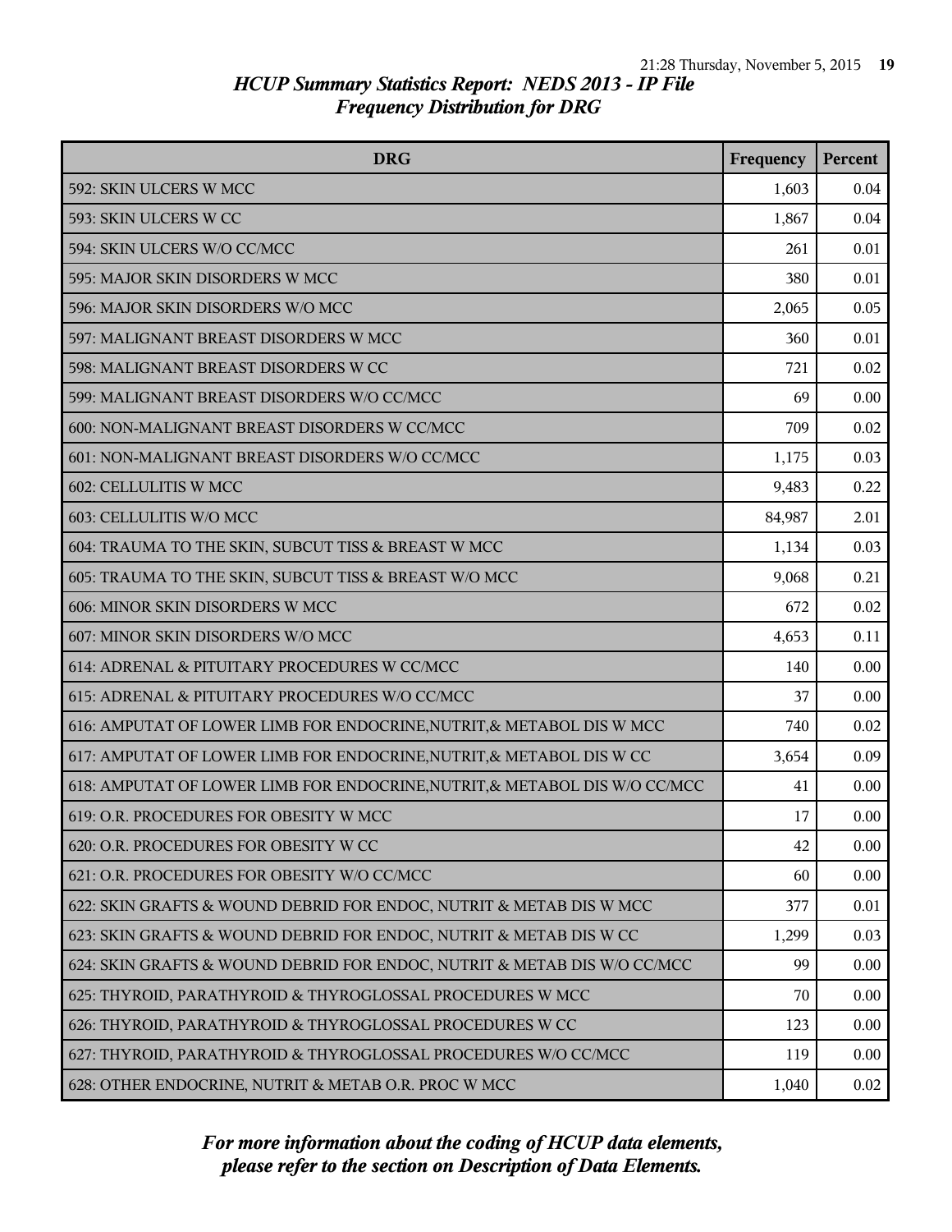# HCUP Summary Statistics Report: NEDS 2013 - IP File

## Frequency Distribution for DRG

| DRG | Frequency | Percent |
|---|---|---|
| 592: SKIN ULCERS W MCC | 1,603 | 0.04 |
| 593: SKIN ULCERS W CC | 1,867 | 0.04 |
| 594: SKIN ULCERS W/O CC/MCC | 261 | 0.01 |
| 595: MAJOR SKIN DISORDERS W MCC | 380 | 0.01 |
| 596: MAJOR SKIN DISORDERS W/O MCC | 2,065 | 0.05 |
| 597: MALIGNANT BREAST DISORDERS W MCC | 360 | 0.01 |
| 598: MALIGNANT BREAST DISORDERS W CC | 721 | 0.02 |
| 599: MALIGNANT BREAST DISORDERS W/O CC/MCC | 69 | 0.00 |
| 600: NON-MALIGNANT BREAST DISORDERS W CC/MCC | 709 | 0.02 |
| 601: NON-MALIGNANT BREAST DISORDERS W/O CC/MCC | 1,175 | 0.03 |
| 602: CELLULITIS W MCC | 9,483 | 0.22 |
| 603: CELLULITIS W/O MCC | 84,987 | 2.01 |
| 604: TRAUMA TO THE SKIN, SUBCUT TISS & BREAST W MCC | 1,134 | 0.03 |
| 605: TRAUMA TO THE SKIN, SUBCUT TISS & BREAST W/O MCC | 9,068 | 0.21 |
| 606: MINOR SKIN DISORDERS W MCC | 672 | 0.02 |
| 607: MINOR SKIN DISORDERS W/O MCC | 4,653 | 0.11 |
| 614: ADRENAL & PITUITARY PROCEDURES W CC/MCC | 140 | 0.00 |
| 615: ADRENAL & PITUITARY PROCEDURES W/O CC/MCC | 37 | 0.00 |
| 616: AMPUTAT OF LOWER LIMB FOR ENDOCRINE,NUTRIT,& METABOL DIS W MCC | 740 | 0.02 |
| 617: AMPUTAT OF LOWER LIMB FOR ENDOCRINE,NUTRIT,& METABOL DIS W CC | 3,654 | 0.09 |
| 618: AMPUTAT OF LOWER LIMB FOR ENDOCRINE,NUTRIT,& METABOL DIS W/O CC/MCC | 41 | 0.00 |
| 619: O.R. PROCEDURES FOR OBESITY W MCC | 17 | 0.00 |
| 620: O.R. PROCEDURES FOR OBESITY W CC | 42 | 0.00 |
| 621: O.R. PROCEDURES FOR OBESITY W/O CC/MCC | 60 | 0.00 |
| 622: SKIN GRAFTS & WOUND DEBRID FOR ENDOC, NUTRIT & METAB DIS W MCC | 377 | 0.01 |
| 623: SKIN GRAFTS & WOUND DEBRID FOR ENDOC, NUTRIT & METAB DIS W CC | 1,299 | 0.03 |
| 624: SKIN GRAFTS & WOUND DEBRID FOR ENDOC, NUTRIT & METAB DIS W/O CC/MCC | 99 | 0.00 |
| 625: THYROID, PARATHYROID & THYROGLOSSAL PROCEDURES W MCC | 70 | 0.00 |
| 626: THYROID, PARATHYROID & THYROGLOSSAL PROCEDURES W CC | 123 | 0.00 |
| 627: THYROID, PARATHYROID & THYROGLOSSAL PROCEDURES W/O CC/MCC | 119 | 0.00 |
| 628: OTHER ENDOCRINE, NUTRIT & METAB O.R. PROC W MCC | 1,040 | 0.02 |

*For more information about the coding of HCUP data elements, please refer to the section on Description of Data Elements.*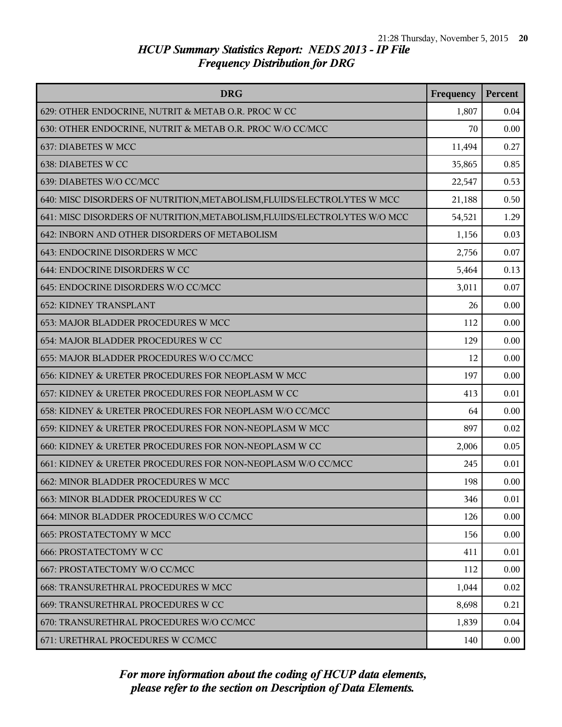# HCUP Summary Statistics Report: NEDS 2013 - IP File
## Frequency Distribution for DRG

| DRG | Frequency | Percent |
|---|---|---|
| 629: OTHER ENDOCRINE, NUTRIT & METAB O.R. PROC W CC | 1,807 | 0.04 |
| 630: OTHER ENDOCRINE, NUTRIT & METAB O.R. PROC W/O CC/MCC | 70 | 0.00 |
| 637: DIABETES W MCC | 11,494 | 0.27 |
| 638: DIABETES W CC | 35,865 | 0.85 |
| 639: DIABETES W/O CC/MCC | 22,547 | 0.53 |
| 640: MISC DISORDERS OF NUTRITION,METABOLISM,FLUIDS/ELECTROLYTES W MCC | 21,188 | 0.50 |
| 641: MISC DISORDERS OF NUTRITION,METABOLISM,FLUIDS/ELECTROLYTES W/O MCC | 54,521 | 1.29 |
| 642: INBORN AND OTHER DISORDERS OF METABOLISM | 1,156 | 0.03 |
| 643: ENDOCRINE DISORDERS W MCC | 2,756 | 0.07 |
| 644: ENDOCRINE DISORDERS W CC | 5,464 | 0.13 |
| 645: ENDOCRINE DISORDERS W/O CC/MCC | 3,011 | 0.07 |
| 652: KIDNEY TRANSPLANT | 26 | 0.00 |
| 653: MAJOR BLADDER PROCEDURES W MCC | 112 | 0.00 |
| 654: MAJOR BLADDER PROCEDURES W CC | 129 | 0.00 |
| 655: MAJOR BLADDER PROCEDURES W/O CC/MCC | 12 | 0.00 |
| 656: KIDNEY & URETER PROCEDURES FOR NEOPLASM W MCC | 197 | 0.00 |
| 657: KIDNEY & URETER PROCEDURES FOR NEOPLASM W CC | 413 | 0.01 |
| 658: KIDNEY & URETER PROCEDURES FOR NEOPLASM W/O CC/MCC | 64 | 0.00 |
| 659: KIDNEY & URETER PROCEDURES FOR NON-NEOPLASM W MCC | 897 | 0.02 |
| 660: KIDNEY & URETER PROCEDURES FOR NON-NEOPLASM W CC | 2,006 | 0.05 |
| 661: KIDNEY & URETER PROCEDURES FOR NON-NEOPLASM W/O CC/MCC | 245 | 0.01 |
| 662: MINOR BLADDER PROCEDURES W MCC | 198 | 0.00 |
| 663: MINOR BLADDER PROCEDURES W CC | 346 | 0.01 |
| 664: MINOR BLADDER PROCEDURES W/O CC/MCC | 126 | 0.00 |
| 665: PROSTATECTOMY W MCC | 156 | 0.00 |
| 666: PROSTATECTOMY W CC | 411 | 0.01 |
| 667: PROSTATECTOMY W/O CC/MCC | 112 | 0.00 |
| 668: TRANSURETHRAL PROCEDURES W MCC | 1,044 | 0.02 |
| 669: TRANSURETHRAL PROCEDURES W CC | 8,698 | 0.21 |
| 670: TRANSURETHRAL PROCEDURES W/O CC/MCC | 1,839 | 0.04 |
| 671: URETHRAL PROCEDURES W CC/MCC | 140 | 0.00 |

*For more information about the coding of HCUP data elements, please refer to the section on Description of Data Elements.*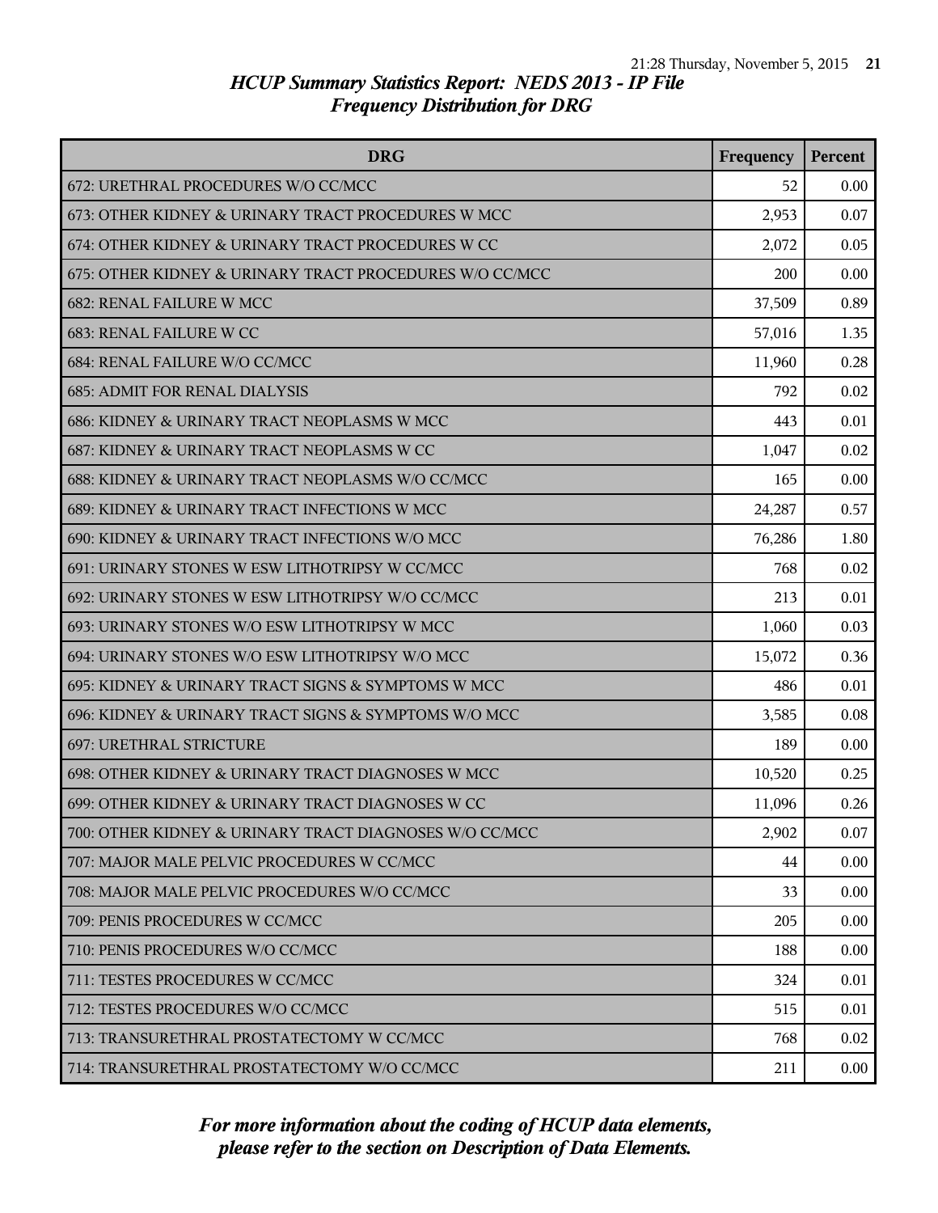# *HCUP Summary Statistics Report: NEDS 2013 - IP File*
## *Frequency Distribution for DRG*

| DRG | Frequency | Percent |
|---|---|---|
| 672: URETHRAL PROCEDURES W/O CC/MCC | 52 | 0.00 |
| 673: OTHER KIDNEY & URINARY TRACT PROCEDURES W MCC | 2,953 | 0.07 |
| 674: OTHER KIDNEY & URINARY TRACT PROCEDURES W CC | 2,072 | 0.05 |
| 675: OTHER KIDNEY & URINARY TRACT PROCEDURES W/O CC/MCC | 200 | 0.00 |
| 682: RENAL FAILURE W MCC | 37,509 | 0.89 |
| 683: RENAL FAILURE W CC | 57,016 | 1.35 |
| 684: RENAL FAILURE W/O CC/MCC | 11,960 | 0.28 |
| 685: ADMIT FOR RENAL DIALYSIS | 792 | 0.02 |
| 686: KIDNEY & URINARY TRACT NEOPLASMS W MCC | 443 | 0.01 |
| 687: KIDNEY & URINARY TRACT NEOPLASMS W CC | 1,047 | 0.02 |
| 688: KIDNEY & URINARY TRACT NEOPLASMS W/O CC/MCC | 165 | 0.00 |
| 689: KIDNEY & URINARY TRACT INFECTIONS W MCC | 24,287 | 0.57 |
| 690: KIDNEY & URINARY TRACT INFECTIONS W/O MCC | 76,286 | 1.80 |
| 691: URINARY STONES W ESW LITHOTRIPSY W CC/MCC | 768 | 0.02 |
| 692: URINARY STONES W ESW LITHOTRIPSY W/O CC/MCC | 213 | 0.01 |
| 693: URINARY STONES W/O ESW LITHOTRIPSY W MCC | 1,060 | 0.03 |
| 694: URINARY STONES W/O ESW LITHOTRIPSY W/O MCC | 15,072 | 0.36 |
| 695: KIDNEY & URINARY TRACT SIGNS & SYMPTOMS W MCC | 486 | 0.01 |
| 696: KIDNEY & URINARY TRACT SIGNS & SYMPTOMS W/O MCC | 3,585 | 0.08 |
| 697: URETHRAL STRICTURE | 189 | 0.00 |
| 698: OTHER KIDNEY & URINARY TRACT DIAGNOSES W MCC | 10,520 | 0.25 |
| 699: OTHER KIDNEY & URINARY TRACT DIAGNOSES W CC | 11,096 | 0.26 |
| 700: OTHER KIDNEY & URINARY TRACT DIAGNOSES W/O CC/MCC | 2,902 | 0.07 |
| 707: MAJOR MALE PELVIC PROCEDURES W CC/MCC | 44 | 0.00 |
| 708: MAJOR MALE PELVIC PROCEDURES W/O CC/MCC | 33 | 0.00 |
| 709: PENIS PROCEDURES W CC/MCC | 205 | 0.00 |
| 710: PENIS PROCEDURES W/O CC/MCC | 188 | 0.00 |
| 711: TESTES PROCEDURES W CC/MCC | 324 | 0.01 |
| 712: TESTES PROCEDURES W/O CC/MCC | 515 | 0.01 |
| 713: TRANSURETHRAL PROSTATECTOMY W CC/MCC | 768 | 0.02 |
| 714: TRANSURETHRAL PROSTATECTOMY W/O CC/MCC | 211 | 0.00 |

*For more information about the coding of HCUP data elements, please refer to the section on Description of Data Elements.*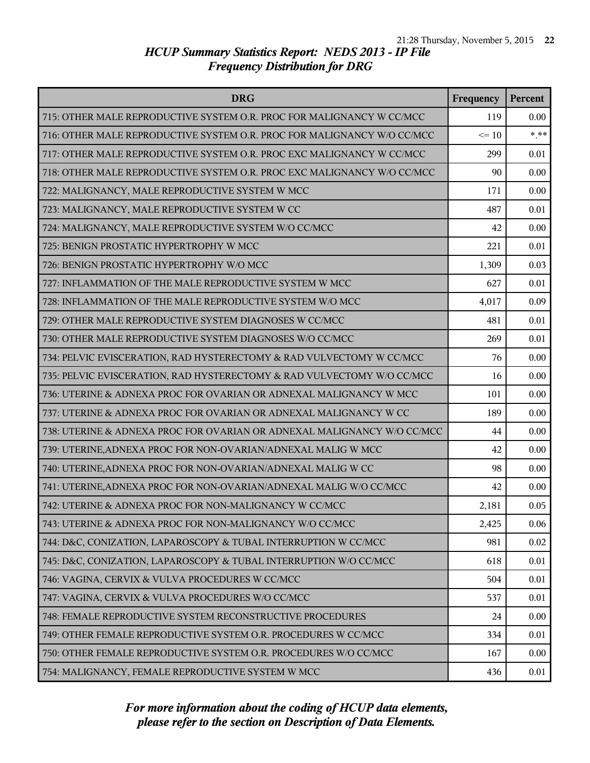# HCUP Summary Statistics Report: NEDS 2013 - IP File
## Frequency Distribution for DRG

| DRG | Frequency | Percent |
|---|---|---|
| 715: OTHER MALE REPRODUCTIVE SYSTEM O.R. PROC FOR MALIGNANCY W CC/MCC | 119 | 0.00 |
| 716: OTHER MALE REPRODUCTIVE SYSTEM O.R. PROC FOR MALIGNANCY W/O CC/MCC | <= 10 | *.** |
| 717: OTHER MALE REPRODUCTIVE SYSTEM O.R. PROC EXC MALIGNANCY W CC/MCC | 299 | 0.01 |
| 718: OTHER MALE REPRODUCTIVE SYSTEM O.R. PROC EXC MALIGNANCY W/O CC/MCC | 90 | 0.00 |
| 722: MALIGNANCY, MALE REPRODUCTIVE SYSTEM W MCC | 171 | 0.00 |
| 723: MALIGNANCY, MALE REPRODUCTIVE SYSTEM W CC | 487 | 0.01 |
| 724: MALIGNANCY, MALE REPRODUCTIVE SYSTEM W/O CC/MCC | 42 | 0.00 |
| 725: BENIGN PROSTATIC HYPERTROPHY W MCC | 221 | 0.01 |
| 726: BENIGN PROSTATIC HYPERTROPHY W/O MCC | 1,309 | 0.03 |
| 727: INFLAMMATION OF THE MALE REPRODUCTIVE SYSTEM W MCC | 627 | 0.01 |
| 728: INFLAMMATION OF THE MALE REPRODUCTIVE SYSTEM W/O MCC | 4,017 | 0.09 |
| 729: OTHER MALE REPRODUCTIVE SYSTEM DIAGNOSES W CC/MCC | 481 | 0.01 |
| 730: OTHER MALE REPRODUCTIVE SYSTEM DIAGNOSES W/O CC/MCC | 269 | 0.01 |
| 734: PELVIC EVISCERATION, RAD HYSTERECTOMY & RAD VULVECTOMY W CC/MCC | 76 | 0.00 |
| 735: PELVIC EVISCERATION, RAD HYSTERECTOMY & RAD VULVECTOMY W/O CC/MCC | 16 | 0.00 |
| 736: UTERINE & ADNEXA PROC FOR OVARIAN OR ADNEXAL MALIGNANCY W MCC | 101 | 0.00 |
| 737: UTERINE & ADNEXA PROC FOR OVARIAN OR ADNEXAL MALIGNANCY W CC | 189 | 0.00 |
| 738: UTERINE & ADNEXA PROC FOR OVARIAN OR ADNEXAL MALIGNANCY W/O CC/MCC | 44 | 0.00 |
| 739: UTERINE,ADNEXA PROC FOR NON-OVARIAN/ADNEXAL MALIG W MCC | 42 | 0.00 |
| 740: UTERINE,ADNEXA PROC FOR NON-OVARIAN/ADNEXAL MALIG W CC | 98 | 0.00 |
| 741: UTERINE,ADNEXA PROC FOR NON-OVARIAN/ADNEXAL MALIG W/O CC/MCC | 42 | 0.00 |
| 742: UTERINE & ADNEXA PROC FOR NON-MALIGNANCY W CC/MCC | 2,181 | 0.05 |
| 743: UTERINE & ADNEXA PROC FOR NON-MALIGNANCY W/O CC/MCC | 2,425 | 0.06 |
| 744: D&C, CONIZATION, LAPAROSCOPY & TUBAL INTERRUPTION W CC/MCC | 981 | 0.02 |
| 745: D&C, CONIZATION, LAPAROSCOPY & TUBAL INTERRUPTION W/O CC/MCC | 618 | 0.01 |
| 746: VAGINA, CERVIX & VULVA PROCEDURES W CC/MCC | 504 | 0.01 |
| 747: VAGINA, CERVIX & VULVA PROCEDURES W/O CC/MCC | 537 | 0.01 |
| 748: FEMALE REPRODUCTIVE SYSTEM RECONSTRUCTIVE PROCEDURES | 24 | 0.00 |
| 749: OTHER FEMALE REPRODUCTIVE SYSTEM O.R. PROCEDURES W CC/MCC | 334 | 0.01 |
| 750: OTHER FEMALE REPRODUCTIVE SYSTEM O.R. PROCEDURES W/O CC/MCC | 167 | 0.00 |
| 754: MALIGNANCY, FEMALE REPRODUCTIVE SYSTEM W MCC | 436 | 0.01 |

*For more information about the coding of HCUP data elements, please refer to the section on Description of Data Elements.*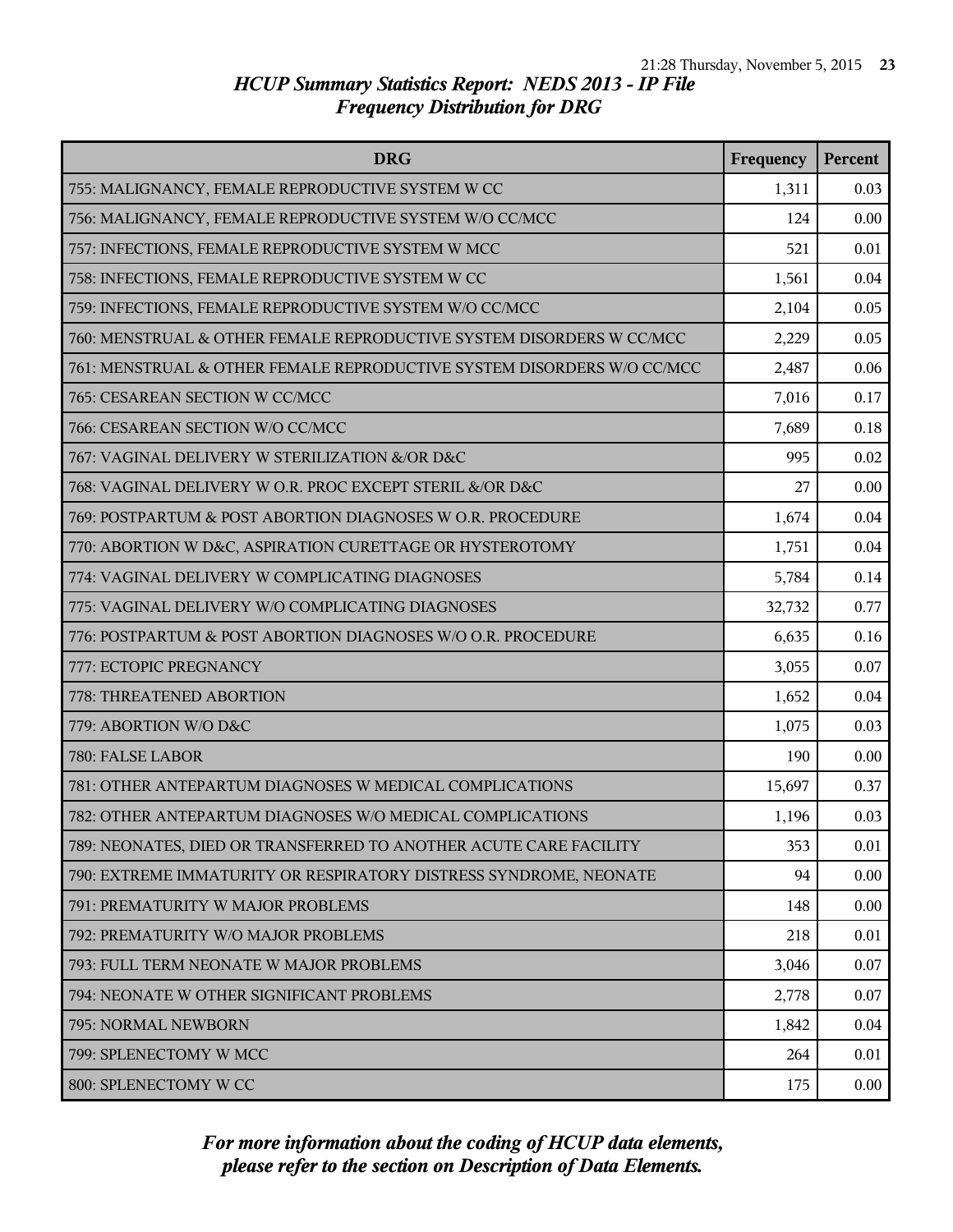# HCUP Summary Statistics Report: NEDS 2013 - IP File
## Frequency Distribution for DRG

| DRG | Frequency | Percent |
|---|---|---|
| 755: MALIGNANCY, FEMALE REPRODUCTIVE SYSTEM W CC | 1,311 | 0.03 |
| 756: MALIGNANCY, FEMALE REPRODUCTIVE SYSTEM W/O CC/MCC | 124 | 0.00 |
| 757: INFECTIONS, FEMALE REPRODUCTIVE SYSTEM W MCC | 521 | 0.01 |
| 758: INFECTIONS, FEMALE REPRODUCTIVE SYSTEM W CC | 1,561 | 0.04 |
| 759: INFECTIONS, FEMALE REPRODUCTIVE SYSTEM W/O CC/MCC | 2,104 | 0.05 |
| 760: MENSTRUAL & OTHER FEMALE REPRODUCTIVE SYSTEM DISORDERS W CC/MCC | 2,229 | 0.05 |
| 761: MENSTRUAL & OTHER FEMALE REPRODUCTIVE SYSTEM DISORDERS W/O CC/MCC | 2,487 | 0.06 |
| 765: CESAREAN SECTION W CC/MCC | 7,016 | 0.17 |
| 766: CESAREAN SECTION W/O CC/MCC | 7,689 | 0.18 |
| 767: VAGINAL DELIVERY W STERILIZATION &/OR D&C | 995 | 0.02 |
| 768: VAGINAL DELIVERY W O.R. PROC EXCEPT STERIL &/OR D&C | 27 | 0.00 |
| 769: POSTPARTUM & POST ABORTION DIAGNOSES W O.R. PROCEDURE | 1,674 | 0.04 |
| 770: ABORTION W D&C, ASPIRATION CURETTAGE OR HYSTEROTOMY | 1,751 | 0.04 |
| 774: VAGINAL DELIVERY W COMPLICATING DIAGNOSES | 5,784 | 0.14 |
| 775: VAGINAL DELIVERY W/O COMPLICATING DIAGNOSES | 32,732 | 0.77 |
| 776: POSTPARTUM & POST ABORTION DIAGNOSES W/O O.R. PROCEDURE | 6,635 | 0.16 |
| 777: ECTOPIC PREGNANCY | 3,055 | 0.07 |
| 778: THREATENED ABORTION | 1,652 | 0.04 |
| 779: ABORTION W/O D&C | 1,075 | 0.03 |
| 780: FALSE LABOR | 190 | 0.00 |
| 781: OTHER ANTEPARTUM DIAGNOSES W MEDICAL COMPLICATIONS | 15,697 | 0.37 |
| 782: OTHER ANTEPARTUM DIAGNOSES W/O MEDICAL COMPLICATIONS | 1,196 | 0.03 |
| 789: NEONATES, DIED OR TRANSFERRED TO ANOTHER ACUTE CARE FACILITY | 353 | 0.01 |
| 790: EXTREME IMMATURITY OR RESPIRATORY DISTRESS SYNDROME, NEONATE | 94 | 0.00 |
| 791: PREMATURITY W MAJOR PROBLEMS | 148 | 0.00 |
| 792: PREMATURITY W/O MAJOR PROBLEMS | 218 | 0.01 |
| 793: FULL TERM NEONATE W MAJOR PROBLEMS | 3,046 | 0.07 |
| 794: NEONATE W OTHER SIGNIFICANT PROBLEMS | 2,778 | 0.07 |
| 795: NORMAL NEWBORN | 1,842 | 0.04 |
| 799: SPLENECTOMY W MCC | 264 | 0.01 |
| 800: SPLENECTOMY W CC | 175 | 0.00 |

*For more information about the coding of HCUP data elements, please refer to the section on Description of Data Elements.*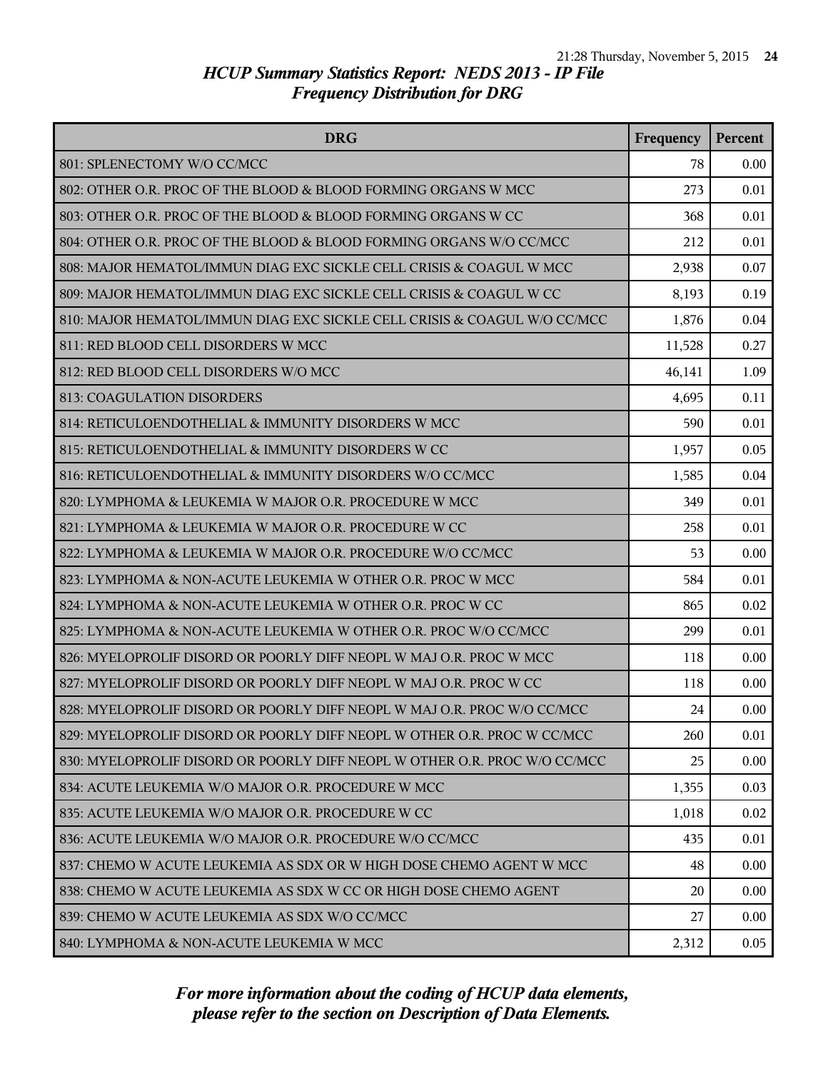## HCUP Summary Statistics Report: NEDS 2013 - IP File
## Frequency Distribution for DRG

| DRG | Frequency | Percent |
|---|---|---|
| 801: SPLENECTOMY W/O CC/MCC | 78 | 0.00 |
| 802: OTHER O.R. PROC OF THE BLOOD & BLOOD FORMING ORGANS W MCC | 273 | 0.01 |
| 803: OTHER O.R. PROC OF THE BLOOD & BLOOD FORMING ORGANS W CC | 368 | 0.01 |
| 804: OTHER O.R. PROC OF THE BLOOD & BLOOD FORMING ORGANS W/O CC/MCC | 212 | 0.01 |
| 808: MAJOR HEMATOL/IMMUN DIAG EXC SICKLE CELL CRISIS & COAGUL W MCC | 2,938 | 0.07 |
| 809: MAJOR HEMATOL/IMMUN DIAG EXC SICKLE CELL CRISIS & COAGUL W CC | 8,193 | 0.19 |
| 810: MAJOR HEMATOL/IMMUN DIAG EXC SICKLE CELL CRISIS & COAGUL W/O CC/MCC | 1,876 | 0.04 |
| 811: RED BLOOD CELL DISORDERS W MCC | 11,528 | 0.27 |
| 812: RED BLOOD CELL DISORDERS W/O MCC | 46,141 | 1.09 |
| 813: COAGULATION DISORDERS | 4,695 | 0.11 |
| 814: RETICULOENDOTHELIAL & IMMUNITY DISORDERS W MCC | 590 | 0.01 |
| 815: RETICULOENDOTHELIAL & IMMUNITY DISORDERS W CC | 1,957 | 0.05 |
| 816: RETICULOENDOTHELIAL & IMMUNITY DISORDERS W/O CC/MCC | 1,585 | 0.04 |
| 820: LYMPHOMA & LEUKEMIA W MAJOR O.R. PROCEDURE W MCC | 349 | 0.01 |
| 821: LYMPHOMA & LEUKEMIA W MAJOR O.R. PROCEDURE W CC | 258 | 0.01 |
| 822: LYMPHOMA & LEUKEMIA W MAJOR O.R. PROCEDURE W/O CC/MCC | 53 | 0.00 |
| 823: LYMPHOMA & NON-ACUTE LEUKEMIA W OTHER O.R. PROC W MCC | 584 | 0.01 |
| 824: LYMPHOMA & NON-ACUTE LEUKEMIA W OTHER O.R. PROC W CC | 865 | 0.02 |
| 825: LYMPHOMA & NON-ACUTE LEUKEMIA W OTHER O.R. PROC W/O CC/MCC | 299 | 0.01 |
| 826: MYELOPROLIF DISORD OR POORLY DIFF NEOPL W MAJ O.R. PROC W MCC | 118 | 0.00 |
| 827: MYELOPROLIF DISORD OR POORLY DIFF NEOPL W MAJ O.R. PROC W CC | 118 | 0.00 |
| 828: MYELOPROLIF DISORD OR POORLY DIFF NEOPL W MAJ O.R. PROC W/O CC/MCC | 24 | 0.00 |
| 829: MYELOPROLIF DISORD OR POORLY DIFF NEOPL W OTHER O.R. PROC W CC/MCC | 260 | 0.01 |
| 830: MYELOPROLIF DISORD OR POORLY DIFF NEOPL W OTHER O.R. PROC W/O CC/MCC | 25 | 0.00 |
| 834: ACUTE LEUKEMIA W/O MAJOR O.R. PROCEDURE W MCC | 1,355 | 0.03 |
| 835: ACUTE LEUKEMIA W/O MAJOR O.R. PROCEDURE W CC | 1,018 | 0.02 |
| 836: ACUTE LEUKEMIA W/O MAJOR O.R. PROCEDURE W/O CC/MCC | 435 | 0.01 |
| 837: CHEMO W ACUTE LEUKEMIA AS SDX OR W HIGH DOSE CHEMO AGENT W MCC | 48 | 0.00 |
| 838: CHEMO W ACUTE LEUKEMIA AS SDX W CC OR HIGH DOSE CHEMO AGENT | 20 | 0.00 |
| 839: CHEMO W ACUTE LEUKEMIA AS SDX W/O CC/MCC | 27 | 0.00 |
| 840: LYMPHOMA & NON-ACUTE LEUKEMIA W MCC | 2,312 | 0.05 |

*For more information about the coding of HCUP data elements, please refer to the section on Description of Data Elements.*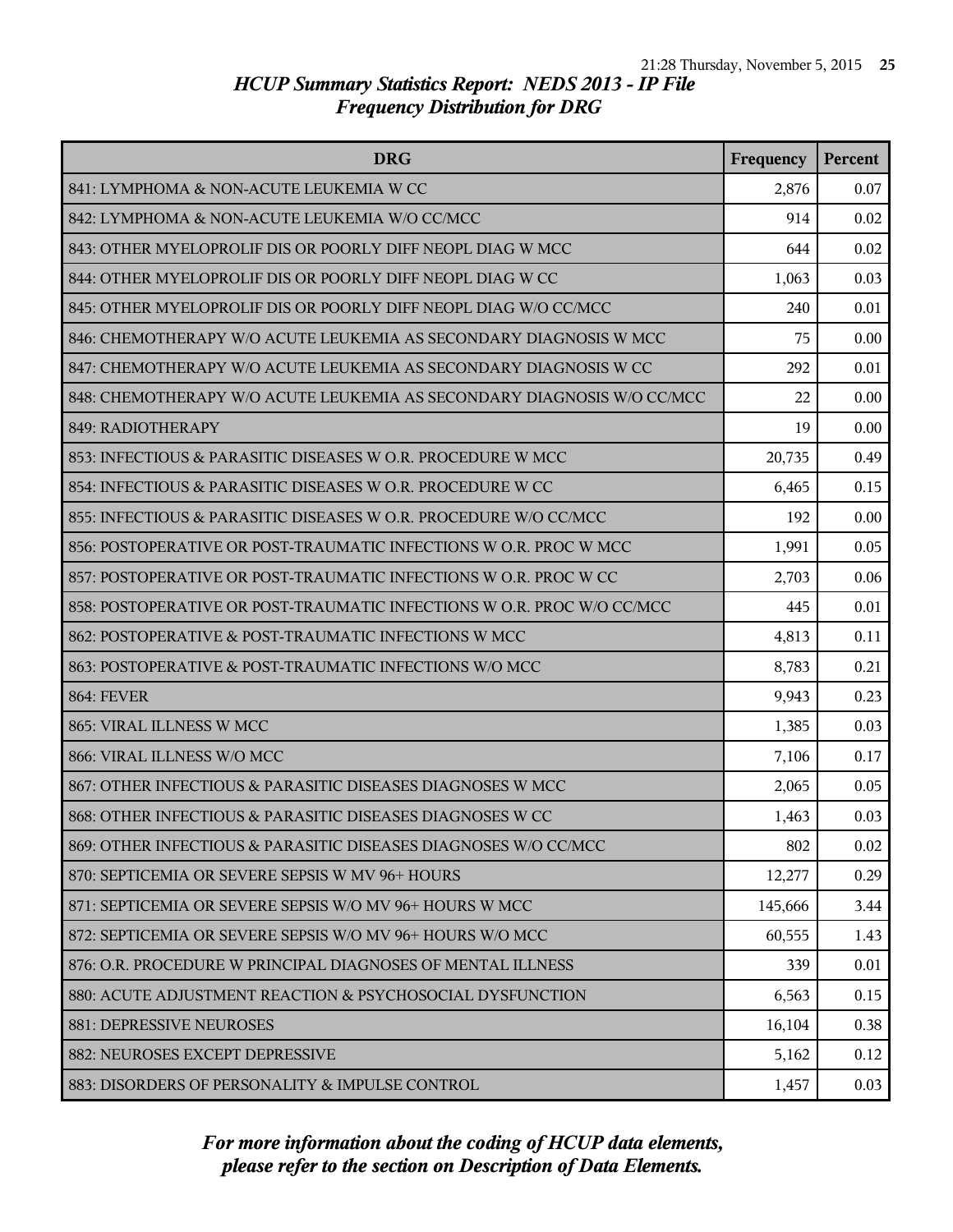# HCUP Summary Statistics Report: NEDS 2013 - IP File
## Frequency Distribution for DRG

| DRG | Frequency | Percent |
|---|---|---|
| 841: LYMPHOMA & NON-ACUTE LEUKEMIA W CC | 2,876 | 0.07 |
| 842: LYMPHOMA & NON-ACUTE LEUKEMIA W/O CC/MCC | 914 | 0.02 |
| 843: OTHER MYELOPROLIF DIS OR POORLY DIFF NEOPL DIAG W MCC | 644 | 0.02 |
| 844: OTHER MYELOPROLIF DIS OR POORLY DIFF NEOPL DIAG W CC | 1,063 | 0.03 |
| 845: OTHER MYELOPROLIF DIS OR POORLY DIFF NEOPL DIAG W/O CC/MCC | 240 | 0.01 |
| 846: CHEMOTHERAPY W/O ACUTE LEUKEMIA AS SECONDARY DIAGNOSIS W MCC | 75 | 0.00 |
| 847: CHEMOTHERAPY W/O ACUTE LEUKEMIA AS SECONDARY DIAGNOSIS W CC | 292 | 0.01 |
| 848: CHEMOTHERAPY W/O ACUTE LEUKEMIA AS SECONDARY DIAGNOSIS W/O CC/MCC | 22 | 0.00 |
| 849: RADIOTHERAPY | 19 | 0.00 |
| 853: INFECTIOUS & PARASITIC DISEASES W O.R. PROCEDURE W MCC | 20,735 | 0.49 |
| 854: INFECTIOUS & PARASITIC DISEASES W O.R. PROCEDURE W CC | 6,465 | 0.15 |
| 855: INFECTIOUS & PARASITIC DISEASES W O.R. PROCEDURE W/O CC/MCC | 192 | 0.00 |
| 856: POSTOPERATIVE OR POST-TRAUMATIC INFECTIONS W O.R. PROC W MCC | 1,991 | 0.05 |
| 857: POSTOPERATIVE OR POST-TRAUMATIC INFECTIONS W O.R. PROC W CC | 2,703 | 0.06 |
| 858: POSTOPERATIVE OR POST-TRAUMATIC INFECTIONS W O.R. PROC W/O CC/MCC | 445 | 0.01 |
| 862: POSTOPERATIVE & POST-TRAUMATIC INFECTIONS W MCC | 4,813 | 0.11 |
| 863: POSTOPERATIVE & POST-TRAUMATIC INFECTIONS W/O MCC | 8,783 | 0.21 |
| 864: FEVER | 9,943 | 0.23 |
| 865: VIRAL ILLNESS W MCC | 1,385 | 0.03 |
| 866: VIRAL ILLNESS W/O MCC | 7,106 | 0.17 |
| 867: OTHER INFECTIOUS & PARASITIC DISEASES DIAGNOSES W MCC | 2,065 | 0.05 |
| 868: OTHER INFECTIOUS & PARASITIC DISEASES DIAGNOSES W CC | 1,463 | 0.03 |
| 869: OTHER INFECTIOUS & PARASITIC DISEASES DIAGNOSES W/O CC/MCC | 802 | 0.02 |
| 870: SEPTICEMIA OR SEVERE SEPSIS W MV 96+ HOURS | 12,277 | 0.29 |
| 871: SEPTICEMIA OR SEVERE SEPSIS W/O MV 96+ HOURS W MCC | 145,666 | 3.44 |
| 872: SEPTICEMIA OR SEVERE SEPSIS W/O MV 96+ HOURS W/O MCC | 60,555 | 1.43 |
| 876: O.R. PROCEDURE W PRINCIPAL DIAGNOSES OF MENTAL ILLNESS | 339 | 0.01 |
| 880: ACUTE ADJUSTMENT REACTION & PSYCHOSOCIAL DYSFUNCTION | 6,563 | 0.15 |
| 881: DEPRESSIVE NEUROSES | 16,104 | 0.38 |
| 882: NEUROSES EXCEPT DEPRESSIVE | 5,162 | 0.12 |
| 883: DISORDERS OF PERSONALITY & IMPULSE CONTROL | 1,457 | 0.03 |

*For more information about the coding of HCUP data elements, please refer to the section on Description of Data Elements.*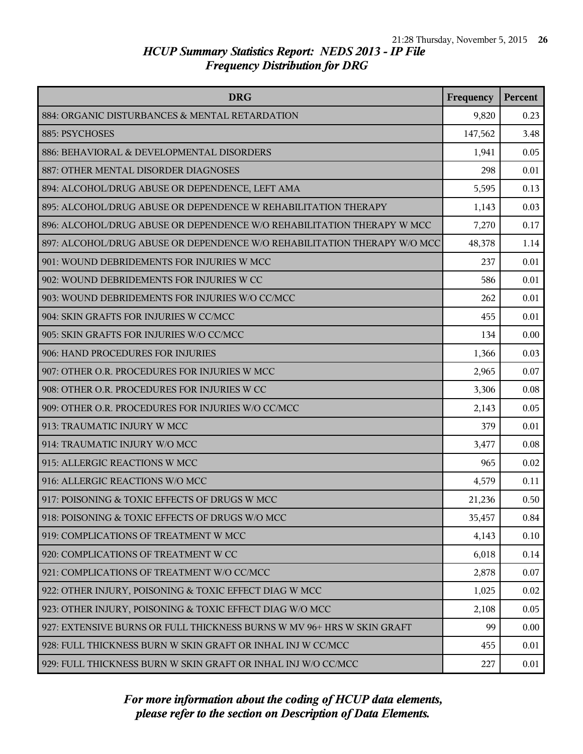# HCUP Summary Statistics Report: NEDS 2013 - IP File
## Frequency Distribution for DRG

| DRG | Frequency | Percent |
|---|---|---|
| 884: ORGANIC DISTURBANCES & MENTAL RETARDATION | 9,820 | 0.23 |
| 885: PSYCHOSES | 147,562 | 3.48 |
| 886: BEHAVIORAL & DEVELOPMENTAL DISORDERS | 1,941 | 0.05 |
| 887: OTHER MENTAL DISORDER DIAGNOSES | 298 | 0.01 |
| 894: ALCOHOL/DRUG ABUSE OR DEPENDENCE, LEFT AMA | 5,595 | 0.13 |
| 895: ALCOHOL/DRUG ABUSE OR DEPENDENCE W REHABILITATION THERAPY | 1,143 | 0.03 |
| 896: ALCOHOL/DRUG ABUSE OR DEPENDENCE W/O REHABILITATION THERAPY W MCC | 7,270 | 0.17 |
| 897: ALCOHOL/DRUG ABUSE OR DEPENDENCE W/O REHABILITATION THERAPY W/O MCC | 48,378 | 1.14 |
| 901: WOUND DEBRIDEMENTS FOR INJURIES W MCC | 237 | 0.01 |
| 902: WOUND DEBRIDEMENTS FOR INJURIES W CC | 586 | 0.01 |
| 903: WOUND DEBRIDEMENTS FOR INJURIES W/O CC/MCC | 262 | 0.01 |
| 904: SKIN GRAFTS FOR INJURIES W CC/MCC | 455 | 0.01 |
| 905: SKIN GRAFTS FOR INJURIES W/O CC/MCC | 134 | 0.00 |
| 906: HAND PROCEDURES FOR INJURIES | 1,366 | 0.03 |
| 907: OTHER O.R. PROCEDURES FOR INJURIES W MCC | 2,965 | 0.07 |
| 908: OTHER O.R. PROCEDURES FOR INJURIES W CC | 3,306 | 0.08 |
| 909: OTHER O.R. PROCEDURES FOR INJURIES W/O CC/MCC | 2,143 | 0.05 |
| 913: TRAUMATIC INJURY W MCC | 379 | 0.01 |
| 914: TRAUMATIC INJURY W/O MCC | 3,477 | 0.08 |
| 915: ALLERGIC REACTIONS W MCC | 965 | 0.02 |
| 916: ALLERGIC REACTIONS W/O MCC | 4,579 | 0.11 |
| 917: POISONING & TOXIC EFFECTS OF DRUGS W MCC | 21,236 | 0.50 |
| 918: POISONING & TOXIC EFFECTS OF DRUGS W/O MCC | 35,457 | 0.84 |
| 919: COMPLICATIONS OF TREATMENT W MCC | 4,143 | 0.10 |
| 920: COMPLICATIONS OF TREATMENT W CC | 6,018 | 0.14 |
| 921: COMPLICATIONS OF TREATMENT W/O CC/MCC | 2,878 | 0.07 |
| 922: OTHER INJURY, POISONING & TOXIC EFFECT DIAG W MCC | 1,025 | 0.02 |
| 923: OTHER INJURY, POISONING & TOXIC EFFECT DIAG W/O MCC | 2,108 | 0.05 |
| 927: EXTENSIVE BURNS OR FULL THICKNESS BURNS W MV 96+ HRS W SKIN GRAFT | 99 | 0.00 |
| 928: FULL THICKNESS BURN W SKIN GRAFT OR INHAL INJ W CC/MCC | 455 | 0.01 |
| 929: FULL THICKNESS BURN W SKIN GRAFT OR INHAL INJ W/O CC/MCC | 227 | 0.01 |

*For more information about the coding of HCUP data elements, please refer to the section on Description of Data Elements.*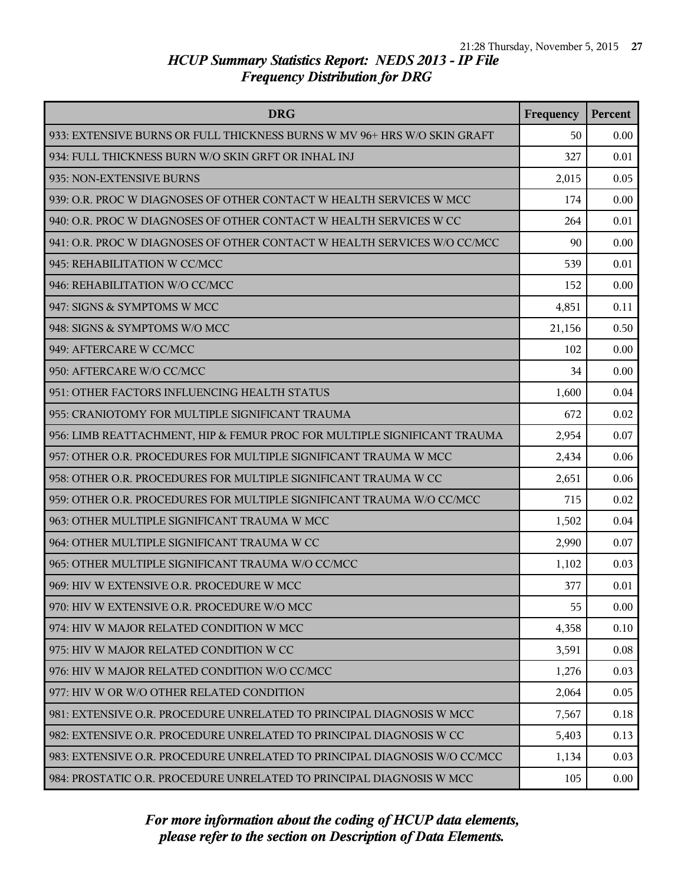# HCUP Summary Statistics Report: NEDS 2013 - IP File
## Frequency Distribution for DRG

| DRG | Frequency | Percent |
|---|---|---|
| 933: EXTENSIVE BURNS OR FULL THICKNESS BURNS W MV 96+ HRS W/O SKIN GRAFT | 50 | 0.00 |
| 934: FULL THICKNESS BURN W/O SKIN GRFT OR INHAL INJ | 327 | 0.01 |
| 935: NON-EXTENSIVE BURNS | 2,015 | 0.05 |
| 939: O.R. PROC W DIAGNOSES OF OTHER CONTACT W HEALTH SERVICES W MCC | 174 | 0.00 |
| 940: O.R. PROC W DIAGNOSES OF OTHER CONTACT W HEALTH SERVICES W CC | 264 | 0.01 |
| 941: O.R. PROC W DIAGNOSES OF OTHER CONTACT W HEALTH SERVICES W/O CC/MCC | 90 | 0.00 |
| 945: REHABILITATION W CC/MCC | 539 | 0.01 |
| 946: REHABILITATION W/O CC/MCC | 152 | 0.00 |
| 947: SIGNS & SYMPTOMS W MCC | 4,851 | 0.11 |
| 948: SIGNS & SYMPTOMS W/O MCC | 21,156 | 0.50 |
| 949: AFTERCARE W CC/MCC | 102 | 0.00 |
| 950: AFTERCARE W/O CC/MCC | 34 | 0.00 |
| 951: OTHER FACTORS INFLUENCING HEALTH STATUS | 1,600 | 0.04 |
| 955: CRANIOTOMY FOR MULTIPLE SIGNIFICANT TRAUMA | 672 | 0.02 |
| 956: LIMB REATTACHMENT, HIP & FEMUR PROC FOR MULTIPLE SIGNIFICANT TRAUMA | 2,954 | 0.07 |
| 957: OTHER O.R. PROCEDURES FOR MULTIPLE SIGNIFICANT TRAUMA W MCC | 2,434 | 0.06 |
| 958: OTHER O.R. PROCEDURES FOR MULTIPLE SIGNIFICANT TRAUMA W CC | 2,651 | 0.06 |
| 959: OTHER O.R. PROCEDURES FOR MULTIPLE SIGNIFICANT TRAUMA W/O CC/MCC | 715 | 0.02 |
| 963: OTHER MULTIPLE SIGNIFICANT TRAUMA W MCC | 1,502 | 0.04 |
| 964: OTHER MULTIPLE SIGNIFICANT TRAUMA W CC | 2,990 | 0.07 |
| 965: OTHER MULTIPLE SIGNIFICANT TRAUMA W/O CC/MCC | 1,102 | 0.03 |
| 969: HIV W EXTENSIVE O.R. PROCEDURE W MCC | 377 | 0.01 |
| 970: HIV W EXTENSIVE O.R. PROCEDURE W/O MCC | 55 | 0.00 |
| 974: HIV W MAJOR RELATED CONDITION W MCC | 4,358 | 0.10 |
| 975: HIV W MAJOR RELATED CONDITION W CC | 3,591 | 0.08 |
| 976: HIV W MAJOR RELATED CONDITION W/O CC/MCC | 1,276 | 0.03 |
| 977: HIV W OR W/O OTHER RELATED CONDITION | 2,064 | 0.05 |
| 981: EXTENSIVE O.R. PROCEDURE UNRELATED TO PRINCIPAL DIAGNOSIS W MCC | 7,567 | 0.18 |
| 982: EXTENSIVE O.R. PROCEDURE UNRELATED TO PRINCIPAL DIAGNOSIS W CC | 5,403 | 0.13 |
| 983: EXTENSIVE O.R. PROCEDURE UNRELATED TO PRINCIPAL DIAGNOSIS W/O CC/MCC | 1,134 | 0.03 |
| 984: PROSTATIC O.R. PROCEDURE UNRELATED TO PRINCIPAL DIAGNOSIS W MCC | 105 | 0.00 |

*For more information about the coding of HCUP data elements, please refer to the section on Description of Data Elements.*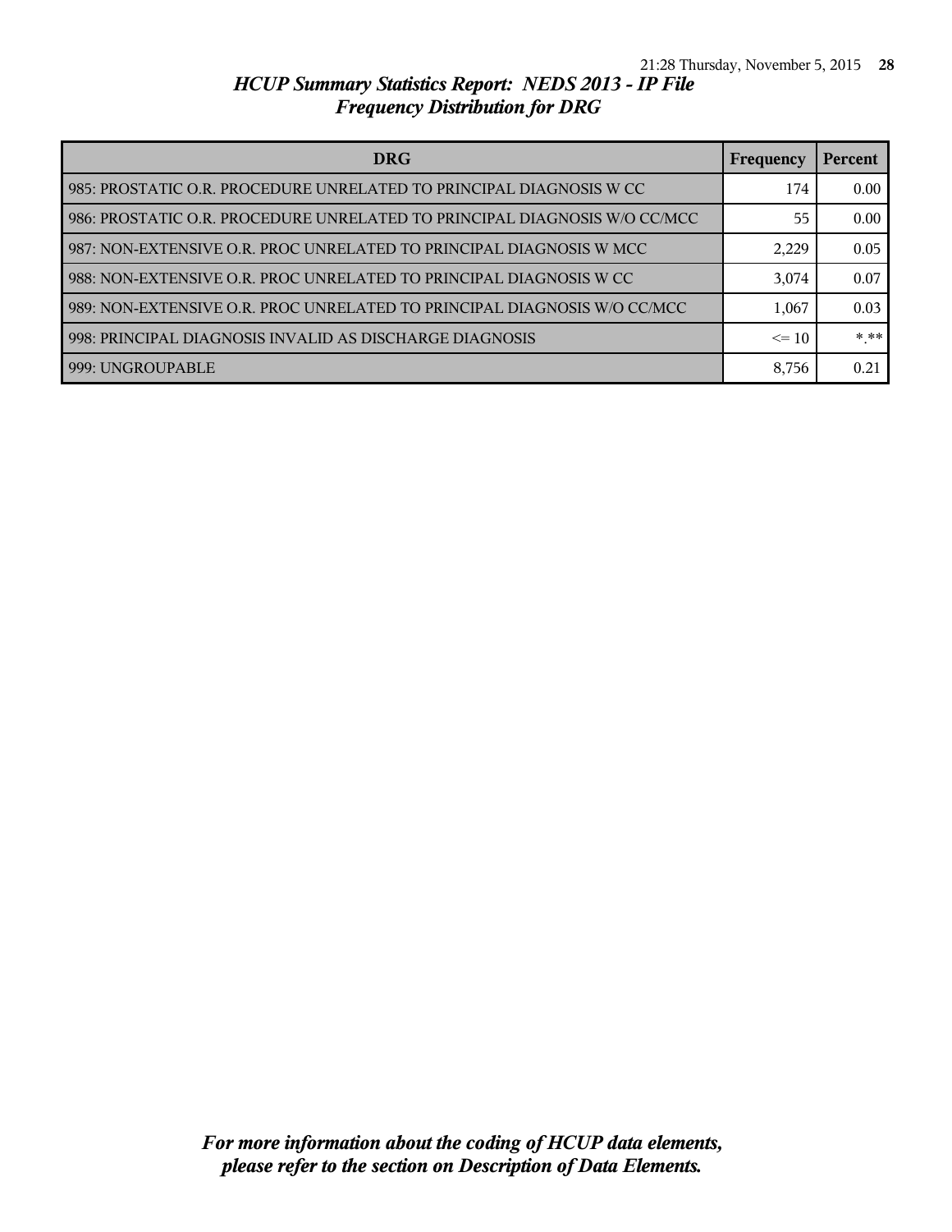*HCUP Summary Statistics Report: NEDS 2013 - IP File*
*Frequency Distribution for DRG*

| DRG | Frequency | Percent |
|---|---|---|
| 985: PROSTATIC O.R. PROCEDURE UNRELATED TO PRINCIPAL DIAGNOSIS W CC | 174 | 0.00 |
| 986: PROSTATIC O.R. PROCEDURE UNRELATED TO PRINCIPAL DIAGNOSIS W/O CC/MCC | 55 | 0.00 |
| 987: NON-EXTENSIVE O.R. PROC UNRELATED TO PRINCIPAL DIAGNOSIS W MCC | 2,229 | 0.05 |
| 988: NON-EXTENSIVE O.R. PROC UNRELATED TO PRINCIPAL DIAGNOSIS W CC | 3,074 | 0.07 |
| 989: NON-EXTENSIVE O.R. PROC UNRELATED TO PRINCIPAL DIAGNOSIS W/O CC/MCC | 1,067 | 0.03 |
| 998: PRINCIPAL DIAGNOSIS INVALID AS DISCHARGE DIAGNOSIS | <= 10 | *.** |
| 999: UNGROUPABLE | 8,756 | 0.21 |

***For more information about the coding of HCUP data elements, please refer to the section on Description of Data Elements.***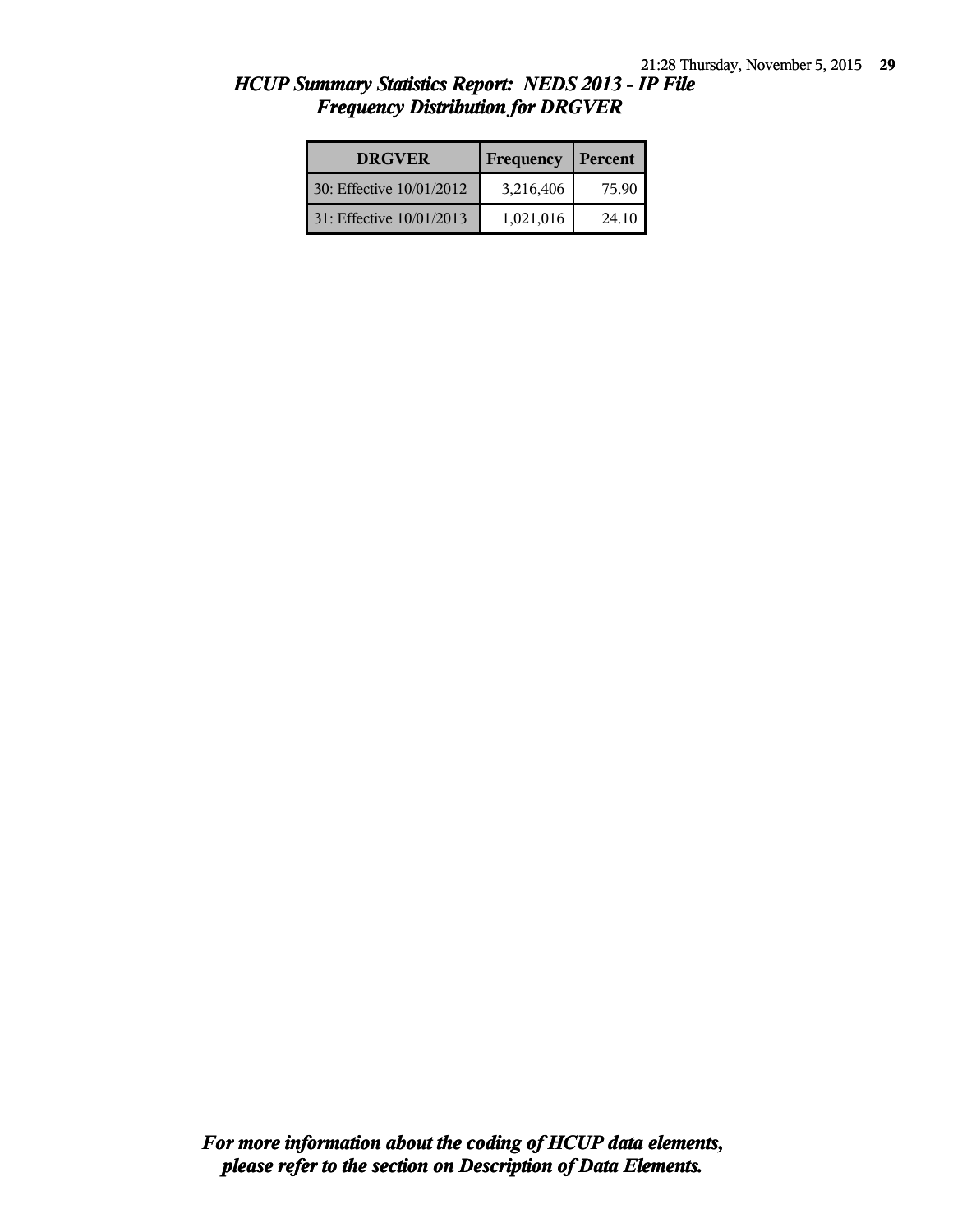# *HCUP Summary Statistics Report: NEDS 2013 - IP File*
## *Frequency Distribution for DRGVER*

| DRGVER | Frequency | Percent |
|---|---|---|
| 30: Effective 10/01/2012 | 3,216,406 | 75.90 |
| 31: Effective 10/01/2013 | 1,021,016 | 24.10 |

***For more information about the coding of HCUP data elements, please refer to the section on Description of Data Elements.***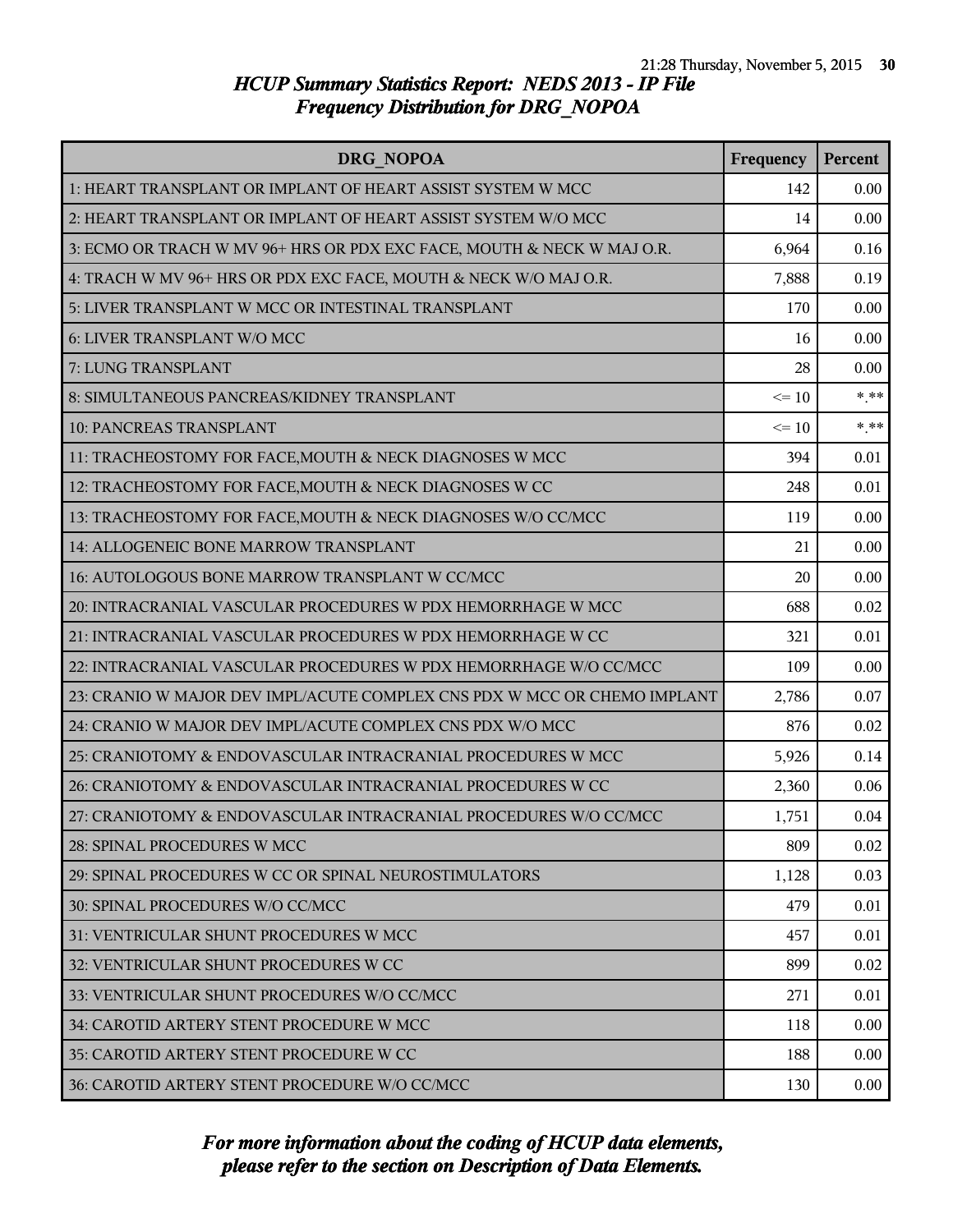# HCUP Summary Statistics Report: NEDS 2013 - IP File

## Frequency Distribution for DRG_NOPOA

| DRG_NOPOA | Frequency | Percent |
|---|---|---|
| 1: HEART TRANSPLANT OR IMPLANT OF HEART ASSIST SYSTEM W MCC | 142 | 0.00 |
| 2: HEART TRANSPLANT OR IMPLANT OF HEART ASSIST SYSTEM W/O MCC | 14 | 0.00 |
| 3: ECMO OR TRACH W MV 96+ HRS OR PDX EXC FACE, MOUTH & NECK W MAJ O.R. | 6,964 | 0.16 |
| 4: TRACH W MV 96+ HRS OR PDX EXC FACE, MOUTH & NECK W/O MAJ O.R. | 7,888 | 0.19 |
| 5: LIVER TRANSPLANT W MCC OR INTESTINAL TRANSPLANT | 170 | 0.00 |
| 6: LIVER TRANSPLANT W/O MCC | 16 | 0.00 |
| 7: LUNG TRANSPLANT | 28 | 0.00 |
| 8: SIMULTANEOUS PANCREAS/KIDNEY TRANSPLANT | <= 10 | *.** |
| 10: PANCREAS TRANSPLANT | <= 10 | *.** |
| 11: TRACHEOSTOMY FOR FACE,MOUTH & NECK DIAGNOSES W MCC | 394 | 0.01 |
| 12: TRACHEOSTOMY FOR FACE,MOUTH & NECK DIAGNOSES W CC | 248 | 0.01 |
| 13: TRACHEOSTOMY FOR FACE,MOUTH & NECK DIAGNOSES W/O CC/MCC | 119 | 0.00 |
| 14: ALLOGENEIC BONE MARROW TRANSPLANT | 21 | 0.00 |
| 16: AUTOLOGOUS BONE MARROW TRANSPLANT W CC/MCC | 20 | 0.00 |
| 20: INTRACRANIAL VASCULAR PROCEDURES W PDX HEMORRHAGE W MCC | 688 | 0.02 |
| 21: INTRACRANIAL VASCULAR PROCEDURES W PDX HEMORRHAGE W CC | 321 | 0.01 |
| 22: INTRACRANIAL VASCULAR PROCEDURES W PDX HEMORRHAGE W/O CC/MCC | 109 | 0.00 |
| 23: CRANIO W MAJOR DEV IMPL/ACUTE COMPLEX CNS PDX W MCC OR CHEMO IMPLANT | 2,786 | 0.07 |
| 24: CRANIO W MAJOR DEV IMPL/ACUTE COMPLEX CNS PDX W/O MCC | 876 | 0.02 |
| 25: CRANIOTOMY & ENDOVASCULAR INTRACRANIAL PROCEDURES W MCC | 5,926 | 0.14 |
| 26: CRANIOTOMY & ENDOVASCULAR INTRACRANIAL PROCEDURES W CC | 2,360 | 0.06 |
| 27: CRANIOTOMY & ENDOVASCULAR INTRACRANIAL PROCEDURES W/O CC/MCC | 1,751 | 0.04 |
| 28: SPINAL PROCEDURES W MCC | 809 | 0.02 |
| 29: SPINAL PROCEDURES W CC OR SPINAL NEUROSTIMULATORS | 1,128 | 0.03 |
| 30: SPINAL PROCEDURES W/O CC/MCC | 479 | 0.01 |
| 31: VENTRICULAR SHUNT PROCEDURES W MCC | 457 | 0.01 |
| 32: VENTRICULAR SHUNT PROCEDURES W CC | 899 | 0.02 |
| 33: VENTRICULAR SHUNT PROCEDURES W/O CC/MCC | 271 | 0.01 |
| 34: CAROTID ARTERY STENT PROCEDURE W MCC | 118 | 0.00 |
| 35: CAROTID ARTERY STENT PROCEDURE W CC | 188 | 0.00 |
| 36: CAROTID ARTERY STENT PROCEDURE W/O CC/MCC | 130 | 0.00 |

*For more information about the coding of HCUP data elements, please refer to the section on Description of Data Elements.*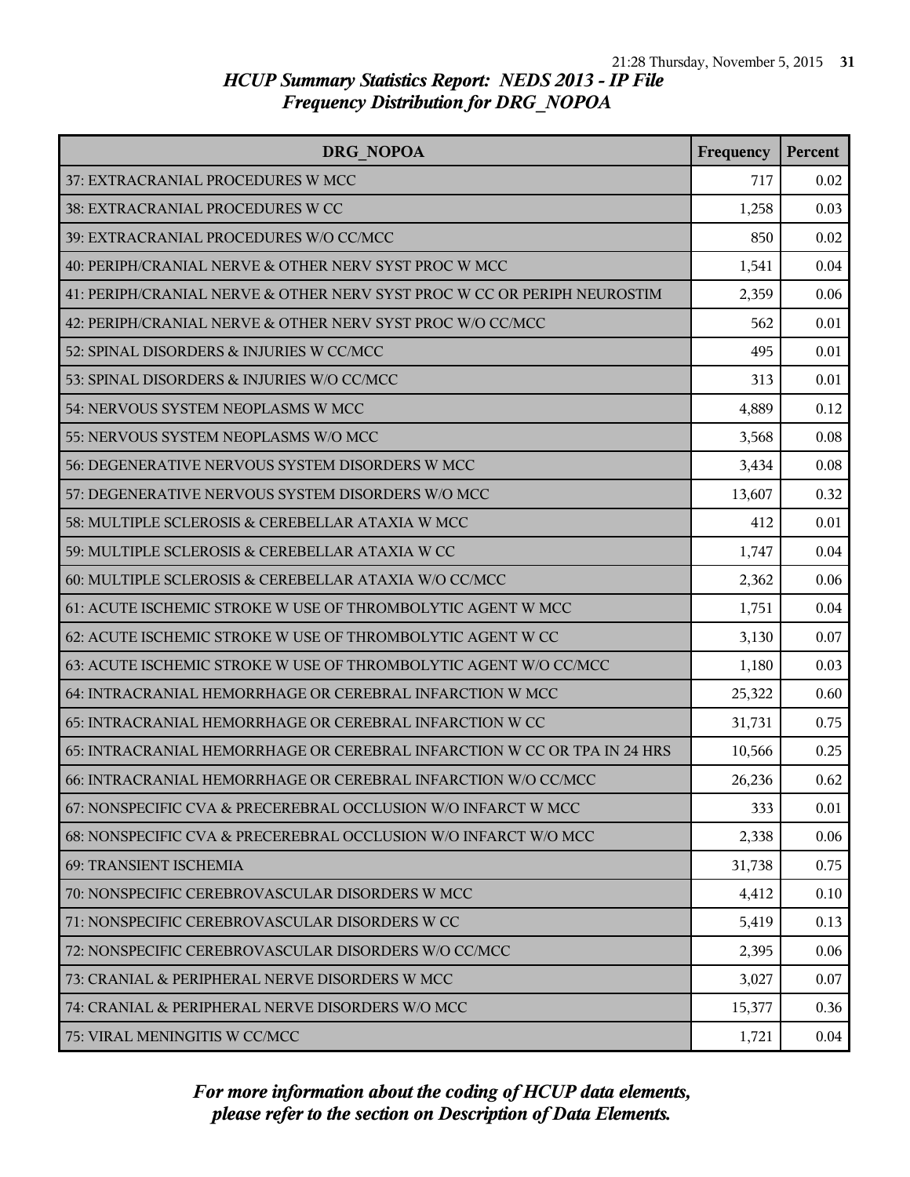*HCUP Summary Statistics Report: NEDS 2013 - IP File*
*Frequency Distribution for DRG_NOPOA*

| DRG_NOPOA | Frequency | Percent |
|---|---|---|
| 37: EXTRACRANIAL PROCEDURES W MCC | 717 | 0.02 |
| 38: EXTRACRANIAL PROCEDURES W CC | 1,258 | 0.03 |
| 39: EXTRACRANIAL PROCEDURES W/O CC/MCC | 850 | 0.02 |
| 40: PERIPH/CRANIAL NERVE & OTHER NERV SYST PROC W MCC | 1,541 | 0.04 |
| 41: PERIPH/CRANIAL NERVE & OTHER NERV SYST PROC W CC OR PERIPH NEUROSTIM | 2,359 | 0.06 |
| 42: PERIPH/CRANIAL NERVE & OTHER NERV SYST PROC W/O CC/MCC | 562 | 0.01 |
| 52: SPINAL DISORDERS & INJURIES W CC/MCC | 495 | 0.01 |
| 53: SPINAL DISORDERS & INJURIES W/O CC/MCC | 313 | 0.01 |
| 54: NERVOUS SYSTEM NEOPLASMS W MCC | 4,889 | 0.12 |
| 55: NERVOUS SYSTEM NEOPLASMS W/O MCC | 3,568 | 0.08 |
| 56: DEGENERATIVE NERVOUS SYSTEM DISORDERS W MCC | 3,434 | 0.08 |
| 57: DEGENERATIVE NERVOUS SYSTEM DISORDERS W/O MCC | 13,607 | 0.32 |
| 58: MULTIPLE SCLEROSIS & CEREBELLAR ATAXIA W MCC | 412 | 0.01 |
| 59: MULTIPLE SCLEROSIS & CEREBELLAR ATAXIA W CC | 1,747 | 0.04 |
| 60: MULTIPLE SCLEROSIS & CEREBELLAR ATAXIA W/O CC/MCC | 2,362 | 0.06 |
| 61: ACUTE ISCHEMIC STROKE W USE OF THROMBOLYTIC AGENT W MCC | 1,751 | 0.04 |
| 62: ACUTE ISCHEMIC STROKE W USE OF THROMBOLYTIC AGENT W CC | 3,130 | 0.07 |
| 63: ACUTE ISCHEMIC STROKE W USE OF THROMBOLYTIC AGENT W/O CC/MCC | 1,180 | 0.03 |
| 64: INTRACRANIAL HEMORRHAGE OR CEREBRAL INFARCTION W MCC | 25,322 | 0.60 |
| 65: INTRACRANIAL HEMORRHAGE OR CEREBRAL INFARCTION W CC | 31,731 | 0.75 |
| 65: INTRACRANIAL HEMORRHAGE OR CEREBRAL INFARCTION W CC OR TPA IN 24 HRS | 10,566 | 0.25 |
| 66: INTRACRANIAL HEMORRHAGE OR CEREBRAL INFARCTION W/O CC/MCC | 26,236 | 0.62 |
| 67: NONSPECIFIC CVA & PRECEREBRAL OCCLUSION W/O INFARCT W MCC | 333 | 0.01 |
| 68: NONSPECIFIC CVA & PRECEREBRAL OCCLUSION W/O INFARCT W/O MCC | 2,338 | 0.06 |
| 69: TRANSIENT ISCHEMIA | 31,738 | 0.75 |
| 70: NONSPECIFIC CEREBROVASCULAR DISORDERS W MCC | 4,412 | 0.10 |
| 71: NONSPECIFIC CEREBROVASCULAR DISORDERS W CC | 5,419 | 0.13 |
| 72: NONSPECIFIC CEREBROVASCULAR DISORDERS W/O CC/MCC | 2,395 | 0.06 |
| 73: CRANIAL & PERIPHERAL NERVE DISORDERS W MCC | 3,027 | 0.07 |
| 74: CRANIAL & PERIPHERAL NERVE DISORDERS W/O MCC | 15,377 | 0.36 |
| 75: VIRAL MENINGITIS W CC/MCC | 1,721 | 0.04 |

*For more information about the coding of HCUP data elements, please refer to the section on Description of Data Elements.*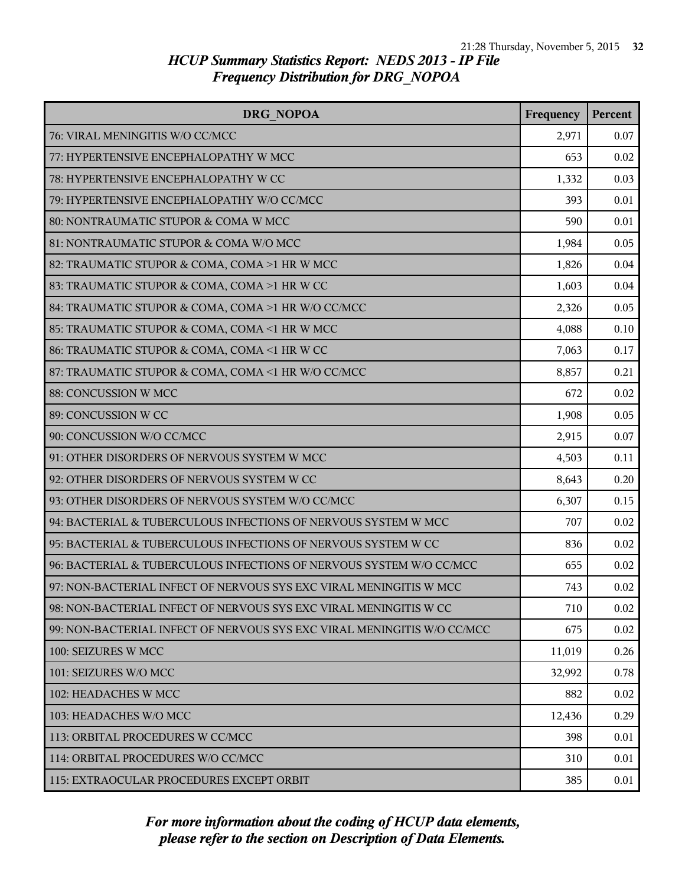# HCUP Summary Statistics Report: NEDS 2013 - IP File
## Frequency Distribution for DRG_NOPOA

| DRG_NOPOA | Frequency | Percent |
|---|---|---|
| 76: VIRAL MENINGITIS W/O CC/MCC | 2,971 | 0.07 |
| 77: HYPERTENSIVE ENCEPHALOPATHY W MCC | 653 | 0.02 |
| 78: HYPERTENSIVE ENCEPHALOPATHY W CC | 1,332 | 0.03 |
| 79: HYPERTENSIVE ENCEPHALOPATHY W/O CC/MCC | 393 | 0.01 |
| 80: NONTRAUMATIC STUPOR & COMA W MCC | 590 | 0.01 |
| 81: NONTRAUMATIC STUPOR & COMA W/O MCC | 1,984 | 0.05 |
| 82: TRAUMATIC STUPOR & COMA, COMA >1 HR W MCC | 1,826 | 0.04 |
| 83: TRAUMATIC STUPOR & COMA, COMA >1 HR W CC | 1,603 | 0.04 |
| 84: TRAUMATIC STUPOR & COMA, COMA >1 HR W/O CC/MCC | 2,326 | 0.05 |
| 85: TRAUMATIC STUPOR & COMA, COMA <1 HR W MCC | 4,088 | 0.10 |
| 86: TRAUMATIC STUPOR & COMA, COMA <1 HR W CC | 7,063 | 0.17 |
| 87: TRAUMATIC STUPOR & COMA, COMA <1 HR W/O CC/MCC | 8,857 | 0.21 |
| 88: CONCUSSION W MCC | 672 | 0.02 |
| 89: CONCUSSION W CC | 1,908 | 0.05 |
| 90: CONCUSSION W/O CC/MCC | 2,915 | 0.07 |
| 91: OTHER DISORDERS OF NERVOUS SYSTEM W MCC | 4,503 | 0.11 |
| 92: OTHER DISORDERS OF NERVOUS SYSTEM W CC | 8,643 | 0.20 |
| 93: OTHER DISORDERS OF NERVOUS SYSTEM W/O CC/MCC | 6,307 | 0.15 |
| 94: BACTERIAL & TUBERCULOUS INFECTIONS OF NERVOUS SYSTEM W MCC | 707 | 0.02 |
| 95: BACTERIAL & TUBERCULOUS INFECTIONS OF NERVOUS SYSTEM W CC | 836 | 0.02 |
| 96: BACTERIAL & TUBERCULOUS INFECTIONS OF NERVOUS SYSTEM W/O CC/MCC | 655 | 0.02 |
| 97: NON-BACTERIAL INFECT OF NERVOUS SYS EXC VIRAL MENINGITIS W MCC | 743 | 0.02 |
| 98: NON-BACTERIAL INFECT OF NERVOUS SYS EXC VIRAL MENINGITIS W CC | 710 | 0.02 |
| 99: NON-BACTERIAL INFECT OF NERVOUS SYS EXC VIRAL MENINGITIS W/O CC/MCC | 675 | 0.02 |
| 100: SEIZURES W MCC | 11,019 | 0.26 |
| 101: SEIZURES W/O MCC | 32,992 | 0.78 |
| 102: HEADACHES W MCC | 882 | 0.02 |
| 103: HEADACHES W/O MCC | 12,436 | 0.29 |
| 113: ORBITAL PROCEDURES W CC/MCC | 398 | 0.01 |
| 114: ORBITAL PROCEDURES W/O CC/MCC | 310 | 0.01 |
| 115: EXTRAOCULAR PROCEDURES EXCEPT ORBIT | 385 | 0.01 |

*For more information about the coding of HCUP data elements, please refer to the section on Description of Data Elements.*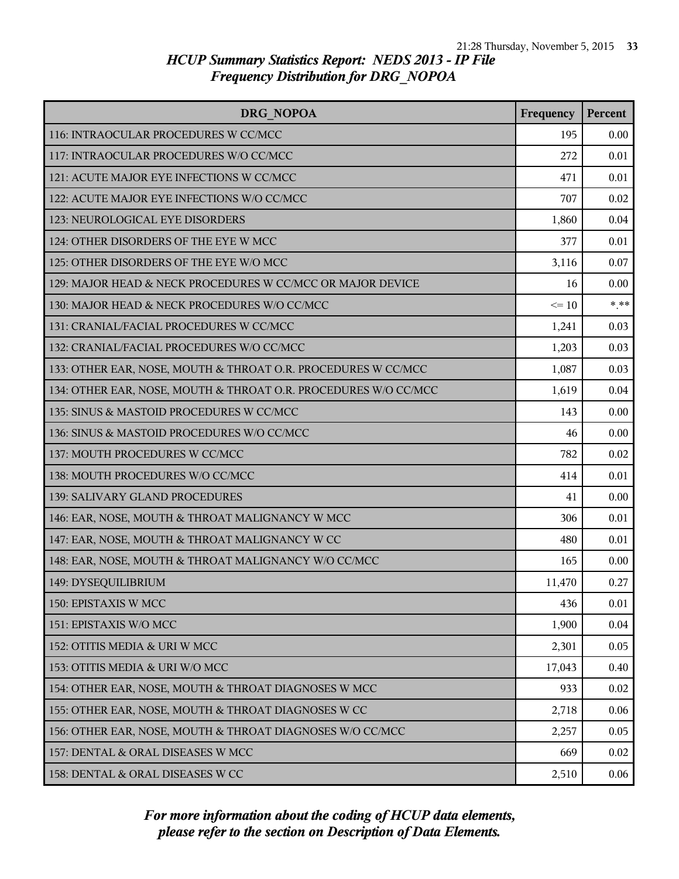*HCUP Summary Statistics Report: NEDS 2013 - IP File*
*Frequency Distribution for DRG_NOPOA*

| DRG_NOPOA | Frequency | Percent |
|---|---|---|
| 116: INTRAOCULAR PROCEDURES W CC/MCC | 195 | 0.00 |
| 117: INTRAOCULAR PROCEDURES W/O CC/MCC | 272 | 0.01 |
| 121: ACUTE MAJOR EYE INFECTIONS W CC/MCC | 471 | 0.01 |
| 122: ACUTE MAJOR EYE INFECTIONS W/O CC/MCC | 707 | 0.02 |
| 123: NEUROLOGICAL EYE DISORDERS | 1,860 | 0.04 |
| 124: OTHER DISORDERS OF THE EYE W MCC | 377 | 0.01 |
| 125: OTHER DISORDERS OF THE EYE W/O MCC | 3,116 | 0.07 |
| 129: MAJOR HEAD & NECK PROCEDURES W CC/MCC OR MAJOR DEVICE | 16 | 0.00 |
| 130: MAJOR HEAD & NECK PROCEDURES W/O CC/MCC | <= 10 | *.** |
| 131: CRANIAL/FACIAL PROCEDURES W CC/MCC | 1,241 | 0.03 |
| 132: CRANIAL/FACIAL PROCEDURES W/O CC/MCC | 1,203 | 0.03 |
| 133: OTHER EAR, NOSE, MOUTH & THROAT O.R. PROCEDURES W CC/MCC | 1,087 | 0.03 |
| 134: OTHER EAR, NOSE, MOUTH & THROAT O.R. PROCEDURES W/O CC/MCC | 1,619 | 0.04 |
| 135: SINUS & MASTOID PROCEDURES W CC/MCC | 143 | 0.00 |
| 136: SINUS & MASTOID PROCEDURES W/O CC/MCC | 46 | 0.00 |
| 137: MOUTH PROCEDURES W CC/MCC | 782 | 0.02 |
| 138: MOUTH PROCEDURES W/O CC/MCC | 414 | 0.01 |
| 139: SALIVARY GLAND PROCEDURES | 41 | 0.00 |
| 146: EAR, NOSE, MOUTH & THROAT MALIGNANCY W MCC | 306 | 0.01 |
| 147: EAR, NOSE, MOUTH & THROAT MALIGNANCY W CC | 480 | 0.01 |
| 148: EAR, NOSE, MOUTH & THROAT MALIGNANCY W/O CC/MCC | 165 | 0.00 |
| 149: DYSEQUILIBRIUM | 11,470 | 0.27 |
| 150: EPISTAXIS W MCC | 436 | 0.01 |
| 151: EPISTAXIS W/O MCC | 1,900 | 0.04 |
| 152: OTITIS MEDIA & URI W MCC | 2,301 | 0.05 |
| 153: OTITIS MEDIA & URI W/O MCC | 17,043 | 0.40 |
| 154: OTHER EAR, NOSE, MOUTH & THROAT DIAGNOSES W MCC | 933 | 0.02 |
| 155: OTHER EAR, NOSE, MOUTH & THROAT DIAGNOSES W CC | 2,718 | 0.06 |
| 156: OTHER EAR, NOSE, MOUTH & THROAT DIAGNOSES W/O CC/MCC | 2,257 | 0.05 |
| 157: DENTAL & ORAL DISEASES W MCC | 669 | 0.02 |
| 158: DENTAL & ORAL DISEASES W CC | 2,510 | 0.06 |

*For more information about the coding of HCUP data elements, please refer to the section on Description of Data Elements.*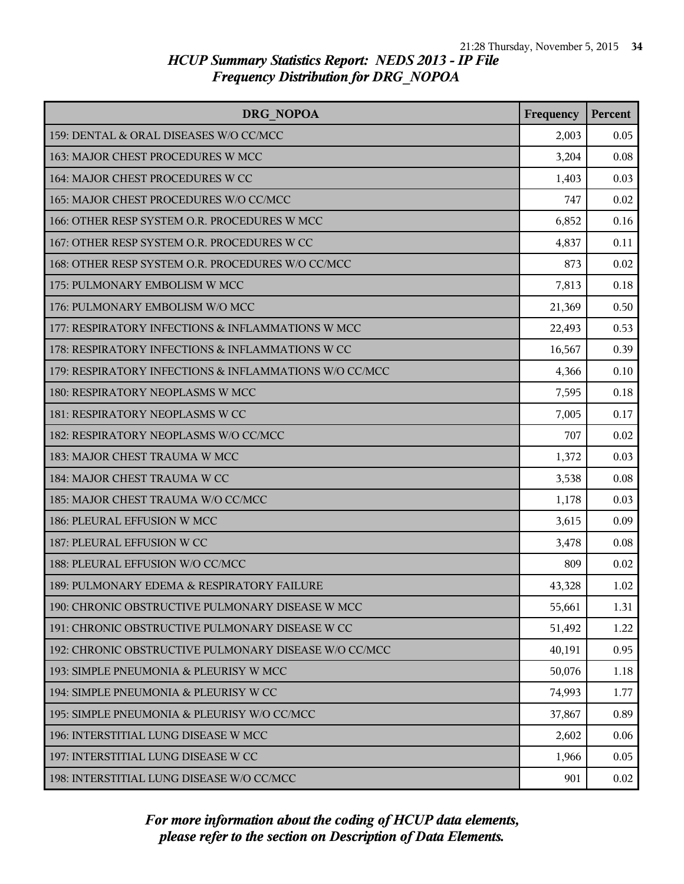# HCUP Summary Statistics Report: NEDS 2013 - IP File
## Frequency Distribution for DRG_NOPOA

| DRG_NOPOA | Frequency | Percent |
|---|---|---|
| 159: DENTAL & ORAL DISEASES W/O CC/MCC | 2,003 | 0.05 |
| 163: MAJOR CHEST PROCEDURES W MCC | 3,204 | 0.08 |
| 164: MAJOR CHEST PROCEDURES W CC | 1,403 | 0.03 |
| 165: MAJOR CHEST PROCEDURES W/O CC/MCC | 747 | 0.02 |
| 166: OTHER RESP SYSTEM O.R. PROCEDURES W MCC | 6,852 | 0.16 |
| 167: OTHER RESP SYSTEM O.R. PROCEDURES W CC | 4,837 | 0.11 |
| 168: OTHER RESP SYSTEM O.R. PROCEDURES W/O CC/MCC | 873 | 0.02 |
| 175: PULMONARY EMBOLISM W MCC | 7,813 | 0.18 |
| 176: PULMONARY EMBOLISM W/O MCC | 21,369 | 0.50 |
| 177: RESPIRATORY INFECTIONS & INFLAMMATIONS W MCC | 22,493 | 0.53 |
| 178: RESPIRATORY INFECTIONS & INFLAMMATIONS W CC | 16,567 | 0.39 |
| 179: RESPIRATORY INFECTIONS & INFLAMMATIONS W/O CC/MCC | 4,366 | 0.10 |
| 180: RESPIRATORY NEOPLASMS W MCC | 7,595 | 0.18 |
| 181: RESPIRATORY NEOPLASMS W CC | 7,005 | 0.17 |
| 182: RESPIRATORY NEOPLASMS W/O CC/MCC | 707 | 0.02 |
| 183: MAJOR CHEST TRAUMA W MCC | 1,372 | 0.03 |
| 184: MAJOR CHEST TRAUMA W CC | 3,538 | 0.08 |
| 185: MAJOR CHEST TRAUMA W/O CC/MCC | 1,178 | 0.03 |
| 186: PLEURAL EFFUSION W MCC | 3,615 | 0.09 |
| 187: PLEURAL EFFUSION W CC | 3,478 | 0.08 |
| 188: PLEURAL EFFUSION W/O CC/MCC | 809 | 0.02 |
| 189: PULMONARY EDEMA & RESPIRATORY FAILURE | 43,328 | 1.02 |
| 190: CHRONIC OBSTRUCTIVE PULMONARY DISEASE W MCC | 55,661 | 1.31 |
| 191: CHRONIC OBSTRUCTIVE PULMONARY DISEASE W CC | 51,492 | 1.22 |
| 192: CHRONIC OBSTRUCTIVE PULMONARY DISEASE W/O CC/MCC | 40,191 | 0.95 |
| 193: SIMPLE PNEUMONIA & PLEURISY W MCC | 50,076 | 1.18 |
| 194: SIMPLE PNEUMONIA & PLEURISY W CC | 74,993 | 1.77 |
| 195: SIMPLE PNEUMONIA & PLEURISY W/O CC/MCC | 37,867 | 0.89 |
| 196: INTERSTITIAL LUNG DISEASE W MCC | 2,602 | 0.06 |
| 197: INTERSTITIAL LUNG DISEASE W CC | 1,966 | 0.05 |
| 198: INTERSTITIAL LUNG DISEASE W/O CC/MCC | 901 | 0.02 |

*For more information about the coding of HCUP data elements, please refer to the section on Description of Data Elements.*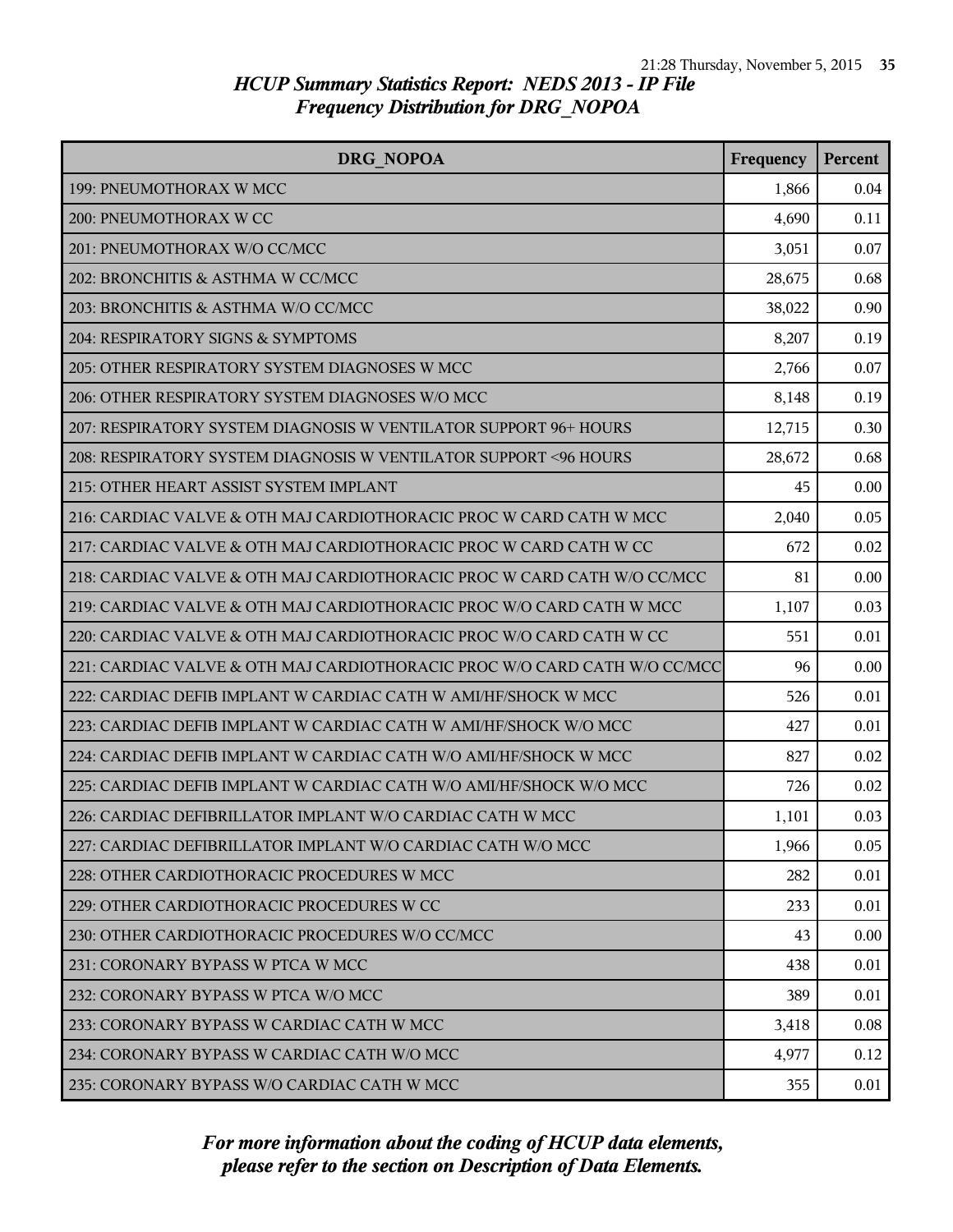*HCUP Summary Statistics Report: NEDS 2013 - IP File*
*Frequency Distribution for DRG_NOPOA*

| DRG_NOPOA | Frequency | Percent |
|---|---|---|
| 199: PNEUMOTHORAX W MCC | 1,866 | 0.04 |
| 200: PNEUMOTHORAX W CC | 4,690 | 0.11 |
| 201: PNEUMOTHORAX W/O CC/MCC | 3,051 | 0.07 |
| 202: BRONCHITIS & ASTHMA W CC/MCC | 28,675 | 0.68 |
| 203: BRONCHITIS & ASTHMA W/O CC/MCC | 38,022 | 0.90 |
| 204: RESPIRATORY SIGNS & SYMPTOMS | 8,207 | 0.19 |
| 205: OTHER RESPIRATORY SYSTEM DIAGNOSES W MCC | 2,766 | 0.07 |
| 206: OTHER RESPIRATORY SYSTEM DIAGNOSES W/O MCC | 8,148 | 0.19 |
| 207: RESPIRATORY SYSTEM DIAGNOSIS W VENTILATOR SUPPORT 96+ HOURS | 12,715 | 0.30 |
| 208: RESPIRATORY SYSTEM DIAGNOSIS W VENTILATOR SUPPORT <96 HOURS | 28,672 | 0.68 |
| 215: OTHER HEART ASSIST SYSTEM IMPLANT | 45 | 0.00 |
| 216: CARDIAC VALVE & OTH MAJ CARDIOTHORACIC PROC W CARD CATH W MCC | 2,040 | 0.05 |
| 217: CARDIAC VALVE & OTH MAJ CARDIOTHORACIC PROC W CARD CATH W CC | 672 | 0.02 |
| 218: CARDIAC VALVE & OTH MAJ CARDIOTHORACIC PROC W CARD CATH W/O CC/MCC | 81 | 0.00 |
| 219: CARDIAC VALVE & OTH MAJ CARDIOTHORACIC PROC W/O CARD CATH W MCC | 1,107 | 0.03 |
| 220: CARDIAC VALVE & OTH MAJ CARDIOTHORACIC PROC W/O CARD CATH W CC | 551 | 0.01 |
| 221: CARDIAC VALVE & OTH MAJ CARDIOTHORACIC PROC W/O CARD CATH W/O CC/MCC | 96 | 0.00 |
| 222: CARDIAC DEFIB IMPLANT W CARDIAC CATH W AMI/HF/SHOCK W MCC | 526 | 0.01 |
| 223: CARDIAC DEFIB IMPLANT W CARDIAC CATH W AMI/HF/SHOCK W/O MCC | 427 | 0.01 |
| 224: CARDIAC DEFIB IMPLANT W CARDIAC CATH W/O AMI/HF/SHOCK W MCC | 827 | 0.02 |
| 225: CARDIAC DEFIB IMPLANT W CARDIAC CATH W/O AMI/HF/SHOCK W/O MCC | 726 | 0.02 |
| 226: CARDIAC DEFIBRILLATOR IMPLANT W/O CARDIAC CATH W MCC | 1,101 | 0.03 |
| 227: CARDIAC DEFIBRILLATOR IMPLANT W/O CARDIAC CATH W/O MCC | 1,966 | 0.05 |
| 228: OTHER CARDIOTHORACIC PROCEDURES W MCC | 282 | 0.01 |
| 229: OTHER CARDIOTHORACIC PROCEDURES W CC | 233 | 0.01 |
| 230: OTHER CARDIOTHORACIC PROCEDURES W/O CC/MCC | 43 | 0.00 |
| 231: CORONARY BYPASS W PTCA W MCC | 438 | 0.01 |
| 232: CORONARY BYPASS W PTCA W/O MCC | 389 | 0.01 |
| 233: CORONARY BYPASS W CARDIAC CATH W MCC | 3,418 | 0.08 |
| 234: CORONARY BYPASS W CARDIAC CATH W/O MCC | 4,977 | 0.12 |
| 235: CORONARY BYPASS W/O CARDIAC CATH W MCC | 355 | 0.01 |

*For more information about the coding of HCUP data elements, please refer to the section on Description of Data Elements.*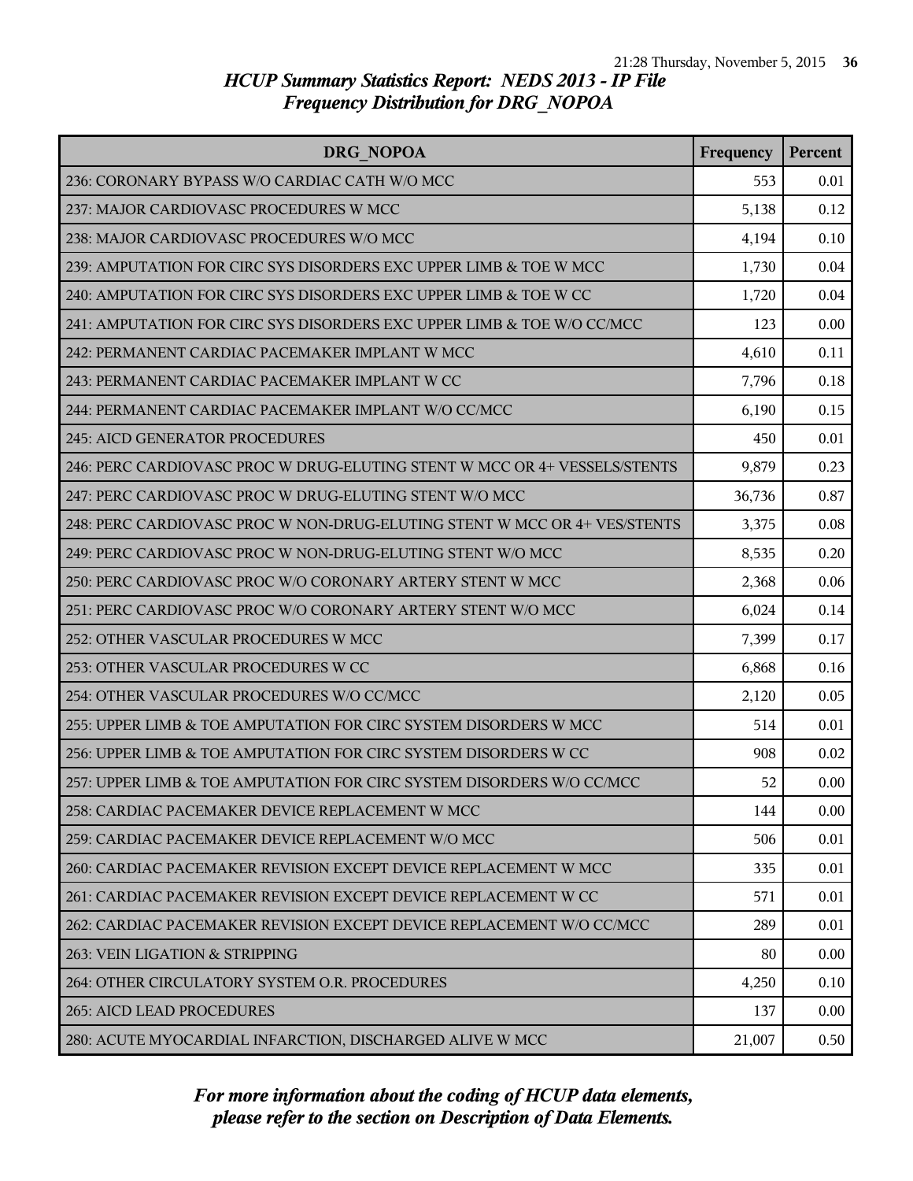# HCUP Summary Statistics Report: NEDS 2013 - IP File

## Frequency Distribution for DRG_NOPOA

| DRG_NOPOA | Frequency | Percent |
|---|---|---|
| 236: CORONARY BYPASS W/O CARDIAC CATH W/O MCC | 553 | 0.01 |
| 237: MAJOR CARDIOVASC PROCEDURES W MCC | 5,138 | 0.12 |
| 238: MAJOR CARDIOVASC PROCEDURES W/O MCC | 4,194 | 0.10 |
| 239: AMPUTATION FOR CIRC SYS DISORDERS EXC UPPER LIMB & TOE W MCC | 1,730 | 0.04 |
| 240: AMPUTATION FOR CIRC SYS DISORDERS EXC UPPER LIMB & TOE W CC | 1,720 | 0.04 |
| 241: AMPUTATION FOR CIRC SYS DISORDERS EXC UPPER LIMB & TOE W/O CC/MCC | 123 | 0.00 |
| 242: PERMANENT CARDIAC PACEMAKER IMPLANT W MCC | 4,610 | 0.11 |
| 243: PERMANENT CARDIAC PACEMAKER IMPLANT W CC | 7,796 | 0.18 |
| 244: PERMANENT CARDIAC PACEMAKER IMPLANT W/O CC/MCC | 6,190 | 0.15 |
| 245: AICD GENERATOR PROCEDURES | 450 | 0.01 |
| 246: PERC CARDIOVASC PROC W DRUG-ELUTING STENT W MCC OR 4+ VESSELS/STENTS | 9,879 | 0.23 |
| 247: PERC CARDIOVASC PROC W DRUG-ELUTING STENT W/O MCC | 36,736 | 0.87 |
| 248: PERC CARDIOVASC PROC W NON-DRUG-ELUTING STENT W MCC OR 4+ VES/STENTS | 3,375 | 0.08 |
| 249: PERC CARDIOVASC PROC W NON-DRUG-ELUTING STENT W/O MCC | 8,535 | 0.20 |
| 250: PERC CARDIOVASC PROC W/O CORONARY ARTERY STENT W MCC | 2,368 | 0.06 |
| 251: PERC CARDIOVASC PROC W/O CORONARY ARTERY STENT W/O MCC | 6,024 | 0.14 |
| 252: OTHER VASCULAR PROCEDURES W MCC | 7,399 | 0.17 |
| 253: OTHER VASCULAR PROCEDURES W CC | 6,868 | 0.16 |
| 254: OTHER VASCULAR PROCEDURES W/O CC/MCC | 2,120 | 0.05 |
| 255: UPPER LIMB & TOE AMPUTATION FOR CIRC SYSTEM DISORDERS W MCC | 514 | 0.01 |
| 256: UPPER LIMB & TOE AMPUTATION FOR CIRC SYSTEM DISORDERS W CC | 908 | 0.02 |
| 257: UPPER LIMB & TOE AMPUTATION FOR CIRC SYSTEM DISORDERS W/O CC/MCC | 52 | 0.00 |
| 258: CARDIAC PACEMAKER DEVICE REPLACEMENT W MCC | 144 | 0.00 |
| 259: CARDIAC PACEMAKER DEVICE REPLACEMENT W/O MCC | 506 | 0.01 |
| 260: CARDIAC PACEMAKER REVISION EXCEPT DEVICE REPLACEMENT W MCC | 335 | 0.01 |
| 261: CARDIAC PACEMAKER REVISION EXCEPT DEVICE REPLACEMENT W CC | 571 | 0.01 |
| 262: CARDIAC PACEMAKER REVISION EXCEPT DEVICE REPLACEMENT W/O CC/MCC | 289 | 0.01 |
| 263: VEIN LIGATION & STRIPPING | 80 | 0.00 |
| 264: OTHER CIRCULATORY SYSTEM O.R. PROCEDURES | 4,250 | 0.10 |
| 265: AICD LEAD PROCEDURES | 137 | 0.00 |
| 280: ACUTE MYOCARDIAL INFARCTION, DISCHARGED ALIVE W MCC | 21,007 | 0.50 |

*For more information about the coding of HCUP data elements, please refer to the section on Description of Data Elements.*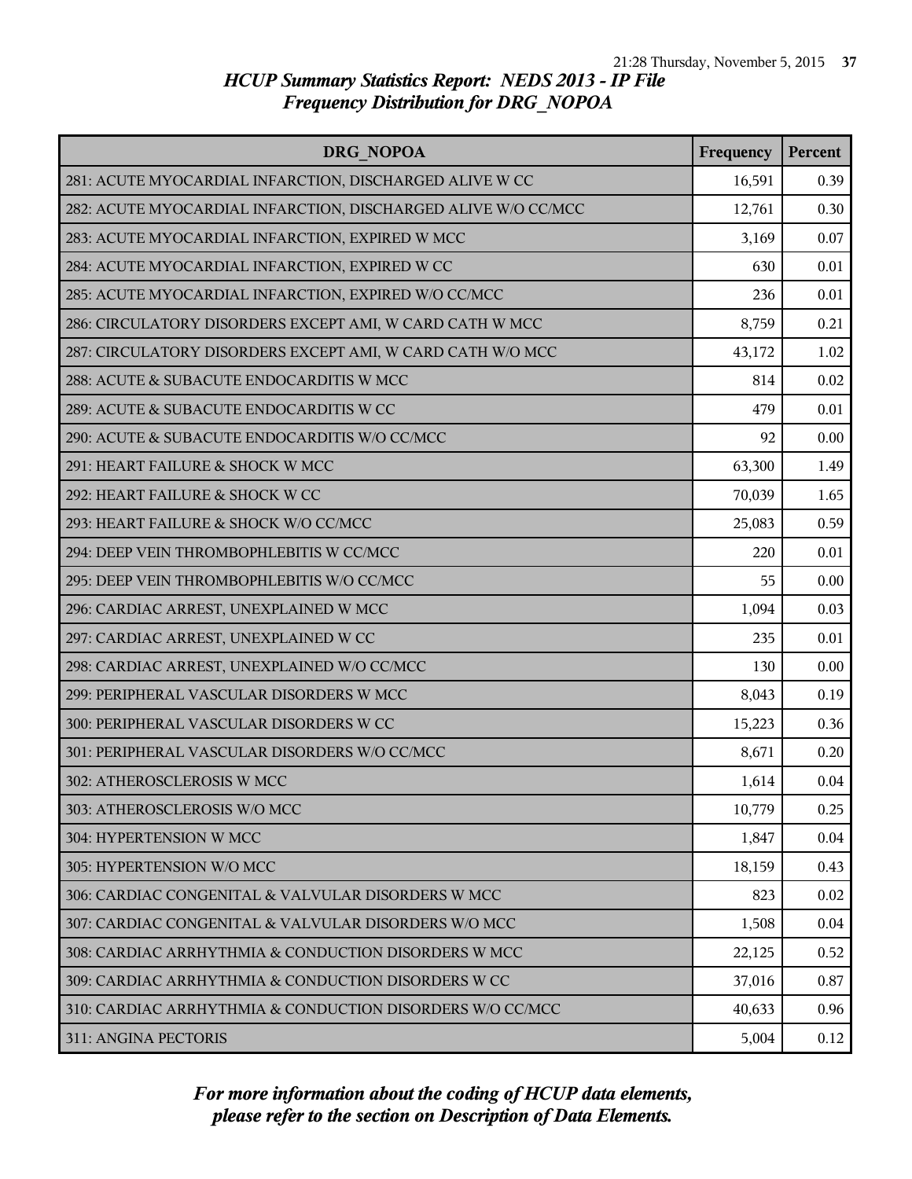# HCUP Summary Statistics Report: NEDS 2013 - IP File
## Frequency Distribution for DRG_NOPOA

| DRG_NOPOA | Frequency | Percent |
|---|---|---|
| 281: ACUTE MYOCARDIAL INFARCTION, DISCHARGED ALIVE W CC | 16,591 | 0.39 |
| 282: ACUTE MYOCARDIAL INFARCTION, DISCHARGED ALIVE W/O CC/MCC | 12,761 | 0.30 |
| 283: ACUTE MYOCARDIAL INFARCTION, EXPIRED W MCC | 3,169 | 0.07 |
| 284: ACUTE MYOCARDIAL INFARCTION, EXPIRED W CC | 630 | 0.01 |
| 285: ACUTE MYOCARDIAL INFARCTION, EXPIRED W/O CC/MCC | 236 | 0.01 |
| 286: CIRCULATORY DISORDERS EXCEPT AMI, W CARD CATH W MCC | 8,759 | 0.21 |
| 287: CIRCULATORY DISORDERS EXCEPT AMI, W CARD CATH W/O MCC | 43,172 | 1.02 |
| 288: ACUTE & SUBACUTE ENDOCARDITIS W MCC | 814 | 0.02 |
| 289: ACUTE & SUBACUTE ENDOCARDITIS W CC | 479 | 0.01 |
| 290: ACUTE & SUBACUTE ENDOCARDITIS W/O CC/MCC | 92 | 0.00 |
| 291: HEART FAILURE & SHOCK W MCC | 63,300 | 1.49 |
| 292: HEART FAILURE & SHOCK W CC | 70,039 | 1.65 |
| 293: HEART FAILURE & SHOCK W/O CC/MCC | 25,083 | 0.59 |
| 294: DEEP VEIN THROMBOPHLEBITIS W CC/MCC | 220 | 0.01 |
| 295: DEEP VEIN THROMBOPHLEBITIS W/O CC/MCC | 55 | 0.00 |
| 296: CARDIAC ARREST, UNEXPLAINED W MCC | 1,094 | 0.03 |
| 297: CARDIAC ARREST, UNEXPLAINED W CC | 235 | 0.01 |
| 298: CARDIAC ARREST, UNEXPLAINED W/O CC/MCC | 130 | 0.00 |
| 299: PERIPHERAL VASCULAR DISORDERS W MCC | 8,043 | 0.19 |
| 300: PERIPHERAL VASCULAR DISORDERS W CC | 15,223 | 0.36 |
| 301: PERIPHERAL VASCULAR DISORDERS W/O CC/MCC | 8,671 | 0.20 |
| 302: ATHEROSCLEROSIS W MCC | 1,614 | 0.04 |
| 303: ATHEROSCLEROSIS W/O MCC | 10,779 | 0.25 |
| 304: HYPERTENSION W MCC | 1,847 | 0.04 |
| 305: HYPERTENSION W/O MCC | 18,159 | 0.43 |
| 306: CARDIAC CONGENITAL & VALVULAR DISORDERS W MCC | 823 | 0.02 |
| 307: CARDIAC CONGENITAL & VALVULAR DISORDERS W/O MCC | 1,508 | 0.04 |
| 308: CARDIAC ARRHYTHMIA & CONDUCTION DISORDERS W MCC | 22,125 | 0.52 |
| 309: CARDIAC ARRHYTHMIA & CONDUCTION DISORDERS W CC | 37,016 | 0.87 |
| 310: CARDIAC ARRHYTHMIA & CONDUCTION DISORDERS W/O CC/MCC | 40,633 | 0.96 |
| 311: ANGINA PECTORIS | 5,004 | 0.12 |

*For more information about the coding of HCUP data elements, please refer to the section on Description of Data Elements.*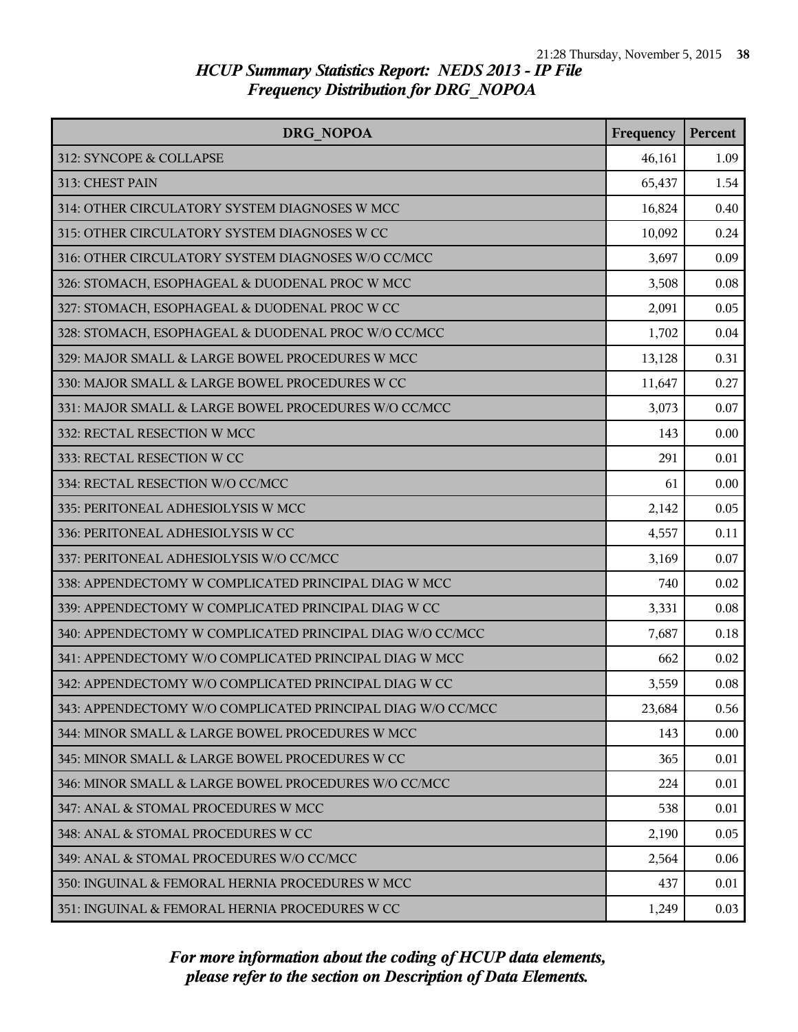# HCUP Summary Statistics Report: NEDS 2013 - IP File
## Frequency Distribution for DRG_NOPOA

| DRG_NOPOA | Frequency | Percent |
|---|---|---|
| 312: SYNCOPE & COLLAPSE | 46,161 | 1.09 |
| 313: CHEST PAIN | 65,437 | 1.54 |
| 314: OTHER CIRCULATORY SYSTEM DIAGNOSES W MCC | 16,824 | 0.40 |
| 315: OTHER CIRCULATORY SYSTEM DIAGNOSES W CC | 10,092 | 0.24 |
| 316: OTHER CIRCULATORY SYSTEM DIAGNOSES W/O CC/MCC | 3,697 | 0.09 |
| 326: STOMACH, ESOPHAGEAL & DUODENAL PROC W MCC | 3,508 | 0.08 |
| 327: STOMACH, ESOPHAGEAL & DUODENAL PROC W CC | 2,091 | 0.05 |
| 328: STOMACH, ESOPHAGEAL & DUODENAL PROC W/O CC/MCC | 1,702 | 0.04 |
| 329: MAJOR SMALL & LARGE BOWEL PROCEDURES W MCC | 13,128 | 0.31 |
| 330: MAJOR SMALL & LARGE BOWEL PROCEDURES W CC | 11,647 | 0.27 |
| 331: MAJOR SMALL & LARGE BOWEL PROCEDURES W/O CC/MCC | 3,073 | 0.07 |
| 332: RECTAL RESECTION W MCC | 143 | 0.00 |
| 333: RECTAL RESECTION W CC | 291 | 0.01 |
| 334: RECTAL RESECTION W/O CC/MCC | 61 | 0.00 |
| 335: PERITONEAL ADHESIOLYSIS W MCC | 2,142 | 0.05 |
| 336: PERITONEAL ADHESIOLYSIS W CC | 4,557 | 0.11 |
| 337: PERITONEAL ADHESIOLYSIS W/O CC/MCC | 3,169 | 0.07 |
| 338: APPENDECTOMY W COMPLICATED PRINCIPAL DIAG W MCC | 740 | 0.02 |
| 339: APPENDECTOMY W COMPLICATED PRINCIPAL DIAG W CC | 3,331 | 0.08 |
| 340: APPENDECTOMY W COMPLICATED PRINCIPAL DIAG W/O CC/MCC | 7,687 | 0.18 |
| 341: APPENDECTOMY W/O COMPLICATED PRINCIPAL DIAG W MCC | 662 | 0.02 |
| 342: APPENDECTOMY W/O COMPLICATED PRINCIPAL DIAG W CC | 3,559 | 0.08 |
| 343: APPENDECTOMY W/O COMPLICATED PRINCIPAL DIAG W/O CC/MCC | 23,684 | 0.56 |
| 344: MINOR SMALL & LARGE BOWEL PROCEDURES W MCC | 143 | 0.00 |
| 345: MINOR SMALL & LARGE BOWEL PROCEDURES W CC | 365 | 0.01 |
| 346: MINOR SMALL & LARGE BOWEL PROCEDURES W/O CC/MCC | 224 | 0.01 |
| 347: ANAL & STOMAL PROCEDURES W MCC | 538 | 0.01 |
| 348: ANAL & STOMAL PROCEDURES W CC | 2,190 | 0.05 |
| 349: ANAL & STOMAL PROCEDURES W/O CC/MCC | 2,564 | 0.06 |
| 350: INGUINAL & FEMORAL HERNIA PROCEDURES W MCC | 437 | 0.01 |
| 351: INGUINAL & FEMORAL HERNIA PROCEDURES W CC | 1,249 | 0.03 |

*For more information about the coding of HCUP data elements, please refer to the section on Description of Data Elements.*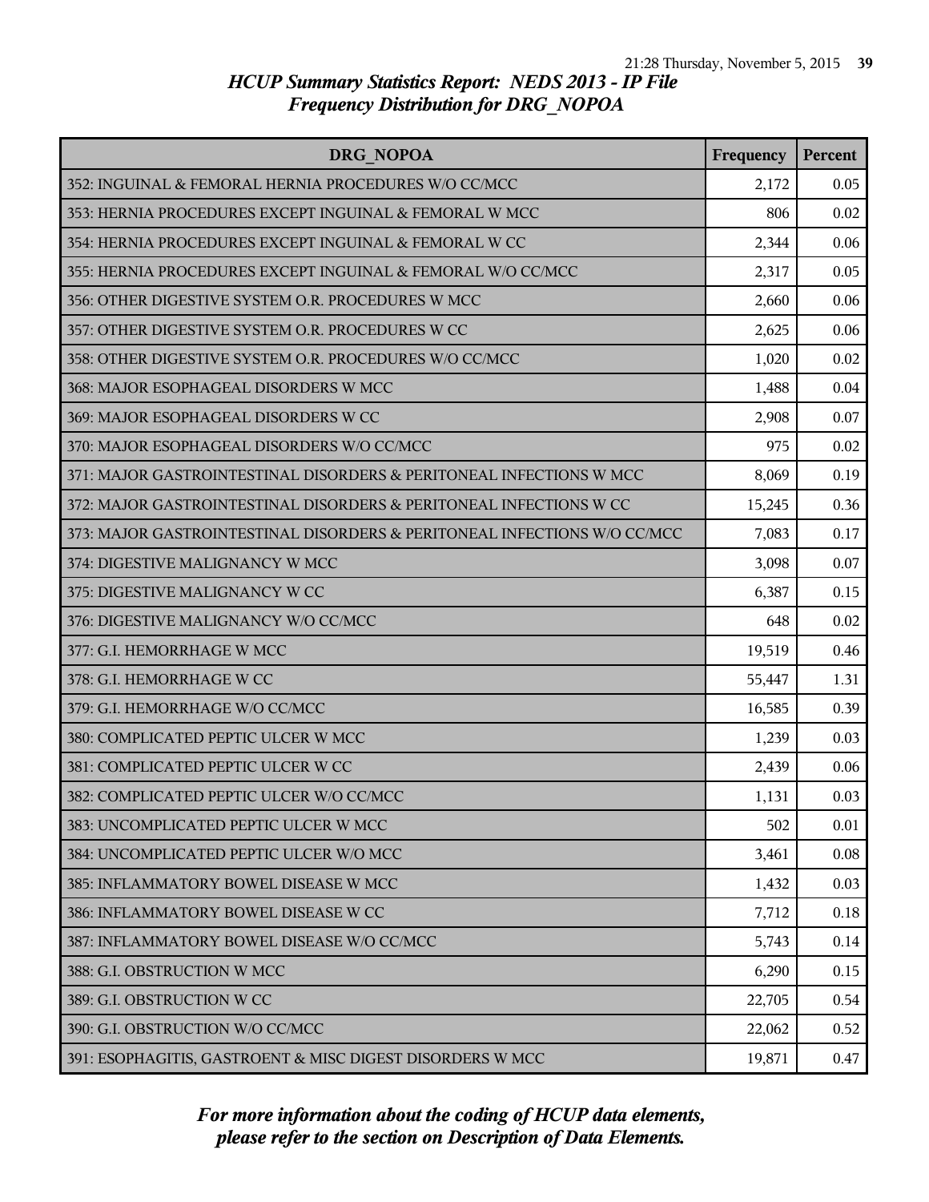# HCUP Summary Statistics Report: NEDS 2013 - IP File
## Frequency Distribution for DRG_NOPOA

| DRG_NOPOA | Frequency | Percent |
|---|---|---|
| 352: INGUINAL & FEMORAL HERNIA PROCEDURES W/O CC/MCC | 2,172 | 0.05 |
| 353: HERNIA PROCEDURES EXCEPT INGUINAL & FEMORAL W MCC | 806 | 0.02 |
| 354: HERNIA PROCEDURES EXCEPT INGUINAL & FEMORAL W CC | 2,344 | 0.06 |
| 355: HERNIA PROCEDURES EXCEPT INGUINAL & FEMORAL W/O CC/MCC | 2,317 | 0.05 |
| 356: OTHER DIGESTIVE SYSTEM O.R. PROCEDURES W MCC | 2,660 | 0.06 |
| 357: OTHER DIGESTIVE SYSTEM O.R. PROCEDURES W CC | 2,625 | 0.06 |
| 358: OTHER DIGESTIVE SYSTEM O.R. PROCEDURES W/O CC/MCC | 1,020 | 0.02 |
| 368: MAJOR ESOPHAGEAL DISORDERS W MCC | 1,488 | 0.04 |
| 369: MAJOR ESOPHAGEAL DISORDERS W CC | 2,908 | 0.07 |
| 370: MAJOR ESOPHAGEAL DISORDERS W/O CC/MCC | 975 | 0.02 |
| 371: MAJOR GASTROINTESTINAL DISORDERS & PERITONEAL INFECTIONS W MCC | 8,069 | 0.19 |
| 372: MAJOR GASTROINTESTINAL DISORDERS & PERITONEAL INFECTIONS W CC | 15,245 | 0.36 |
| 373: MAJOR GASTROINTESTINAL DISORDERS & PERITONEAL INFECTIONS W/O CC/MCC | 7,083 | 0.17 |
| 374: DIGESTIVE MALIGNANCY W MCC | 3,098 | 0.07 |
| 375: DIGESTIVE MALIGNANCY W CC | 6,387 | 0.15 |
| 376: DIGESTIVE MALIGNANCY W/O CC/MCC | 648 | 0.02 |
| 377: G.I. HEMORRHAGE W MCC | 19,519 | 0.46 |
| 378: G.I. HEMORRHAGE W CC | 55,447 | 1.31 |
| 379: G.I. HEMORRHAGE W/O CC/MCC | 16,585 | 0.39 |
| 380: COMPLICATED PEPTIC ULCER W MCC | 1,239 | 0.03 |
| 381: COMPLICATED PEPTIC ULCER W CC | 2,439 | 0.06 |
| 382: COMPLICATED PEPTIC ULCER W/O CC/MCC | 1,131 | 0.03 |
| 383: UNCOMPLICATED PEPTIC ULCER W MCC | 502 | 0.01 |
| 384: UNCOMPLICATED PEPTIC ULCER W/O MCC | 3,461 | 0.08 |
| 385: INFLAMMATORY BOWEL DISEASE W MCC | 1,432 | 0.03 |
| 386: INFLAMMATORY BOWEL DISEASE W CC | 7,712 | 0.18 |
| 387: INFLAMMATORY BOWEL DISEASE W/O CC/MCC | 5,743 | 0.14 |
| 388: G.I. OBSTRUCTION W MCC | 6,290 | 0.15 |
| 389: G.I. OBSTRUCTION W CC | 22,705 | 0.54 |
| 390: G.I. OBSTRUCTION W/O CC/MCC | 22,062 | 0.52 |
| 391: ESOPHAGITIS, GASTROENT & MISC DIGEST DISORDERS W MCC | 19,871 | 0.47 |

*For more information about the coding of HCUP data elements, please refer to the section on Description of Data Elements.*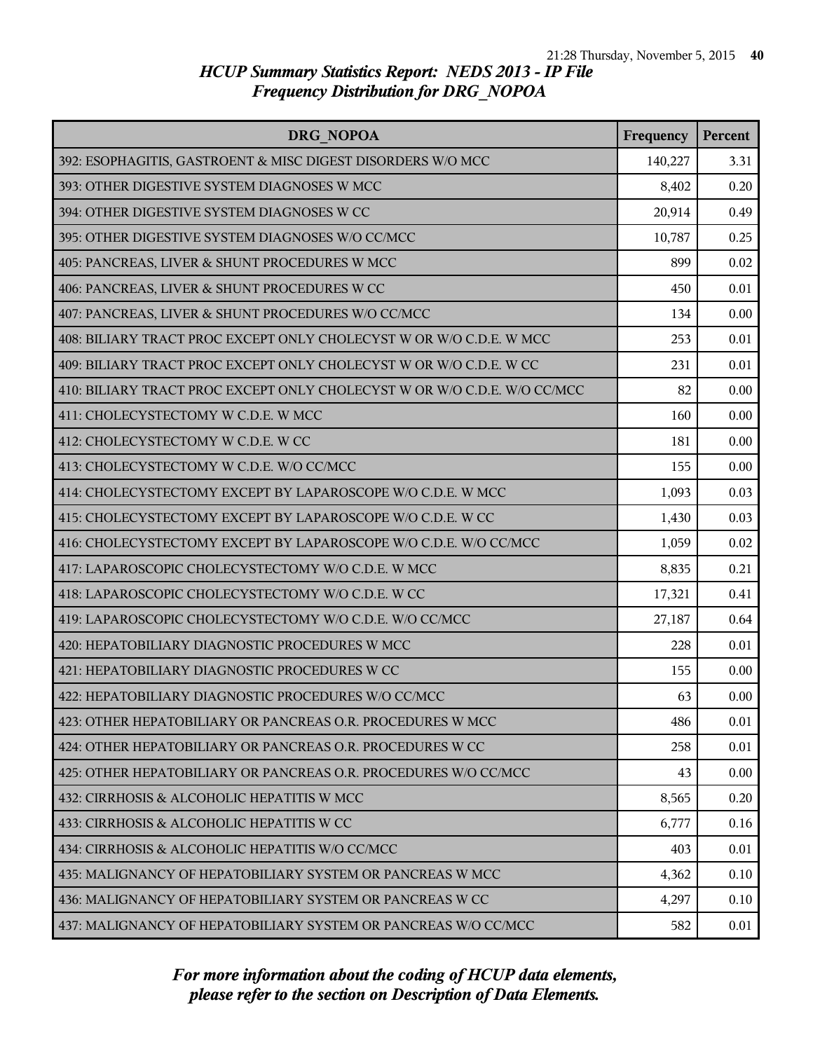# HCUP Summary Statistics Report: NEDS 2013 - IP File

## Frequency Distribution for DRG_NOPOA

| DRG_NOPOA | Frequency | Percent |
|---|---|---|
| 392: ESOPHAGITIS, GASTROENT & MISC DIGEST DISORDERS W/O MCC | 140,227 | 3.31 |
| 393: OTHER DIGESTIVE SYSTEM DIAGNOSES W MCC | 8,402 | 0.20 |
| 394: OTHER DIGESTIVE SYSTEM DIAGNOSES W CC | 20,914 | 0.49 |
| 395: OTHER DIGESTIVE SYSTEM DIAGNOSES W/O CC/MCC | 10,787 | 0.25 |
| 405: PANCREAS, LIVER & SHUNT PROCEDURES W MCC | 899 | 0.02 |
| 406: PANCREAS, LIVER & SHUNT PROCEDURES W CC | 450 | 0.01 |
| 407: PANCREAS, LIVER & SHUNT PROCEDURES W/O CC/MCC | 134 | 0.00 |
| 408: BILIARY TRACT PROC EXCEPT ONLY CHOLECYST W OR W/O C.D.E. W MCC | 253 | 0.01 |
| 409: BILIARY TRACT PROC EXCEPT ONLY CHOLECYST W OR W/O C.D.E. W CC | 231 | 0.01 |
| 410: BILIARY TRACT PROC EXCEPT ONLY CHOLECYST W OR W/O C.D.E. W/O CC/MCC | 82 | 0.00 |
| 411: CHOLECYSTECTOMY W C.D.E. W MCC | 160 | 0.00 |
| 412: CHOLECYSTECTOMY W C.D.E. W CC | 181 | 0.00 |
| 413: CHOLECYSTECTOMY W C.D.E. W/O CC/MCC | 155 | 0.00 |
| 414: CHOLECYSTECTOMY EXCEPT BY LAPAROSCOPE W/O C.D.E. W MCC | 1,093 | 0.03 |
| 415: CHOLECYSTECTOMY EXCEPT BY LAPAROSCOPE W/O C.D.E. W CC | 1,430 | 0.03 |
| 416: CHOLECYSTECTOMY EXCEPT BY LAPAROSCOPE W/O C.D.E. W/O CC/MCC | 1,059 | 0.02 |
| 417: LAPAROSCOPIC CHOLECYSTECTOMY W/O C.D.E. W MCC | 8,835 | 0.21 |
| 418: LAPAROSCOPIC CHOLECYSTECTOMY W/O C.D.E. W CC | 17,321 | 0.41 |
| 419: LAPAROSCOPIC CHOLECYSTECTOMY W/O C.D.E. W/O CC/MCC | 27,187 | 0.64 |
| 420: HEPATOBILIARY DIAGNOSTIC PROCEDURES W MCC | 228 | 0.01 |
| 421: HEPATOBILIARY DIAGNOSTIC PROCEDURES W CC | 155 | 0.00 |
| 422: HEPATOBILIARY DIAGNOSTIC PROCEDURES W/O CC/MCC | 63 | 0.00 |
| 423: OTHER HEPATOBILIARY OR PANCREAS O.R. PROCEDURES W MCC | 486 | 0.01 |
| 424: OTHER HEPATOBILIARY OR PANCREAS O.R. PROCEDURES W CC | 258 | 0.01 |
| 425: OTHER HEPATOBILIARY OR PANCREAS O.R. PROCEDURES W/O CC/MCC | 43 | 0.00 |
| 432: CIRRHOSIS & ALCOHOLIC HEPATITIS W MCC | 8,565 | 0.20 |
| 433: CIRRHOSIS & ALCOHOLIC HEPATITIS W CC | 6,777 | 0.16 |
| 434: CIRRHOSIS & ALCOHOLIC HEPATITIS W/O CC/MCC | 403 | 0.01 |
| 435: MALIGNANCY OF HEPATOBILIARY SYSTEM OR PANCREAS W MCC | 4,362 | 0.10 |
| 436: MALIGNANCY OF HEPATOBILIARY SYSTEM OR PANCREAS W CC | 4,297 | 0.10 |
| 437: MALIGNANCY OF HEPATOBILIARY SYSTEM OR PANCREAS W/O CC/MCC | 582 | 0.01 |

*For more information about the coding of HCUP data elements, please refer to the section on Description of Data Elements.*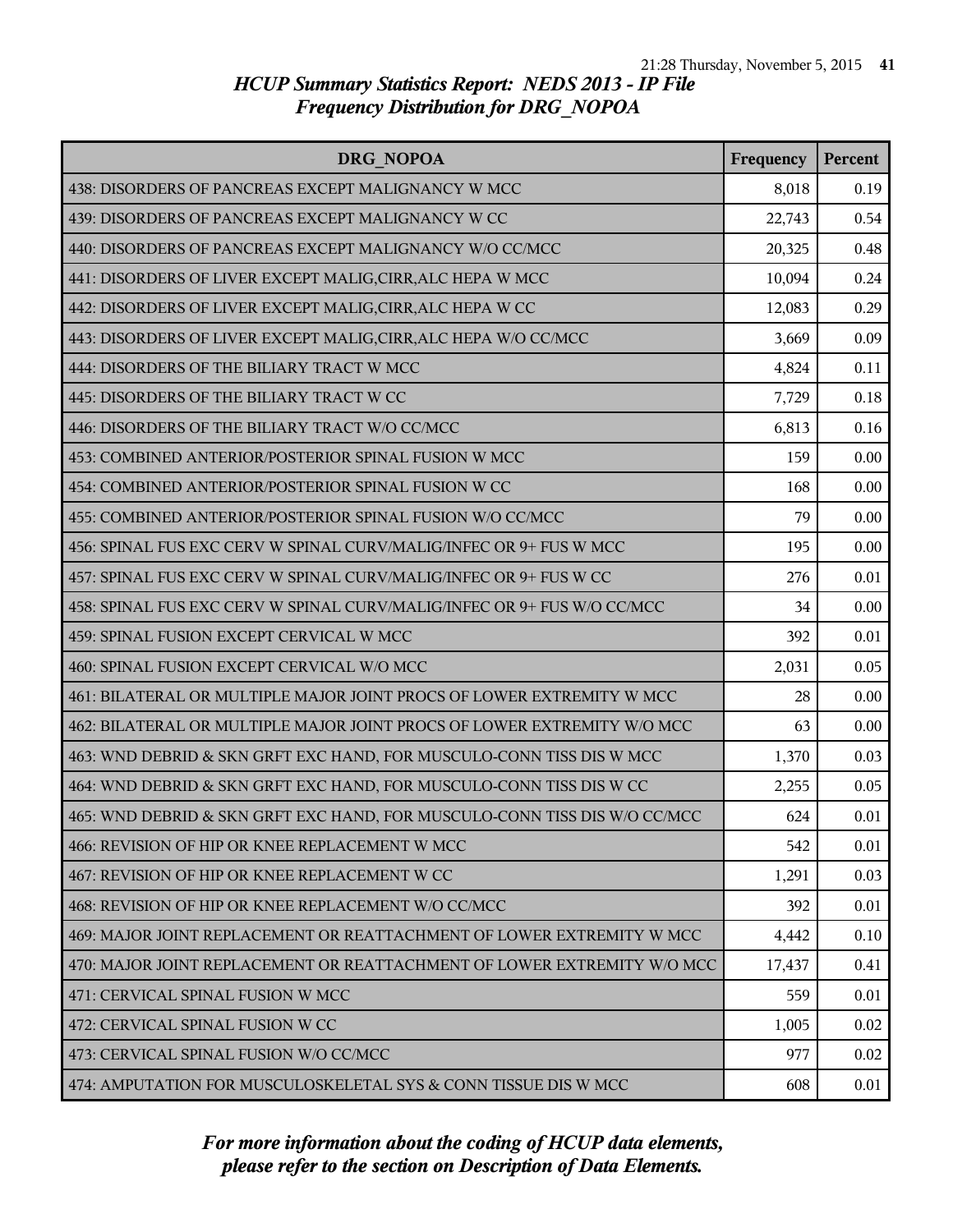## HCUP Summary Statistics Report: NEDS 2013 - IP File
## Frequency Distribution for DRG_NOPOA

| DRG_NOPOA | Frequency | Percent |
|---|---|---|
| 438: DISORDERS OF PANCREAS EXCEPT MALIGNANCY W MCC | 8,018 | 0.19 |
| 439: DISORDERS OF PANCREAS EXCEPT MALIGNANCY W CC | 22,743 | 0.54 |
| 440: DISORDERS OF PANCREAS EXCEPT MALIGNANCY W/O CC/MCC | 20,325 | 0.48 |
| 441: DISORDERS OF LIVER EXCEPT MALIG,CIRR,ALC HEPA W MCC | 10,094 | 0.24 |
| 442: DISORDERS OF LIVER EXCEPT MALIG,CIRR,ALC HEPA W CC | 12,083 | 0.29 |
| 443: DISORDERS OF LIVER EXCEPT MALIG,CIRR,ALC HEPA W/O CC/MCC | 3,669 | 0.09 |
| 444: DISORDERS OF THE BILIARY TRACT W MCC | 4,824 | 0.11 |
| 445: DISORDERS OF THE BILIARY TRACT W CC | 7,729 | 0.18 |
| 446: DISORDERS OF THE BILIARY TRACT W/O CC/MCC | 6,813 | 0.16 |
| 453: COMBINED ANTERIOR/POSTERIOR SPINAL FUSION W MCC | 159 | 0.00 |
| 454: COMBINED ANTERIOR/POSTERIOR SPINAL FUSION W CC | 168 | 0.00 |
| 455: COMBINED ANTERIOR/POSTERIOR SPINAL FUSION W/O CC/MCC | 79 | 0.00 |
| 456: SPINAL FUS EXC CERV W SPINAL CURV/MALIG/INFEC OR 9+ FUS W MCC | 195 | 0.00 |
| 457: SPINAL FUS EXC CERV W SPINAL CURV/MALIG/INFEC OR 9+ FUS W CC | 276 | 0.01 |
| 458: SPINAL FUS EXC CERV W SPINAL CURV/MALIG/INFEC OR 9+ FUS W/O CC/MCC | 34 | 0.00 |
| 459: SPINAL FUSION EXCEPT CERVICAL W MCC | 392 | 0.01 |
| 460: SPINAL FUSION EXCEPT CERVICAL W/O MCC | 2,031 | 0.05 |
| 461: BILATERAL OR MULTIPLE MAJOR JOINT PROCS OF LOWER EXTREMITY W MCC | 28 | 0.00 |
| 462: BILATERAL OR MULTIPLE MAJOR JOINT PROCS OF LOWER EXTREMITY W/O MCC | 63 | 0.00 |
| 463: WND DEBRID & SKN GRFT EXC HAND, FOR MUSCULO-CONN TISS DIS W MCC | 1,370 | 0.03 |
| 464: WND DEBRID & SKN GRFT EXC HAND, FOR MUSCULO-CONN TISS DIS W CC | 2,255 | 0.05 |
| 465: WND DEBRID & SKN GRFT EXC HAND, FOR MUSCULO-CONN TISS DIS W/O CC/MCC | 624 | 0.01 |
| 466: REVISION OF HIP OR KNEE REPLACEMENT W MCC | 542 | 0.01 |
| 467: REVISION OF HIP OR KNEE REPLACEMENT W CC | 1,291 | 0.03 |
| 468: REVISION OF HIP OR KNEE REPLACEMENT W/O CC/MCC | 392 | 0.01 |
| 469: MAJOR JOINT REPLACEMENT OR REATTACHMENT OF LOWER EXTREMITY W MCC | 4,442 | 0.10 |
| 470: MAJOR JOINT REPLACEMENT OR REATTACHMENT OF LOWER EXTREMITY W/O MCC | 17,437 | 0.41 |
| 471: CERVICAL SPINAL FUSION W MCC | 559 | 0.01 |
| 472: CERVICAL SPINAL FUSION W CC | 1,005 | 0.02 |
| 473: CERVICAL SPINAL FUSION W/O CC/MCC | 977 | 0.02 |
| 474: AMPUTATION FOR MUSCULOSKELETAL SYS & CONN TISSUE DIS W MCC | 608 | 0.01 |

*For more information about the coding of HCUP data elements, please refer to the section on Description of Data Elements.*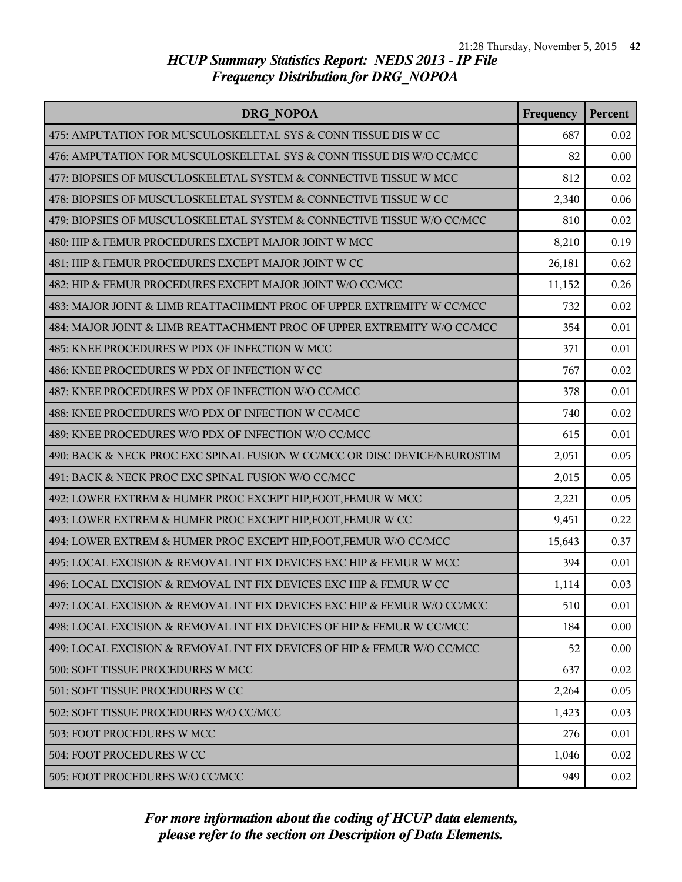## HCUP Summary Statistics Report: NEDS 2013 - IP File
## Frequency Distribution for DRG_NOPOA

| DRG_NOPOA | Frequency | Percent |
|---|---|---|
| 475: AMPUTATION FOR MUSCULOSKELETAL SYS & CONN TISSUE DIS W CC | 687 | 0.02 |
| 476: AMPUTATION FOR MUSCULOSKELETAL SYS & CONN TISSUE DIS W/O CC/MCC | 82 | 0.00 |
| 477: BIOPSIES OF MUSCULOSKELETAL SYSTEM & CONNECTIVE TISSUE W MCC | 812 | 0.02 |
| 478: BIOPSIES OF MUSCULOSKELETAL SYSTEM & CONNECTIVE TISSUE W CC | 2,340 | 0.06 |
| 479: BIOPSIES OF MUSCULOSKELETAL SYSTEM & CONNECTIVE TISSUE W/O CC/MCC | 810 | 0.02 |
| 480: HIP & FEMUR PROCEDURES EXCEPT MAJOR JOINT W MCC | 8,210 | 0.19 |
| 481: HIP & FEMUR PROCEDURES EXCEPT MAJOR JOINT W CC | 26,181 | 0.62 |
| 482: HIP & FEMUR PROCEDURES EXCEPT MAJOR JOINT W/O CC/MCC | 11,152 | 0.26 |
| 483: MAJOR JOINT & LIMB REATTACHMENT PROC OF UPPER EXTREMITY W CC/MCC | 732 | 0.02 |
| 484: MAJOR JOINT & LIMB REATTACHMENT PROC OF UPPER EXTREMITY W/O CC/MCC | 354 | 0.01 |
| 485: KNEE PROCEDURES W PDX OF INFECTION W MCC | 371 | 0.01 |
| 486: KNEE PROCEDURES W PDX OF INFECTION W CC | 767 | 0.02 |
| 487: KNEE PROCEDURES W PDX OF INFECTION W/O CC/MCC | 378 | 0.01 |
| 488: KNEE PROCEDURES W/O PDX OF INFECTION W CC/MCC | 740 | 0.02 |
| 489: KNEE PROCEDURES W/O PDX OF INFECTION W/O CC/MCC | 615 | 0.01 |
| 490: BACK & NECK PROC EXC SPINAL FUSION W CC/MCC OR DISC DEVICE/NEUROSTIM | 2,051 | 0.05 |
| 491: BACK & NECK PROC EXC SPINAL FUSION W/O CC/MCC | 2,015 | 0.05 |
| 492: LOWER EXTREM & HUMER PROC EXCEPT HIP,FOOT,FEMUR W MCC | 2,221 | 0.05 |
| 493: LOWER EXTREM & HUMER PROC EXCEPT HIP,FOOT,FEMUR W CC | 9,451 | 0.22 |
| 494: LOWER EXTREM & HUMER PROC EXCEPT HIP,FOOT,FEMUR W/O CC/MCC | 15,643 | 0.37 |
| 495: LOCAL EXCISION & REMOVAL INT FIX DEVICES EXC HIP & FEMUR W MCC | 394 | 0.01 |
| 496: LOCAL EXCISION & REMOVAL INT FIX DEVICES EXC HIP & FEMUR W CC | 1,114 | 0.03 |
| 497: LOCAL EXCISION & REMOVAL INT FIX DEVICES EXC HIP & FEMUR W/O CC/MCC | 510 | 0.01 |
| 498: LOCAL EXCISION & REMOVAL INT FIX DEVICES OF HIP & FEMUR W CC/MCC | 184 | 0.00 |
| 499: LOCAL EXCISION & REMOVAL INT FIX DEVICES OF HIP & FEMUR W/O CC/MCC | 52 | 0.00 |
| 500: SOFT TISSUE PROCEDURES W MCC | 637 | 0.02 |
| 501: SOFT TISSUE PROCEDURES W CC | 2,264 | 0.05 |
| 502: SOFT TISSUE PROCEDURES W/O CC/MCC | 1,423 | 0.03 |
| 503: FOOT PROCEDURES W MCC | 276 | 0.01 |
| 504: FOOT PROCEDURES W CC | 1,046 | 0.02 |
| 505: FOOT PROCEDURES W/O CC/MCC | 949 | 0.02 |

*For more information about the coding of HCUP data elements, please refer to the section on Description of Data Elements.*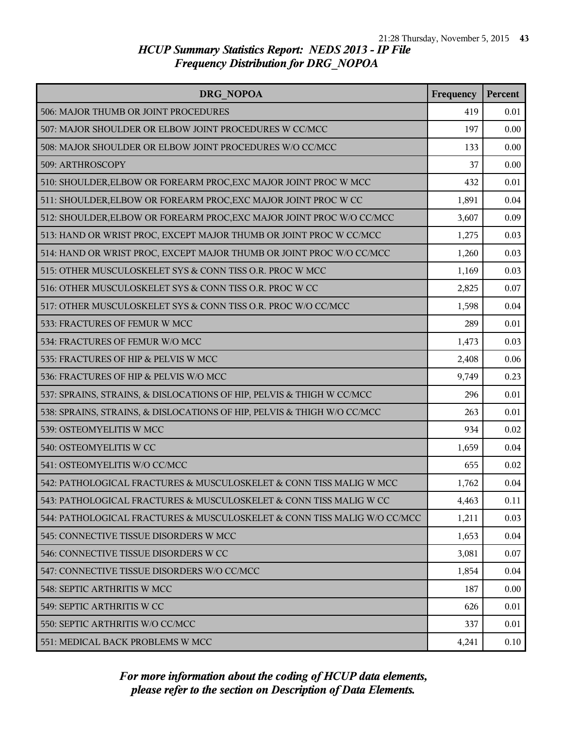*HCUP Summary Statistics Report: NEDS 2013 - IP File*
*Frequency Distribution for DRG_NOPOA*

| DRG_NOPOA | Frequency | Percent |
|---|---|---|
| 506: MAJOR THUMB OR JOINT PROCEDURES | 419 | 0.01 |
| 507: MAJOR SHOULDER OR ELBOW JOINT PROCEDURES W CC/MCC | 197 | 0.00 |
| 508: MAJOR SHOULDER OR ELBOW JOINT PROCEDURES W/O CC/MCC | 133 | 0.00 |
| 509: ARTHROSCOPY | 37 | 0.00 |
| 510: SHOULDER,ELBOW OR FOREARM PROC,EXC MAJOR JOINT PROC W MCC | 432 | 0.01 |
| 511: SHOULDER,ELBOW OR FOREARM PROC,EXC MAJOR JOINT PROC W CC | 1,891 | 0.04 |
| 512: SHOULDER,ELBOW OR FOREARM PROC,EXC MAJOR JOINT PROC W/O CC/MCC | 3,607 | 0.09 |
| 513: HAND OR WRIST PROC, EXCEPT MAJOR THUMB OR JOINT PROC W CC/MCC | 1,275 | 0.03 |
| 514: HAND OR WRIST PROC, EXCEPT MAJOR THUMB OR JOINT PROC W/O CC/MCC | 1,260 | 0.03 |
| 515: OTHER MUSCULOSKELET SYS & CONN TISS O.R. PROC W MCC | 1,169 | 0.03 |
| 516: OTHER MUSCULOSKELET SYS & CONN TISS O.R. PROC W CC | 2,825 | 0.07 |
| 517: OTHER MUSCULOSKELET SYS & CONN TISS O.R. PROC W/O CC/MCC | 1,598 | 0.04 |
| 533: FRACTURES OF FEMUR W MCC | 289 | 0.01 |
| 534: FRACTURES OF FEMUR W/O MCC | 1,473 | 0.03 |
| 535: FRACTURES OF HIP & PELVIS W MCC | 2,408 | 0.06 |
| 536: FRACTURES OF HIP & PELVIS W/O MCC | 9,749 | 0.23 |
| 537: SPRAINS, STRAINS, & DISLOCATIONS OF HIP, PELVIS & THIGH W CC/MCC | 296 | 0.01 |
| 538: SPRAINS, STRAINS, & DISLOCATIONS OF HIP, PELVIS & THIGH W/O CC/MCC | 263 | 0.01 |
| 539: OSTEOMYELITIS W MCC | 934 | 0.02 |
| 540: OSTEOMYELITIS W CC | 1,659 | 0.04 |
| 541: OSTEOMYELITIS W/O CC/MCC | 655 | 0.02 |
| 542: PATHOLOGICAL FRACTURES & MUSCULOSKELET & CONN TISS MALIG W MCC | 1,762 | 0.04 |
| 543: PATHOLOGICAL FRACTURES & MUSCULOSKELET & CONN TISS MALIG W CC | 4,463 | 0.11 |
| 544: PATHOLOGICAL FRACTURES & MUSCULOSKELET & CONN TISS MALIG W/O CC/MCC | 1,211 | 0.03 |
| 545: CONNECTIVE TISSUE DISORDERS W MCC | 1,653 | 0.04 |
| 546: CONNECTIVE TISSUE DISORDERS W CC | 3,081 | 0.07 |
| 547: CONNECTIVE TISSUE DISORDERS W/O CC/MCC | 1,854 | 0.04 |
| 548: SEPTIC ARTHRITIS W MCC | 187 | 0.00 |
| 549: SEPTIC ARTHRITIS W CC | 626 | 0.01 |
| 550: SEPTIC ARTHRITIS W/O CC/MCC | 337 | 0.01 |
| 551: MEDICAL BACK PROBLEMS W MCC | 4,241 | 0.10 |

*For more information about the coding of HCUP data elements, please refer to the section on Description of Data Elements.*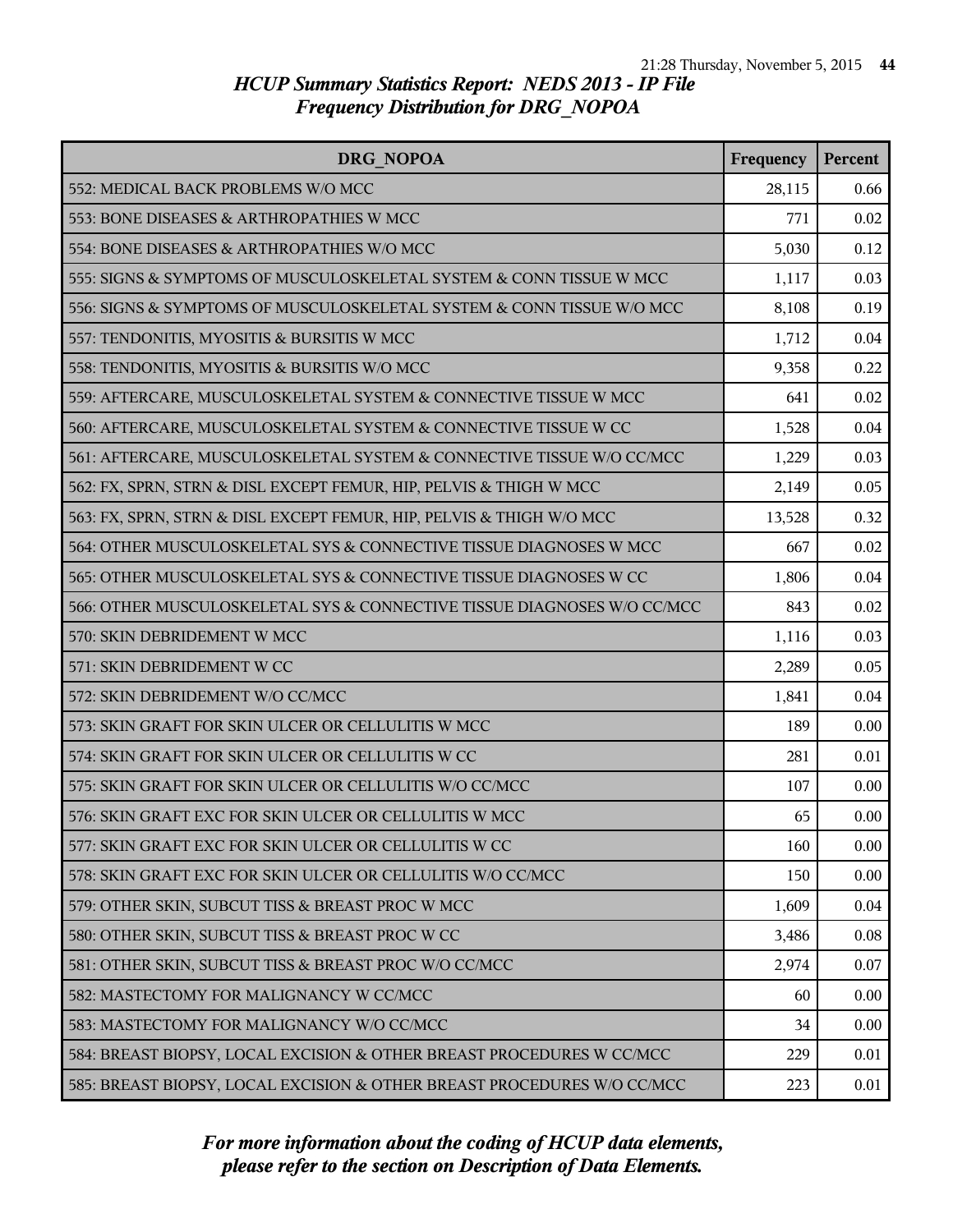# HCUP Summary Statistics Report: NEDS 2013 - IP File
## Frequency Distribution for DRG_NOPOA

| DRG_NOPOA | Frequency | Percent |
|---|---|---|
| 552: MEDICAL BACK PROBLEMS W/O MCC | 28,115 | 0.66 |
| 553: BONE DISEASES & ARTHROPATHIES W MCC | 771 | 0.02 |
| 554: BONE DISEASES & ARTHROPATHIES W/O MCC | 5,030 | 0.12 |
| 555: SIGNS & SYMPTOMS OF MUSCULOSKELETAL SYSTEM & CONN TISSUE W MCC | 1,117 | 0.03 |
| 556: SIGNS & SYMPTOMS OF MUSCULOSKELETAL SYSTEM & CONN TISSUE W/O MCC | 8,108 | 0.19 |
| 557: TENDONITIS, MYOSITIS & BURSITIS W MCC | 1,712 | 0.04 |
| 558: TENDONITIS, MYOSITIS & BURSITIS W/O MCC | 9,358 | 0.22 |
| 559: AFTERCARE, MUSCULOSKELETAL SYSTEM & CONNECTIVE TISSUE W MCC | 641 | 0.02 |
| 560: AFTERCARE, MUSCULOSKELETAL SYSTEM & CONNECTIVE TISSUE W CC | 1,528 | 0.04 |
| 561: AFTERCARE, MUSCULOSKELETAL SYSTEM & CONNECTIVE TISSUE W/O CC/MCC | 1,229 | 0.03 |
| 562: FX, SPRN, STRN & DISL EXCEPT FEMUR, HIP, PELVIS & THIGH W MCC | 2,149 | 0.05 |
| 563: FX, SPRN, STRN & DISL EXCEPT FEMUR, HIP, PELVIS & THIGH W/O MCC | 13,528 | 0.32 |
| 564: OTHER MUSCULOSKELETAL SYS & CONNECTIVE TISSUE DIAGNOSES W MCC | 667 | 0.02 |
| 565: OTHER MUSCULOSKELETAL SYS & CONNECTIVE TISSUE DIAGNOSES W CC | 1,806 | 0.04 |
| 566: OTHER MUSCULOSKELETAL SYS & CONNECTIVE TISSUE DIAGNOSES W/O CC/MCC | 843 | 0.02 |
| 570: SKIN DEBRIDEMENT W MCC | 1,116 | 0.03 |
| 571: SKIN DEBRIDEMENT W CC | 2,289 | 0.05 |
| 572: SKIN DEBRIDEMENT W/O CC/MCC | 1,841 | 0.04 |
| 573: SKIN GRAFT FOR SKIN ULCER OR CELLULITIS W MCC | 189 | 0.00 |
| 574: SKIN GRAFT FOR SKIN ULCER OR CELLULITIS W CC | 281 | 0.01 |
| 575: SKIN GRAFT FOR SKIN ULCER OR CELLULITIS W/O CC/MCC | 107 | 0.00 |
| 576: SKIN GRAFT EXC FOR SKIN ULCER OR CELLULITIS W MCC | 65 | 0.00 |
| 577: SKIN GRAFT EXC FOR SKIN ULCER OR CELLULITIS W CC | 160 | 0.00 |
| 578: SKIN GRAFT EXC FOR SKIN ULCER OR CELLULITIS W/O CC/MCC | 150 | 0.00 |
| 579: OTHER SKIN, SUBCUT TISS & BREAST PROC W MCC | 1,609 | 0.04 |
| 580: OTHER SKIN, SUBCUT TISS & BREAST PROC W CC | 3,486 | 0.08 |
| 581: OTHER SKIN, SUBCUT TISS & BREAST PROC W/O CC/MCC | 2,974 | 0.07 |
| 582: MASTECTOMY FOR MALIGNANCY W CC/MCC | 60 | 0.00 |
| 583: MASTECTOMY FOR MALIGNANCY W/O CC/MCC | 34 | 0.00 |
| 584: BREAST BIOPSY, LOCAL EXCISION & OTHER BREAST PROCEDURES W CC/MCC | 229 | 0.01 |
| 585: BREAST BIOPSY, LOCAL EXCISION & OTHER BREAST PROCEDURES W/O CC/MCC | 223 | 0.01 |

*For more information about the coding of HCUP data elements, please refer to the section on Description of Data Elements.*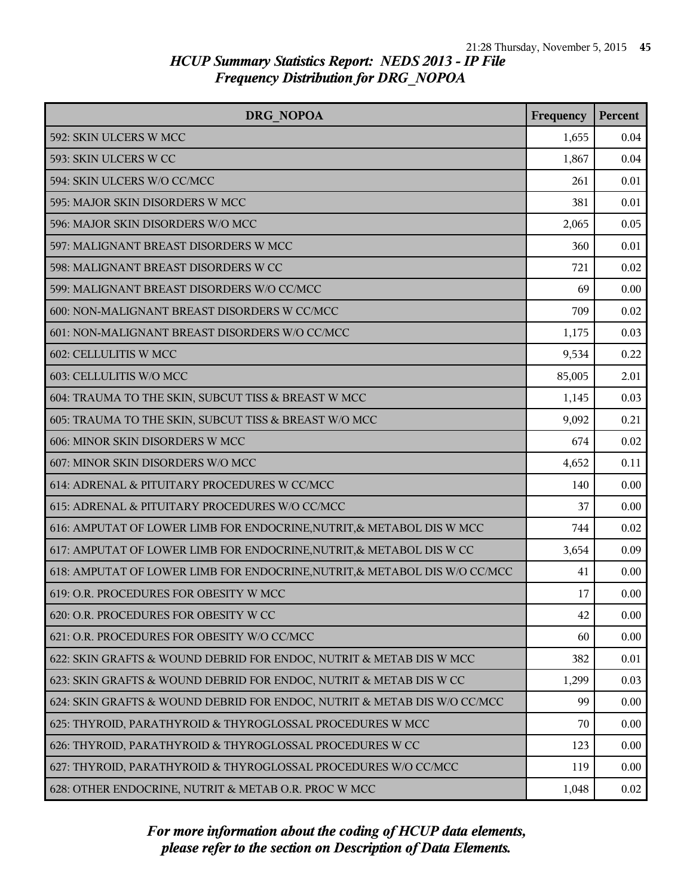# *HCUP Summary Statistics Report: NEDS 2013 - IP File*
## *Frequency Distribution for DRG_NOPOA*

| DRG_NOPOA | Frequency | Percent |
|---|---|---|
| 592: SKIN ULCERS W MCC | 1,655 | 0.04 |
| 593: SKIN ULCERS W CC | 1,867 | 0.04 |
| 594: SKIN ULCERS W/O CC/MCC | 261 | 0.01 |
| 595: MAJOR SKIN DISORDERS W MCC | 381 | 0.01 |
| 596: MAJOR SKIN DISORDERS W/O MCC | 2,065 | 0.05 |
| 597: MALIGNANT BREAST DISORDERS W MCC | 360 | 0.01 |
| 598: MALIGNANT BREAST DISORDERS W CC | 721 | 0.02 |
| 599: MALIGNANT BREAST DISORDERS W/O CC/MCC | 69 | 0.00 |
| 600: NON-MALIGNANT BREAST DISORDERS W CC/MCC | 709 | 0.02 |
| 601: NON-MALIGNANT BREAST DISORDERS W/O CC/MCC | 1,175 | 0.03 |
| 602: CELLULITIS W MCC | 9,534 | 0.22 |
| 603: CELLULITIS W/O MCC | 85,005 | 2.01 |
| 604: TRAUMA TO THE SKIN, SUBCUT TISS & BREAST W MCC | 1,145 | 0.03 |
| 605: TRAUMA TO THE SKIN, SUBCUT TISS & BREAST W/O MCC | 9,092 | 0.21 |
| 606: MINOR SKIN DISORDERS W MCC | 674 | 0.02 |
| 607: MINOR SKIN DISORDERS W/O MCC | 4,652 | 0.11 |
| 614: ADRENAL & PITUITARY PROCEDURES W CC/MCC | 140 | 0.00 |
| 615: ADRENAL & PITUITARY PROCEDURES W/O CC/MCC | 37 | 0.00 |
| 616: AMPUTAT OF LOWER LIMB FOR ENDOCRINE,NUTRIT,& METABOL DIS W MCC | 744 | 0.02 |
| 617: AMPUTAT OF LOWER LIMB FOR ENDOCRINE,NUTRIT,& METABOL DIS W CC | 3,654 | 0.09 |
| 618: AMPUTAT OF LOWER LIMB FOR ENDOCRINE,NUTRIT,& METABOL DIS W/O CC/MCC | 41 | 0.00 |
| 619: O.R. PROCEDURES FOR OBESITY W MCC | 17 | 0.00 |
| 620: O.R. PROCEDURES FOR OBESITY W CC | 42 | 0.00 |
| 621: O.R. PROCEDURES FOR OBESITY W/O CC/MCC | 60 | 0.00 |
| 622: SKIN GRAFTS & WOUND DEBRID FOR ENDOC, NUTRIT & METAB DIS W MCC | 382 | 0.01 |
| 623: SKIN GRAFTS & WOUND DEBRID FOR ENDOC, NUTRIT & METAB DIS W CC | 1,299 | 0.03 |
| 624: SKIN GRAFTS & WOUND DEBRID FOR ENDOC, NUTRIT & METAB DIS W/O CC/MCC | 99 | 0.00 |
| 625: THYROID, PARATHYROID & THYROGLOSSAL PROCEDURES W MCC | 70 | 0.00 |
| 626: THYROID, PARATHYROID & THYROGLOSSAL PROCEDURES W CC | 123 | 0.00 |
| 627: THYROID, PARATHYROID & THYROGLOSSAL PROCEDURES W/O CC/MCC | 119 | 0.00 |
| 628: OTHER ENDOCRINE, NUTRIT & METAB O.R. PROC W MCC | 1,048 | 0.02 |

*For more information about the coding of HCUP data elements, please refer to the section on Description of Data Elements.*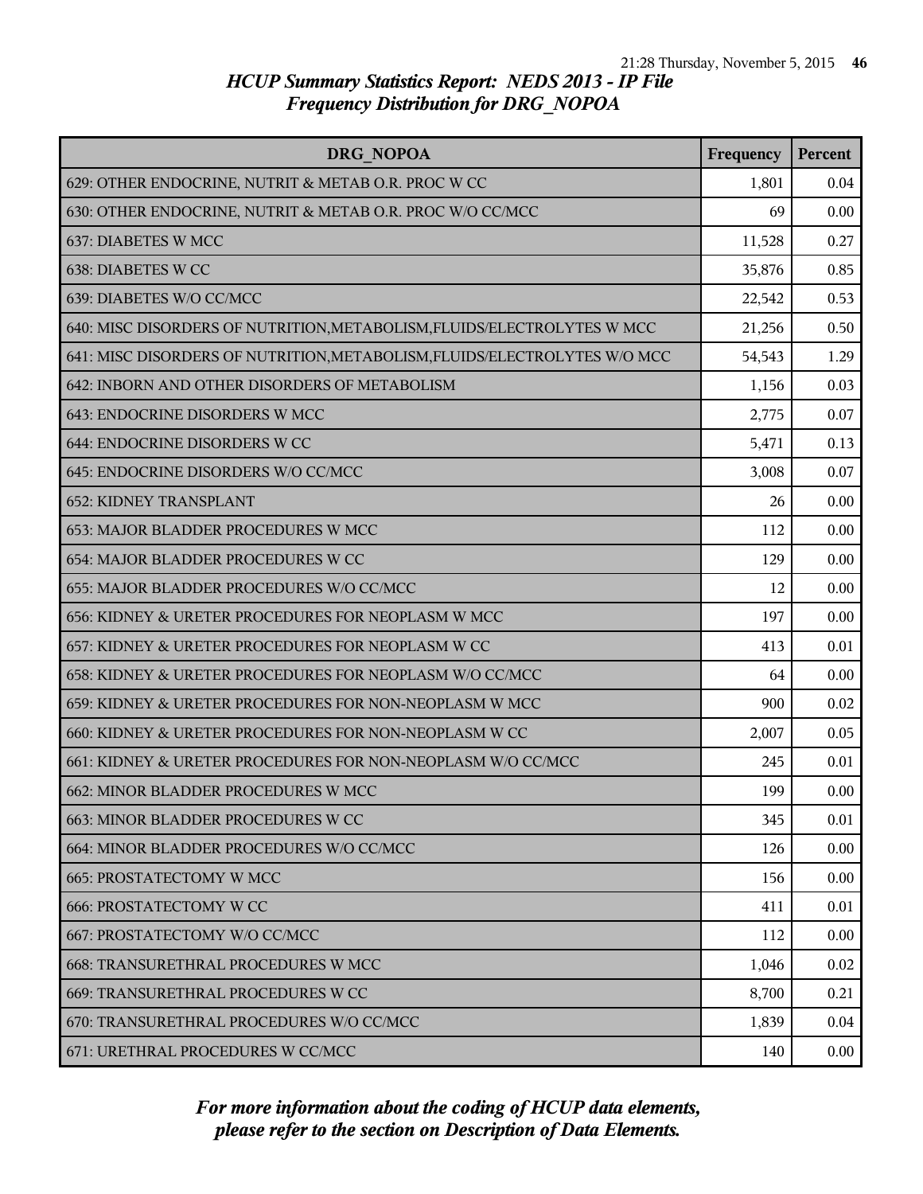## HCUP Summary Statistics Report: NEDS 2013 - IP File
## Frequency Distribution for DRG_NOPOA

| DRG_NOPOA | Frequency | Percent |
|---|---|---|
| 629: OTHER ENDOCRINE, NUTRIT & METAB O.R. PROC W CC | 1,801 | 0.04 |
| 630: OTHER ENDOCRINE, NUTRIT & METAB O.R. PROC W/O CC/MCC | 69 | 0.00 |
| 637: DIABETES W MCC | 11,528 | 0.27 |
| 638: DIABETES W CC | 35,876 | 0.85 |
| 639: DIABETES W/O CC/MCC | 22,542 | 0.53 |
| 640: MISC DISORDERS OF NUTRITION,METABOLISM,FLUIDS/ELECTROLYTES W MCC | 21,256 | 0.50 |
| 641: MISC DISORDERS OF NUTRITION,METABOLISM,FLUIDS/ELECTROLYTES W/O MCC | 54,543 | 1.29 |
| 642: INBORN AND OTHER DISORDERS OF METABOLISM | 1,156 | 0.03 |
| 643: ENDOCRINE DISORDERS W MCC | 2,775 | 0.07 |
| 644: ENDOCRINE DISORDERS W CC | 5,471 | 0.13 |
| 645: ENDOCRINE DISORDERS W/O CC/MCC | 3,008 | 0.07 |
| 652: KIDNEY TRANSPLANT | 26 | 0.00 |
| 653: MAJOR BLADDER PROCEDURES W MCC | 112 | 0.00 |
| 654: MAJOR BLADDER PROCEDURES W CC | 129 | 0.00 |
| 655: MAJOR BLADDER PROCEDURES W/O CC/MCC | 12 | 0.00 |
| 656: KIDNEY & URETER PROCEDURES FOR NEOPLASM W MCC | 197 | 0.00 |
| 657: KIDNEY & URETER PROCEDURES FOR NEOPLASM W CC | 413 | 0.01 |
| 658: KIDNEY & URETER PROCEDURES FOR NEOPLASM W/O CC/MCC | 64 | 0.00 |
| 659: KIDNEY & URETER PROCEDURES FOR NON-NEOPLASM W MCC | 900 | 0.02 |
| 660: KIDNEY & URETER PROCEDURES FOR NON-NEOPLASM W CC | 2,007 | 0.05 |
| 661: KIDNEY & URETER PROCEDURES FOR NON-NEOPLASM W/O CC/MCC | 245 | 0.01 |
| 662: MINOR BLADDER PROCEDURES W MCC | 199 | 0.00 |
| 663: MINOR BLADDER PROCEDURES W CC | 345 | 0.01 |
| 664: MINOR BLADDER PROCEDURES W/O CC/MCC | 126 | 0.00 |
| 665: PROSTATECTOMY W MCC | 156 | 0.00 |
| 666: PROSTATECTOMY W CC | 411 | 0.01 |
| 667: PROSTATECTOMY W/O CC/MCC | 112 | 0.00 |
| 668: TRANSURETHRAL PROCEDURES W MCC | 1,046 | 0.02 |
| 669: TRANSURETHRAL PROCEDURES W CC | 8,700 | 0.21 |
| 670: TRANSURETHRAL PROCEDURES W/O CC/MCC | 1,839 | 0.04 |
| 671: URETHRAL PROCEDURES W CC/MCC | 140 | 0.00 |

*For more information about the coding of HCUP data elements, please refer to the section on Description of Data Elements.*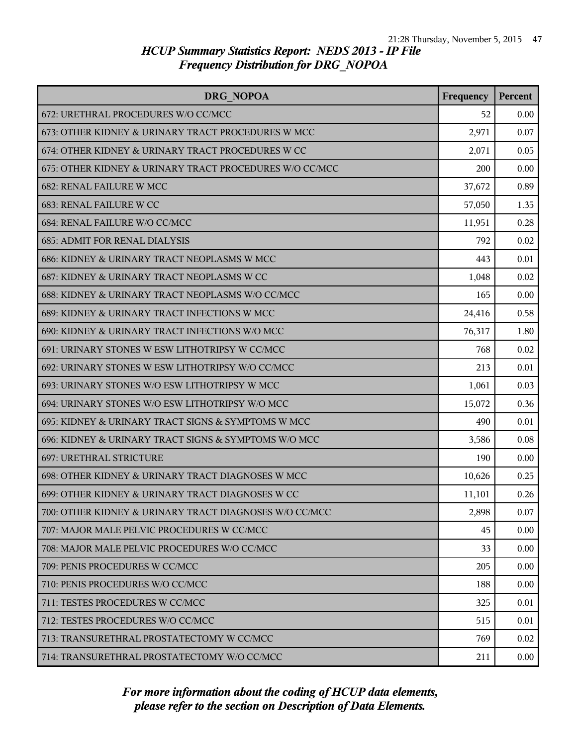# HCUP Summary Statistics Report: NEDS 2013 - IP File
## Frequency Distribution for DRG_NOPOA

| DRG_NOPOA | Frequency | Percent |
|---|---|---|
| 672: URETHRAL PROCEDURES W/O CC/MCC | 52 | 0.00 |
| 673: OTHER KIDNEY & URINARY TRACT PROCEDURES W MCC | 2,971 | 0.07 |
| 674: OTHER KIDNEY & URINARY TRACT PROCEDURES W CC | 2,071 | 0.05 |
| 675: OTHER KIDNEY & URINARY TRACT PROCEDURES W/O CC/MCC | 200 | 0.00 |
| 682: RENAL FAILURE W MCC | 37,672 | 0.89 |
| 683: RENAL FAILURE W CC | 57,050 | 1.35 |
| 684: RENAL FAILURE W/O CC/MCC | 11,951 | 0.28 |
| 685: ADMIT FOR RENAL DIALYSIS | 792 | 0.02 |
| 686: KIDNEY & URINARY TRACT NEOPLASMS W MCC | 443 | 0.01 |
| 687: KIDNEY & URINARY TRACT NEOPLASMS W CC | 1,048 | 0.02 |
| 688: KIDNEY & URINARY TRACT NEOPLASMS W/O CC/MCC | 165 | 0.00 |
| 689: KIDNEY & URINARY TRACT INFECTIONS W MCC | 24,416 | 0.58 |
| 690: KIDNEY & URINARY TRACT INFECTIONS W/O MCC | 76,317 | 1.80 |
| 691: URINARY STONES W ESW LITHOTRIPSY W CC/MCC | 768 | 0.02 |
| 692: URINARY STONES W ESW LITHOTRIPSY W/O CC/MCC | 213 | 0.01 |
| 693: URINARY STONES W/O ESW LITHOTRIPSY W MCC | 1,061 | 0.03 |
| 694: URINARY STONES W/O ESW LITHOTRIPSY W/O MCC | 15,072 | 0.36 |
| 695: KIDNEY & URINARY TRACT SIGNS & SYMPTOMS W MCC | 490 | 0.01 |
| 696: KIDNEY & URINARY TRACT SIGNS & SYMPTOMS W/O MCC | 3,586 | 0.08 |
| 697: URETHRAL STRICTURE | 190 | 0.00 |
| 698: OTHER KIDNEY & URINARY TRACT DIAGNOSES W MCC | 10,626 | 0.25 |
| 699: OTHER KIDNEY & URINARY TRACT DIAGNOSES W CC | 11,101 | 0.26 |
| 700: OTHER KIDNEY & URINARY TRACT DIAGNOSES W/O CC/MCC | 2,898 | 0.07 |
| 707: MAJOR MALE PELVIC PROCEDURES W CC/MCC | 45 | 0.00 |
| 708: MAJOR MALE PELVIC PROCEDURES W/O CC/MCC | 33 | 0.00 |
| 709: PENIS PROCEDURES W CC/MCC | 205 | 0.00 |
| 710: PENIS PROCEDURES W/O CC/MCC | 188 | 0.00 |
| 711: TESTES PROCEDURES W CC/MCC | 325 | 0.01 |
| 712: TESTES PROCEDURES W/O CC/MCC | 515 | 0.01 |
| 713: TRANSURETHRAL PROSTATECTOMY W CC/MCC | 769 | 0.02 |
| 714: TRANSURETHRAL PROSTATECTOMY W/O CC/MCC | 211 | 0.00 |

*For more information about the coding of HCUP data elements, please refer to the section on Description of Data Elements.*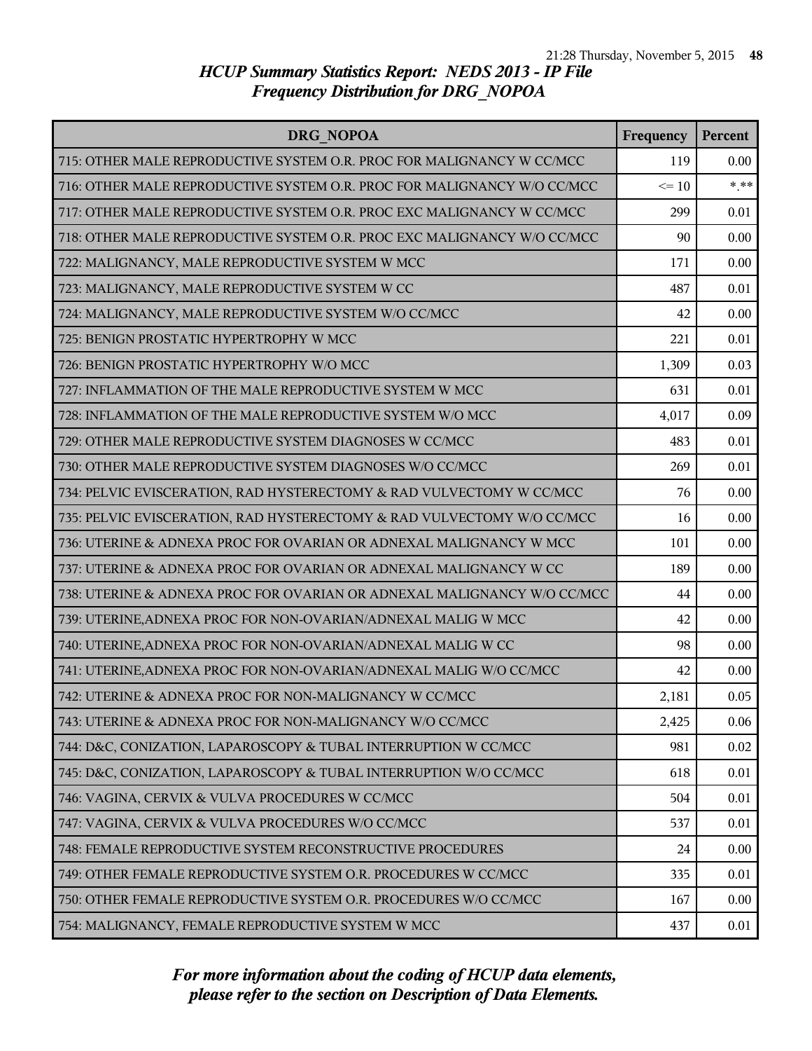# HCUP Summary Statistics Report: NEDS 2013 - IP File
## Frequency Distribution for DRG_NOPOA

| DRG_NOPOA | Frequency | Percent |
|---|---|---|
| 715: OTHER MALE REPRODUCTIVE SYSTEM O.R. PROC FOR MALIGNANCY W CC/MCC | 119 | 0.00 |
| 716: OTHER MALE REPRODUCTIVE SYSTEM O.R. PROC FOR MALIGNANCY W/O CC/MCC | <= 10 | *.** |
| 717: OTHER MALE REPRODUCTIVE SYSTEM O.R. PROC EXC MALIGNANCY W CC/MCC | 299 | 0.01 |
| 718: OTHER MALE REPRODUCTIVE SYSTEM O.R. PROC EXC MALIGNANCY W/O CC/MCC | 90 | 0.00 |
| 722: MALIGNANCY, MALE REPRODUCTIVE SYSTEM W MCC | 171 | 0.00 |
| 723: MALIGNANCY, MALE REPRODUCTIVE SYSTEM W CC | 487 | 0.01 |
| 724: MALIGNANCY, MALE REPRODUCTIVE SYSTEM W/O CC/MCC | 42 | 0.00 |
| 725: BENIGN PROSTATIC HYPERTROPHY W MCC | 221 | 0.01 |
| 726: BENIGN PROSTATIC HYPERTROPHY W/O MCC | 1,309 | 0.03 |
| 727: INFLAMMATION OF THE MALE REPRODUCTIVE SYSTEM W MCC | 631 | 0.01 |
| 728: INFLAMMATION OF THE MALE REPRODUCTIVE SYSTEM W/O MCC | 4,017 | 0.09 |
| 729: OTHER MALE REPRODUCTIVE SYSTEM DIAGNOSES W CC/MCC | 483 | 0.01 |
| 730: OTHER MALE REPRODUCTIVE SYSTEM DIAGNOSES W/O CC/MCC | 269 | 0.01 |
| 734: PELVIC EVISCERATION, RAD HYSTERECTOMY & RAD VULVECTOMY W CC/MCC | 76 | 0.00 |
| 735: PELVIC EVISCERATION, RAD HYSTERECTOMY & RAD VULVECTOMY W/O CC/MCC | 16 | 0.00 |
| 736: UTERINE & ADNEXA PROC FOR OVARIAN OR ADNEXAL MALIGNANCY W MCC | 101 | 0.00 |
| 737: UTERINE & ADNEXA PROC FOR OVARIAN OR ADNEXAL MALIGNANCY W CC | 189 | 0.00 |
| 738: UTERINE & ADNEXA PROC FOR OVARIAN OR ADNEXAL MALIGNANCY W/O CC/MCC | 44 | 0.00 |
| 739: UTERINE,ADNEXA PROC FOR NON-OVARIAN/ADNEXAL MALIG W MCC | 42 | 0.00 |
| 740: UTERINE,ADNEXA PROC FOR NON-OVARIAN/ADNEXAL MALIG W CC | 98 | 0.00 |
| 741: UTERINE,ADNEXA PROC FOR NON-OVARIAN/ADNEXAL MALIG W/O CC/MCC | 42 | 0.00 |
| 742: UTERINE & ADNEXA PROC FOR NON-MALIGNANCY W CC/MCC | 2,181 | 0.05 |
| 743: UTERINE & ADNEXA PROC FOR NON-MALIGNANCY W/O CC/MCC | 2,425 | 0.06 |
| 744: D&C, CONIZATION, LAPAROSCOPY & TUBAL INTERRUPTION W CC/MCC | 981 | 0.02 |
| 745: D&C, CONIZATION, LAPAROSCOPY & TUBAL INTERRUPTION W/O CC/MCC | 618 | 0.01 |
| 746: VAGINA, CERVIX & VULVA PROCEDURES W CC/MCC | 504 | 0.01 |
| 747: VAGINA, CERVIX & VULVA PROCEDURES W/O CC/MCC | 537 | 0.01 |
| 748: FEMALE REPRODUCTIVE SYSTEM RECONSTRUCTIVE PROCEDURES | 24 | 0.00 |
| 749: OTHER FEMALE REPRODUCTIVE SYSTEM O.R. PROCEDURES W CC/MCC | 335 | 0.01 |
| 750: OTHER FEMALE REPRODUCTIVE SYSTEM O.R. PROCEDURES W/O CC/MCC | 167 | 0.00 |
| 754: MALIGNANCY, FEMALE REPRODUCTIVE SYSTEM W MCC | 437 | 0.01 |

*For more information about the coding of HCUP data elements, please refer to the section on Description of Data Elements.*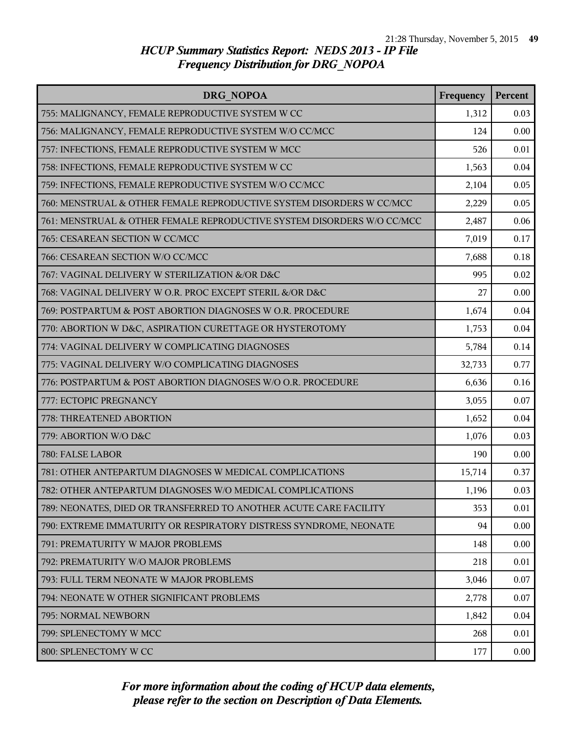# HCUP Summary Statistics Report: NEDS 2013 - IP File
## Frequency Distribution for DRG_NOPOA

| DRG_NOPOA | Frequency | Percent |
|---|---|---|
| 755: MALIGNANCY, FEMALE REPRODUCTIVE SYSTEM W CC | 1,312 | 0.03 |
| 756: MALIGNANCY, FEMALE REPRODUCTIVE SYSTEM W/O CC/MCC | 124 | 0.00 |
| 757: INFECTIONS, FEMALE REPRODUCTIVE SYSTEM W MCC | 526 | 0.01 |
| 758: INFECTIONS, FEMALE REPRODUCTIVE SYSTEM W CC | 1,563 | 0.04 |
| 759: INFECTIONS, FEMALE REPRODUCTIVE SYSTEM W/O CC/MCC | 2,104 | 0.05 |
| 760: MENSTRUAL & OTHER FEMALE REPRODUCTIVE SYSTEM DISORDERS W CC/MCC | 2,229 | 0.05 |
| 761: MENSTRUAL & OTHER FEMALE REPRODUCTIVE SYSTEM DISORDERS W/O CC/MCC | 2,487 | 0.06 |
| 765: CESAREAN SECTION W CC/MCC | 7,019 | 0.17 |
| 766: CESAREAN SECTION W/O CC/MCC | 7,688 | 0.18 |
| 767: VAGINAL DELIVERY W STERILIZATION &/OR D&C | 995 | 0.02 |
| 768: VAGINAL DELIVERY W O.R. PROC EXCEPT STERIL &/OR D&C | 27 | 0.00 |
| 769: POSTPARTUM & POST ABORTION DIAGNOSES W O.R. PROCEDURE | 1,674 | 0.04 |
| 770: ABORTION W D&C, ASPIRATION CURETTAGE OR HYSTEROTOMY | 1,753 | 0.04 |
| 774: VAGINAL DELIVERY W COMPLICATING DIAGNOSES | 5,784 | 0.14 |
| 775: VAGINAL DELIVERY W/O COMPLICATING DIAGNOSES | 32,733 | 0.77 |
| 776: POSTPARTUM & POST ABORTION DIAGNOSES W/O O.R. PROCEDURE | 6,636 | 0.16 |
| 777: ECTOPIC PREGNANCY | 3,055 | 0.07 |
| 778: THREATENED ABORTION | 1,652 | 0.04 |
| 779: ABORTION W/O D&C | 1,076 | 0.03 |
| 780: FALSE LABOR | 190 | 0.00 |
| 781: OTHER ANTEPARTUM DIAGNOSES W MEDICAL COMPLICATIONS | 15,714 | 0.37 |
| 782: OTHER ANTEPARTUM DIAGNOSES W/O MEDICAL COMPLICATIONS | 1,196 | 0.03 |
| 789: NEONATES, DIED OR TRANSFERRED TO ANOTHER ACUTE CARE FACILITY | 353 | 0.01 |
| 790: EXTREME IMMATURITY OR RESPIRATORY DISTRESS SYNDROME, NEONATE | 94 | 0.00 |
| 791: PREMATURITY W MAJOR PROBLEMS | 148 | 0.00 |
| 792: PREMATURITY W/O MAJOR PROBLEMS | 218 | 0.01 |
| 793: FULL TERM NEONATE W MAJOR PROBLEMS | 3,046 | 0.07 |
| 794: NEONATE W OTHER SIGNIFICANT PROBLEMS | 2,778 | 0.07 |
| 795: NORMAL NEWBORN | 1,842 | 0.04 |
| 799: SPLENECTOMY W MCC | 268 | 0.01 |
| 800: SPLENECTOMY W CC | 177 | 0.00 |

*For more information about the coding of HCUP data elements, please refer to the section on Description of Data Elements.*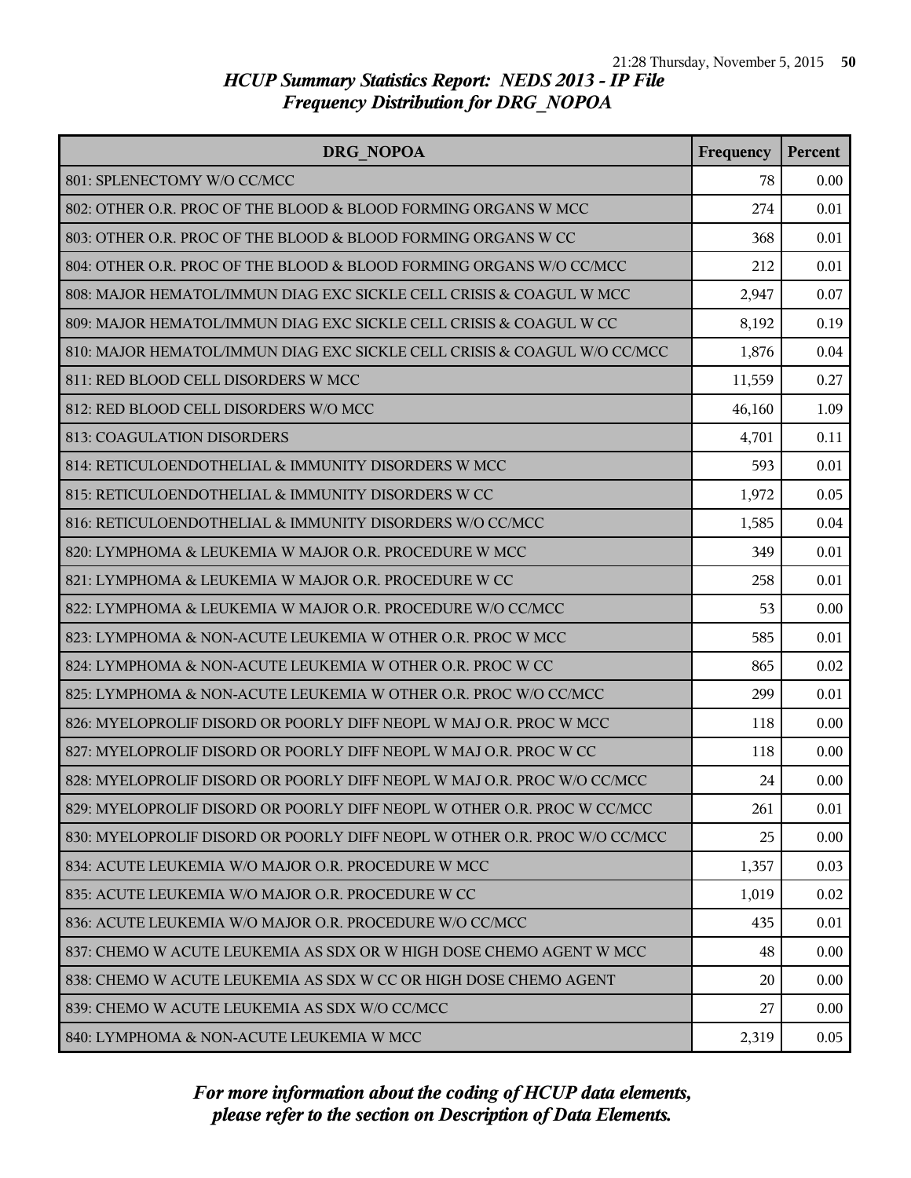# HCUP Summary Statistics Report: NEDS 2013 - IP File

## Frequency Distribution for DRG_NOPOA

| DRG_NOPOA | Frequency | Percent |
|---|---|---|
| 801: SPLENECTOMY W/O CC/MCC | 78 | 0.00 |
| 802: OTHER O.R. PROC OF THE BLOOD & BLOOD FORMING ORGANS W MCC | 274 | 0.01 |
| 803: OTHER O.R. PROC OF THE BLOOD & BLOOD FORMING ORGANS W CC | 368 | 0.01 |
| 804: OTHER O.R. PROC OF THE BLOOD & BLOOD FORMING ORGANS W/O CC/MCC | 212 | 0.01 |
| 808: MAJOR HEMATOL/IMMUN DIAG EXC SICKLE CELL CRISIS & COAGUL W MCC | 2,947 | 0.07 |
| 809: MAJOR HEMATOL/IMMUN DIAG EXC SICKLE CELL CRISIS & COAGUL W CC | 8,192 | 0.19 |
| 810: MAJOR HEMATOL/IMMUN DIAG EXC SICKLE CELL CRISIS & COAGUL W/O CC/MCC | 1,876 | 0.04 |
| 811: RED BLOOD CELL DISORDERS W MCC | 11,559 | 0.27 |
| 812: RED BLOOD CELL DISORDERS W/O MCC | 46,160 | 1.09 |
| 813: COAGULATION DISORDERS | 4,701 | 0.11 |
| 814: RETICULOENDOTHELIAL & IMMUNITY DISORDERS W MCC | 593 | 0.01 |
| 815: RETICULOENDOTHELIAL & IMMUNITY DISORDERS W CC | 1,972 | 0.05 |
| 816: RETICULOENDOTHELIAL & IMMUNITY DISORDERS W/O CC/MCC | 1,585 | 0.04 |
| 820: LYMPHOMA & LEUKEMIA W MAJOR O.R. PROCEDURE W MCC | 349 | 0.01 |
| 821: LYMPHOMA & LEUKEMIA W MAJOR O.R. PROCEDURE W CC | 258 | 0.01 |
| 822: LYMPHOMA & LEUKEMIA W MAJOR O.R. PROCEDURE W/O CC/MCC | 53 | 0.00 |
| 823: LYMPHOMA & NON-ACUTE LEUKEMIA W OTHER O.R. PROC W MCC | 585 | 0.01 |
| 824: LYMPHOMA & NON-ACUTE LEUKEMIA W OTHER O.R. PROC W CC | 865 | 0.02 |
| 825: LYMPHOMA & NON-ACUTE LEUKEMIA W OTHER O.R. PROC W/O CC/MCC | 299 | 0.01 |
| 826: MYELOPROLIF DISORD OR POORLY DIFF NEOPL W MAJ O.R. PROC W MCC | 118 | 0.00 |
| 827: MYELOPROLIF DISORD OR POORLY DIFF NEOPL W MAJ O.R. PROC W CC | 118 | 0.00 |
| 828: MYELOPROLIF DISORD OR POORLY DIFF NEOPL W MAJ O.R. PROC W/O CC/MCC | 24 | 0.00 |
| 829: MYELOPROLIF DISORD OR POORLY DIFF NEOPL W OTHER O.R. PROC W CC/MCC | 261 | 0.01 |
| 830: MYELOPROLIF DISORD OR POORLY DIFF NEOPL W OTHER O.R. PROC W/O CC/MCC | 25 | 0.00 |
| 834: ACUTE LEUKEMIA W/O MAJOR O.R. PROCEDURE W MCC | 1,357 | 0.03 |
| 835: ACUTE LEUKEMIA W/O MAJOR O.R. PROCEDURE W CC | 1,019 | 0.02 |
| 836: ACUTE LEUKEMIA W/O MAJOR O.R. PROCEDURE W/O CC/MCC | 435 | 0.01 |
| 837: CHEMO W ACUTE LEUKEMIA AS SDX OR W HIGH DOSE CHEMO AGENT W MCC | 48 | 0.00 |
| 838: CHEMO W ACUTE LEUKEMIA AS SDX W CC OR HIGH DOSE CHEMO AGENT | 20 | 0.00 |
| 839: CHEMO W ACUTE LEUKEMIA AS SDX W/O CC/MCC | 27 | 0.00 |
| 840: LYMPHOMA & NON-ACUTE LEUKEMIA W MCC | 2,319 | 0.05 |

*For more information about the coding of HCUP data elements, please refer to the section on Description of Data Elements.*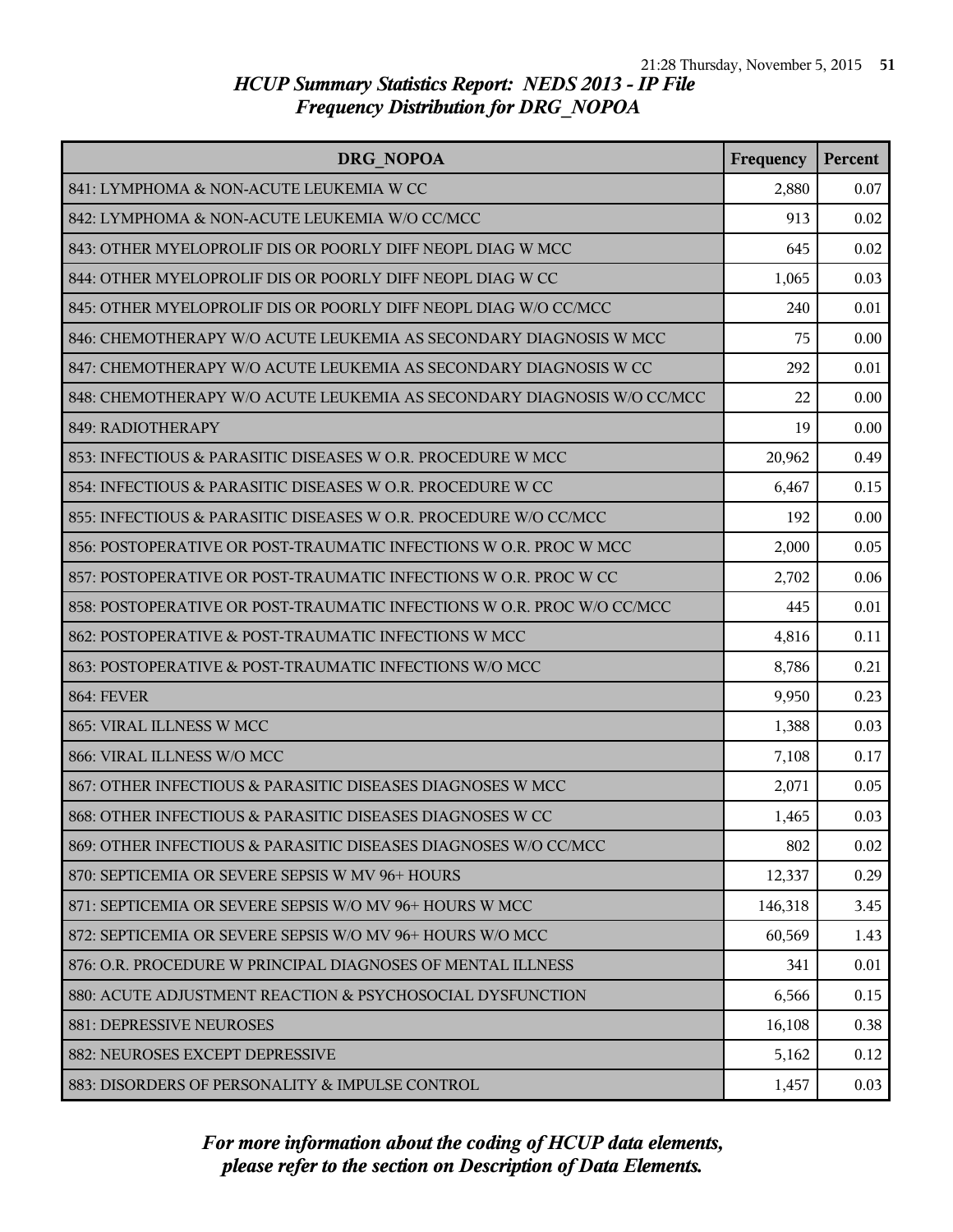# HCUP Summary Statistics Report: NEDS 2013 - IP File
## Frequency Distribution for DRG_NOPOA

| DRG_NOPOA | Frequency | Percent |
|---|---|---|
| 841: LYMPHOMA & NON-ACUTE LEUKEMIA W CC | 2,880 | 0.07 |
| 842: LYMPHOMA & NON-ACUTE LEUKEMIA W/O CC/MCC | 913 | 0.02 |
| 843: OTHER MYELOPROLIF DIS OR POORLY DIFF NEOPL DIAG W MCC | 645 | 0.02 |
| 844: OTHER MYELOPROLIF DIS OR POORLY DIFF NEOPL DIAG W CC | 1,065 | 0.03 |
| 845: OTHER MYELOPROLIF DIS OR POORLY DIFF NEOPL DIAG W/O CC/MCC | 240 | 0.01 |
| 846: CHEMOTHERAPY W/O ACUTE LEUKEMIA AS SECONDARY DIAGNOSIS W MCC | 75 | 0.00 |
| 847: CHEMOTHERAPY W/O ACUTE LEUKEMIA AS SECONDARY DIAGNOSIS W CC | 292 | 0.01 |
| 848: CHEMOTHERAPY W/O ACUTE LEUKEMIA AS SECONDARY DIAGNOSIS W/O CC/MCC | 22 | 0.00 |
| 849: RADIOTHERAPY | 19 | 0.00 |
| 853: INFECTIOUS & PARASITIC DISEASES W O.R. PROCEDURE W MCC | 20,962 | 0.49 |
| 854: INFECTIOUS & PARASITIC DISEASES W O.R. PROCEDURE W CC | 6,467 | 0.15 |
| 855: INFECTIOUS & PARASITIC DISEASES W O.R. PROCEDURE W/O CC/MCC | 192 | 0.00 |
| 856: POSTOPERATIVE OR POST-TRAUMATIC INFECTIONS W O.R. PROC W MCC | 2,000 | 0.05 |
| 857: POSTOPERATIVE OR POST-TRAUMATIC INFECTIONS W O.R. PROC W CC | 2,702 | 0.06 |
| 858: POSTOPERATIVE OR POST-TRAUMATIC INFECTIONS W O.R. PROC W/O CC/MCC | 445 | 0.01 |
| 862: POSTOPERATIVE & POST-TRAUMATIC INFECTIONS W MCC | 4,816 | 0.11 |
| 863: POSTOPERATIVE & POST-TRAUMATIC INFECTIONS W/O MCC | 8,786 | 0.21 |
| 864: FEVER | 9,950 | 0.23 |
| 865: VIRAL ILLNESS W MCC | 1,388 | 0.03 |
| 866: VIRAL ILLNESS W/O MCC | 7,108 | 0.17 |
| 867: OTHER INFECTIOUS & PARASITIC DISEASES DIAGNOSES W MCC | 2,071 | 0.05 |
| 868: OTHER INFECTIOUS & PARASITIC DISEASES DIAGNOSES W CC | 1,465 | 0.03 |
| 869: OTHER INFECTIOUS & PARASITIC DISEASES DIAGNOSES W/O CC/MCC | 802 | 0.02 |
| 870: SEPTICEMIA OR SEVERE SEPSIS W MV 96+ HOURS | 12,337 | 0.29 |
| 871: SEPTICEMIA OR SEVERE SEPSIS W/O MV 96+ HOURS W MCC | 146,318 | 3.45 |
| 872: SEPTICEMIA OR SEVERE SEPSIS W/O MV 96+ HOURS W/O MCC | 60,569 | 1.43 |
| 876: O.R. PROCEDURE W PRINCIPAL DIAGNOSES OF MENTAL ILLNESS | 341 | 0.01 |
| 880: ACUTE ADJUSTMENT REACTION & PSYCHOSOCIAL DYSFUNCTION | 6,566 | 0.15 |
| 881: DEPRESSIVE NEUROSES | 16,108 | 0.38 |
| 882: NEUROSES EXCEPT DEPRESSIVE | 5,162 | 0.12 |
| 883: DISORDERS OF PERSONALITY & IMPULSE CONTROL | 1,457 | 0.03 |

*For more information about the coding of HCUP data elements, please refer to the section on Description of Data Elements.*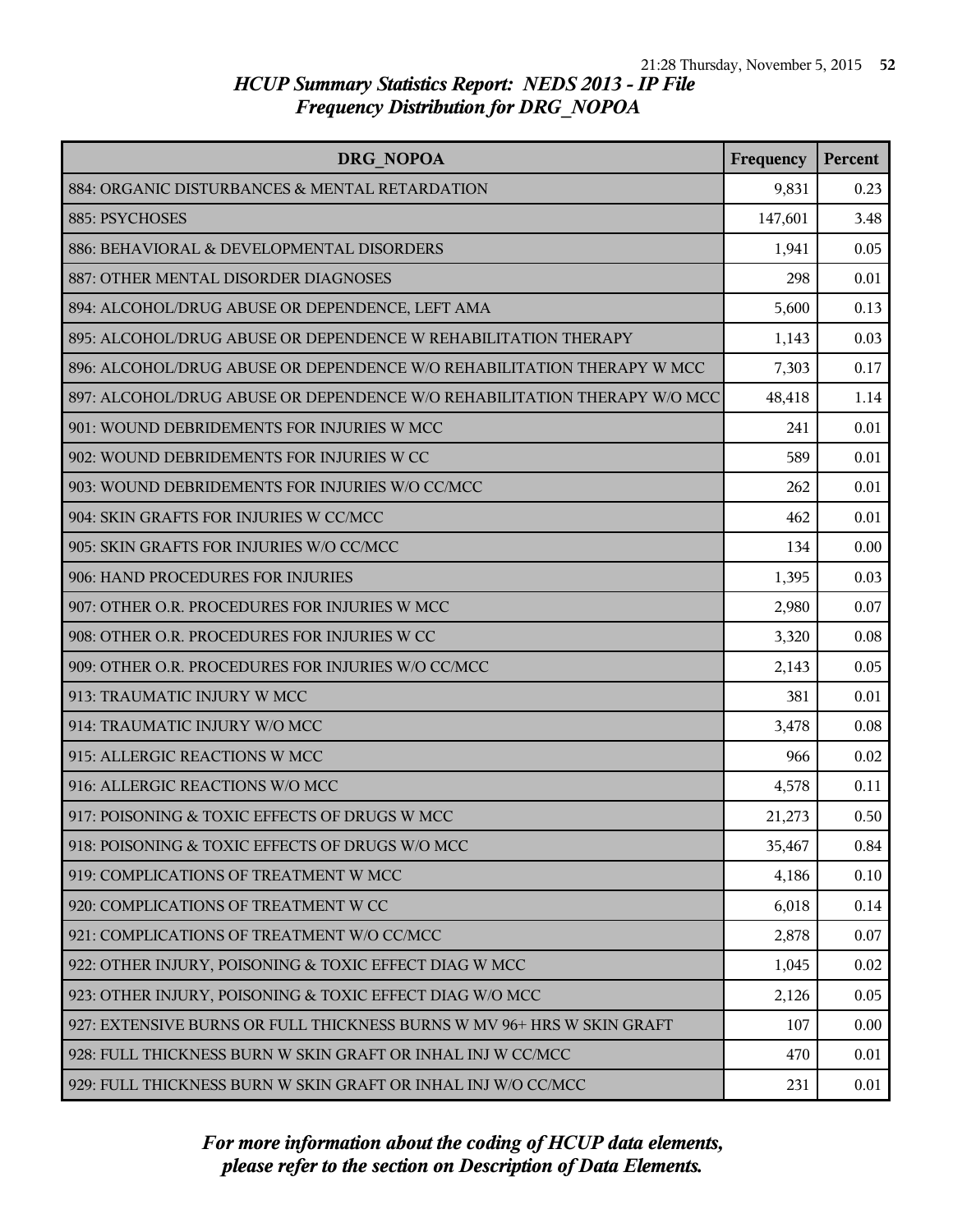*HCUP Summary Statistics Report: NEDS 2013 - IP File*
*Frequency Distribution for DRG_NOPOA*

| DRG_NOPOA | Frequency | Percent |
|---|---|---|
| 884: ORGANIC DISTURBANCES & MENTAL RETARDATION | 9,831 | 0.23 |
| 885: PSYCHOSES | 147,601 | 3.48 |
| 886: BEHAVIORAL & DEVELOPMENTAL DISORDERS | 1,941 | 0.05 |
| 887: OTHER MENTAL DISORDER DIAGNOSES | 298 | 0.01 |
| 894: ALCOHOL/DRUG ABUSE OR DEPENDENCE, LEFT AMA | 5,600 | 0.13 |
| 895: ALCOHOL/DRUG ABUSE OR DEPENDENCE W REHABILITATION THERAPY | 1,143 | 0.03 |
| 896: ALCOHOL/DRUG ABUSE OR DEPENDENCE W/O REHABILITATION THERAPY W MCC | 7,303 | 0.17 |
| 897: ALCOHOL/DRUG ABUSE OR DEPENDENCE W/O REHABILITATION THERAPY W/O MCC | 48,418 | 1.14 |
| 901: WOUND DEBRIDEMENTS FOR INJURIES W MCC | 241 | 0.01 |
| 902: WOUND DEBRIDEMENTS FOR INJURIES W CC | 589 | 0.01 |
| 903: WOUND DEBRIDEMENTS FOR INJURIES W/O CC/MCC | 262 | 0.01 |
| 904: SKIN GRAFTS FOR INJURIES W CC/MCC | 462 | 0.01 |
| 905: SKIN GRAFTS FOR INJURIES W/O CC/MCC | 134 | 0.00 |
| 906: HAND PROCEDURES FOR INJURIES | 1,395 | 0.03 |
| 907: OTHER O.R. PROCEDURES FOR INJURIES W MCC | 2,980 | 0.07 |
| 908: OTHER O.R. PROCEDURES FOR INJURIES W CC | 3,320 | 0.08 |
| 909: OTHER O.R. PROCEDURES FOR INJURIES W/O CC/MCC | 2,143 | 0.05 |
| 913: TRAUMATIC INJURY W MCC | 381 | 0.01 |
| 914: TRAUMATIC INJURY W/O MCC | 3,478 | 0.08 |
| 915: ALLERGIC REACTIONS W MCC | 966 | 0.02 |
| 916: ALLERGIC REACTIONS W/O MCC | 4,578 | 0.11 |
| 917: POISONING & TOXIC EFFECTS OF DRUGS W MCC | 21,273 | 0.50 |
| 918: POISONING & TOXIC EFFECTS OF DRUGS W/O MCC | 35,467 | 0.84 |
| 919: COMPLICATIONS OF TREATMENT W MCC | 4,186 | 0.10 |
| 920: COMPLICATIONS OF TREATMENT W CC | 6,018 | 0.14 |
| 921: COMPLICATIONS OF TREATMENT W/O CC/MCC | 2,878 | 0.07 |
| 922: OTHER INJURY, POISONING & TOXIC EFFECT DIAG W MCC | 1,045 | 0.02 |
| 923: OTHER INJURY, POISONING & TOXIC EFFECT DIAG W/O MCC | 2,126 | 0.05 |
| 927: EXTENSIVE BURNS OR FULL THICKNESS BURNS W MV 96+ HRS W SKIN GRAFT | 107 | 0.00 |
| 928: FULL THICKNESS BURN W SKIN GRAFT OR INHAL INJ W CC/MCC | 470 | 0.01 |
| 929: FULL THICKNESS BURN W SKIN GRAFT OR INHAL INJ W/O CC/MCC | 231 | 0.01 |

*For more information about the coding of HCUP data elements, please refer to the section on Description of Data Elements.*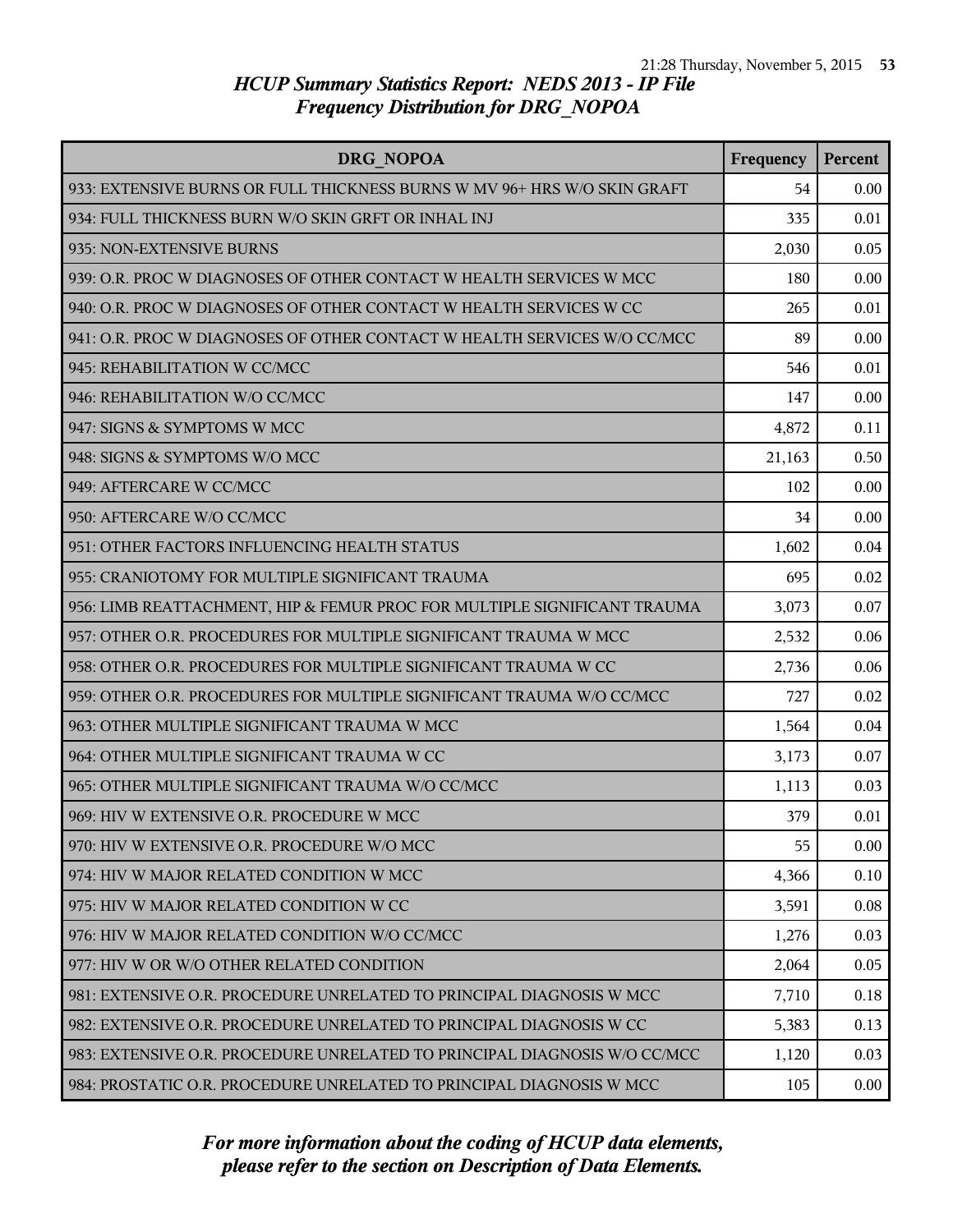# HCUP Summary Statistics Report: NEDS 2013 - IP File
## Frequency Distribution for DRG_NOPOA

| DRG_NOPOA | Frequency | Percent |
|---|---|---|
| 933: EXTENSIVE BURNS OR FULL THICKNESS BURNS W MV 96+ HRS W/O SKIN GRAFT | 54 | 0.00 |
| 934: FULL THICKNESS BURN W/O SKIN GRFT OR INHAL INJ | 335 | 0.01 |
| 935: NON-EXTENSIVE BURNS | 2,030 | 0.05 |
| 939: O.R. PROC W DIAGNOSES OF OTHER CONTACT W HEALTH SERVICES W MCC | 180 | 0.00 |
| 940: O.R. PROC W DIAGNOSES OF OTHER CONTACT W HEALTH SERVICES W CC | 265 | 0.01 |
| 941: O.R. PROC W DIAGNOSES OF OTHER CONTACT W HEALTH SERVICES W/O CC/MCC | 89 | 0.00 |
| 945: REHABILITATION W CC/MCC | 546 | 0.01 |
| 946: REHABILITATION W/O CC/MCC | 147 | 0.00 |
| 947: SIGNS & SYMPTOMS W MCC | 4,872 | 0.11 |
| 948: SIGNS & SYMPTOMS W/O MCC | 21,163 | 0.50 |
| 949: AFTERCARE W CC/MCC | 102 | 0.00 |
| 950: AFTERCARE W/O CC/MCC | 34 | 0.00 |
| 951: OTHER FACTORS INFLUENCING HEALTH STATUS | 1,602 | 0.04 |
| 955: CRANIOTOMY FOR MULTIPLE SIGNIFICANT TRAUMA | 695 | 0.02 |
| 956: LIMB REATTACHMENT, HIP & FEMUR PROC FOR MULTIPLE SIGNIFICANT TRAUMA | 3,073 | 0.07 |
| 957: OTHER O.R. PROCEDURES FOR MULTIPLE SIGNIFICANT TRAUMA W MCC | 2,532 | 0.06 |
| 958: OTHER O.R. PROCEDURES FOR MULTIPLE SIGNIFICANT TRAUMA W CC | 2,736 | 0.06 |
| 959: OTHER O.R. PROCEDURES FOR MULTIPLE SIGNIFICANT TRAUMA W/O CC/MCC | 727 | 0.02 |
| 963: OTHER MULTIPLE SIGNIFICANT TRAUMA W MCC | 1,564 | 0.04 |
| 964: OTHER MULTIPLE SIGNIFICANT TRAUMA W CC | 3,173 | 0.07 |
| 965: OTHER MULTIPLE SIGNIFICANT TRAUMA W/O CC/MCC | 1,113 | 0.03 |
| 969: HIV W EXTENSIVE O.R. PROCEDURE W MCC | 379 | 0.01 |
| 970: HIV W EXTENSIVE O.R. PROCEDURE W/O MCC | 55 | 0.00 |
| 974: HIV W MAJOR RELATED CONDITION W MCC | 4,366 | 0.10 |
| 975: HIV W MAJOR RELATED CONDITION W CC | 3,591 | 0.08 |
| 976: HIV W MAJOR RELATED CONDITION W/O CC/MCC | 1,276 | 0.03 |
| 977: HIV W OR W/O OTHER RELATED CONDITION | 2,064 | 0.05 |
| 981: EXTENSIVE O.R. PROCEDURE UNRELATED TO PRINCIPAL DIAGNOSIS W MCC | 7,710 | 0.18 |
| 982: EXTENSIVE O.R. PROCEDURE UNRELATED TO PRINCIPAL DIAGNOSIS W CC | 5,383 | 0.13 |
| 983: EXTENSIVE O.R. PROCEDURE UNRELATED TO PRINCIPAL DIAGNOSIS W/O CC/MCC | 1,120 | 0.03 |
| 984: PROSTATIC O.R. PROCEDURE UNRELATED TO PRINCIPAL DIAGNOSIS W MCC | 105 | 0.00 |

*For more information about the coding of HCUP data elements, please refer to the section on Description of Data Elements.*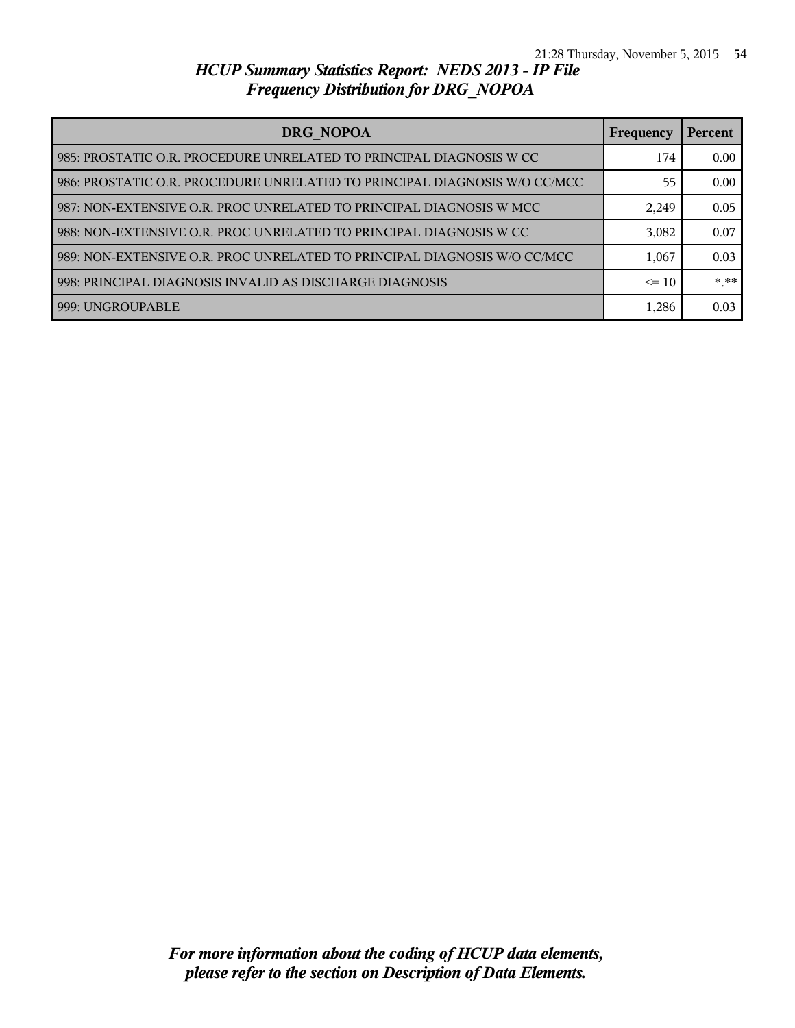## HCUP Summary Statistics Report: NEDS 2013 - IP File
## Frequency Distribution for DRG_NOPOA

| DRG_NOPOA | Frequency | Percent |
|---|---|---|
| 985: PROSTATIC O.R. PROCEDURE UNRELATED TO PRINCIPAL DIAGNOSIS W CC | 174 | 0.00 |
| 986: PROSTATIC O.R. PROCEDURE UNRELATED TO PRINCIPAL DIAGNOSIS W/O CC/MCC | 55 | 0.00 |
| 987: NON-EXTENSIVE O.R. PROC UNRELATED TO PRINCIPAL DIAGNOSIS W MCC | 2,249 | 0.05 |
| 988: NON-EXTENSIVE O.R. PROC UNRELATED TO PRINCIPAL DIAGNOSIS W CC | 3,082 | 0.07 |
| 989: NON-EXTENSIVE O.R. PROC UNRELATED TO PRINCIPAL DIAGNOSIS W/O CC/MCC | 1,067 | 0.03 |
| 998: PRINCIPAL DIAGNOSIS INVALID AS DISCHARGE DIAGNOSIS | <= 10 | *.** |
| 999: UNGROUPABLE | 1,286 | 0.03 |

*For more information about the coding of HCUP data elements, please refer to the section on Description of Data Elements.*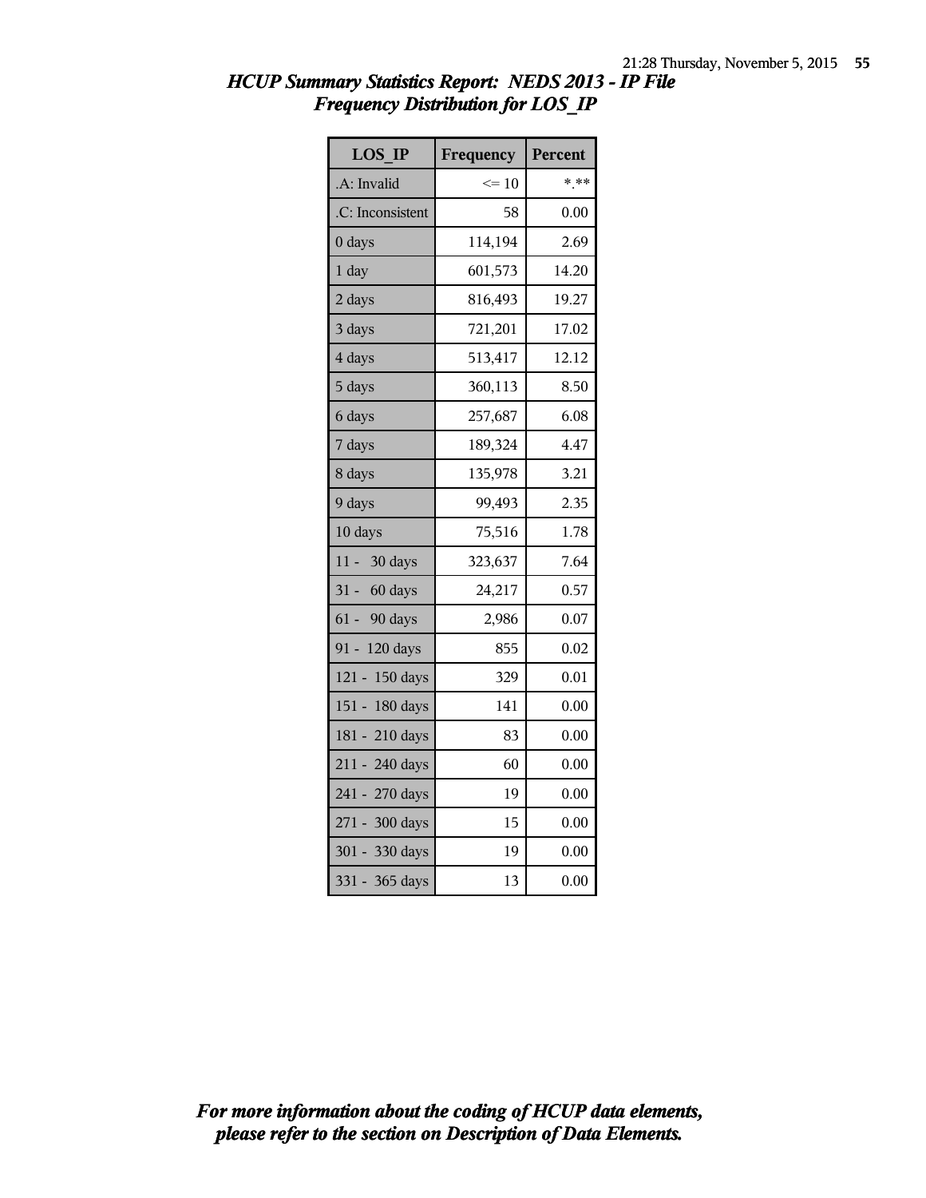## *HCUP Summary Statistics Report: NEDS 2013 - IP File*
## *Frequency Distribution for LOS_IP*

| LOS_IP | Frequency | Percent |
|---|---|---|
| .A: Invalid | <= 10 | *.** |
| .C: Inconsistent | 58 | 0.00 |
| 0 days | 114,194 | 2.69 |
| 1 day | 601,573 | 14.20 |
| 2 days | 816,493 | 19.27 |
| 3 days | 721,201 | 17.02 |
| 4 days | 513,417 | 12.12 |
| 5 days | 360,113 | 8.50 |
| 6 days | 257,687 | 6.08 |
| 7 days | 189,324 | 4.47 |
| 8 days | 135,978 | 3.21 |
| 9 days | 99,493 | 2.35 |
| 10 days | 75,516 | 1.78 |
| 11 - 30 days | 323,637 | 7.64 |
| 31 - 60 days | 24,217 | 0.57 |
| 61 - 90 days | 2,986 | 0.07 |
| 91 - 120 days | 855 | 0.02 |
| 121 - 150 days | 329 | 0.01 |
| 151 - 180 days | 141 | 0.00 |
| 181 - 210 days | 83 | 0.00 |
| 211 - 240 days | 60 | 0.00 |
| 241 - 270 days | 19 | 0.00 |
| 271 - 300 days | 15 | 0.00 |
| 301 - 330 days | 19 | 0.00 |
| 331 - 365 days | 13 | 0.00 |

*For more information about the coding of HCUP data elements, please refer to the section on Description of Data Elements.*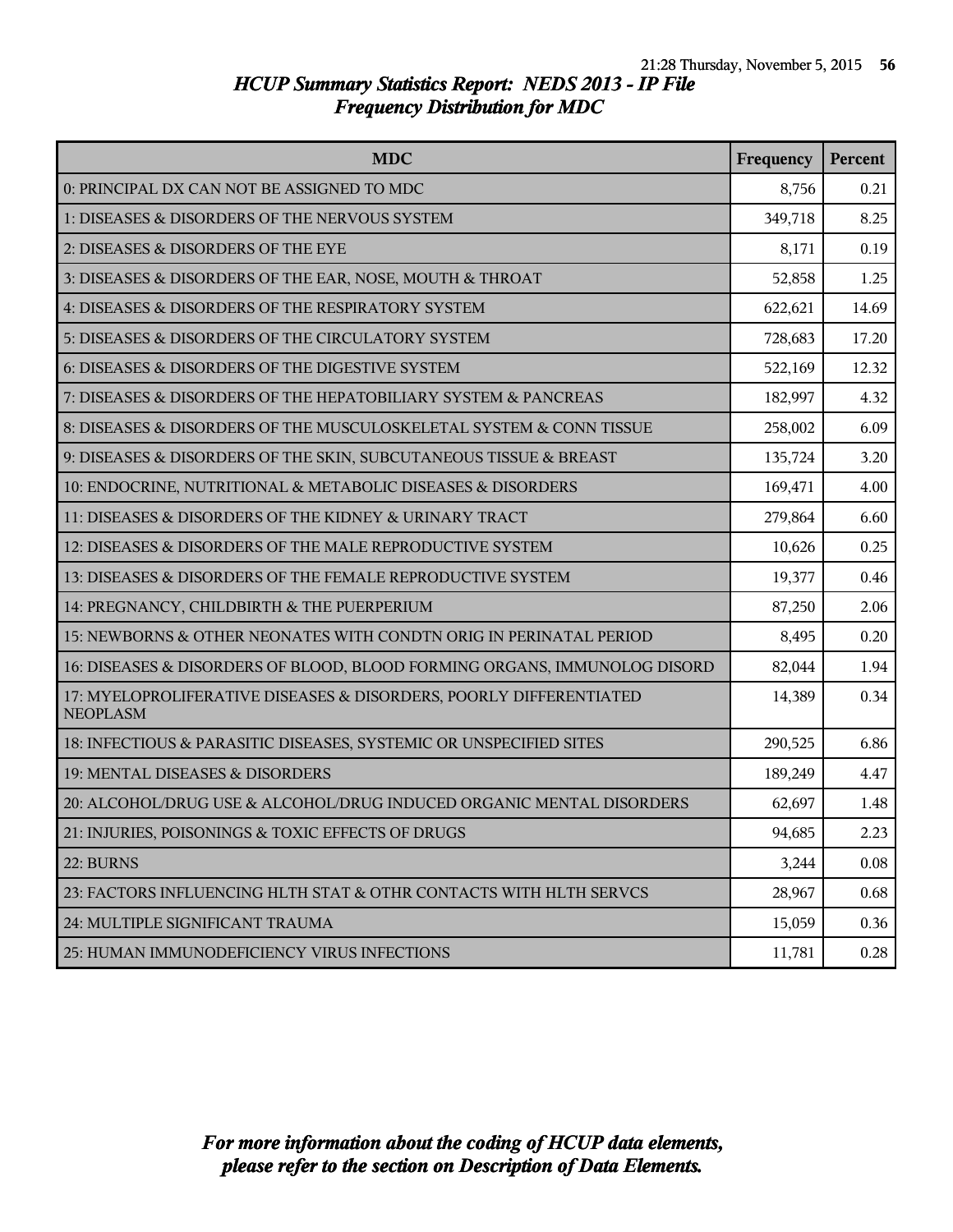# HCUP Summary Statistics Report: NEDS 2013 - IP File

## Frequency Distribution for MDC

| MDC | Frequency | Percent |
|---|---|---|
| 0: PRINCIPAL DX CAN NOT BE ASSIGNED TO MDC | 8,756 | 0.21 |
| 1: DISEASES & DISORDERS OF THE NERVOUS SYSTEM | 349,718 | 8.25 |
| 2: DISEASES & DISORDERS OF THE EYE | 8,171 | 0.19 |
| 3: DISEASES & DISORDERS OF THE EAR, NOSE, MOUTH & THROAT | 52,858 | 1.25 |
| 4: DISEASES & DISORDERS OF THE RESPIRATORY SYSTEM | 622,621 | 14.69 |
| 5: DISEASES & DISORDERS OF THE CIRCULATORY SYSTEM | 728,683 | 17.20 |
| 6: DISEASES & DISORDERS OF THE DIGESTIVE SYSTEM | 522,169 | 12.32 |
| 7: DISEASES & DISORDERS OF THE HEPATOBILIARY SYSTEM & PANCREAS | 182,997 | 4.32 |
| 8: DISEASES & DISORDERS OF THE MUSCULOSKELETAL SYSTEM & CONN TISSUE | 258,002 | 6.09 |
| 9: DISEASES & DISORDERS OF THE SKIN, SUBCUTANEOUS TISSUE & BREAST | 135,724 | 3.20 |
| 10: ENDOCRINE, NUTRITIONAL & METABOLIC DISEASES & DISORDERS | 169,471 | 4.00 |
| 11: DISEASES & DISORDERS OF THE KIDNEY & URINARY TRACT | 279,864 | 6.60 |
| 12: DISEASES & DISORDERS OF THE MALE REPRODUCTIVE SYSTEM | 10,626 | 0.25 |
| 13: DISEASES & DISORDERS OF THE FEMALE REPRODUCTIVE SYSTEM | 19,377 | 0.46 |
| 14: PREGNANCY, CHILDBIRTH & THE PUERPERIUM | 87,250 | 2.06 |
| 15: NEWBORNS & OTHER NEONATES WITH CONDTN ORIG IN PERINATAL PERIOD | 8,495 | 0.20 |
| 16: DISEASES & DISORDERS OF BLOOD, BLOOD FORMING ORGANS, IMMUNOLOG DISORD | 82,044 | 1.94 |
| 17: MYELOPROLIFERATIVE DISEASES & DISORDERS, POORLY DIFFERENTIATED NEOPLASM | 14,389 | 0.34 |
| 18: INFECTIOUS & PARASITIC DISEASES, SYSTEMIC OR UNSPECIFIED SITES | 290,525 | 6.86 |
| 19: MENTAL DISEASES & DISORDERS | 189,249 | 4.47 |
| 20: ALCOHOL/DRUG USE & ALCOHOL/DRUG INDUCED ORGANIC MENTAL DISORDERS | 62,697 | 1.48 |
| 21: INJURIES, POISONINGS & TOXIC EFFECTS OF DRUGS | 94,685 | 2.23 |
| 22: BURNS | 3,244 | 0.08 |
| 23: FACTORS INFLUENCING HLTH STAT & OTHR CONTACTS WITH HLTH SERVCS | 28,967 | 0.68 |
| 24: MULTIPLE SIGNIFICANT TRAUMA | 15,059 | 0.36 |
| 25: HUMAN IMMUNODEFICIENCY VIRUS INFECTIONS | 11,781 | 0.28 |

*For more information about the coding of HCUP data elements, please refer to the section on Description of Data Elements.*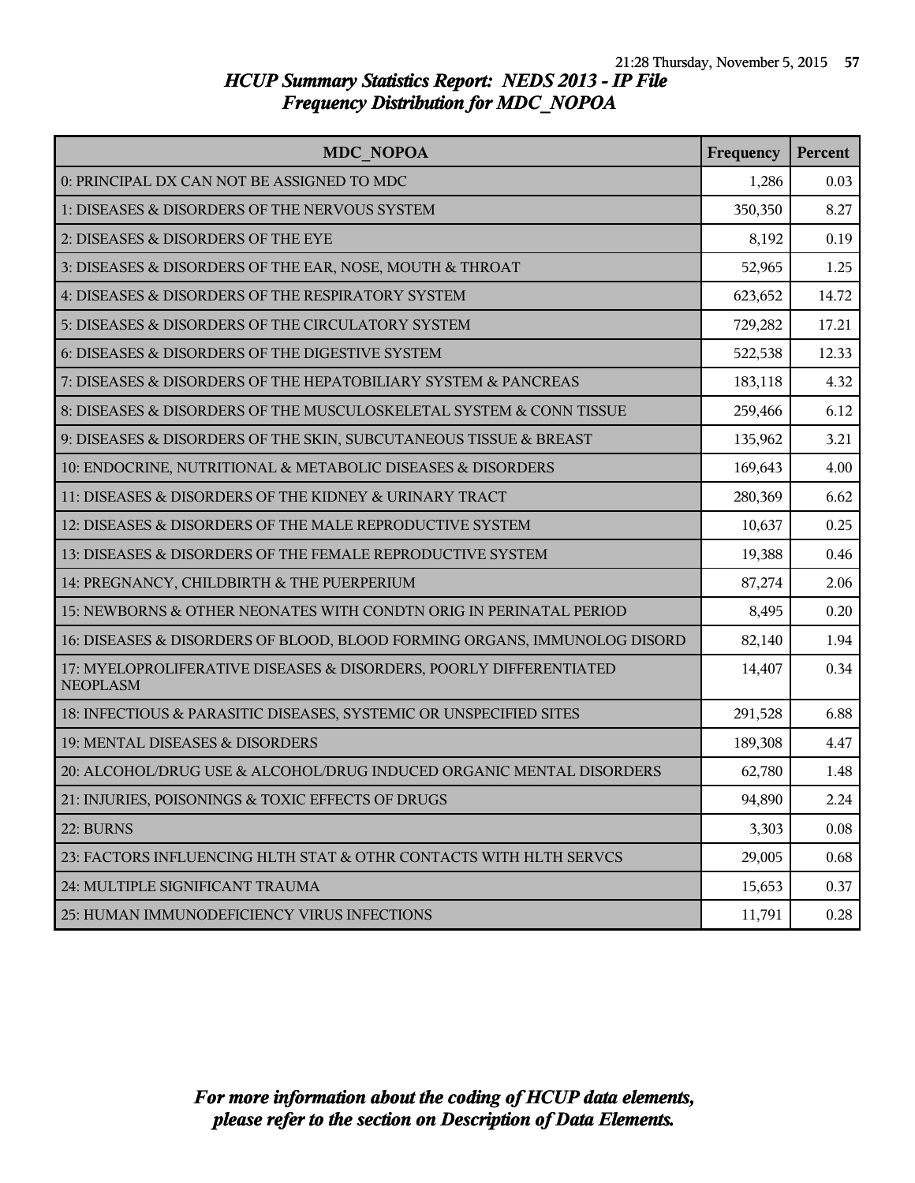# HCUP Summary Statistics Report: NEDS 2013 - IP File
## Frequency Distribution for MDC_NOPOA

| MDC_NOPOA | Frequency | Percent |
|---|---|---|
| 0: PRINCIPAL DX CAN NOT BE ASSIGNED TO MDC | 1,286 | 0.03 |
| 1: DISEASES & DISORDERS OF THE NERVOUS SYSTEM | 350,350 | 8.27 |
| 2: DISEASES & DISORDERS OF THE EYE | 8,192 | 0.19 |
| 3: DISEASES & DISORDERS OF THE EAR, NOSE, MOUTH & THROAT | 52,965 | 1.25 |
| 4: DISEASES & DISORDERS OF THE RESPIRATORY SYSTEM | 623,652 | 14.72 |
| 5: DISEASES & DISORDERS OF THE CIRCULATORY SYSTEM | 729,282 | 17.21 |
| 6: DISEASES & DISORDERS OF THE DIGESTIVE SYSTEM | 522,538 | 12.33 |
| 7: DISEASES & DISORDERS OF THE HEPATOBILIARY SYSTEM & PANCREAS | 183,118 | 4.32 |
| 8: DISEASES & DISORDERS OF THE MUSCULOSKELETAL SYSTEM & CONN TISSUE | 259,466 | 6.12 |
| 9: DISEASES & DISORDERS OF THE SKIN, SUBCUTANEOUS TISSUE & BREAST | 135,962 | 3.21 |
| 10: ENDOCRINE, NUTRITIONAL & METABOLIC DISEASES & DISORDERS | 169,643 | 4.00 |
| 11: DISEASES & DISORDERS OF THE KIDNEY & URINARY TRACT | 280,369 | 6.62 |
| 12: DISEASES & DISORDERS OF THE MALE REPRODUCTIVE SYSTEM | 10,637 | 0.25 |
| 13: DISEASES & DISORDERS OF THE FEMALE REPRODUCTIVE SYSTEM | 19,388 | 0.46 |
| 14: PREGNANCY, CHILDBIRTH & THE PUERPERIUM | 87,274 | 2.06 |
| 15: NEWBORNS & OTHER NEONATES WITH CONDTN ORIG IN PERINATAL PERIOD | 8,495 | 0.20 |
| 16: DISEASES & DISORDERS OF BLOOD, BLOOD FORMING ORGANS, IMMUNOLOG DISORD | 82,140 | 1.94 |
| 17: MYELOPROLIFERATIVE DISEASES & DISORDERS, POORLY DIFFERENTIATED NEOPLASM | 14,407 | 0.34 |
| 18: INFECTIOUS & PARASITIC DISEASES, SYSTEMIC OR UNSPECIFIED SITES | 291,528 | 6.88 |
| 19: MENTAL DISEASES & DISORDERS | 189,308 | 4.47 |
| 20: ALCOHOL/DRUG USE & ALCOHOL/DRUG INDUCED ORGANIC MENTAL DISORDERS | 62,780 | 1.48 |
| 21: INJURIES, POISONINGS & TOXIC EFFECTS OF DRUGS | 94,890 | 2.24 |
| 22: BURNS | 3,303 | 0.08 |
| 23: FACTORS INFLUENCING HLTH STAT & OTHR CONTACTS WITH HLTH SERVCS | 29,005 | 0.68 |
| 24: MULTIPLE SIGNIFICANT TRAUMA | 15,653 | 0.37 |
| 25: HUMAN IMMUNODEFICIENCY VIRUS INFECTIONS | 11,791 | 0.28 |

*For more information about the coding of HCUP data elements, please refer to the section on Description of Data Elements.*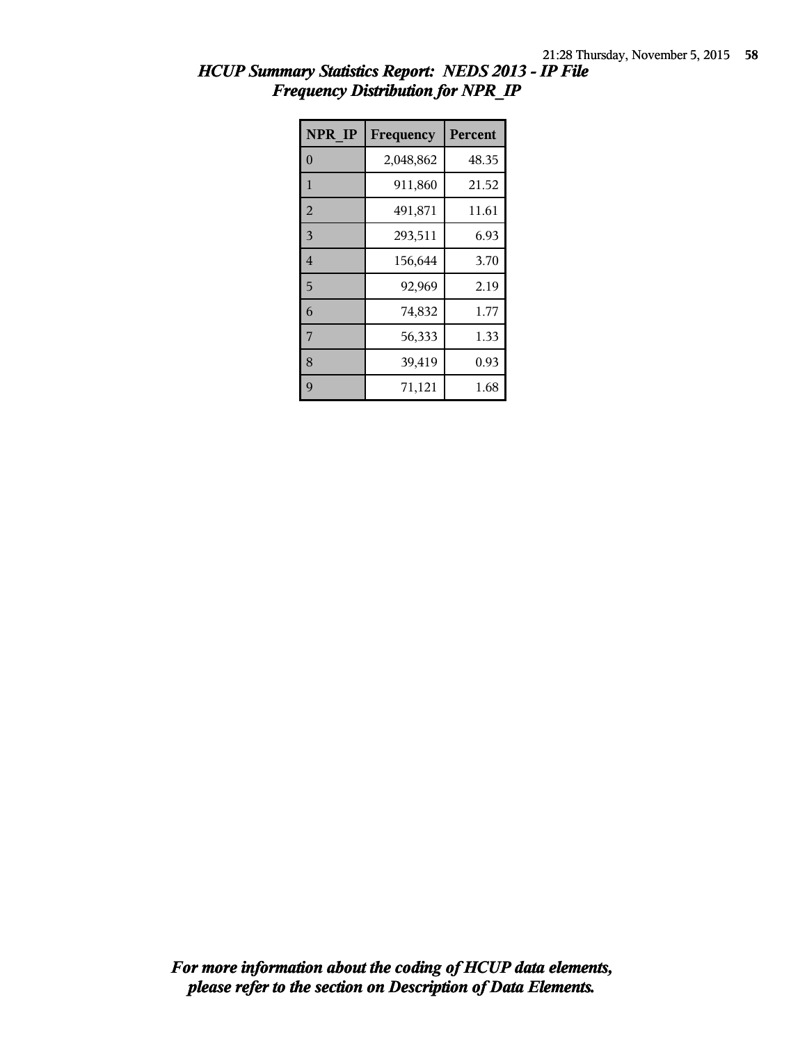# HCUP Summary Statistics Report: NEDS 2013 - IP File
## Frequency Distribution for NPR_IP

| NPR_IP | Frequency | Percent |
|---|---|---|
| 0 | 2,048,862 | 48.35 |
| 1 | 911,860 | 21.52 |
| 2 | 491,871 | 11.61 |
| 3 | 293,511 | 6.93 |
| 4 | 156,644 | 3.70 |
| 5 | 92,969 | 2.19 |
| 6 | 74,832 | 1.77 |
| 7 | 56,333 | 1.33 |
| 8 | 39,419 | 0.93 |
| 9 | 71,121 | 1.68 |

***For more information about the coding of HCUP data elements, please refer to the section on Description of Data Elements.***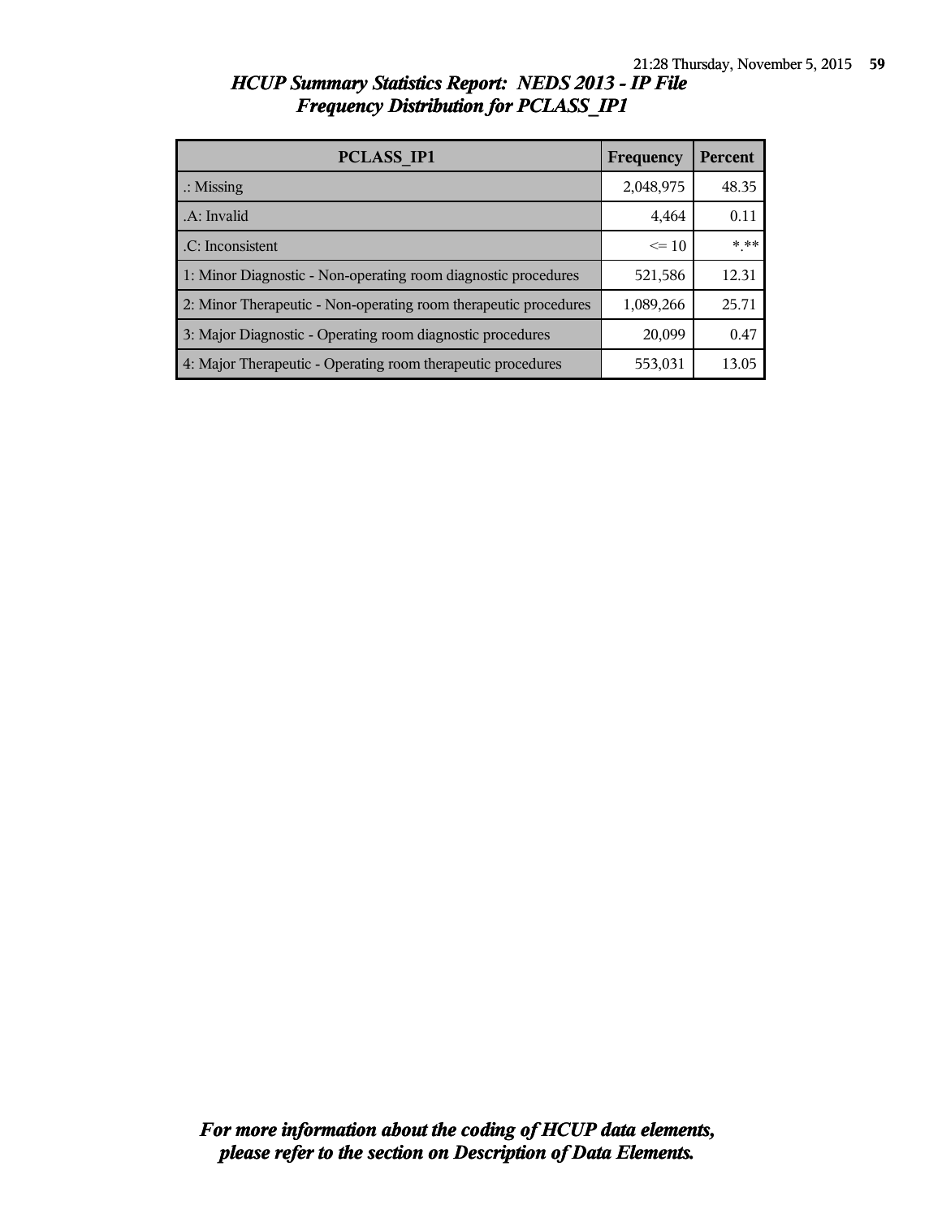## *HCUP Summary Statistics Report: NEDS 2013 - IP File*
## *Frequency Distribution for PCLASS_IP1*

| PCLASS_IP1 | Frequency | Percent |
|---|---|---|
| .: Missing | 2,048,975 | 48.35 |
| .A: Invalid | 4,464 | 0.11 |
| .C: Inconsistent | <= 10 | *.** |
| 1: Minor Diagnostic - Non-operating room diagnostic procedures | 521,586 | 12.31 |
| 2: Minor Therapeutic - Non-operating room therapeutic procedures | 1,089,266 | 25.71 |
| 3: Major Diagnostic - Operating room diagnostic procedures | 20,099 | 0.47 |
| 4: Major Therapeutic - Operating room therapeutic procedures | 553,031 | 13.05 |

***For more information about the coding of HCUP data elements, please refer to the section on Description of Data Elements.***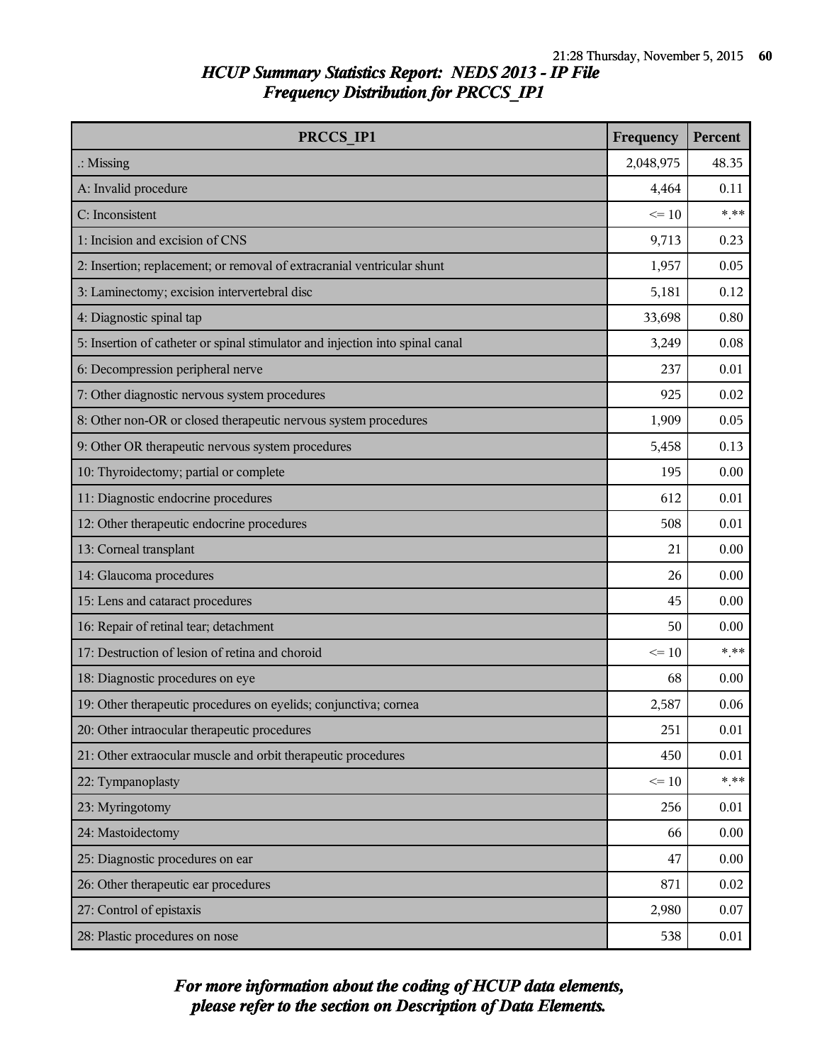# HCUP Summary Statistics Report: NEDS 2013 - IP File
## Frequency Distribution for PRCCS_IP1

| PRCCS_IP1 | Frequency | Percent |
|---|---|---|
| .: Missing | 2,048,975 | 48.35 |
| A: Invalid procedure | 4,464 | 0.11 |
| C: Inconsistent | <= 10 | *.** |
| 1: Incision and excision of CNS | 9,713 | 0.23 |
| 2: Insertion; replacement; or removal of extracranial ventricular shunt | 1,957 | 0.05 |
| 3: Laminectomy; excision intervertebral disc | 5,181 | 0.12 |
| 4: Diagnostic spinal tap | 33,698 | 0.80 |
| 5: Insertion of catheter or spinal stimulator and injection into spinal canal | 3,249 | 0.08 |
| 6: Decompression peripheral nerve | 237 | 0.01 |
| 7: Other diagnostic nervous system procedures | 925 | 0.02 |
| 8: Other non-OR or closed therapeutic nervous system procedures | 1,909 | 0.05 |
| 9: Other OR therapeutic nervous system procedures | 5,458 | 0.13 |
| 10: Thyroidectomy; partial or complete | 195 | 0.00 |
| 11: Diagnostic endocrine procedures | 612 | 0.01 |
| 12: Other therapeutic endocrine procedures | 508 | 0.01 |
| 13: Corneal transplant | 21 | 0.00 |
| 14: Glaucoma procedures | 26 | 0.00 |
| 15: Lens and cataract procedures | 45 | 0.00 |
| 16: Repair of retinal tear; detachment | 50 | 0.00 |
| 17: Destruction of lesion of retina and choroid | <= 10 | *.** |
| 18: Diagnostic procedures on eye | 68 | 0.00 |
| 19: Other therapeutic procedures on eyelids; conjunctiva; cornea | 2,587 | 0.06 |
| 20: Other intraocular therapeutic procedures | 251 | 0.01 |
| 21: Other extraocular muscle and orbit therapeutic procedures | 450 | 0.01 |
| 22: Tympanoplasty | <= 10 | *.** |
| 23: Myringotomy | 256 | 0.01 |
| 24: Mastoidectomy | 66 | 0.00 |
| 25: Diagnostic procedures on ear | 47 | 0.00 |
| 26: Other therapeutic ear procedures | 871 | 0.02 |
| 27: Control of epistaxis | 2,980 | 0.07 |
| 28: Plastic procedures on nose | 538 | 0.01 |

*For more information about the coding of HCUP data elements, please refer to the section on Description of Data Elements.*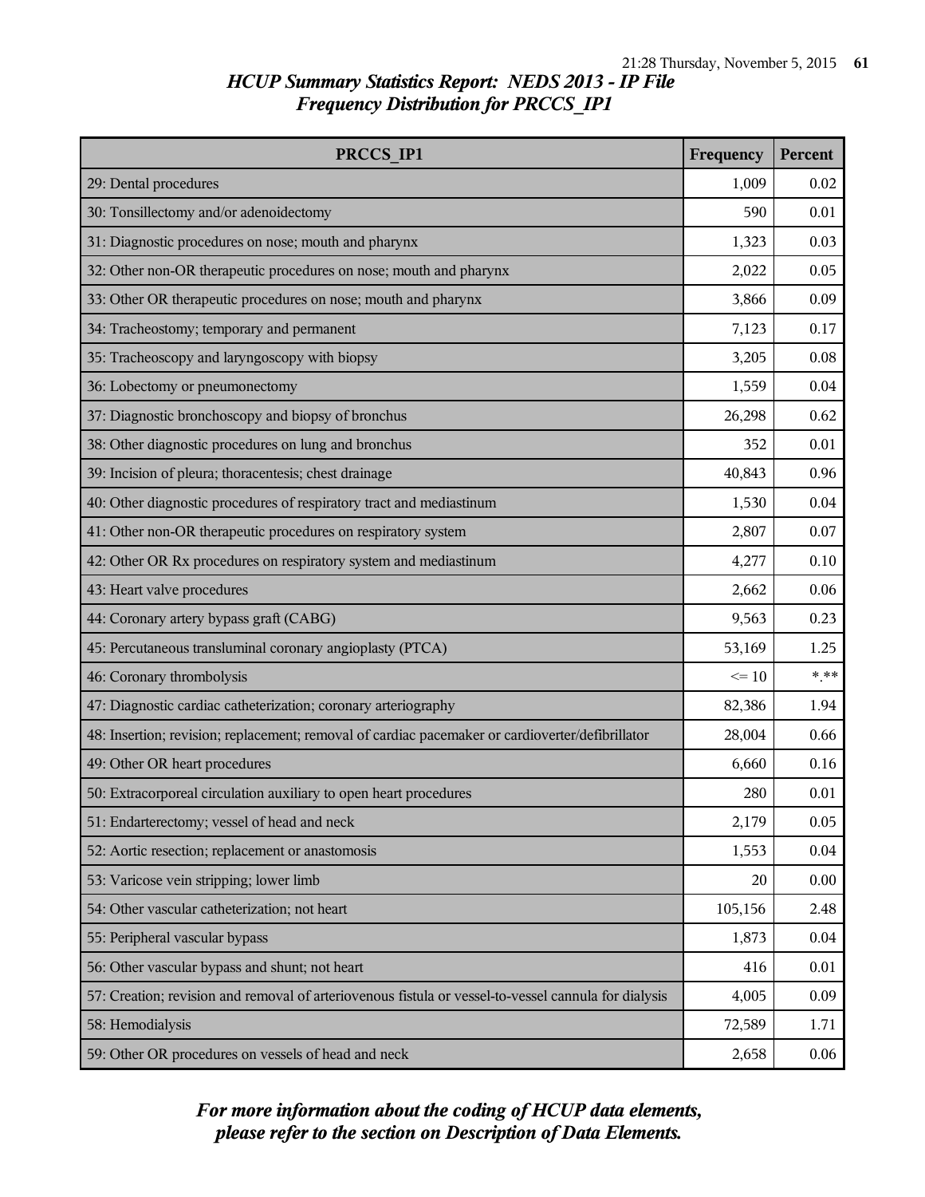## HCUP Summary Statistics Report: NEDS 2013 - IP File
## Frequency Distribution for PRCCS_IP1

| PRCCS_IP1 | Frequency | Percent |
|---|---|---|
| 29: Dental procedures | 1,009 | 0.02 |
| 30: Tonsillectomy and/or adenoidectomy | 590 | 0.01 |
| 31: Diagnostic procedures on nose; mouth and pharynx | 1,323 | 0.03 |
| 32: Other non-OR therapeutic procedures on nose; mouth and pharynx | 2,022 | 0.05 |
| 33: Other OR therapeutic procedures on nose; mouth and pharynx | 3,866 | 0.09 |
| 34: Tracheostomy; temporary and permanent | 7,123 | 0.17 |
| 35: Tracheoscopy and laryngoscopy with biopsy | 3,205 | 0.08 |
| 36: Lobectomy or pneumonectomy | 1,559 | 0.04 |
| 37: Diagnostic bronchoscopy and biopsy of bronchus | 26,298 | 0.62 |
| 38: Other diagnostic procedures on lung and bronchus | 352 | 0.01 |
| 39: Incision of pleura; thoracentesis; chest drainage | 40,843 | 0.96 |
| 40: Other diagnostic procedures of respiratory tract and mediastinum | 1,530 | 0.04 |
| 41: Other non-OR therapeutic procedures on respiratory system | 2,807 | 0.07 |
| 42: Other OR Rx procedures on respiratory system and mediastinum | 4,277 | 0.10 |
| 43: Heart valve procedures | 2,662 | 0.06 |
| 44: Coronary artery bypass graft (CABG) | 9,563 | 0.23 |
| 45: Percutaneous transluminal coronary angioplasty (PTCA) | 53,169 | 1.25 |
| 46: Coronary thrombolysis | <= 10 | *.** |
| 47: Diagnostic cardiac catheterization; coronary arteriography | 82,386 | 1.94 |
| 48: Insertion; revision; replacement; removal of cardiac pacemaker or cardioverter/defibrillator | 28,004 | 0.66 |
| 49: Other OR heart procedures | 6,660 | 0.16 |
| 50: Extracorporeal circulation auxiliary to open heart procedures | 280 | 0.01 |
| 51: Endarterectomy; vessel of head and neck | 2,179 | 0.05 |
| 52: Aortic resection; replacement or anastomosis | 1,553 | 0.04 |
| 53: Varicose vein stripping; lower limb | 20 | 0.00 |
| 54: Other vascular catheterization; not heart | 105,156 | 2.48 |
| 55: Peripheral vascular bypass | 1,873 | 0.04 |
| 56: Other vascular bypass and shunt; not heart | 416 | 0.01 |
| 57: Creation; revision and removal of arteriovenous fistula or vessel-to-vessel cannula for dialysis | 4,005 | 0.09 |
| 58: Hemodialysis | 72,589 | 1.71 |
| 59: Other OR procedures on vessels of head and neck | 2,658 | 0.06 |

*For more information about the coding of HCUP data elements, please refer to the section on Description of Data Elements.*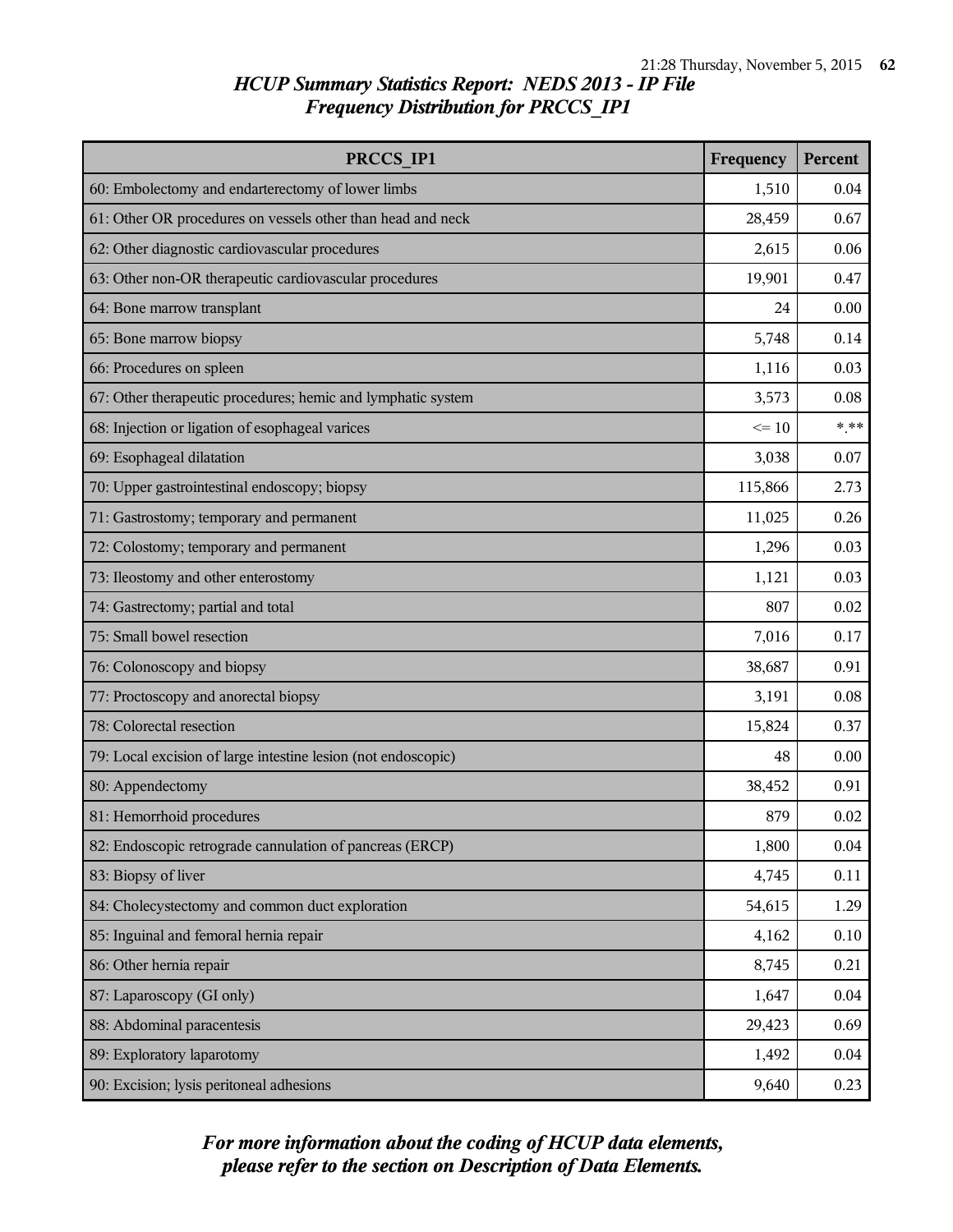# HCUP Summary Statistics Report: NEDS 2013 - IP File
## Frequency Distribution for PRCCS_IP1

| PRCCS_IP1 | Frequency | Percent |
|---|---|---|
| 60: Embolectomy and endarterectomy of lower limbs | 1,510 | 0.04 |
| 61: Other OR procedures on vessels other than head and neck | 28,459 | 0.67 |
| 62: Other diagnostic cardiovascular procedures | 2,615 | 0.06 |
| 63: Other non-OR therapeutic cardiovascular procedures | 19,901 | 0.47 |
| 64: Bone marrow transplant | 24 | 0.00 |
| 65: Bone marrow biopsy | 5,748 | 0.14 |
| 66: Procedures on spleen | 1,116 | 0.03 |
| 67: Other therapeutic procedures; hemic and lymphatic system | 3,573 | 0.08 |
| 68: Injection or ligation of esophageal varices | <= 10 | *.** |
| 69: Esophageal dilatation | 3,038 | 0.07 |
| 70: Upper gastrointestinal endoscopy; biopsy | 115,866 | 2.73 |
| 71: Gastrostomy; temporary and permanent | 11,025 | 0.26 |
| 72: Colostomy; temporary and permanent | 1,296 | 0.03 |
| 73: Ileostomy and other enterostomy | 1,121 | 0.03 |
| 74: Gastrectomy; partial and total | 807 | 0.02 |
| 75: Small bowel resection | 7,016 | 0.17 |
| 76: Colonoscopy and biopsy | 38,687 | 0.91 |
| 77: Proctoscopy and anorectal biopsy | 3,191 | 0.08 |
| 78: Colorectal resection | 15,824 | 0.37 |
| 79: Local excision of large intestine lesion (not endoscopic) | 48 | 0.00 |
| 80: Appendectomy | 38,452 | 0.91 |
| 81: Hemorrhoid procedures | 879 | 0.02 |
| 82: Endoscopic retrograde cannulation of pancreas (ERCP) | 1,800 | 0.04 |
| 83: Biopsy of liver | 4,745 | 0.11 |
| 84: Cholecystectomy and common duct exploration | 54,615 | 1.29 |
| 85: Inguinal and femoral hernia repair | 4,162 | 0.10 |
| 86: Other hernia repair | 8,745 | 0.21 |
| 87: Laparoscopy (GI only) | 1,647 | 0.04 |
| 88: Abdominal paracentesis | 29,423 | 0.69 |
| 89: Exploratory laparotomy | 1,492 | 0.04 |
| 90: Excision; lysis peritoneal adhesions | 9,640 | 0.23 |

*For more information about the coding of HCUP data elements, please refer to the section on Description of Data Elements.*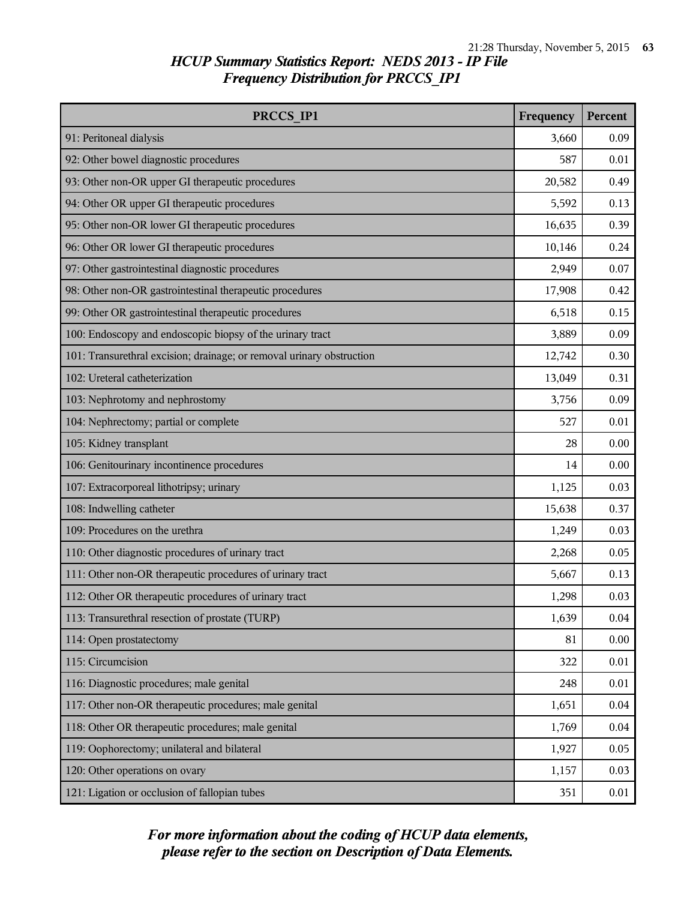## *HCUP Summary Statistics Report: NEDS 2013 - IP File*
## *Frequency Distribution for PRCCS_IP1*

| PRCCS_IP1 | Frequency | Percent |
|---|---|---|
| 91: Peritoneal dialysis | 3,660 | 0.09 |
| 92: Other bowel diagnostic procedures | 587 | 0.01 |
| 93: Other non-OR upper GI therapeutic procedures | 20,582 | 0.49 |
| 94: Other OR upper GI therapeutic procedures | 5,592 | 0.13 |
| 95: Other non-OR lower GI therapeutic procedures | 16,635 | 0.39 |
| 96: Other OR lower GI therapeutic procedures | 10,146 | 0.24 |
| 97: Other gastrointestinal diagnostic procedures | 2,949 | 0.07 |
| 98: Other non-OR gastrointestinal therapeutic procedures | 17,908 | 0.42 |
| 99: Other OR gastrointestinal therapeutic procedures | 6,518 | 0.15 |
| 100: Endoscopy and endoscopic biopsy of the urinary tract | 3,889 | 0.09 |
| 101: Transurethral excision; drainage; or removal urinary obstruction | 12,742 | 0.30 |
| 102: Ureteral catheterization | 13,049 | 0.31 |
| 103: Nephrotomy and nephrostomy | 3,756 | 0.09 |
| 104: Nephrectomy; partial or complete | 527 | 0.01 |
| 105: Kidney transplant | 28 | 0.00 |
| 106: Genitourinary incontinence procedures | 14 | 0.00 |
| 107: Extracorporeal lithotripsy; urinary | 1,125 | 0.03 |
| 108: Indwelling catheter | 15,638 | 0.37 |
| 109: Procedures on the urethra | 1,249 | 0.03 |
| 110: Other diagnostic procedures of urinary tract | 2,268 | 0.05 |
| 111: Other non-OR therapeutic procedures of urinary tract | 5,667 | 0.13 |
| 112: Other OR therapeutic procedures of urinary tract | 1,298 | 0.03 |
| 113: Transurethral resection of prostate (TURP) | 1,639 | 0.04 |
| 114: Open prostatectomy | 81 | 0.00 |
| 115: Circumcision | 322 | 0.01 |
| 116: Diagnostic procedures; male genital | 248 | 0.01 |
| 117: Other non-OR therapeutic procedures; male genital | 1,651 | 0.04 |
| 118: Other OR therapeutic procedures; male genital | 1,769 | 0.04 |
| 119: Oophorectomy; unilateral and bilateral | 1,927 | 0.05 |
| 120: Other operations on ovary | 1,157 | 0.03 |
| 121: Ligation or occlusion of fallopian tubes | 351 | 0.01 |

***For more information about the coding of HCUP data elements, please refer to the section on Description of Data Elements.***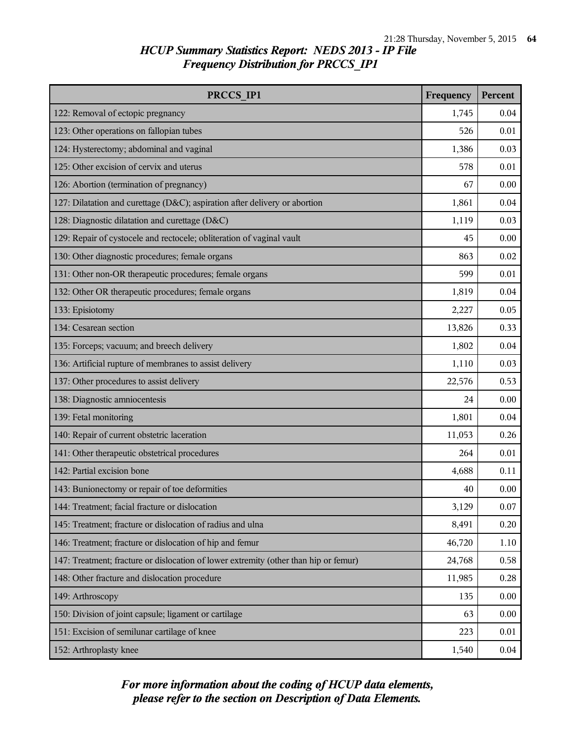## HCUP Summary Statistics Report: NEDS 2013 - IP File
## Frequency Distribution for PRCCS_IP1

| PRCCS_IP1 | Frequency | Percent |
|---|---|---|
| 122: Removal of ectopic pregnancy | 1,745 | 0.04 |
| 123: Other operations on fallopian tubes | 526 | 0.01 |
| 124: Hysterectomy; abdominal and vaginal | 1,386 | 0.03 |
| 125: Other excision of cervix and uterus | 578 | 0.01 |
| 126: Abortion (termination of pregnancy) | 67 | 0.00 |
| 127: Dilatation and curettage (D&C); aspiration after delivery or abortion | 1,861 | 0.04 |
| 128: Diagnostic dilatation and curettage (D&C) | 1,119 | 0.03 |
| 129: Repair of cystocele and rectocele; obliteration of vaginal vault | 45 | 0.00 |
| 130: Other diagnostic procedures; female organs | 863 | 0.02 |
| 131: Other non-OR therapeutic procedures; female organs | 599 | 0.01 |
| 132: Other OR therapeutic procedures; female organs | 1,819 | 0.04 |
| 133: Episiotomy | 2,227 | 0.05 |
| 134: Cesarean section | 13,826 | 0.33 |
| 135: Forceps; vacuum; and breech delivery | 1,802 | 0.04 |
| 136: Artificial rupture of membranes to assist delivery | 1,110 | 0.03 |
| 137: Other procedures to assist delivery | 22,576 | 0.53 |
| 138: Diagnostic amniocentesis | 24 | 0.00 |
| 139: Fetal monitoring | 1,801 | 0.04 |
| 140: Repair of current obstetric laceration | 11,053 | 0.26 |
| 141: Other therapeutic obstetrical procedures | 264 | 0.01 |
| 142: Partial excision bone | 4,688 | 0.11 |
| 143: Bunionectomy or repair of toe deformities | 40 | 0.00 |
| 144: Treatment; facial fracture or dislocation | 3,129 | 0.07 |
| 145: Treatment; fracture or dislocation of radius and ulna | 8,491 | 0.20 |
| 146: Treatment; fracture or dislocation of hip and femur | 46,720 | 1.10 |
| 147: Treatment; fracture or dislocation of lower extremity (other than hip or femur) | 24,768 | 0.58 |
| 148: Other fracture and dislocation procedure | 11,985 | 0.28 |
| 149: Arthroscopy | 135 | 0.00 |
| 150: Division of joint capsule; ligament or cartilage | 63 | 0.00 |
| 151: Excision of semilunar cartilage of knee | 223 | 0.01 |
| 152: Arthroplasty knee | 1,540 | 0.04 |

*For more information about the coding of HCUP data elements, please refer to the section on Description of Data Elements.*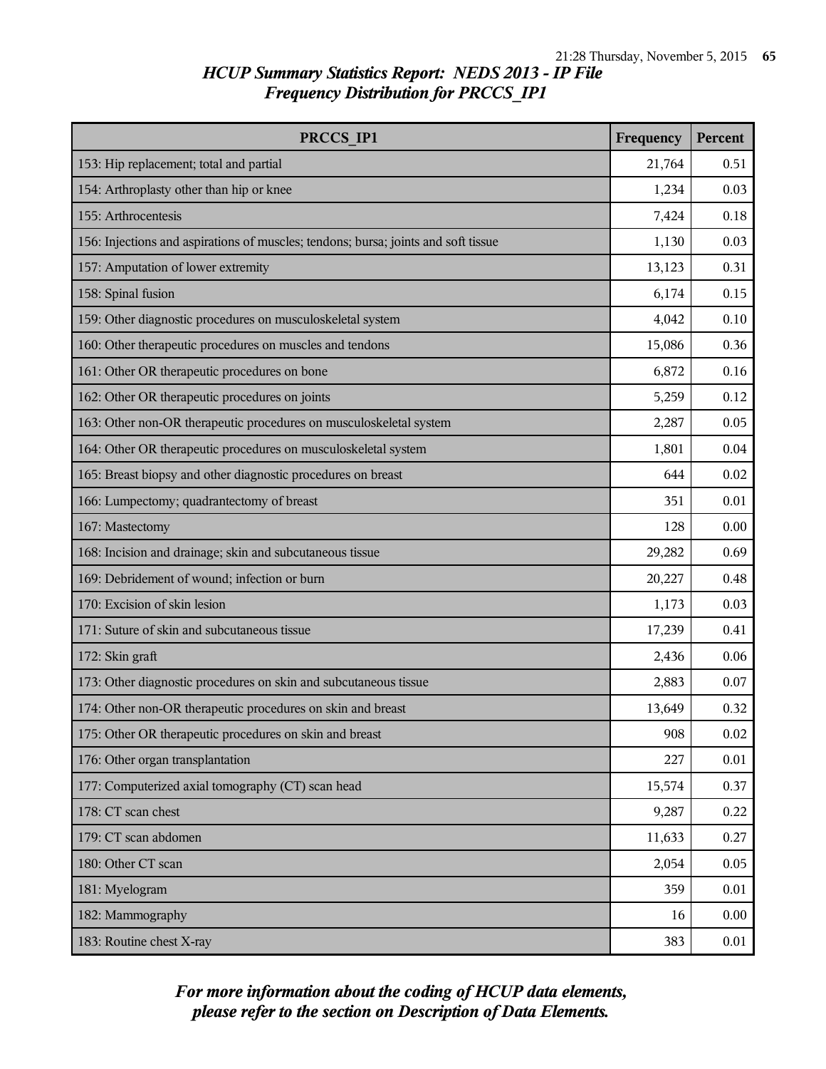# HCUP Summary Statistics Report: NEDS 2013 - IP File
## Frequency Distribution for PRCCS_IP1

| PRCCS_IP1 | Frequency | Percent |
|---|---|---|
| 153: Hip replacement; total and partial | 21,764 | 0.51 |
| 154: Arthroplasty other than hip or knee | 1,234 | 0.03 |
| 155: Arthrocentesis | 7,424 | 0.18 |
| 156: Injections and aspirations of muscles; tendons; bursa; joints and soft tissue | 1,130 | 0.03 |
| 157: Amputation of lower extremity | 13,123 | 0.31 |
| 158: Spinal fusion | 6,174 | 0.15 |
| 159: Other diagnostic procedures on musculoskeletal system | 4,042 | 0.10 |
| 160: Other therapeutic procedures on muscles and tendons | 15,086 | 0.36 |
| 161: Other OR therapeutic procedures on bone | 6,872 | 0.16 |
| 162: Other OR therapeutic procedures on joints | 5,259 | 0.12 |
| 163: Other non-OR therapeutic procedures on musculoskeletal system | 2,287 | 0.05 |
| 164: Other OR therapeutic procedures on musculoskeletal system | 1,801 | 0.04 |
| 165: Breast biopsy and other diagnostic procedures on breast | 644 | 0.02 |
| 166: Lumpectomy; quadrantectomy of breast | 351 | 0.01 |
| 167: Mastectomy | 128 | 0.00 |
| 168: Incision and drainage; skin and subcutaneous tissue | 29,282 | 0.69 |
| 169: Debridement of wound; infection or burn | 20,227 | 0.48 |
| 170: Excision of skin lesion | 1,173 | 0.03 |
| 171: Suture of skin and subcutaneous tissue | 17,239 | 0.41 |
| 172: Skin graft | 2,436 | 0.06 |
| 173: Other diagnostic procedures on skin and subcutaneous tissue | 2,883 | 0.07 |
| 174: Other non-OR therapeutic procedures on skin and breast | 13,649 | 0.32 |
| 175: Other OR therapeutic procedures on skin and breast | 908 | 0.02 |
| 176: Other organ transplantation | 227 | 0.01 |
| 177: Computerized axial tomography (CT) scan head | 15,574 | 0.37 |
| 178: CT scan chest | 9,287 | 0.22 |
| 179: CT scan abdomen | 11,633 | 0.27 |
| 180: Other CT scan | 2,054 | 0.05 |
| 181: Myelogram | 359 | 0.01 |
| 182: Mammography | 16 | 0.00 |
| 183: Routine chest X-ray | 383 | 0.01 |

*For more information about the coding of HCUP data elements, please refer to the section on Description of Data Elements.*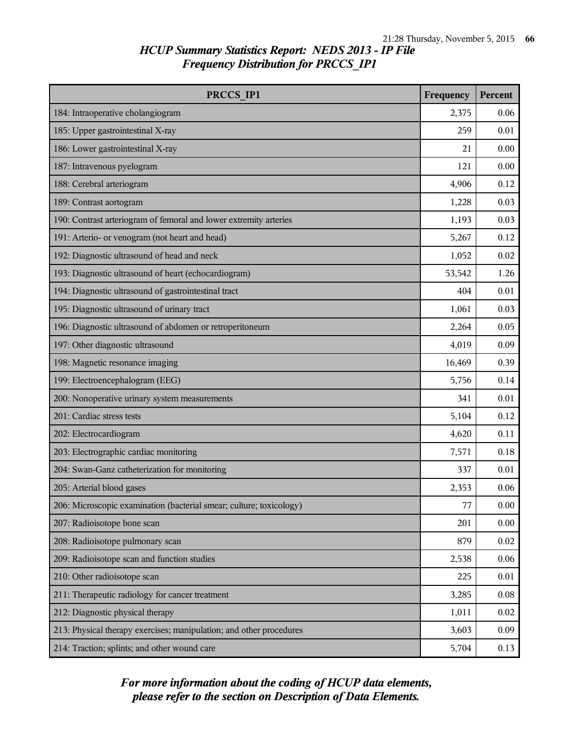## HCUP Summary Statistics Report: NEDS 2013 - IP File
## Frequency Distribution for PRCCS_IP1

| PRCCS_IP1 | Frequency | Percent |
|---|---|---|
| 184: Intraoperative cholangiogram | 2,375 | 0.06 |
| 185: Upper gastrointestinal X-ray | 259 | 0.01 |
| 186: Lower gastrointestinal X-ray | 21 | 0.00 |
| 187: Intravenous pyelogram | 121 | 0.00 |
| 188: Cerebral arteriogram | 4,906 | 0.12 |
| 189: Contrast aortogram | 1,228 | 0.03 |
| 190: Contrast arteriogram of femoral and lower extremity arteries | 1,193 | 0.03 |
| 191: Arterio- or venogram (not heart and head) | 5,267 | 0.12 |
| 192: Diagnostic ultrasound of head and neck | 1,052 | 0.02 |
| 193: Diagnostic ultrasound of heart (echocardiogram) | 53,542 | 1.26 |
| 194: Diagnostic ultrasound of gastrointestinal tract | 404 | 0.01 |
| 195: Diagnostic ultrasound of urinary tract | 1,061 | 0.03 |
| 196: Diagnostic ultrasound of abdomen or retroperitoneum | 2,264 | 0.05 |
| 197: Other diagnostic ultrasound | 4,019 | 0.09 |
| 198: Magnetic resonance imaging | 16,469 | 0.39 |
| 199: Electroencephalogram (EEG) | 5,756 | 0.14 |
| 200: Nonoperative urinary system measurements | 341 | 0.01 |
| 201: Cardiac stress tests | 5,104 | 0.12 |
| 202: Electrocardiogram | 4,620 | 0.11 |
| 203: Electrographic cardiac monitoring | 7,571 | 0.18 |
| 204: Swan-Ganz catheterization for monitoring | 337 | 0.01 |
| 205: Arterial blood gases | 2,353 | 0.06 |
| 206: Microscopic examination (bacterial smear; culture; toxicology) | 77 | 0.00 |
| 207: Radioisotope bone scan | 201 | 0.00 |
| 208: Radioisotope pulmonary scan | 879 | 0.02 |
| 209: Radioisotope scan and function studies | 2,538 | 0.06 |
| 210: Other radioisotope scan | 225 | 0.01 |
| 211: Therapeutic radiology for cancer treatment | 3,285 | 0.08 |
| 212: Diagnostic physical therapy | 1,011 | 0.02 |
| 213: Physical therapy exercises; manipulation; and other procedures | 3,603 | 0.09 |
| 214: Traction; splints; and other wound care | 5,704 | 0.13 |

***For more information about the coding of HCUP data elements, please refer to the section on Description of Data Elements.***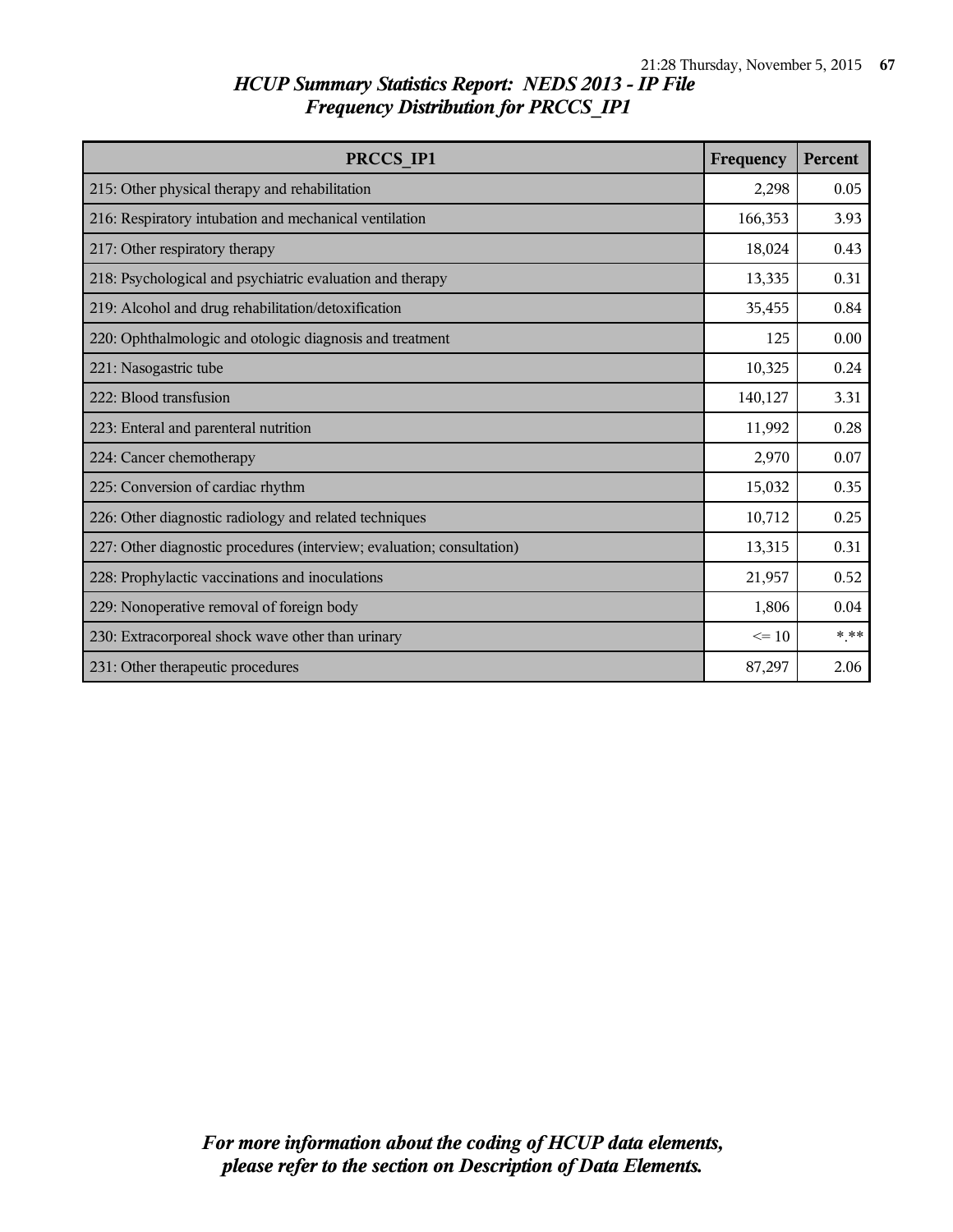# HCUP Summary Statistics Report: NEDS 2013 - IP File
## Frequency Distribution for PRCCS_IP1

| PRCCS_IP1 | Frequency | Percent |
|---|---|---|
| 215: Other physical therapy and rehabilitation | 2,298 | 0.05 |
| 216: Respiratory intubation and mechanical ventilation | 166,353 | 3.93 |
| 217: Other respiratory therapy | 18,024 | 0.43 |
| 218: Psychological and psychiatric evaluation and therapy | 13,335 | 0.31 |
| 219: Alcohol and drug rehabilitation/detoxification | 35,455 | 0.84 |
| 220: Ophthalmologic and otologic diagnosis and treatment | 125 | 0.00 |
| 221: Nasogastric tube | 10,325 | 0.24 |
| 222: Blood transfusion | 140,127 | 3.31 |
| 223: Enteral and parenteral nutrition | 11,992 | 0.28 |
| 224: Cancer chemotherapy | 2,970 | 0.07 |
| 225: Conversion of cardiac rhythm | 15,032 | 0.35 |
| 226: Other diagnostic radiology and related techniques | 10,712 | 0.25 |
| 227: Other diagnostic procedures (interview; evaluation; consultation) | 13,315 | 0.31 |
| 228: Prophylactic vaccinations and inoculations | 21,957 | 0.52 |
| 229: Nonoperative removal of foreign body | 1,806 | 0.04 |
| 230: Extracorporeal shock wave other than urinary | <= 10 | *.** |
| 231: Other therapeutic procedures | 87,297 | 2.06 |

*For more information about the coding of HCUP data elements, please refer to the section on Description of Data Elements.*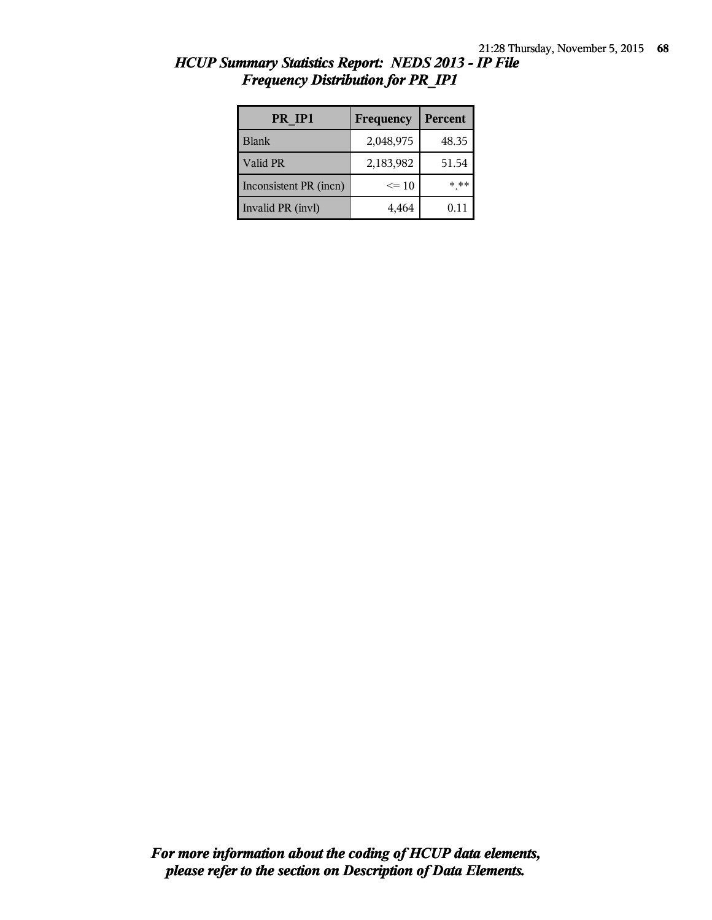## *HCUP Summary Statistics Report: NEDS 2013 - IP File*
## *Frequency Distribution for PR_IP1*

| PR_IP1 | Frequency | Percent |
|---|---|---|
| Blank | 2,048,975 | 48.35 |
| Valid PR | 2,183,982 | 51.54 |
| Inconsistent PR (incn) | <= 10 | *.** |
| Invalid PR (invl) | 4,464 | 0.11 |

***For more information about the coding of HCUP data elements, please refer to the section on Description of Data Elements.***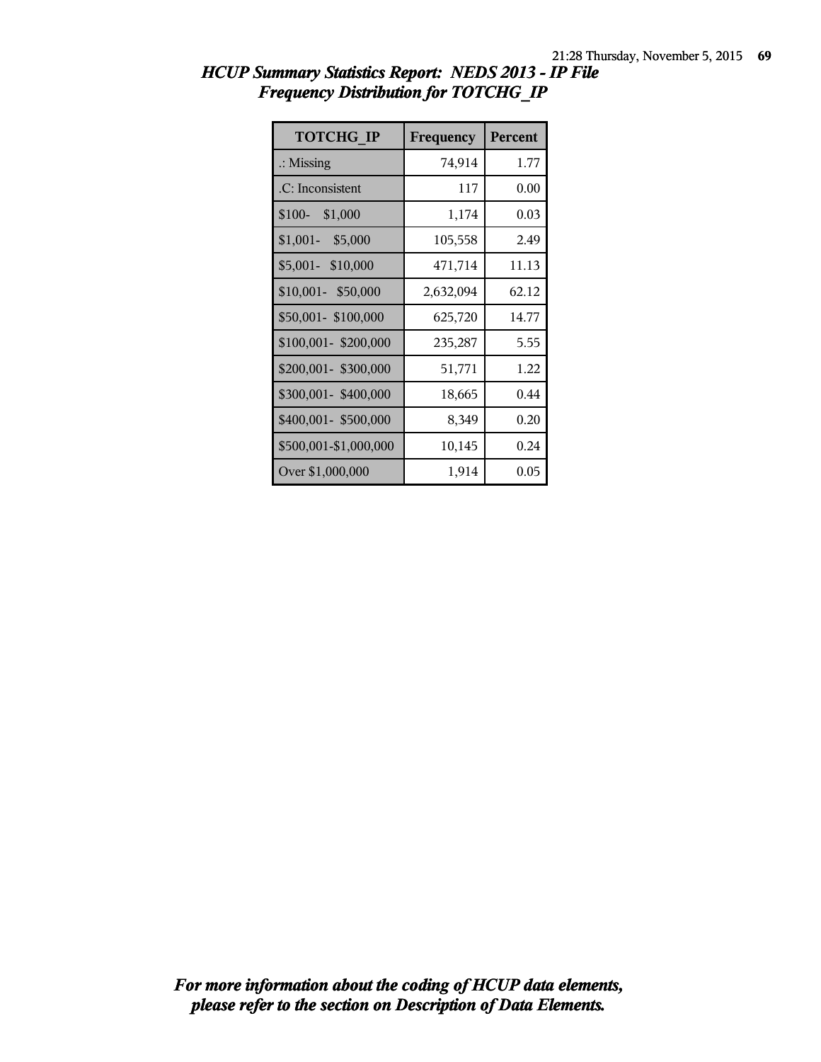## *HCUP Summary Statistics Report: NEDS 2013 - IP File*
## *Frequency Distribution for TOTCHG_IP*

| TOTCHG_IP | Frequency | Percent |
|---|---|---|
| .: Missing | 74,914 | 1.77 |
| .C: Inconsistent | 117 | 0.00 |
| $100- $1,000 | 1,174 | 0.03 |
| $1,001- $5,000 | 105,558 | 2.49 |
| $5,001- $10,000 | 471,714 | 11.13 |
| $10,001- $50,000 | 2,632,094 | 62.12 |
| $50,001- $100,000 | 625,720 | 14.77 |
| $100,001- $200,000 | 235,287 | 5.55 |
| $200,001- $300,000 | 51,771 | 1.22 |
| $300,001- $400,000 | 18,665 | 0.44 |
| $400,001- $500,000 | 8,349 | 0.20 |
| $500,001-$1,000,000 | 10,145 | 0.24 |
| Over $1,000,000 | 1,914 | 0.05 |

***For more information about the coding of HCUP data elements, please refer to the section on Description of Data Elements.***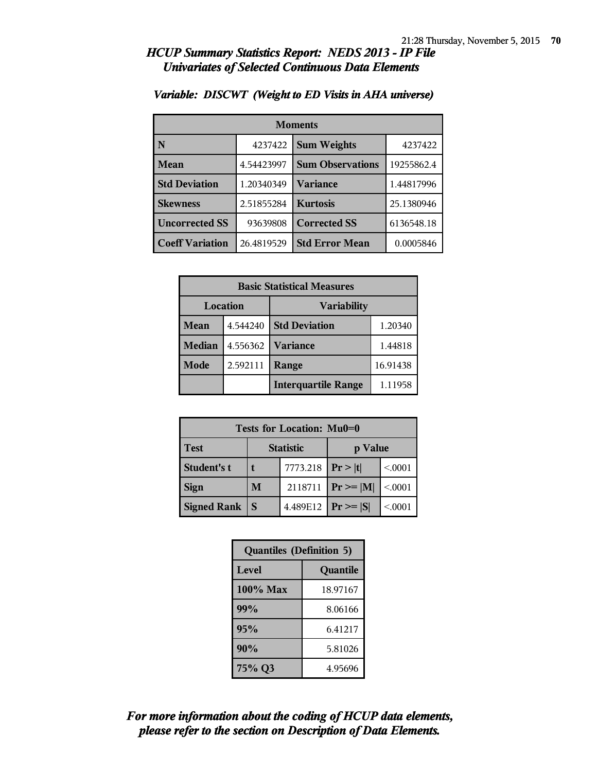# HCUP Summary Statistics Report: NEDS 2013 - IP File
## Univariates of Selected Continuous Data Elements

### Variable: DISCWT (Weight to ED Visits in AHA universe)

| Moments | | | |
|---|---|---|---|
| **N** | 4237422 | **Sum Weights** | 4237422 |
| **Mean** | 4.54423997 | **Sum Observations** | 19255862.4 |
| **Std Deviation** | 1.20340349 | **Variance** | 1.44817996 |
| **Skewness** | 2.51855284 | **Kurtosis** | 25.1380946 |
| **Uncorrected SS** | 93639808 | **Corrected SS** | 6136548.18 |
| **Coeff Variation** | 26.4819529 | **Std Error Mean** | 0.0005846 |

| Basic Statistical Measures | | | |
|---|---|---|---|
| **Location** | | **Variability** | |
| **Mean** | 4.544240 | **Std Deviation** | 1.20340 |
| **Median** | 4.556362 | **Variance** | 1.44818 |
| **Mode** | 2.592111 | **Range** | 16.91438 |
| | | **Interquartile Range** | 1.11958 |

| Tests for Location: Mu0=0 | | | | |
|---|---|---|---|---|
| **Test** | **Statistic** | | **p Value** | |
| **Student's t** | **t** | 7773.218 | **Pr > \|t\|** | <.0001 |
| **Sign** | **M** | 2118711 | **Pr >= \|M\|** | <.0001 |
| **Signed Rank** | **S** | 4.489E12 | **Pr >= \|S\|** | <.0001 |

| Quantiles (Definition 5) | |
|---|---|
| **Level** | **Quantile** |
| **100% Max** | 18.97167 |
| **99%** | 8.06166 |
| **95%** | 6.41217 |
| **90%** | 5.81026 |
| **75% Q3** | 4.95696 |

***For more information about the coding of HCUP data elements, please refer to the section on Description of Data Elements.***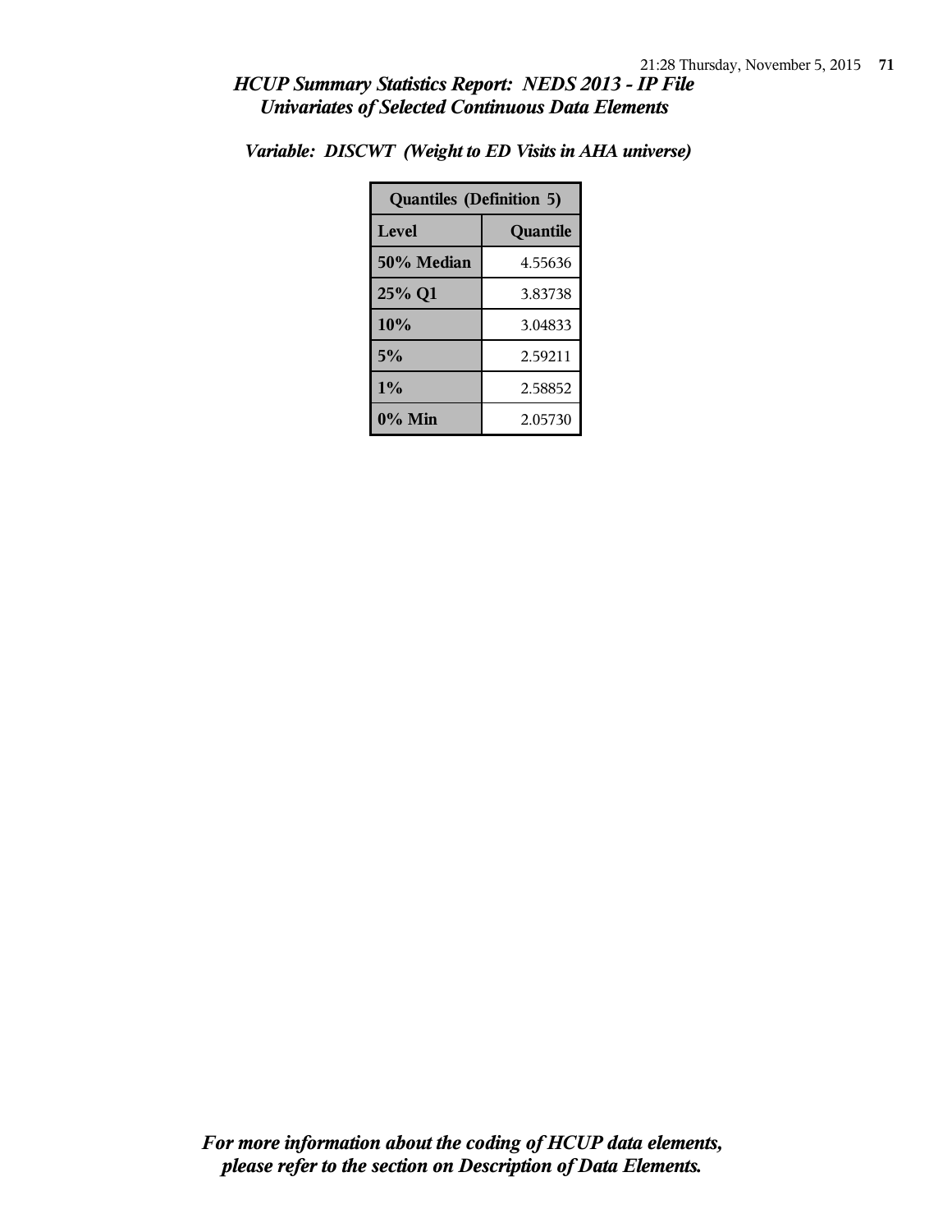# *HCUP Summary Statistics Report: NEDS 2013 - IP File*
## *Univariates of Selected Continuous Data Elements*

### *Variable: DISCWT (Weight to ED Visits in AHA universe)*

| Quantiles (Definition 5) | |
|---|---|
| **Level** | **Quantile** |
| **50% Median** | 4.55636 |
| **25% Q1** | 3.83738 |
| **10%** | 3.04833 |
| **5%** | 2.59211 |
| **1%** | 2.58852 |
| **0% Min** | 2.05730 |

*For more information about the coding of HCUP data elements, please refer to the section on Description of Data Elements.*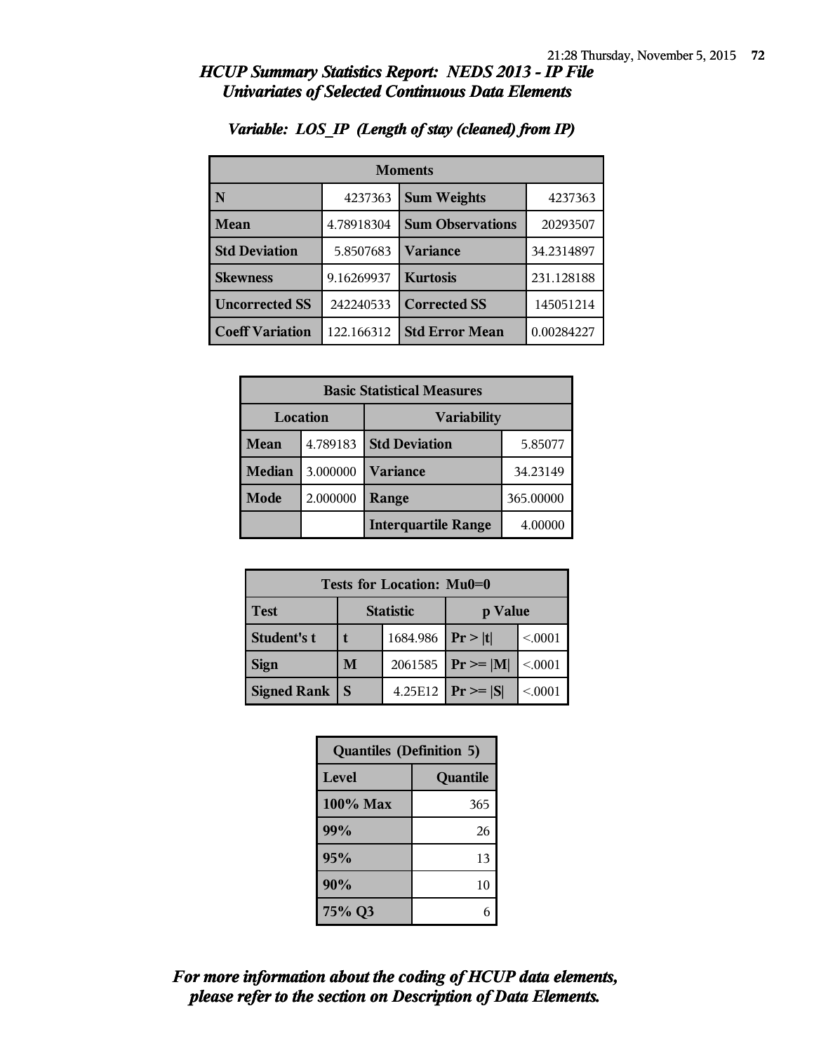## HCUP Summary Statistics Report: NEDS 2013 - IP File
## Univariates of Selected Continuous Data Elements

### Variable: LOS_IP (Length of stay (cleaned) from IP)

| Moments | | | |
|---|---|---|---|
| **N** | 4237363 | **Sum Weights** | 4237363 |
| **Mean** | 4.78918304 | **Sum Observations** | 20293507 |
| **Std Deviation** | 5.8507683 | **Variance** | 34.2314897 |
| **Skewness** | 9.16269937 | **Kurtosis** | 231.128188 |
| **Uncorrected SS** | 242240533 | **Corrected SS** | 145051214 |
| **Coeff Variation** | 122.166312 | **Std Error Mean** | 0.00284227 |

| Basic Statistical Measures | | | |
|---|---|---|---|
| **Location** | | **Variability** | |
| **Mean** | 4.789183 | **Std Deviation** | 5.85077 |
| **Median** | 3.000000 | **Variance** | 34.23149 |
| **Mode** | 2.000000 | **Range** | 365.00000 |
| | | **Interquartile Range** | 4.00000 |

| Tests for Location: Mu0=0 | | | | |
|---|---|---|---|---|
| **Test** | **Statistic** | | **p Value** | |
| **Student's t** | **t** | 1684.986 | **Pr > \|t\|** | <.0001 |
| **Sign** | **M** | 2061585 | **Pr >= \|M\|** | <.0001 |
| **Signed Rank** | **S** | 4.25E12 | **Pr >= \|S\|** | <.0001 |

| Quantiles (Definition 5) | |
|---|---|
| **Level** | **Quantile** |
| **100% Max** | 365 |
| **99%** | 26 |
| **95%** | 13 |
| **90%** | 10 |
| **75% Q3** | 6 |

***For more information about the coding of HCUP data elements, please refer to the section on Description of Data Elements.***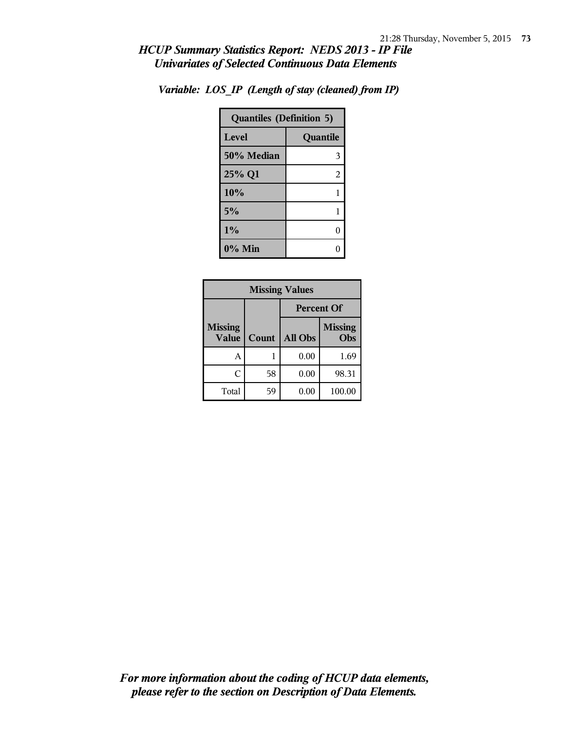*HCUP Summary Statistics Report: NEDS 2013 - IP File*
*Univariates of Selected Continuous Data Elements*

*Variable: LOS_IP (Length of stay (cleaned) from IP)*

| Quantiles (Definition 5) | |
|---|---|
| **Level** | **Quantile** |
| **50% Median** | 3 |
| **25% Q1** | 2 |
| **10%** | 1 |
| **5%** | 1 |
| **1%** | 0 |
| **0% Min** | 0 |

| Missing Values | | | |
|---|---|---|---|
| | | **Percent Of** | |
| **Missing Value** | **Count** | **All Obs** | **Missing Obs** |
| A | 1 | 0.00 | 1.69 |
| C | 58 | 0.00 | 98.31 |
| Total | 59 | 0.00 | 100.00 |

*For more information about the coding of HCUP data elements, please refer to the section on Description of Data Elements.*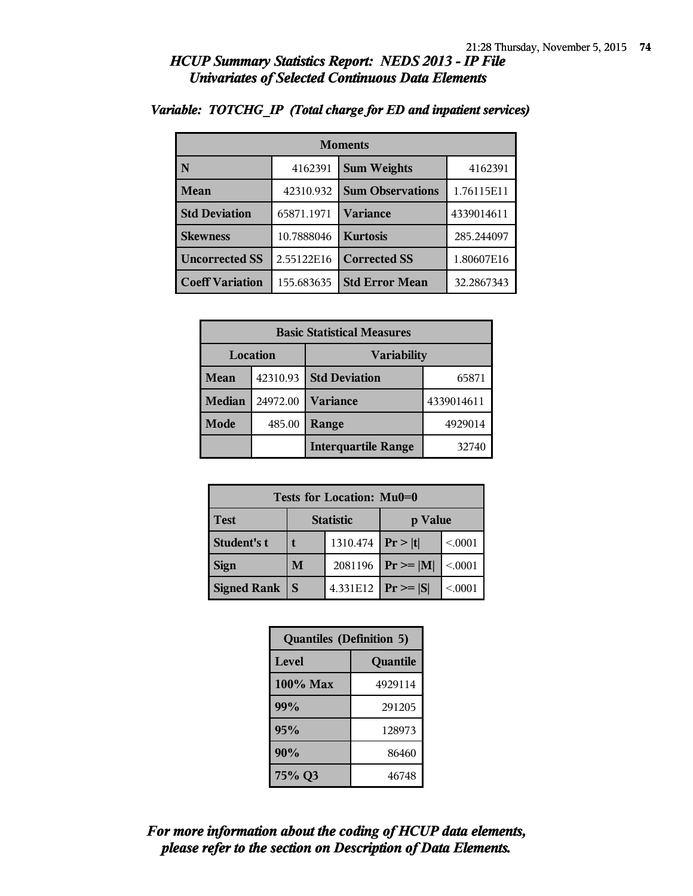## HCUP Summary Statistics Report: NEDS 2013 - IP File
## Univariates of Selected Continuous Data Elements

*Variable: TOTCHG_IP (Total charge for ED and inpatient services)*

| Moments | | | |
|---|---|---|---|
| **N** | 4162391 | **Sum Weights** | 4162391 |
| **Mean** | 42310.932 | **Sum Observations** | 1.76115E11 |
| **Std Deviation** | 65871.1971 | **Variance** | 4339014611 |
| **Skewness** | 10.7888046 | **Kurtosis** | 285.244097 |
| **Uncorrected SS** | 2.55122E16 | **Corrected SS** | 1.80607E16 |
| **Coeff Variation** | 155.683635 | **Std Error Mean** | 32.2867343 |

| Basic Statistical Measures | | | |
|---|---|---|---|
| **Location** | | **Variability** | |
| **Mean** | 42310.93 | **Std Deviation** | 65871 |
| **Median** | 24972.00 | **Variance** | 4339014611 |
| **Mode** | 485.00 | **Range** | 4929014 |
| | | **Interquartile Range** | 32740 |

| Tests for Location: Mu0=0 | | | | |
|---|---|---|---|---|
| **Test** | **Statistic** | | **p Value** | |
| **Student's t** | **t** | 1310.474 | **Pr > \|t\|** | <.0001 |
| **Sign** | **M** | 2081196 | **Pr >= \|M\|** | <.0001 |
| **Signed Rank** | **S** | 4.331E12 | **Pr >= \|S\|** | <.0001 |

| Quantiles (Definition 5) | |
|---|---|
| **Level** | **Quantile** |
| **100% Max** | 4929114 |
| **99%** | 291205 |
| **95%** | 128973 |
| **90%** | 86460 |
| **75% Q3** | 46748 |

***For more information about the coding of HCUP data elements, please refer to the section on Description of Data Elements.***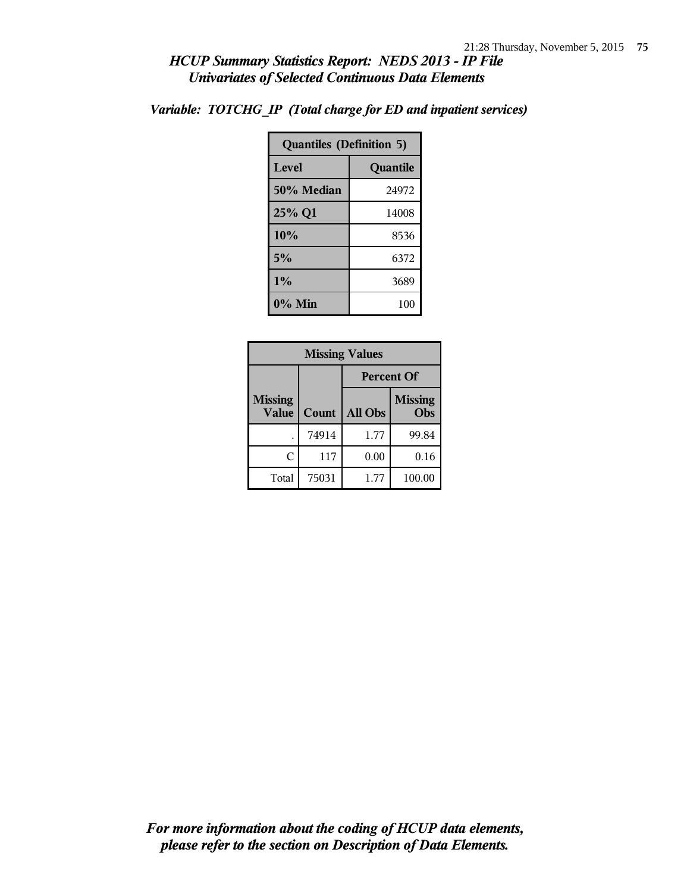# *HCUP Summary Statistics Report: NEDS 2013 - IP File*
## *Univariates of Selected Continuous Data Elements*

### *Variable: TOTCHG_IP (Total charge for ED and inpatient services)*

| Quantiles (Definition 5) | |
|---|---|
| **Level** | **Quantile** |
| **50% Median** | 24972 |
| **25% Q1** | 14008 |
| **10%** | 8536 |
| **5%** | 6372 |
| **1%** | 3689 |
| **0% Min** | 100 |

| Missing Values | | | |
|---|---|---|---|
| | | **Percent Of** | |
| **Missing Value** | **Count** | **All Obs** | **Missing Obs** |
| . | 74914 | 1.77 | 99.84 |
| C | 117 | 0.00 | 0.16 |
| Total | 75031 | 1.77 | 100.00 |

*For more information about the coding of HCUP data elements, please refer to the section on Description of Data Elements.*